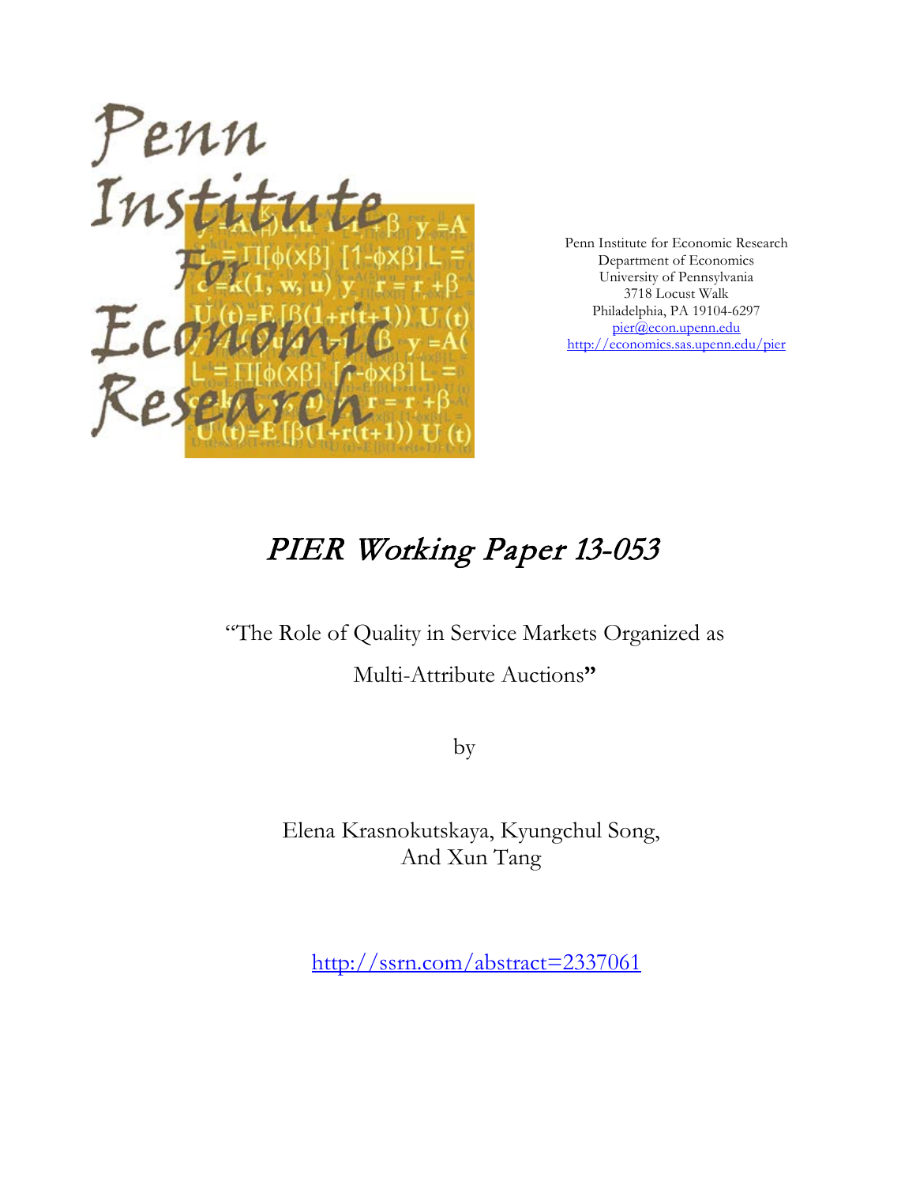Penn Institute for Economic Research
Department of Economics
University of Pennsylvania
3718 Locust Walk
Philadelphia, PA 19104-6297
pier@econ.upenn.edu
http://economics.sas.upenn.edu/pier

# *PIER Working Paper 13-053*

"The Role of Quality in Service Markets Organized as Multi-Attribute Auctions"

by

Elena Krasnokutskaya, Kyungchul Song, And Xun Tang

http://ssrn.com/abstract=2337061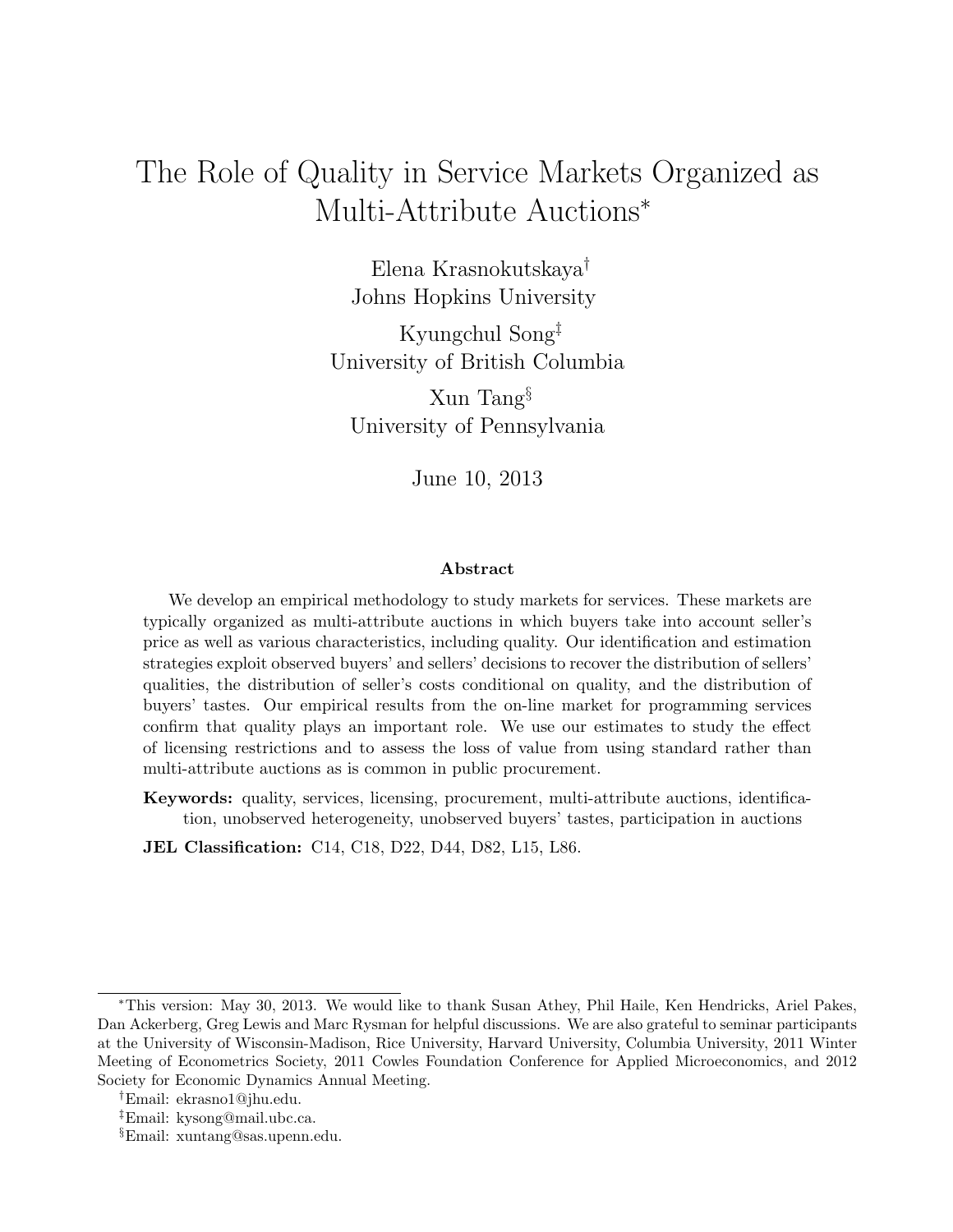# The Role of Quality in Service Markets Organized as Multi-Attribute Auctions*

Elena Krasnokutskaya[†]
Johns Hopkins University

Kyungchul Song[‡]
University of British Columbia

Xun Tang[§]
University of Pennsylvania

June 10, 2013

**Abstract**

We develop an empirical methodology to study markets for services. These markets are typically organized as multi-attribute auctions in which buyers take into account seller's price as well as various characteristics, including quality. Our identification and estimation strategies exploit observed buyers' and sellers' decisions to recover the distribution of sellers' qualities, the distribution of seller's costs conditional on quality, and the distribution of buyers' tastes. Our empirical results from the on-line market for programming services confirm that quality plays an important role. We use our estimates to study the effect of licensing restrictions and to assess the loss of value from using standard rather than multi-attribute auctions as is common in public procurement.

**Keywords:** quality, services, licensing, procurement, multi-attribute auctions, identification, unobserved heterogeneity, unobserved buyers' tastes, participation in auctions

**JEL Classification:** C14, C18, D22, D44, D82, L15, L86.

---

*This version: May 30, 2013. We would like to thank Susan Athey, Phil Haile, Ken Hendricks, Ariel Pakes, Dan Ackerberg, Greg Lewis and Marc Rysman for helpful discussions. We are also grateful to seminar participants at the University of Wisconsin-Madison, Rice University, Harvard University, Columbia University, 2011 Winter Meeting of Econometrics Society, 2011 Cowles Foundation Conference for Applied Microeconomics, and 2012 Society for Economic Dynamics Annual Meeting.

[†]Email: ekrasno1@jhu.edu.

[‡]Email: kysong@mail.ubc.ca.

[§]Email: xuntang@sas.upenn.edu.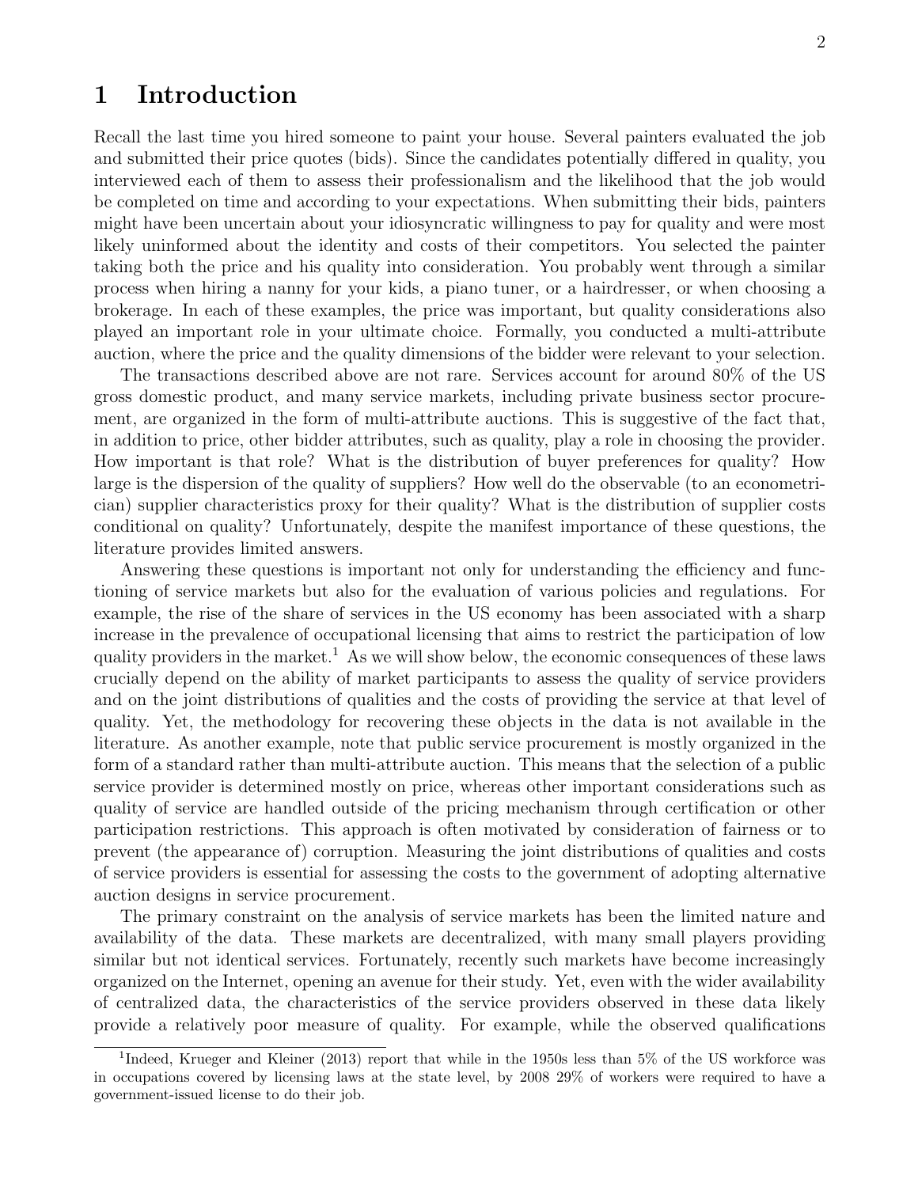# 1 Introduction

Recall the last time you hired someone to paint your house. Several painters evaluated the job and submitted their price quotes (bids). Since the candidates potentially differed in quality, you interviewed each of them to assess their professionalism and the likelihood that the job would be completed on time and according to your expectations. When submitting their bids, painters might have been uncertain about your idiosyncratic willingness to pay for quality and were most likely uninformed about the identity and costs of their competitors. You selected the painter taking both the price and his quality into consideration. You probably went through a similar process when hiring a nanny for your kids, a piano tuner, or a hairdresser, or when choosing a brokerage. In each of these examples, the price was important, but quality considerations also played an important role in your ultimate choice. Formally, you conducted a multi-attribute auction, where the price and the quality dimensions of the bidder were relevant to your selection.

The transactions described above are not rare. Services account for around 80% of the US gross domestic product, and many service markets, including private business sector procurement, are organized in the form of multi-attribute auctions. This is suggestive of the fact that, in addition to price, other bidder attributes, such as quality, play a role in choosing the provider. How important is that role? What is the distribution of buyer preferences for quality? How large is the dispersion of the quality of suppliers? How well do the observable (to an econometrician) supplier characteristics proxy for their quality? What is the distribution of supplier costs conditional on quality? Unfortunately, despite the manifest importance of these questions, the literature provides limited answers.

Answering these questions is important not only for understanding the efficiency and functioning of service markets but also for the evaluation of various policies and regulations. For example, the rise of the share of services in the US economy has been associated with a sharp increase in the prevalence of occupational licensing that aims to restrict the participation of low quality providers in the market.[1] As we will show below, the economic consequences of these laws crucially depend on the ability of market participants to assess the quality of service providers and on the joint distributions of qualities and the costs of providing the service at that level of quality. Yet, the methodology for recovering these objects in the data is not available in the literature. As another example, note that public service procurement is mostly organized in the form of a standard rather than multi-attribute auction. This means that the selection of a public service provider is determined mostly on price, whereas other important considerations such as quality of service are handled outside of the pricing mechanism through certification or other participation restrictions. This approach is often motivated by consideration of fairness or to prevent (the appearance of) corruption. Measuring the joint distributions of qualities and costs of service providers is essential for assessing the costs to the government of adopting alternative auction designs in service procurement.

The primary constraint on the analysis of service markets has been the limited nature and availability of the data. These markets are decentralized, with many small players providing similar but not identical services. Fortunately, recently such markets have become increasingly organized on the Internet, opening an avenue for their study. Yet, even with the wider availability of centralized data, the characteristics of the service providers observed in these data likely provide a relatively poor measure of quality. For example, while the observed qualifications

[1] Indeed, Krueger and Kleiner (2013) report that while in the 1950s less than 5% of the US workforce was in occupations covered by licensing laws at the state level, by 2008 29% of workers were required to have a government-issued license to do their job.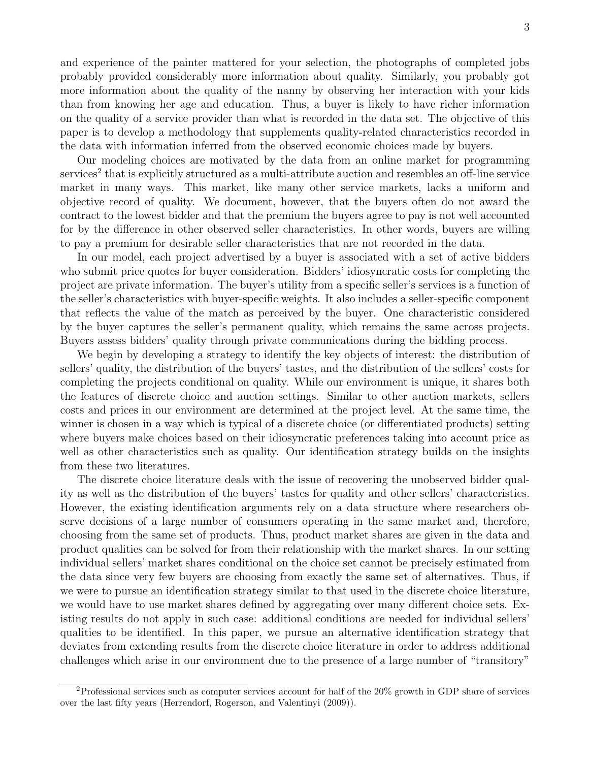and experience of the painter mattered for your selection, the photographs of completed jobs probably provided considerably more information about quality. Similarly, you probably got more information about the quality of the nanny by observing her interaction with your kids than from knowing her age and education. Thus, a buyer is likely to have richer information on the quality of a service provider than what is recorded in the data set. The objective of this paper is to develop a methodology that supplements quality-related characteristics recorded in the data with information inferred from the observed economic choices made by buyers.

Our modeling choices are motivated by the data from an online market for programming services[2] that is explicitly structured as a multi-attribute auction and resembles an off-line service market in many ways. This market, like many other service markets, lacks a uniform and objective record of quality. We document, however, that the buyers often do not award the contract to the lowest bidder and that the premium the buyers agree to pay is not well accounted for by the difference in other observed seller characteristics. In other words, buyers are willing to pay a premium for desirable seller characteristics that are not recorded in the data.

In our model, each project advertised by a buyer is associated with a set of active bidders who submit price quotes for buyer consideration. Bidders' idiosyncratic costs for completing the project are private information. The buyer's utility from a specific seller's services is a function of the seller's characteristics with buyer-specific weights. It also includes a seller-specific component that reflects the value of the match as perceived by the buyer. One characteristic considered by the buyer captures the seller's permanent quality, which remains the same across projects. Buyers assess bidders' quality through private communications during the bidding process.

We begin by developing a strategy to identify the key objects of interest: the distribution of sellers' quality, the distribution of the buyers' tastes, and the distribution of the sellers' costs for completing the projects conditional on quality. While our environment is unique, it shares both the features of discrete choice and auction settings. Similar to other auction markets, sellers costs and prices in our environment are determined at the project level. At the same time, the winner is chosen in a way which is typical of a discrete choice (or differentiated products) setting where buyers make choices based on their idiosyncratic preferences taking into account price as well as other characteristics such as quality. Our identification strategy builds on the insights from these two literatures.

The discrete choice literature deals with the issue of recovering the unobserved bidder quality as well as the distribution of the buyers' tastes for quality and other sellers' characteristics. However, the existing identification arguments rely on a data structure where researchers observe decisions of a large number of consumers operating in the same market and, therefore, choosing from the same set of products. Thus, product market shares are given in the data and product qualities can be solved for from their relationship with the market shares. In our setting individual sellers' market shares conditional on the choice set cannot be precisely estimated from the data since very few buyers are choosing from exactly the same set of alternatives. Thus, if we were to pursue an identification strategy similar to that used in the discrete choice literature, we would have to use market shares defined by aggregating over many different choice sets. Existing results do not apply in such case: additional conditions are needed for individual sellers' qualities to be identified. In this paper, we pursue an alternative identification strategy that deviates from extending results from the discrete choice literature in order to address additional challenges which arise in our environment due to the presence of a large number of "transitory"

[2] Professional services such as computer services account for half of the 20% growth in GDP share of services over the last fifty years (Herrendorf, Rogerson, and Valentinyi (2009)).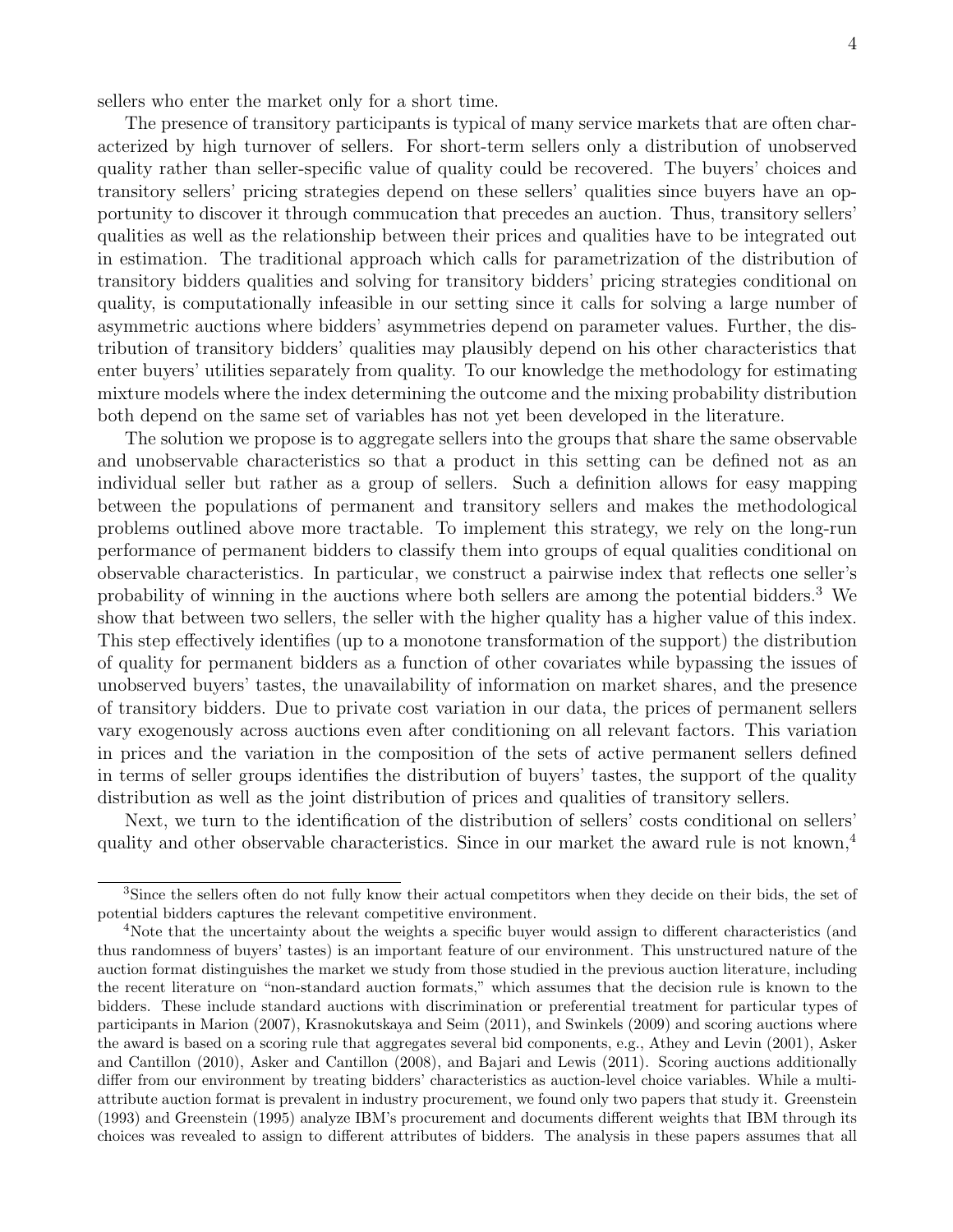sellers who enter the market only for a short time.

The presence of transitory participants is typical of many service markets that are often characterized by high turnover of sellers. For short-term sellers only a distribution of unobserved quality rather than seller-specific value of quality could be recovered. The buyers' choices and transitory sellers' pricing strategies depend on these sellers' qualities since buyers have an opportunity to discover it through commucation that precedes an auction. Thus, transitory sellers' qualities as well as the relationship between their prices and qualities have to be integrated out in estimation. The traditional approach which calls for parametrization of the distribution of transitory bidders qualities and solving for transitory bidders' pricing strategies conditional on quality, is computationally infeasible in our setting since it calls for solving a large number of asymmetric auctions where bidders' asymmetries depend on parameter values. Further, the distribution of transitory bidders' qualities may plausibly depend on his other characteristics that enter buyers' utilities separately from quality. To our knowledge the methodology for estimating mixture models where the index determining the outcome and the mixing probability distribution both depend on the same set of variables has not yet been developed in the literature.

The solution we propose is to aggregate sellers into the groups that share the same observable and unobservable characteristics so that a product in this setting can be defined not as an individual seller but rather as a group of sellers. Such a definition allows for easy mapping between the populations of permanent and transitory sellers and makes the methodological problems outlined above more tractable. To implement this strategy, we rely on the long-run performance of permanent bidders to classify them into groups of equal qualities conditional on observable characteristics. In particular, we construct a pairwise index that reflects one seller's probability of winning in the auctions where both sellers are among the potential bidders.[3] We show that between two sellers, the seller with the higher quality has a higher value of this index. This step effectively identifies (up to a monotone transformation of the support) the distribution of quality for permanent bidders as a function of other covariates while bypassing the issues of unobserved buyers' tastes, the unavailability of information on market shares, and the presence of transitory bidders. Due to private cost variation in our data, the prices of permanent sellers vary exogenously across auctions even after conditioning on all relevant factors. This variation in prices and the variation in the composition of the sets of active permanent sellers defined in terms of seller groups identifies the distribution of buyers' tastes, the support of the quality distribution as well as the joint distribution of prices and qualities of transitory sellers.

Next, we turn to the identification of the distribution of sellers' costs conditional on sellers' quality and other observable characteristics. Since in our market the award rule is not known,[4]

[3]Since the sellers often do not fully know their actual competitors when they decide on their bids, the set of potential bidders captures the relevant competitive environment.

[4]Note that the uncertainty about the weights a specific buyer would assign to different characteristics (and thus randomness of buyers' tastes) is an important feature of our environment. This unstructured nature of the auction format distinguishes the market we study from those studied in the previous auction literature, including the recent literature on "non-standard auction formats," which assumes that the decision rule is known to the bidders. These include standard auctions with discrimination or preferential treatment for particular types of participants in Marion (2007), Krasnokutskaya and Seim (2011), and Swinkels (2009) and scoring auctions where the award is based on a scoring rule that aggregates several bid components, e.g., Athey and Levin (2001), Asker and Cantillon (2010), Asker and Cantillon (2008), and Bajari and Lewis (2011). Scoring auctions additionally differ from our environment by treating bidders' characteristics as auction-level choice variables. While a multi-attribute auction format is prevalent in industry procurement, we found only two papers that study it. Greenstein (1993) and Greenstein (1995) analyze IBM's procurement and documents different weights that IBM through its choices was revealed to assign to different attributes of bidders. The analysis in these papers assumes that all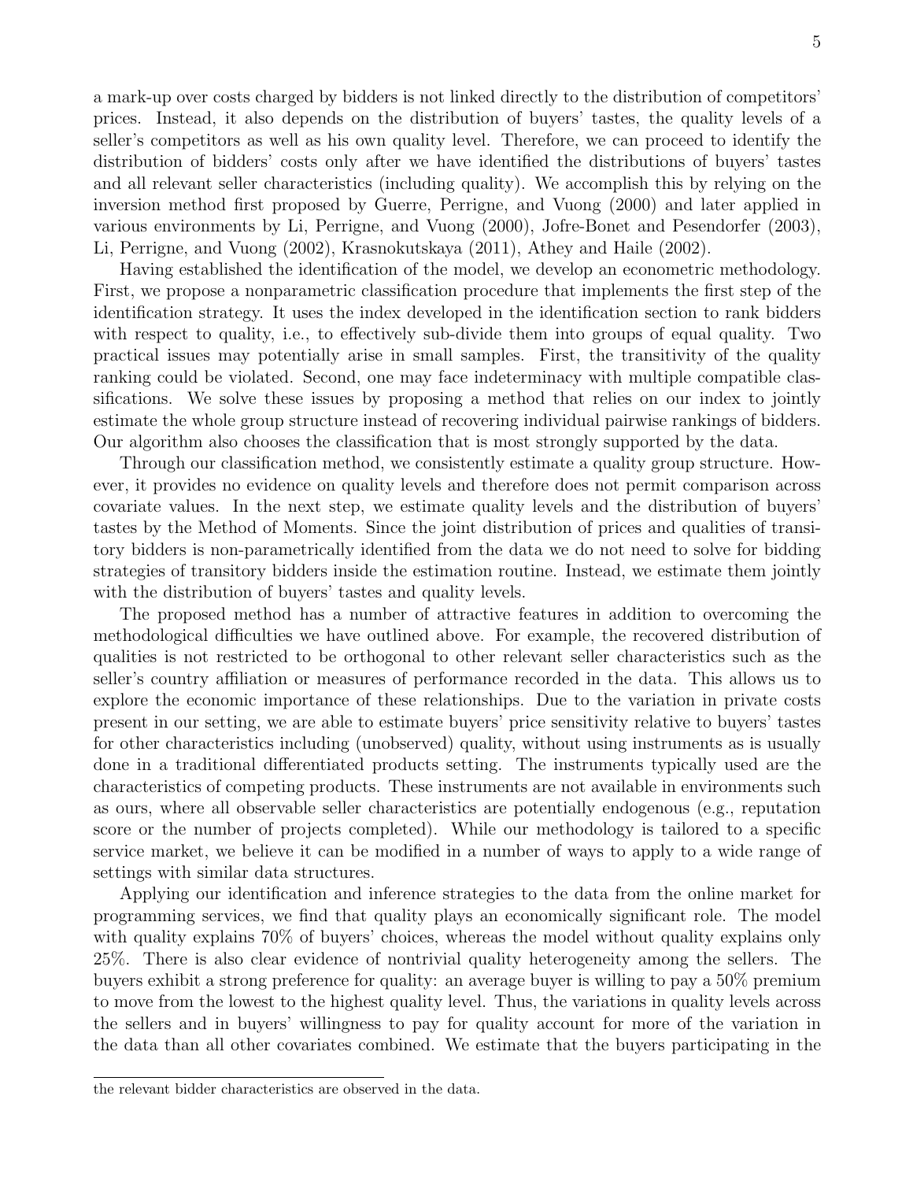a mark-up over costs charged by bidders is not linked directly to the distribution of competitors' prices. Instead, it also depends on the distribution of buyers' tastes, the quality levels of a seller's competitors as well as his own quality level. Therefore, we can proceed to identify the distribution of bidders' costs only after we have identified the distributions of buyers' tastes and all relevant seller characteristics (including quality). We accomplish this by relying on the inversion method first proposed by Guerre, Perrigne, and Vuong (2000) and later applied in various environments by Li, Perrigne, and Vuong (2000), Jofre-Bonet and Pesendorfer (2003), Li, Perrigne, and Vuong (2002), Krasnokutskaya (2011), Athey and Haile (2002).

Having established the identification of the model, we develop an econometric methodology. First, we propose a nonparametric classification procedure that implements the first step of the identification strategy. It uses the index developed in the identification section to rank bidders with respect to quality, i.e., to effectively sub-divide them into groups of equal quality. Two practical issues may potentially arise in small samples. First, the transitivity of the quality ranking could be violated. Second, one may face indeterminacy with multiple compatible classifications. We solve these issues by proposing a method that relies on our index to jointly estimate the whole group structure instead of recovering individual pairwise rankings of bidders. Our algorithm also chooses the classification that is most strongly supported by the data.

Through our classification method, we consistently estimate a quality group structure. However, it provides no evidence on quality levels and therefore does not permit comparison across covariate values. In the next step, we estimate quality levels and the distribution of buyers' tastes by the Method of Moments. Since the joint distribution of prices and qualities of transitory bidders is non-parametrically identified from the data we do not need to solve for bidding strategies of transitory bidders inside the estimation routine. Instead, we estimate them jointly with the distribution of buyers' tastes and quality levels.

The proposed method has a number of attractive features in addition to overcoming the methodological difficulties we have outlined above. For example, the recovered distribution of qualities is not restricted to be orthogonal to other relevant seller characteristics such as the seller's country affiliation or measures of performance recorded in the data. This allows us to explore the economic importance of these relationships. Due to the variation in private costs present in our setting, we are able to estimate buyers' price sensitivity relative to buyers' tastes for other characteristics including (unobserved) quality, without using instruments as is usually done in a traditional differentiated products setting. The instruments typically used are the characteristics of competing products. These instruments are not available in environments such as ours, where all observable seller characteristics are potentially endogenous (e.g., reputation score or the number of projects completed). While our methodology is tailored to a specific service market, we believe it can be modified in a number of ways to apply to a wide range of settings with similar data structures.

Applying our identification and inference strategies to the data from the online market for programming services, we find that quality plays an economically significant role. The model with quality explains 70% of buyers' choices, whereas the model without quality explains only 25%. There is also clear evidence of nontrivial quality heterogeneity among the sellers. The buyers exhibit a strong preference for quality: an average buyer is willing to pay a 50% premium to move from the lowest to the highest quality level. Thus, the variations in quality levels across the sellers and in buyers' willingness to pay for quality account for more of the variation in the data than all other covariates combined. We estimate that the buyers participating in the

the relevant bidder characteristics are observed in the data.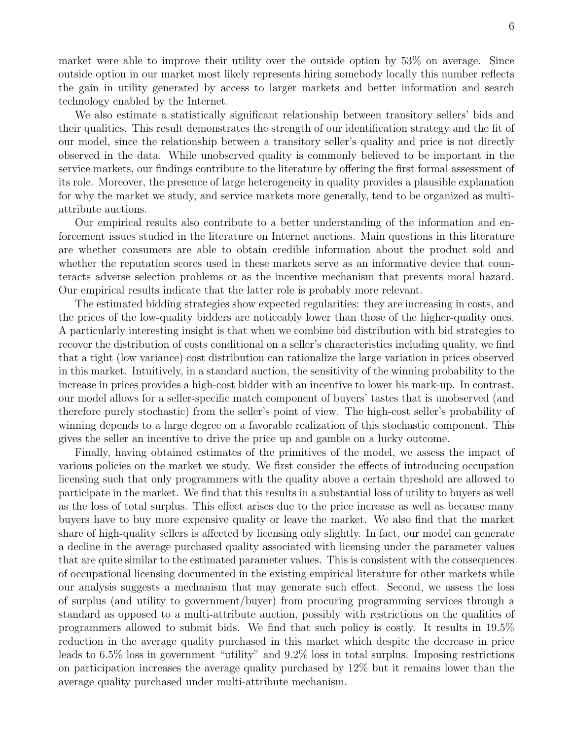market were able to improve their utility over the outside option by 53% on average. Since outside option in our market most likely represents hiring somebody locally this number reflects the gain in utility generated by access to larger markets and better information and search technology enabled by the Internet.

We also estimate a statistically significant relationship between transitory sellers' bids and their qualities. This result demonstrates the strength of our identification strategy and the fit of our model, since the relationship between a transitory seller's quality and price is not directly observed in the data. While unobserved quality is commonly believed to be important in the service markets, our findings contribute to the literature by offering the first formal assessment of its role. Moreover, the presence of large heterogeneity in quality provides a plausible explanation for why the market we study, and service markets more generally, tend to be organized as multi-attribute auctions.

Our empirical results also contribute to a better understanding of the information and enforcement issues studied in the literature on Internet auctions. Main questions in this literature are whether consumers are able to obtain credible information about the product sold and whether the reputation scores used in these markets serve as an informative device that counteracts adverse selection problems or as the incentive mechanism that prevents moral hazard. Our empirical results indicate that the latter role is probably more relevant.

The estimated bidding strategies show expected regularities: they are increasing in costs, and the prices of the low-quality bidders are noticeably lower than those of the higher-quality ones. A particularly interesting insight is that when we combine bid distribution with bid strategies to recover the distribution of costs conditional on a seller's characteristics including quality, we find that a tight (low variance) cost distribution can rationalize the large variation in prices observed in this market. Intuitively, in a standard auction, the sensitivity of the winning probability to the increase in prices provides a high-cost bidder with an incentive to lower his mark-up. In contrast, our model allows for a seller-specific match component of buyers' tastes that is unobserved (and therefore purely stochastic) from the seller's point of view. The high-cost seller's probability of winning depends to a large degree on a favorable realization of this stochastic component. This gives the seller an incentive to drive the price up and gamble on a lucky outcome.

Finally, having obtained estimates of the primitives of the model, we assess the impact of various policies on the market we study. We first consider the effects of introducing occupation licensing such that only programmers with the quality above a certain threshold are allowed to participate in the market. We find that this results in a substantial loss of utility to buyers as well as the loss of total surplus. This effect arises due to the price increase as well as because many buyers have to buy more expensive quality or leave the market. We also find that the market share of high-quality sellers is affected by licensing only slightly. In fact, our model can generate a decline in the average purchased quality associated with licensing under the parameter values that are quite similar to the estimated parameter values. This is consistent with the consequences of occupational licensing documented in the existing empirical literature for other markets while our analysis suggests a mechanism that may generate such effect. Second, we assess the loss of surplus (and utility to government/buyer) from procuring programming services through a standard as opposed to a multi-attribute auction, possibly with restrictions on the qualities of programmers allowed to submit bids. We find that such policy is costly. It results in 19.5% reduction in the average quality purchased in this market which despite the decrease in price leads to 6.5% loss in government "utility" and 9.2% loss in total surplus. Imposing restrictions on participation increases the average quality purchased by 12% but it remains lower than the average quality purchased under multi-attribute mechanism.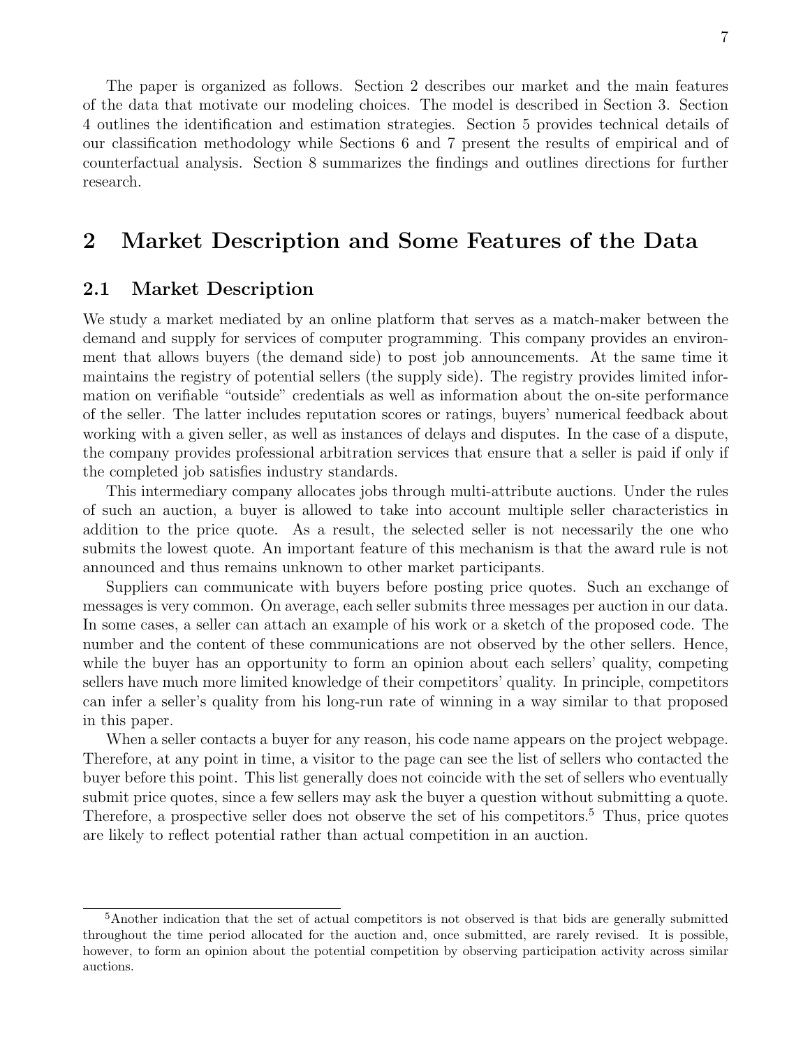The paper is organized as follows. Section 2 describes our market and the main features of the data that motivate our modeling choices. The model is described in Section 3. Section 4 outlines the identification and estimation strategies. Section 5 provides technical details of our classification methodology while Sections 6 and 7 present the results of empirical and of counterfactual analysis. Section 8 summarizes the findings and outlines directions for further research.

## 2 Market Description and Some Features of the Data

### 2.1 Market Description

We study a market mediated by an online platform that serves as a match-maker between the demand and supply for services of computer programming. This company provides an environment that allows buyers (the demand side) to post job announcements. At the same time it maintains the registry of potential sellers (the supply side). The registry provides limited information on verifiable "outside" credentials as well as information about the on-site performance of the seller. The latter includes reputation scores or ratings, buyers' numerical feedback about working with a given seller, as well as instances of delays and disputes. In the case of a dispute, the company provides professional arbitration services that ensure that a seller is paid if only if the completed job satisfies industry standards.

This intermediary company allocates jobs through multi-attribute auctions. Under the rules of such an auction, a buyer is allowed to take into account multiple seller characteristics in addition to the price quote. As a result, the selected seller is not necessarily the one who submits the lowest quote. An important feature of this mechanism is that the award rule is not announced and thus remains unknown to other market participants.

Suppliers can communicate with buyers before posting price quotes. Such an exchange of messages is very common. On average, each seller submits three messages per auction in our data. In some cases, a seller can attach an example of his work or a sketch of the proposed code. The number and the content of these communications are not observed by the other sellers. Hence, while the buyer has an opportunity to form an opinion about each sellers' quality, competing sellers have much more limited knowledge of their competitors' quality. In principle, competitors can infer a seller's quality from his long-run rate of winning in a way similar to that proposed in this paper.

When a seller contacts a buyer for any reason, his code name appears on the project webpage. Therefore, at any point in time, a visitor to the page can see the list of sellers who contacted the buyer before this point. This list generally does not coincide with the set of sellers who eventually submit price quotes, since a few sellers may ask the buyer a question without submitting a quote. Therefore, a prospective seller does not observe the set of his competitors.[5] Thus, price quotes are likely to reflect potential rather than actual competition in an auction.

[5]Another indication that the set of actual competitors is not observed is that bids are generally submitted throughout the time period allocated for the auction and, once submitted, are rarely revised. It is possible, however, to form an opinion about the potential competition by observing participation activity across similar auctions.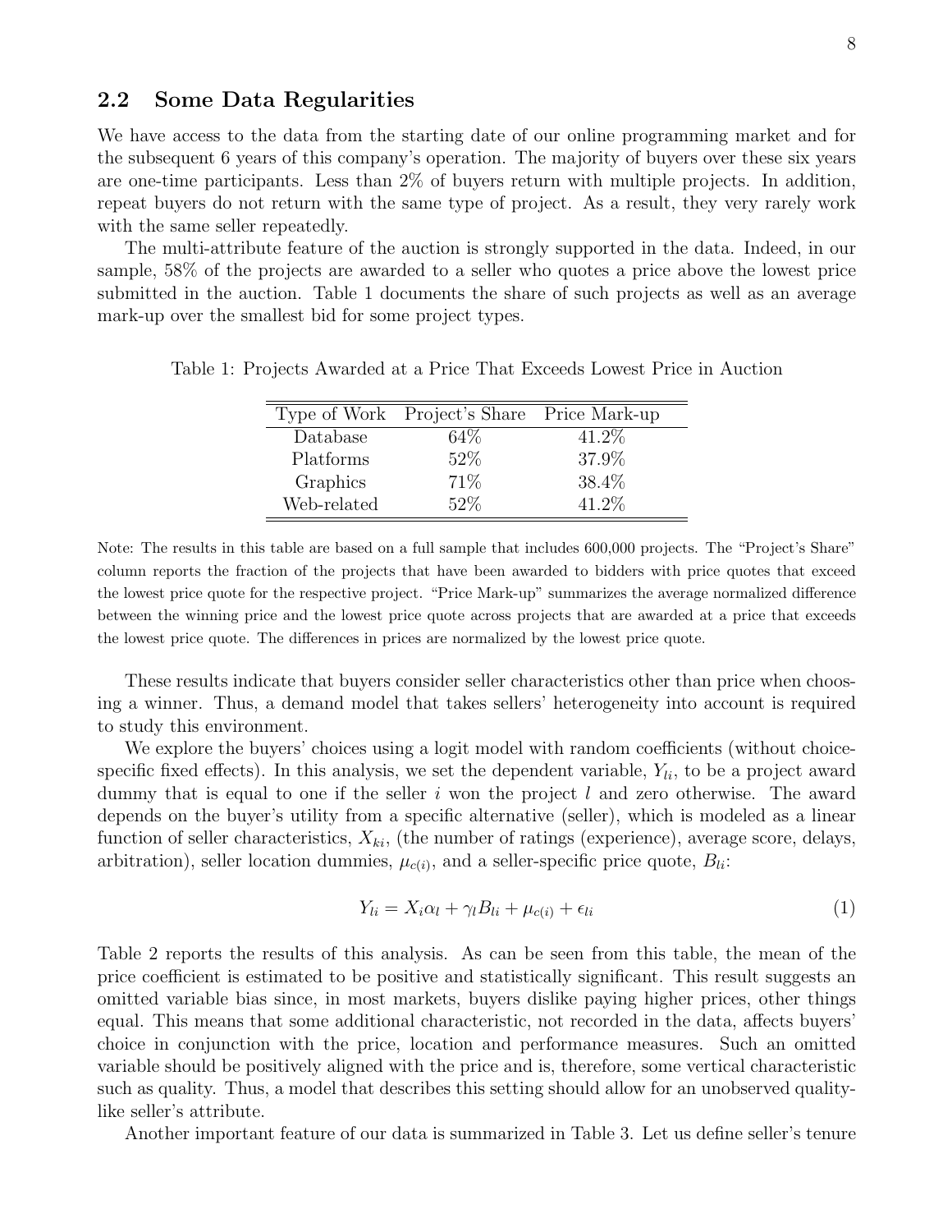## 2.2 Some Data Regularities

We have access to the data from the starting date of our online programming market and for the subsequent 6 years of this company's operation. The majority of buyers over these six years are one-time participants. Less than 2% of buyers return with multiple projects. In addition, repeat buyers do not return with the same type of project. As a result, they very rarely work with the same seller repeatedly.

The multi-attribute feature of the auction is strongly supported in the data. Indeed, in our sample, 58% of the projects are awarded to a seller who quotes a price above the lowest price submitted in the auction. Table 1 documents the share of such projects as well as an average mark-up over the smallest bid for some project types.

Table 1: Projects Awarded at a Price That Exceeds Lowest Price in Auction

| Type of Work | Project's Share | Price Mark-up |
| --- | --- | --- |
| Database | 64% | 41.2% |
| Platforms | 52% | 37.9% |
| Graphics | 71% | 38.4% |
| Web-related | 52% | 41.2% |

Note: The results in this table are based on a full sample that includes 600,000 projects. The "Project's Share" column reports the fraction of the projects that have been awarded to bidders with price quotes that exceed the lowest price quote for the respective project. "Price Mark-up" summarizes the average normalized difference between the winning price and the lowest price quote across projects that are awarded at a price that exceeds the lowest price quote. The differences in prices are normalized by the lowest price quote.

These results indicate that buyers consider seller characteristics other than price when choosing a winner. Thus, a demand model that takes sellers' heterogeneity into account is required to study this environment.

We explore the buyers' choices using a logit model with random coefficients (without choice-specific fixed effects). In this analysis, we set the dependent variable, $Y_{li}$, to be a project award dummy that is equal to one if the seller $i$ won the project $l$ and zero otherwise. The award depends on the buyer's utility from a specific alternative (seller), which is modeled as a linear function of seller characteristics, $X_{ki}$, (the number of ratings (experience), average score, delays, arbitration), seller location dummies, $\mu_{c(i)}$, and a seller-specific price quote, $B_{li}$:

$$Y_{li} = X_i \alpha_l + \gamma_l B_{li} + \mu_{c(i)} + \epsilon_{li} \tag{1}$$

Table 2 reports the results of this analysis. As can be seen from this table, the mean of the price coefficient is estimated to be positive and statistically significant. This result suggests an omitted variable bias since, in most markets, buyers dislike paying higher prices, other things equal. This means that some additional characteristic, not recorded in the data, affects buyers' choice in conjunction with the price, location and performance measures. Such an omitted variable should be positively aligned with the price and is, therefore, some vertical characteristic such as quality. Thus, a model that describes this setting should allow for an unobserved quality-like seller's attribute.

Another important feature of our data is summarized in Table 3. Let us define seller's tenure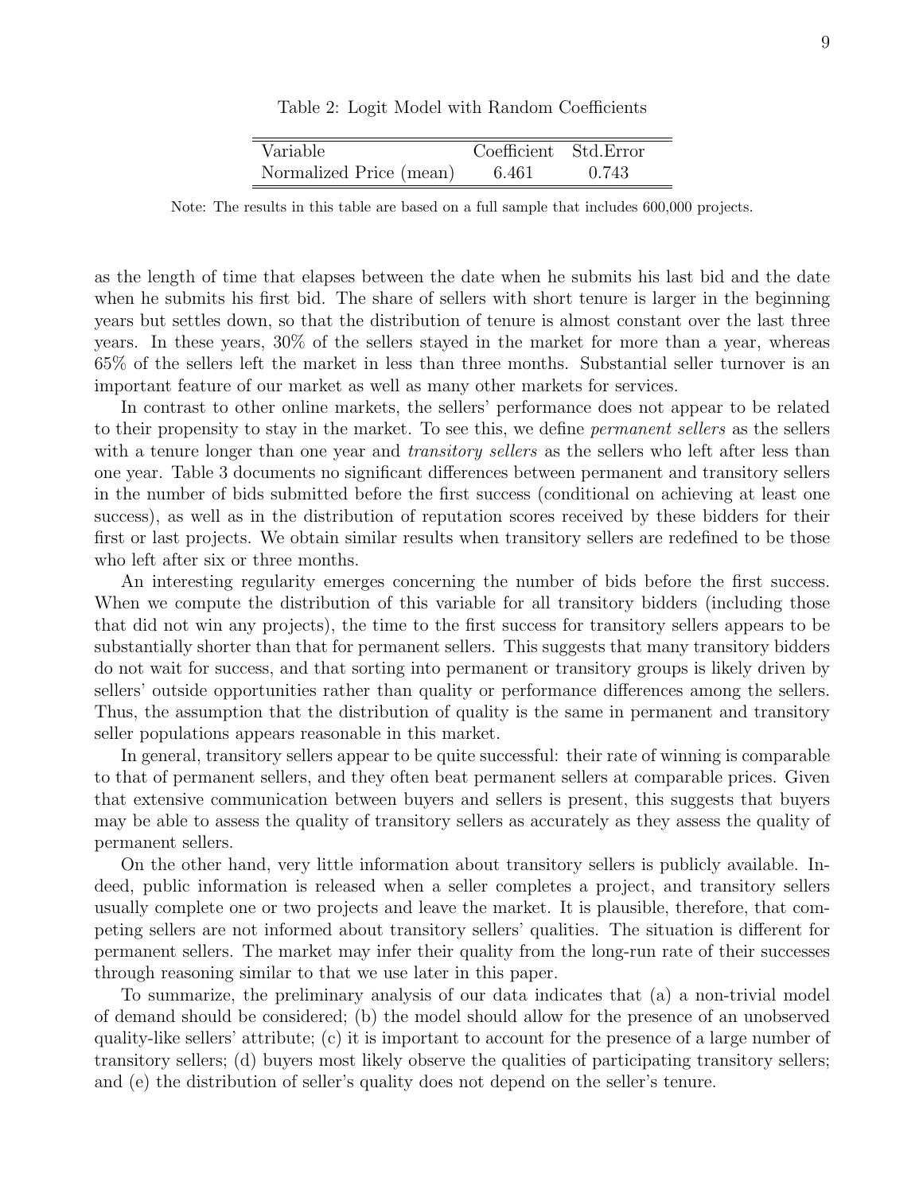Table 2: Logit Model with Random Coefficients

| Variable | Coefficient | Std.Error |
|---|---|---|
| Normalized Price (mean) | 6.461 | 0.743 |

Note: The results in this table are based on a full sample that includes 600,000 projects.

as the length of time that elapses between the date when he submits his last bid and the date when he submits his first bid. The share of sellers with short tenure is larger in the beginning years but settles down, so that the distribution of tenure is almost constant over the last three years. In these years, 30% of the sellers stayed in the market for more than a year, whereas 65% of the sellers left the market in less than three months. Substantial seller turnover is an important feature of our market as well as many other markets for services.

In contrast to other online markets, the sellers' performance does not appear to be related to their propensity to stay in the market. To see this, we define *permanent sellers* as the sellers with a tenure longer than one year and *transitory sellers* as the sellers who left after less than one year. Table 3 documents no significant differences between permanent and transitory sellers in the number of bids submitted before the first success (conditional on achieving at least one success), as well as in the distribution of reputation scores received by these bidders for their first or last projects. We obtain similar results when transitory sellers are redefined to be those who left after six or three months.

An interesting regularity emerges concerning the number of bids before the first success. When we compute the distribution of this variable for all transitory bidders (including those that did not win any projects), the time to the first success for transitory sellers appears to be substantially shorter than that for permanent sellers. This suggests that many transitory bidders do not wait for success, and that sorting into permanent or transitory groups is likely driven by sellers' outside opportunities rather than quality or performance differences among the sellers. Thus, the assumption that the distribution of quality is the same in permanent and transitory seller populations appears reasonable in this market.

In general, transitory sellers appear to be quite successful: their rate of winning is comparable to that of permanent sellers, and they often beat permanent sellers at comparable prices. Given that extensive communication between buyers and sellers is present, this suggests that buyers may be able to assess the quality of transitory sellers as accurately as they assess the quality of permanent sellers.

On the other hand, very little information about transitory sellers is publicly available. Indeed, public information is released when a seller completes a project, and transitory sellers usually complete one or two projects and leave the market. It is plausible, therefore, that competing sellers are not informed about transitory sellers' qualities. The situation is different for permanent sellers. The market may infer their quality from the long-run rate of their successes through reasoning similar to that we use later in this paper.

To summarize, the preliminary analysis of our data indicates that (a) a non-trivial model of demand should be considered; (b) the model should allow for the presence of an unobserved quality-like sellers' attribute; (c) it is important to account for the presence of a large number of transitory sellers; (d) buyers most likely observe the qualities of participating transitory sellers; and (e) the distribution of seller's quality does not depend on the seller's tenure.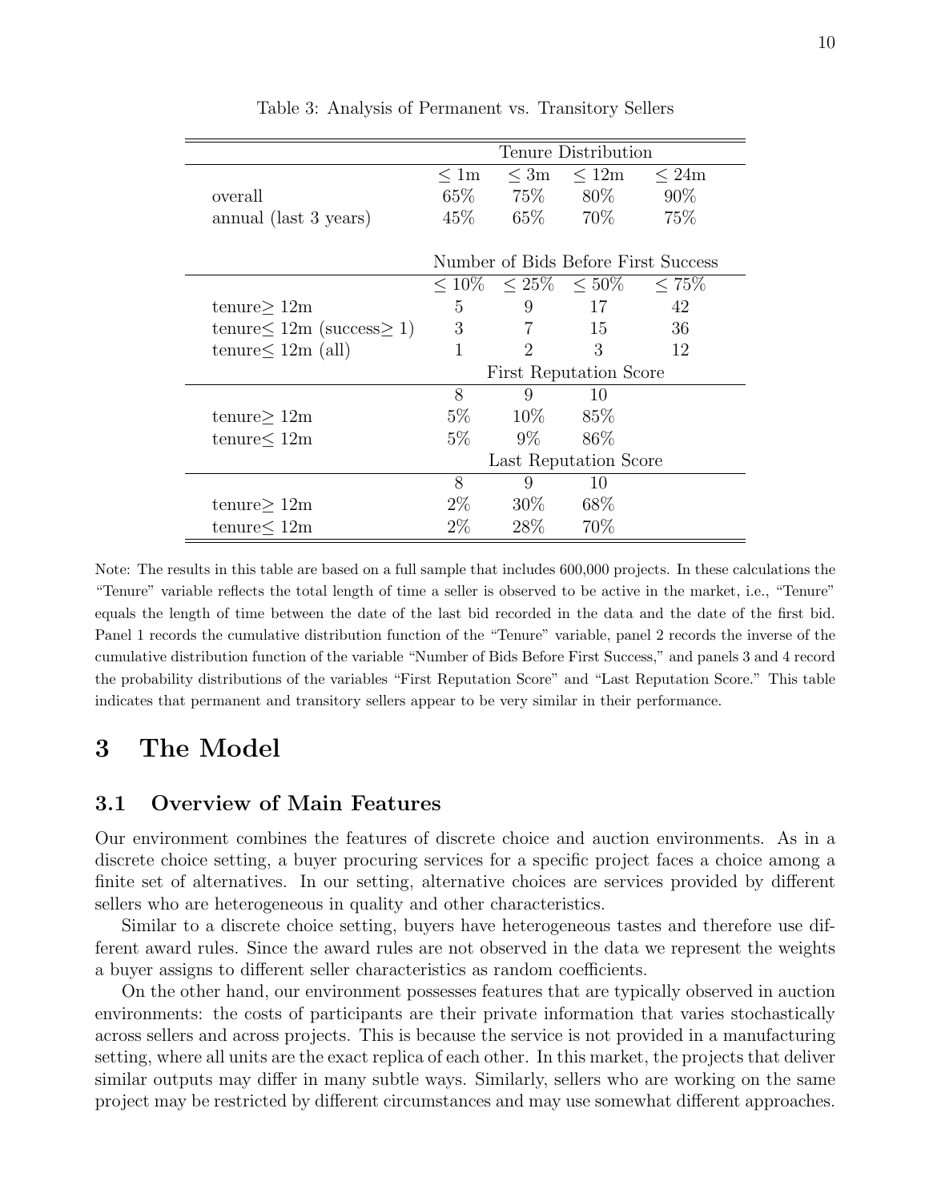Table 3: Analysis of Permanent vs. Transitory Sellers

| | Tenure Distribution | | | |
|---|---|---|---|---|
| | $\leq$ 1m | $\leq$ 3m | $\leq$ 12m | $\leq$ 24m |
| overall | 65% | 75% | 80% | 90% |
| annual (last 3 years) | 45% | 65% | 70% | 75% |
| | Number of Bids Before First Success | | | |
| | $\leq$ 10% | $\leq$ 25% | $\leq$ 50% | $\leq$ 75% |
| tenure$\geq$ 12m | 5 | 9 | 17 | 42 |
| tenure$\leq$ 12m (success$\geq$ 1) | 3 | 7 | 15 | 36 |
| tenure$\leq$ 12m (all) | 1 | 2 | 3 | 12 |
| | First Reputation Score | | | |
| | 8 | 9 | 10 | |
| tenure$\geq$ 12m | 5% | 10% | 85% | |
| tenure$\leq$ 12m | 5% | 9% | 86% | |
| | Last Reputation Score | | | |
| | 8 | 9 | 10 | |
| tenure$\geq$ 12m | 2% | 30% | 68% | |
| tenure$\leq$ 12m | 2% | 28% | 70% | |

Note: The results in this table are based on a full sample that includes 600,000 projects. In these calculations the "Tenure" variable reflects the total length of time a seller is observed to be active in the market, i.e., "Tenure" equals the length of time between the date of the last bid recorded in the data and the date of the first bid. Panel 1 records the cumulative distribution function of the "Tenure" variable, panel 2 records the inverse of the cumulative distribution function of the variable "Number of Bids Before First Success," and panels 3 and 4 record the probability distributions of the variables "First Reputation Score" and "Last Reputation Score." This table indicates that permanent and transitory sellers appear to be very similar in their performance.

# 3 The Model

## 3.1 Overview of Main Features

Our environment combines the features of discrete choice and auction environments. As in a discrete choice setting, a buyer procuring services for a specific project faces a choice among a finite set of alternatives. In our setting, alternative choices are services provided by different sellers who are heterogeneous in quality and other characteristics.

Similar to a discrete choice setting, buyers have heterogeneous tastes and therefore use different award rules. Since the award rules are not observed in the data we represent the weights a buyer assigns to different seller characteristics as random coefficients.

On the other hand, our environment possesses features that are typically observed in auction environments: the costs of participants are their private information that varies stochastically across sellers and across projects. This is because the service is not provided in a manufacturing setting, where all units are the exact replica of each other. In this market, the projects that deliver similar outputs may differ in many subtle ways. Similarly, sellers who are working on the same project may be restricted by different circumstances and may use somewhat different approaches.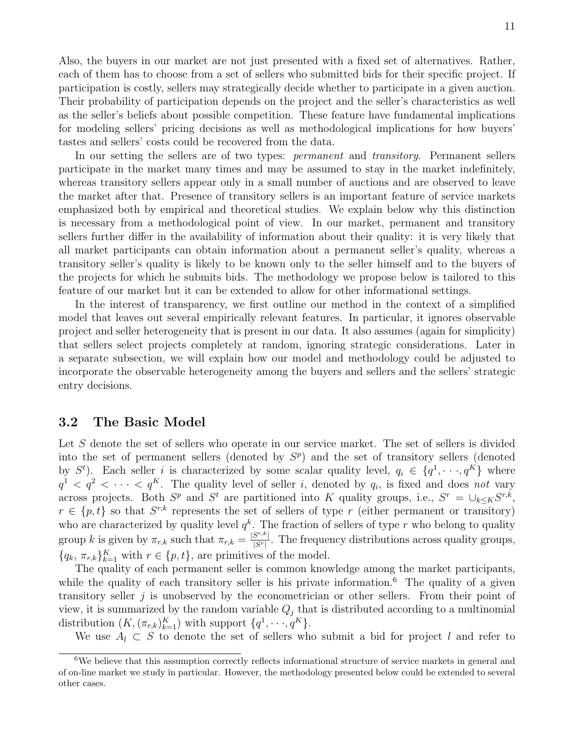Also, the buyers in our market are not just presented with a fixed set of alternatives. Rather, each of them has to choose from a set of sellers who submitted bids for their specific project. If participation is costly, sellers may strategically decide whether to participate in a given auction. Their probability of participation depends on the project and the seller's characteristics as well as the seller's beliefs about possible competition. These feature have fundamental implications for modeling sellers' pricing decisions as well as methodological implications for how buyers' tastes and sellers' costs could be recovered from the data.

In our setting the sellers are of two types: *permanent* and *transitory*. Permanent sellers participate in the market many times and may be assumed to stay in the market indefinitely, whereas transitory sellers appear only in a small number of auctions and are observed to leave the market after that. Presence of transitory sellers is an important feature of service markets emphasized both by empirical and theoretical studies. We explain below why this distinction is necessary from a methodological point of view. In our market, permanent and transitory sellers further differ in the availability of information about their quality: it is very likely that all market participants can obtain information about a permanent seller's quality, whereas a transitory seller's quality is likely to be known only to the seller himself and to the buyers of the projects for which he submits bids. The methodology we propose below is tailored to this feature of our market but it can be extended to allow for other informational settings.

In the interest of transparency, we first outline our method in the context of a simplified model that leaves out several empirically relevant features. In particular, it ignores observable project and seller heterogeneity that is present in our data. It also assumes (again for simplicity) that sellers select projects completely at random, ignoring strategic considerations. Later in a separate subsection, we will explain how our model and methodology could be adjusted to incorporate the observable heterogeneity among the buyers and sellers and the sellers' strategic entry decisions.

## 3.2 The Basic Model

Let $S$ denote the set of sellers who operate in our service market. The set of sellers is divided into the set of permanent sellers (denoted by $S^p$) and the set of transitory sellers (denoted by $S^t$). Each seller $i$ is characterized by some scalar quality level, $q_i \in \{q^1, \cdots, q^K\}$ where $q^1 < q^2 < \cdots < q^K$. The quality level of seller $i$, denoted by $q_i$, is fixed and does *not* vary across projects. Both $S^p$ and $S^t$ are partitioned into $K$ quality groups, i.e., $S^r = \cup_{k \leq K} S^{r,k}$, $r \in \{p, t\}$ so that $S^{r,k}$ represents the set of sellers of type $r$ (either permanent or transitory) who are characterized by quality level $q^k$. The fraction of sellers of type $r$ who belong to quality group $k$ is given by $\pi_{r,k}$ such that $\pi_{r,k} = \frac{|S^{r,k}|}{|S^r|}$. The frequency distributions across quality groups, $\{q_k, \pi_{r,k}\}_{k=1}^K$ with $r \in \{p, t\}$, are primitives of the model.

The quality of each permanent seller is common knowledge among the market participants, while the quality of each transitory seller is his private information.[6] The quality of a given transitory seller $j$ is unobserved by the econometrician or other sellers. From their point of view, it is summarized by the random variable $Q_j$ that is distributed according to a multinomial distribution $(K, (\pi_{r,k})_{k=1}^K)$ with support $\{q^1, \cdots, q^K\}$.

We use $A_l \subset S$ to denote the set of sellers who submit a bid for project $l$ and refer to

[6] We believe that this assumption correctly reflects informational structure of service markets in general and of on-line market we study in particular. However, the methodology presented below could be extended to several other cases.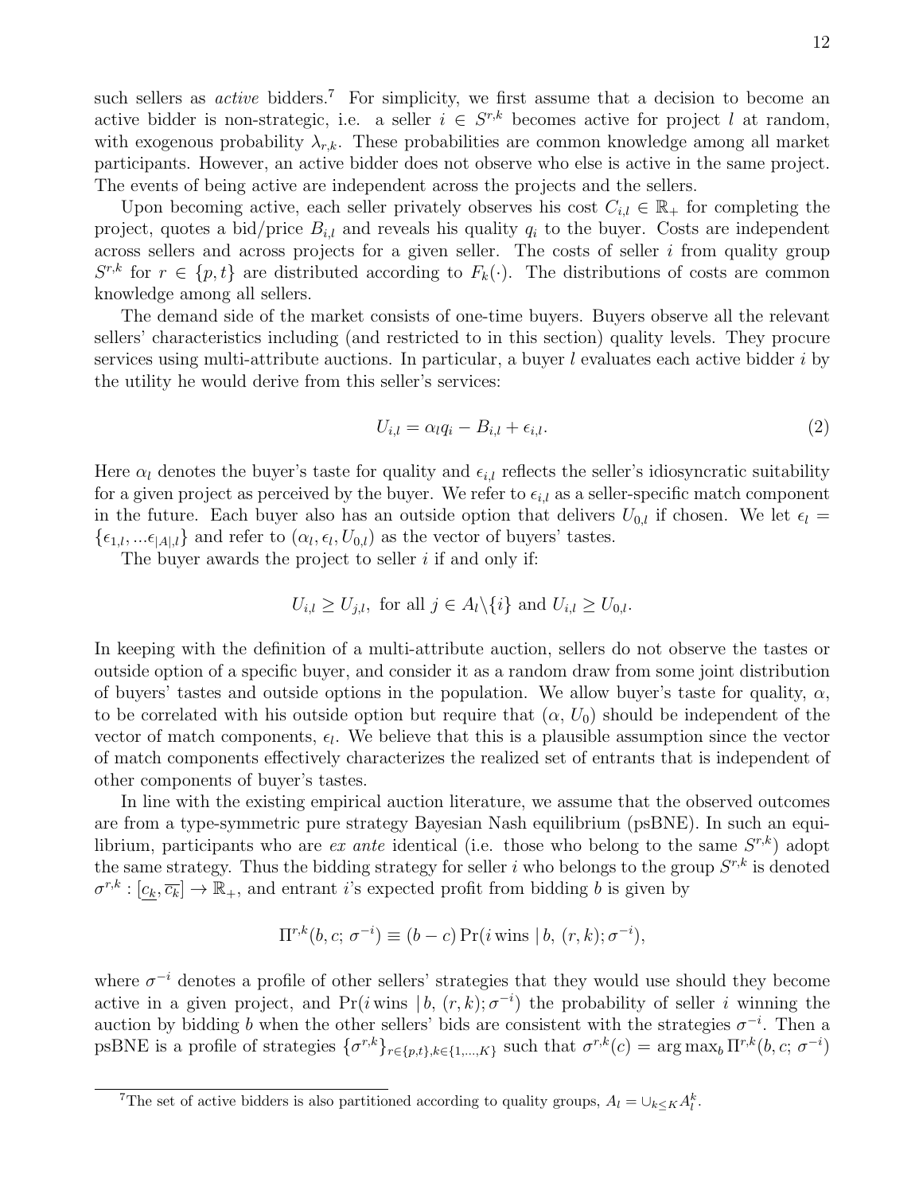such sellers as *active* bidders.[7] For simplicity, we first assume that a decision to become an active bidder is non-strategic, i.e. a seller $i \in S^{r,k}$ becomes active for project $l$ at random, with exogenous probability $\lambda_{r,k}$. These probabilities are common knowledge among all market participants. However, an active bidder does not observe who else is active in the same project. The events of being active are independent across the projects and the sellers.

Upon becoming active, each seller privately observes his cost $C_{i,l} \in \mathbb{R}_+$ for completing the project, quotes a bid/price $B_{i,l}$ and reveals his quality $q_i$ to the buyer. Costs are independent across sellers and across projects for a given seller. The costs of seller $i$ from quality group $S^{r,k}$ for $r \in \{p,t\}$ are distributed according to $F_k(\cdot)$. The distributions of costs are common knowledge among all sellers.

The demand side of the market consists of one-time buyers. Buyers observe all the relevant sellers' characteristics including (and restricted to in this section) quality levels. They procure services using multi-attribute auctions. In particular, a buyer $l$ evaluates each active bidder $i$ by the utility he would derive from this seller's services:

$$U_{i,l} = \alpha_l q_i - B_{i,l} + \epsilon_{i,l}. \tag{2}$$

Here $\alpha_l$ denotes the buyer's taste for quality and $\epsilon_{i,l}$ reflects the seller's idiosyncratic suitability for a given project as perceived by the buyer. We refer to $\epsilon_{i,l}$ as a seller-specific match component in the future. Each buyer also has an outside option that delivers $U_{0,l}$ if chosen. We let $\epsilon_l = \{\epsilon_{1,l}, \ldots \epsilon_{|A|,l}\}$ and refer to $(\alpha_l, \epsilon_l, U_{0,l})$ as the vector of buyers' tastes.

The buyer awards the project to seller $i$ if and only if:

$$U_{i,l} \geq U_{j,l}, \text{ for all } j \in A_l \backslash \{i\} \text{ and } U_{i,l} \geq U_{0,l}.$$

In keeping with the definition of a multi-attribute auction, sellers do not observe the tastes or outside option of a specific buyer, and consider it as a random draw from some joint distribution of buyers' tastes and outside options in the population. We allow buyer's taste for quality, $\alpha$, to be correlated with his outside option but require that $(\alpha, U_0)$ should be independent of the vector of match components, $\epsilon_l$. We believe that this is a plausible assumption since the vector of match components effectively characterizes the realized set of entrants that is independent of other components of buyer's tastes.

In line with the existing empirical auction literature, we assume that the observed outcomes are from a type-symmetric pure strategy Bayesian Nash equilibrium (psBNE). In such an equilibrium, participants who are *ex ante* identical (i.e. those who belong to the same $S^{r,k}$) adopt the same strategy. Thus the bidding strategy for seller $i$ who belongs to the group $S^{r,k}$ is denoted $\sigma^{r,k} : [\underline{c_k}, \overline{c_k}] \to \mathbb{R}_+$, and entrant $i$'s expected profit from bidding $b$ is given by

$$\Pi^{r,k}(b, c;\, \sigma^{-i}) \equiv (b - c) \Pr(i \,\text{wins} \mid b,\, (r,k); \sigma^{-i}),$$

where $\sigma^{-i}$ denotes a profile of other sellers' strategies that they would use should they become active in a given project, and $\Pr(i \,\text{wins} \mid b,\, (r,k); \sigma^{-i})$ the probability of seller $i$ winning the auction by bidding $b$ when the other sellers' bids are consistent with the strategies $\sigma^{-i}$. Then a psBNE is a profile of strategies $\{\sigma^{r,k}\}_{r \in \{p,t\}, k \in \{1,\ldots,K\}}$ such that $\sigma^{r,k}(c) = \arg\max_b \Pi^{r,k}(b, c;\, \sigma^{-i})$

[7] The set of active bidders is also partitioned according to quality groups, $A_l = \cup_{k \leq K} A_l^k$.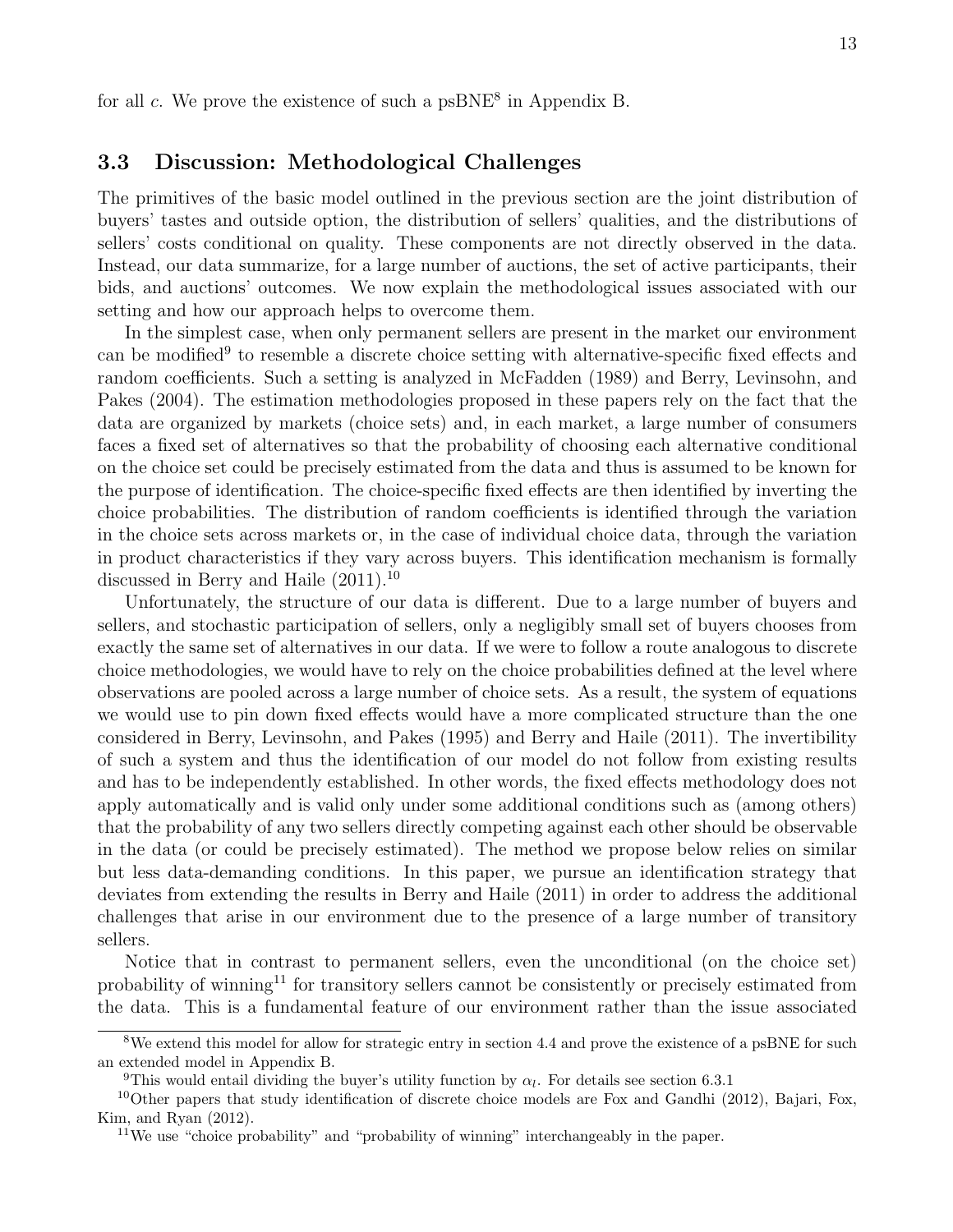for all $c$. We prove the existence of such a psBNE[8] in Appendix B.

## 3.3 Discussion: Methodological Challenges

The primitives of the basic model outlined in the previous section are the joint distribution of buyers' tastes and outside option, the distribution of sellers' qualities, and the distributions of sellers' costs conditional on quality. These components are not directly observed in the data. Instead, our data summarize, for a large number of auctions, the set of active participants, their bids, and auctions' outcomes. We now explain the methodological issues associated with our setting and how our approach helps to overcome them.

In the simplest case, when only permanent sellers are present in the market our environment can be modified[9] to resemble a discrete choice setting with alternative-specific fixed effects and random coefficients. Such a setting is analyzed in McFadden (1989) and Berry, Levinsohn, and Pakes (2004). The estimation methodologies proposed in these papers rely on the fact that the data are organized by markets (choice sets) and, in each market, a large number of consumers faces a fixed set of alternatives so that the probability of choosing each alternative conditional on the choice set could be precisely estimated from the data and thus is assumed to be known for the purpose of identification. The choice-specific fixed effects are then identified by inverting the choice probabilities. The distribution of random coefficients is identified through the variation in the choice sets across markets or, in the case of individual choice data, through the variation in product characteristics if they vary across buyers. This identification mechanism is formally discussed in Berry and Haile (2011).[10]

Unfortunately, the structure of our data is different. Due to a large number of buyers and sellers, and stochastic participation of sellers, only a negligibly small set of buyers chooses from exactly the same set of alternatives in our data. If we were to follow a route analogous to discrete choice methodologies, we would have to rely on the choice probabilities defined at the level where observations are pooled across a large number of choice sets. As a result, the system of equations we would use to pin down fixed effects would have a more complicated structure than the one considered in Berry, Levinsohn, and Pakes (1995) and Berry and Haile (2011). The invertibility of such a system and thus the identification of our model do not follow from existing results and has to be independently established. In other words, the fixed effects methodology does not apply automatically and is valid only under some additional conditions such as (among others) that the probability of any two sellers directly competing against each other should be observable in the data (or could be precisely estimated). The method we propose below relies on similar but less data-demanding conditions. In this paper, we pursue an identification strategy that deviates from extending the results in Berry and Haile (2011) in order to address the additional challenges that arise in our environment due to the presence of a large number of transitory sellers.

Notice that in contrast to permanent sellers, even the unconditional (on the choice set) probability of winning[11] for transitory sellers cannot be consistently or precisely estimated from the data. This is a fundamental feature of our environment rather than the issue associated

---

[8] We extend this model for allow for strategic entry in section 4.4 and prove the existence of a psBNE for such an extended model in Appendix B.

[9] This would entail dividing the buyer's utility function by $\alpha_l$. For details see section 6.3.1

[10] Other papers that study identification of discrete choice models are Fox and Gandhi (2012), Bajari, Fox, Kim, and Ryan (2012).

[11] We use "choice probability" and "probability of winning" interchangeably in the paper.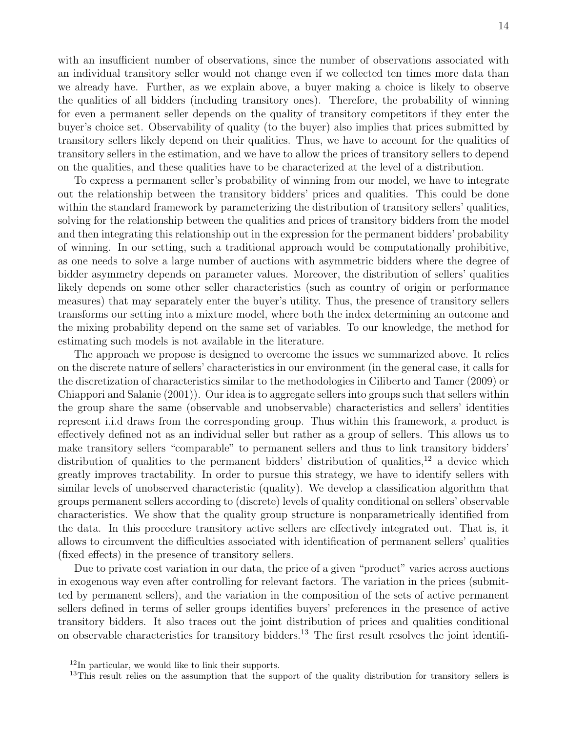with an insufficient number of observations, since the number of observations associated with an individual transitory seller would not change even if we collected ten times more data than we already have. Further, as we explain above, a buyer making a choice is likely to observe the qualities of all bidders (including transitory ones). Therefore, the probability of winning for even a permanent seller depends on the quality of transitory competitors if they enter the buyer's choice set. Observability of quality (to the buyer) also implies that prices submitted by transitory sellers likely depend on their qualities. Thus, we have to account for the qualities of transitory sellers in the estimation, and we have to allow the prices of transitory sellers to depend on the qualities, and these qualities have to be characterized at the level of a distribution.

To express a permanent seller's probability of winning from our model, we have to integrate out the relationship between the transitory bidders' prices and qualities. This could be done within the standard framework by parameterizing the distribution of transitory sellers' qualities, solving for the relationship between the qualities and prices of transitory bidders from the model and then integrating this relationship out in the expression for the permanent bidders' probability of winning. In our setting, such a traditional approach would be computationally prohibitive, as one needs to solve a large number of auctions with asymmetric bidders where the degree of bidder asymmetry depends on parameter values. Moreover, the distribution of sellers' qualities likely depends on some other seller characteristics (such as country of origin or performance measures) that may separately enter the buyer's utility. Thus, the presence of transitory sellers transforms our setting into a mixture model, where both the index determining an outcome and the mixing probability depend on the same set of variables. To our knowledge, the method for estimating such models is not available in the literature.

The approach we propose is designed to overcome the issues we summarized above. It relies on the discrete nature of sellers' characteristics in our environment (in the general case, it calls for the discretization of characteristics similar to the methodologies in Ciliberto and Tamer (2009) or Chiappori and Salanie (2001)). Our idea is to aggregate sellers into groups such that sellers within the group share the same (observable and unobservable) characteristics and sellers' identities represent i.i.d draws from the corresponding group. Thus within this framework, a product is effectively defined not as an individual seller but rather as a group of sellers. This allows us to make transitory sellers "comparable" to permanent sellers and thus to link transitory bidders' distribution of qualities to the permanent bidders' distribution of qualities,[12] a device which greatly improves tractability. In order to pursue this strategy, we have to identify sellers with similar levels of unobserved characteristic (quality). We develop a classification algorithm that groups permanent sellers according to (discrete) levels of quality conditional on sellers' observable characteristics. We show that the quality group structure is nonparametrically identified from the data. In this procedure transitory active sellers are effectively integrated out. That is, it allows to circumvent the difficulties associated with identification of permanent sellers' qualities (fixed effects) in the presence of transitory sellers.

Due to private cost variation in our data, the price of a given "product" varies across auctions in exogenous way even after controlling for relevant factors. The variation in the prices (submitted by permanent sellers), and the variation in the composition of the sets of active permanent sellers defined in terms of seller groups identifies buyers' preferences in the presence of active transitory bidders. It also traces out the joint distribution of prices and qualities conditional on observable characteristics for transitory bidders.[13] The first result resolves the joint identifi-

[12] In particular, we would like to link their supports.

[13] This result relies on the assumption that the support of the quality distribution for transitory sellers is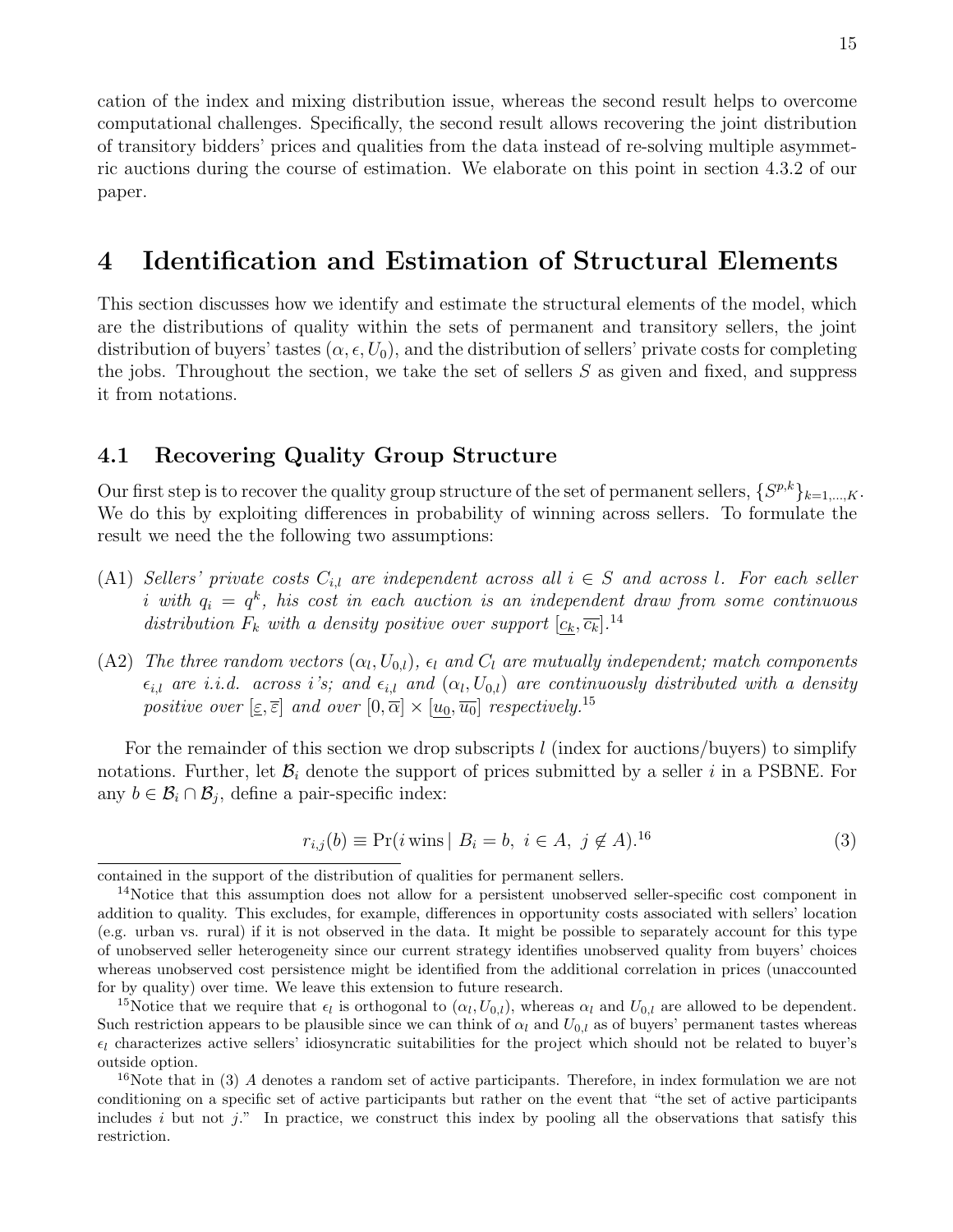cation of the index and mixing distribution issue, whereas the second result helps to overcome computational challenges. Specifically, the second result allows recovering the joint distribution of transitory bidders' prices and qualities from the data instead of re-solving multiple asymmetric auctions during the course of estimation. We elaborate on this point in section 4.3.2 of our paper.

# 4 Identification and Estimation of Structural Elements

This section discusses how we identify and estimate the structural elements of the model, which are the distributions of quality within the sets of permanent and transitory sellers, the joint distribution of buyers' tastes $(\alpha, \epsilon, U_0)$, and the distribution of sellers' private costs for completing the jobs. Throughout the section, we take the set of sellers $S$ as given and fixed, and suppress it from notations.

## 4.1 Recovering Quality Group Structure

Our first step is to recover the quality group structure of the set of permanent sellers, $\{S^{p,k}\}_{k=1,...,K}$. We do this by exploiting differences in probability of winning across sellers. To formulate the result we need the the following two assumptions:

(A1) *Sellers' private costs $C_{i,l}$ are independent across all $i \in S$ and across $l$. For each seller $i$ with $q_i = q^k$, his cost in each auction is an independent draw from some continuous distribution $F_k$ with a density positive over support $[\underline{c_k}, \overline{c_k}]$.*[14]

(A2) *The three random vectors $(\alpha_l, U_{0,l})$, $\epsilon_l$ and $C_l$ are mutually independent; match components $\epsilon_{i,l}$ are i.i.d. across $i$'s; and $\epsilon_{i,l}$ and $(\alpha_l, U_{0,l})$ are continuously distributed with a density positive over $[\underline{\varepsilon}, \overline{\varepsilon}]$ and over $[0, \overline{\alpha}] \times [\underline{u_0}, \overline{u_0}]$ respectively.*[15]

For the remainder of this section we drop subscripts $l$ (index for auctions/buyers) to simplify notations. Further, let $\mathcal{B}_i$ denote the support of prices submitted by a seller $i$ in a PSBNE. For any $b \in \mathcal{B}_i \cap \mathcal{B}_j$, define a pair-specific index:

$$r_{i,j}(b) \equiv \Pr(i \text{ wins} \mid B_i = b,\ i \in A,\ j \notin A).^{16} \tag{3}$$

contained in the support of the distribution of qualities for permanent sellers.

[14] Notice that this assumption does not allow for a persistent unobserved seller-specific cost component in addition to quality. This excludes, for example, differences in opportunity costs associated with sellers' location (e.g. urban vs. rural) if it is not observed in the data. It might be possible to separately account for this type of unobserved seller heterogeneity since our current strategy identifies unobserved quality from buyers' choices whereas unobserved cost persistence might be identified from the additional correlation in prices (unaccounted for by quality) over time. We leave this extension to future research.

[15] Notice that we require that $\epsilon_l$ is orthogonal to $(\alpha_l, U_{0,l})$, whereas $\alpha_l$ and $U_{0,l}$ are allowed to be dependent. Such restriction appears to be plausible since we can think of $\alpha_l$ and $U_{0,l}$ as of buyers' permanent tastes whereas $\epsilon_l$ characterizes active sellers' idiosyncratic suitabilities for the project which should not be related to buyer's outside option.

[16] Note that in (3) $A$ denotes a random set of active participants. Therefore, in index formulation we are not conditioning on a specific set of active participants but rather on the event that "the set of active participants includes $i$ but not $j$." In practice, we construct this index by pooling all the observations that satisfy this restriction.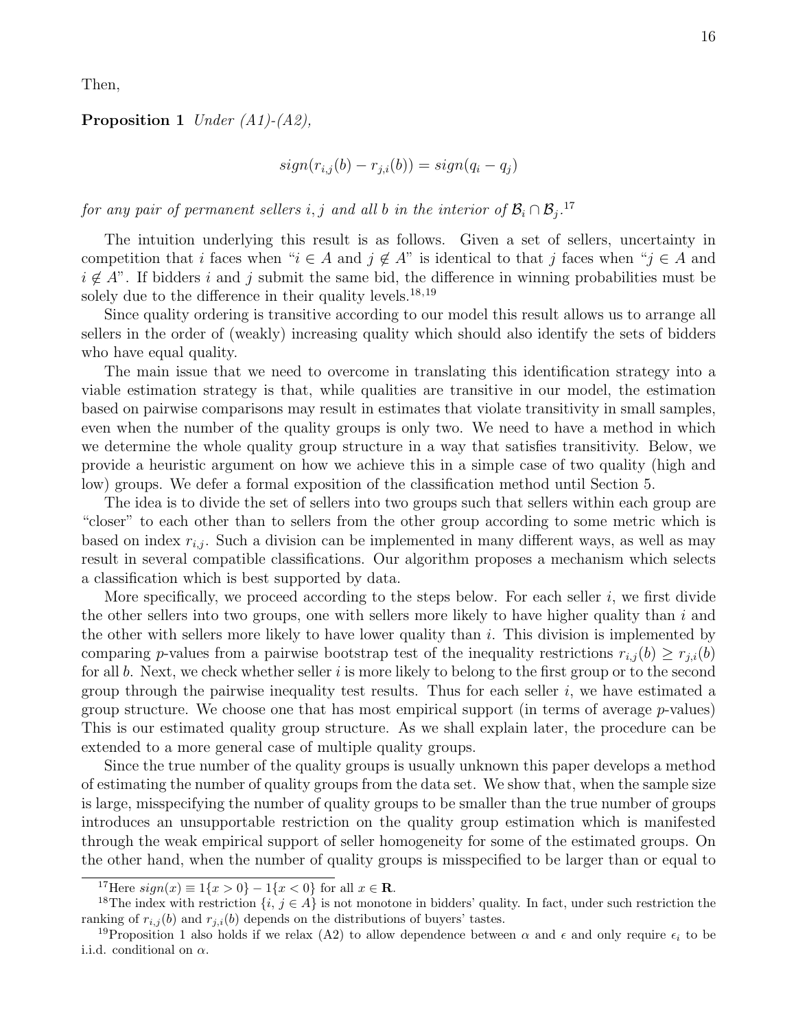Then,

**Proposition 1** *Under (A1)-(A2),*

$$sign(r_{i,j}(b) - r_{j,i}(b)) = sign(q_i - q_j)$$

*for any pair of permanent sellers $i, j$ and all $b$ in the interior of $\mathcal{B}_i \cap \mathcal{B}_j$.*[17]

The intuition underlying this result is as follows. Given a set of sellers, uncertainty in competition that $i$ faces when "$i \in A$ and $j \notin A$" is identical to that $j$ faces when "$j \in A$ and $i \notin A$". If bidders $i$ and $j$ submit the same bid, the difference in winning probabilities must be solely due to the difference in their quality levels.[18,19]

Since quality ordering is transitive according to our model this result allows us to arrange all sellers in the order of (weakly) increasing quality which should also identify the sets of bidders who have equal quality.

The main issue that we need to overcome in translating this identification strategy into a viable estimation strategy is that, while qualities are transitive in our model, the estimation based on pairwise comparisons may result in estimates that violate transitivity in small samples, even when the number of the quality groups is only two. We need to have a method in which we determine the whole quality group structure in a way that satisfies transitivity. Below, we provide a heuristic argument on how we achieve this in a simple case of two quality (high and low) groups. We defer a formal exposition of the classification method until Section 5.

The idea is to divide the set of sellers into two groups such that sellers within each group are "closer" to each other than to sellers from the other group according to some metric which is based on index $r_{i,j}$. Such a division can be implemented in many different ways, as well as may result in several compatible classifications. Our algorithm proposes a mechanism which selects a classification which is best supported by data.

More specifically, we proceed according to the steps below. For each seller $i$, we first divide the other sellers into two groups, one with sellers more likely to have higher quality than $i$ and the other with sellers more likely to have lower quality than $i$. This division is implemented by comparing $p$-values from a pairwise bootstrap test of the inequality restrictions $r_{i,j}(b) \geq r_{j,i}(b)$ for all $b$. Next, we check whether seller $i$ is more likely to belong to the first group or to the second group through the pairwise inequality test results. Thus for each seller $i$, we have estimated a group structure. We choose one that has most empirical support (in terms of average $p$-values) This is our estimated quality group structure. As we shall explain later, the procedure can be extended to a more general case of multiple quality groups.

Since the true number of the quality groups is usually unknown this paper develops a method of estimating the number of quality groups from the data set. We show that, when the sample size is large, misspecifying the number of quality groups to be smaller than the true number of groups introduces an unsupportable restriction on the quality group estimation which is manifested through the weak empirical support of seller homogeneity for some of the estimated groups. On the other hand, when the number of quality groups is misspecified to be larger than or equal to

---

[17] Here $sign(x) \equiv 1\{x > 0\} - 1\{x < 0\}$ for all $x \in \mathbf{R}$.

[18] The index with restriction $\{i, j \in A\}$ is not monotone in bidders' quality. In fact, under such restriction the ranking of $r_{i,j}(b)$ and $r_{j,i}(b)$ depends on the distributions of buyers' tastes.

[19] Proposition 1 also holds if we relax (A2) to allow dependence between $\alpha$ and $\epsilon$ and only require $\epsilon_i$ to be i.i.d. conditional on $\alpha$.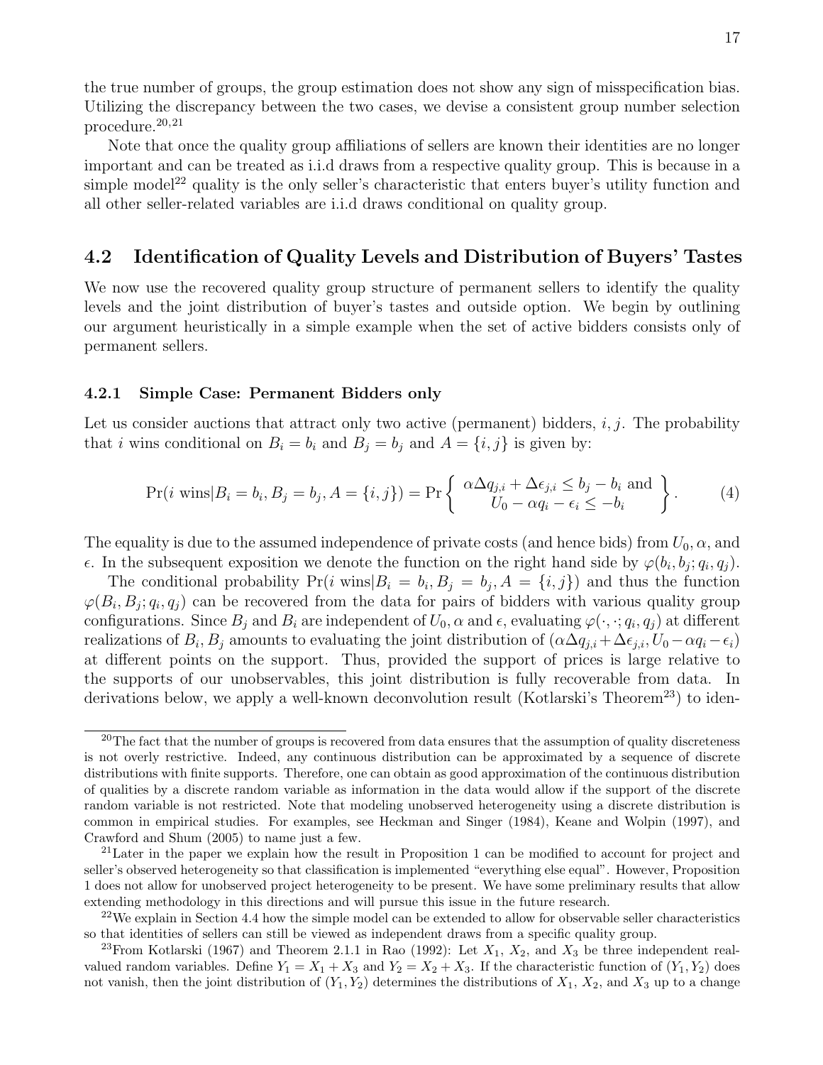the true number of groups, the group estimation does not show any sign of misspecification bias. Utilizing the discrepancy between the two cases, we devise a consistent group number selection procedure.[20,21]

Note that once the quality group affiliations of sellers are known their identities are no longer important and can be treated as i.i.d draws from a respective quality group. This is because in a simple model[22] quality is the only seller's characteristic that enters buyer's utility function and all other seller-related variables are i.i.d draws conditional on quality group.

## 4.2 Identification of Quality Levels and Distribution of Buyers' Tastes

We now use the recovered quality group structure of permanent sellers to identify the quality levels and the joint distribution of buyer's tastes and outside option. We begin by outlining our argument heuristically in a simple example when the set of active bidders consists only of permanent sellers.

### 4.2.1 Simple Case: Permanent Bidders only

Let us consider auctions that attract only two active (permanent) bidders, $i, j$. The probability that $i$ wins conditional on $B_i = b_i$ and $B_j = b_j$ and $A = \{i, j\}$ is given by:

$$\Pr(i \text{ wins}|B_i = b_i, B_j = b_j, A = \{i,j\}) = \Pr\left\{ \begin{array}{c} \alpha\Delta q_{j,i} + \Delta\epsilon_{j,i} \leq b_j - b_i \text{ and} \\ U_0 - \alpha q_i - \epsilon_i \leq -b_i \end{array} \right\}. \tag{4}$$

The equality is due to the assumed independence of private costs (and hence bids) from $U_0, \alpha$, and $\epsilon$. In the subsequent exposition we denote the function on the right hand side by $\varphi(b_i, b_j; q_i, q_j)$.

The conditional probability $\Pr(i \text{ wins}|B_i = b_i, B_j = b_j, A = \{i,j\})$ and thus the function $\varphi(B_i, B_j; q_i, q_j)$ can be recovered from the data for pairs of bidders with various quality group configurations. Since $B_j$ and $B_i$ are independent of $U_0, \alpha$ and $\epsilon$, evaluating $\varphi(\cdot, \cdot; q_i, q_j)$ at different realizations of $B_i, B_j$ amounts to evaluating the joint distribution of $(\alpha\Delta q_{j,i} + \Delta\epsilon_{j,i}, U_0 - \alpha q_i - \epsilon_i)$ at different points on the support. Thus, provided the support of prices is large relative to the supports of our unobservables, this joint distribution is fully recoverable from data. In derivations below, we apply a well-known deconvolution result (Kotlarski's Theorem[23]) to iden-

[20] The fact that the number of groups is recovered from data ensures that the assumption of quality discreteness is not overly restrictive. Indeed, any continuous distribution can be approximated by a sequence of discrete distributions with finite supports. Therefore, one can obtain as good approximation of the continuous distribution of qualities by a discrete random variable as information in the data would allow if the support of the discrete random variable is not restricted. Note that modeling unobserved heterogeneity using a discrete distribution is common in empirical studies. For examples, see Heckman and Singer (1984), Keane and Wolpin (1997), and Crawford and Shum (2005) to name just a few.

[21] Later in the paper we explain how the result in Proposition 1 can be modified to account for project and seller's observed heterogeneity so that classification is implemented "everything else equal". However, Proposition 1 does not allow for unobserved project heterogeneity to be present. We have some preliminary results that allow extending methodology in this directions and will pursue this issue in the future research.

[22] We explain in Section 4.4 how the simple model can be extended to allow for observable seller characteristics so that identities of sellers can still be viewed as independent draws from a specific quality group.

[23] From Kotlarski (1967) and Theorem 2.1.1 in Rao (1992): Let $X_1$, $X_2$, and $X_3$ be three independent real-valued random variables. Define $Y_1 = X_1 + X_3$ and $Y_2 = X_2 + X_3$. If the characteristic function of $(Y_1, Y_2)$ does not vanish, then the joint distribution of $(Y_1, Y_2)$ determines the distributions of $X_1$, $X_2$, and $X_3$ up to a change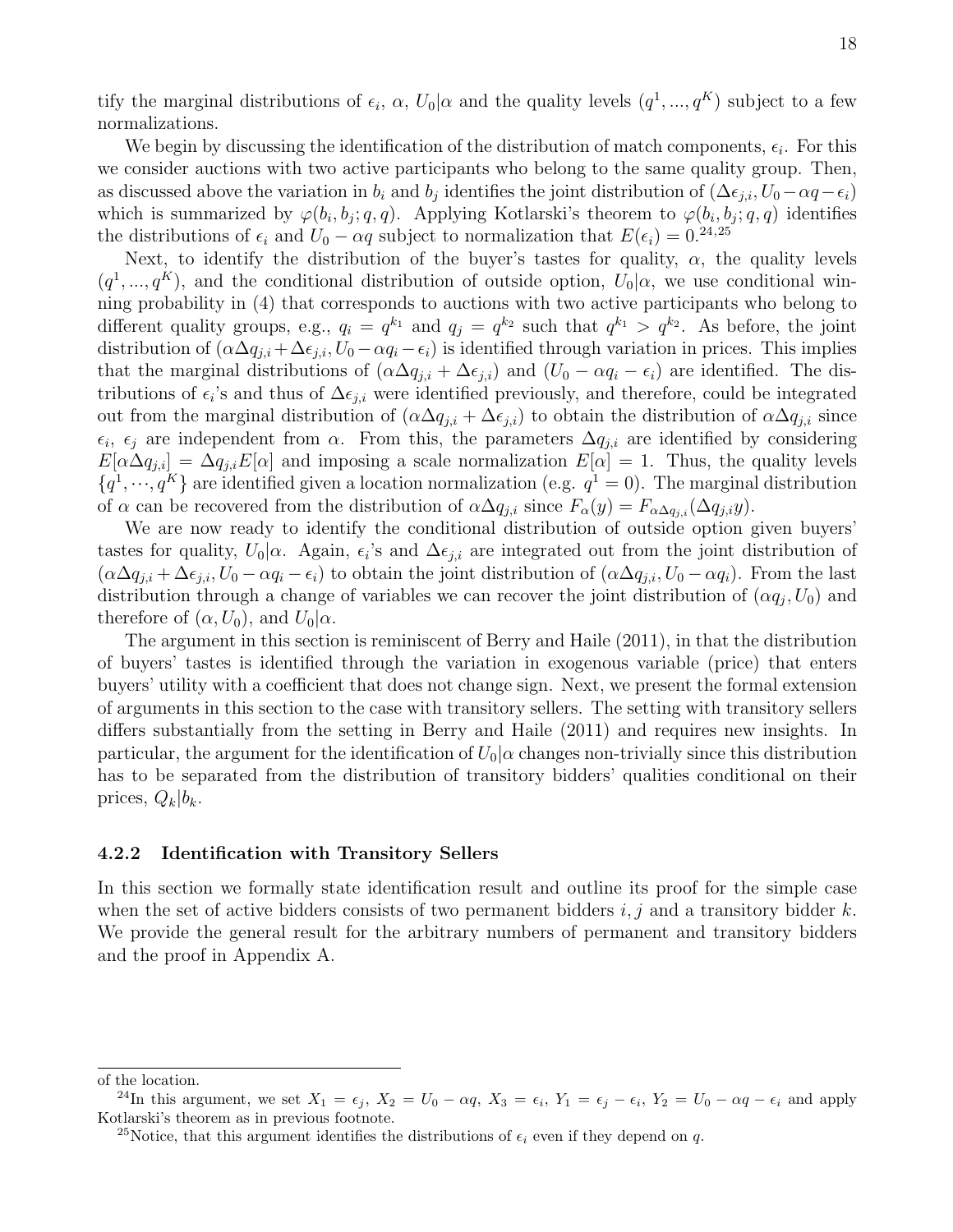tify the marginal distributions of $\epsilon_i$, $\alpha$, $U_0|\alpha$ and the quality levels $(q^1, ..., q^K)$ subject to a few normalizations.

We begin by discussing the identification of the distribution of match components, $\epsilon_i$. For this we consider auctions with two active participants who belong to the same quality group. Then, as discussed above the variation in $b_i$ and $b_j$ identifies the joint distribution of $(\Delta\epsilon_{j,i}, U_0 - \alpha q - \epsilon_i)$ which is summarized by $\varphi(b_i, b_j; q, q)$. Applying Kotlarski's theorem to $\varphi(b_i, b_j; q, q)$ identifies the distributions of $\epsilon_i$ and $U_0 - \alpha q$ subject to normalization that $E(\epsilon_i) = 0$.[24,25]

Next, to identify the distribution of the buyer's tastes for quality, $\alpha$, the quality levels $(q^1, ..., q^K)$, and the conditional distribution of outside option, $U_0|\alpha$, we use conditional winning probability in (4) that corresponds to auctions with two active participants who belong to different quality groups, e.g., $q_i = q^{k_1}$ and $q_j = q^{k_2}$ such that $q^{k_1} > q^{k_2}$. As before, the joint distribution of $(\alpha\Delta q_{j,i} + \Delta\epsilon_{j,i}, U_0 - \alpha q_i - \epsilon_i)$ is identified through variation in prices. This implies that the marginal distributions of $(\alpha\Delta q_{j,i} + \Delta\epsilon_{j,i})$ and $(U_0 - \alpha q_i - \epsilon_i)$ are identified. The distributions of $\epsilon_i$'s and thus of $\Delta\epsilon_{j,i}$ were identified previously, and therefore, could be integrated out from the marginal distribution of $(\alpha\Delta q_{j,i} + \Delta\epsilon_{j,i})$ to obtain the distribution of $\alpha\Delta q_{j,i}$ since $\epsilon_i$, $\epsilon_j$ are independent from $\alpha$. From this, the parameters $\Delta q_{j,i}$ are identified by considering $E[\alpha\Delta q_{j,i}] = \Delta q_{j,i}E[\alpha]$ and imposing a scale normalization $E[\alpha] = 1$. Thus, the quality levels $\{q^1, \cdots, q^K\}$ are identified given a location normalization (e.g. $q^1 = 0$). The marginal distribution of $\alpha$ can be recovered from the distribution of $\alpha\Delta q_{j,i}$ since $F_\alpha(y) = F_{\alpha\Delta q_{j,i}}(\Delta q_{j,i}y)$.

We are now ready to identify the conditional distribution of outside option given buyers' tastes for quality, $U_0|\alpha$. Again, $\epsilon_i$'s and $\Delta\epsilon_{j,i}$ are integrated out from the joint distribution of $(\alpha\Delta q_{j,i} + \Delta\epsilon_{j,i}, U_0 - \alpha q_i - \epsilon_i)$ to obtain the joint distribution of $(\alpha\Delta q_{j,i}, U_0 - \alpha q_i)$. From the last distribution through a change of variables we can recover the joint distribution of $(\alpha q_j, U_0)$ and therefore of $(\alpha, U_0)$, and $U_0|\alpha$.

The argument in this section is reminiscent of Berry and Haile (2011), in that the distribution of buyers' tastes is identified through the variation in exogenous variable (price) that enters buyers' utility with a coefficient that does not change sign. Next, we present the formal extension of arguments in this section to the case with transitory sellers. The setting with transitory sellers differs substantially from the setting in Berry and Haile (2011) and requires new insights. In particular, the argument for the identification of $U_0|\alpha$ changes non-trivially since this distribution has to be separated from the distribution of transitory bidders' qualities conditional on their prices, $Q_k|b_k$.

### 4.2.2 Identification with Transitory Sellers

In this section we formally state identification result and outline its proof for the simple case when the set of active bidders consists of two permanent bidders $i, j$ and a transitory bidder $k$. We provide the general result for the arbitrary numbers of permanent and transitory bidders and the proof in Appendix A.

---

of the location.

[24]In this argument, we set $X_1 = \epsilon_j$, $X_2 = U_0 - \alpha q$, $X_3 = \epsilon_i$, $Y_1 = \epsilon_j - \epsilon_i$, $Y_2 = U_0 - \alpha q - \epsilon_i$ and apply Kotlarski's theorem as in previous footnote.

[25]Notice, that this argument identifies the distributions of $\epsilon_i$ even if they depend on $q$.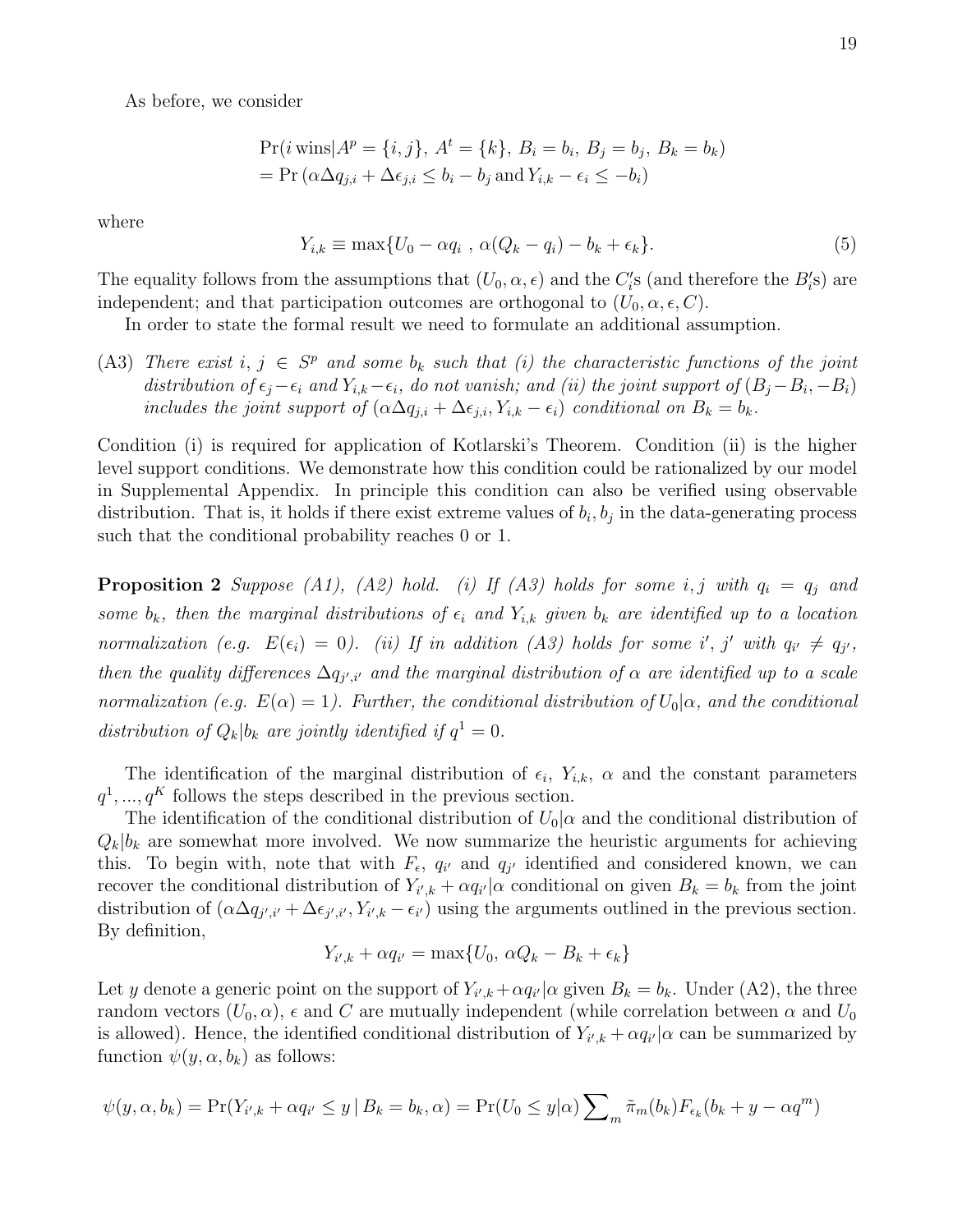As before, we consider

$$
\begin{aligned}
&\Pr(i\,\text{wins}|A^p = \{i,j\},\, A^t = \{k\},\, B_i = b_i,\, B_j = b_j,\, B_k = b_k) \\
&= \Pr\left(\alpha \Delta q_{j,i} + \Delta \epsilon_{j,i} \leq b_i - b_j \,\text{and}\, Y_{i,k} - \epsilon_i \leq -b_i\right)
\end{aligned}
$$

where

$$
Y_{i,k} \equiv \max\{U_0 - \alpha q_i \;,\; \alpha(Q_k - q_i) - b_k + \epsilon_k\}. \tag{5}
$$

The equality follows from the assumptions that $(U_0, \alpha, \epsilon)$ and the $C_i'$s (and therefore the $B_i'$s) are independent; and that participation outcomes are orthogonal to $(U_0, \alpha, \epsilon, C)$.

In order to state the formal result we need to formulate an additional assumption.

(A3) *There exist $i, j \in S^p$ and some $b_k$ such that (i) the characteristic functions of the joint distribution of $\epsilon_j - \epsilon_i$ and $Y_{i,k} - \epsilon_i$, do not vanish; and (ii) the joint support of $(B_j - B_i, -B_i)$ includes the joint support of $(\alpha \Delta q_{j,i} + \Delta \epsilon_{j,i}, Y_{i,k} - \epsilon_i)$ conditional on $B_k = b_k$.*

Condition (i) is required for application of Kotlarski's Theorem. Condition (ii) is the higher level support conditions. We demonstrate how this condition could be rationalized by our model in Supplemental Appendix. In principle this condition can also be verified using observable distribution. That is, it holds if there exist extreme values of $b_i, b_j$ in the data-generating process such that the conditional probability reaches 0 or 1.

**Proposition 2** *Suppose (A1), (A2) hold. (i) If (A3) holds for some $i, j$ with $q_i = q_j$ and some $b_k$, then the marginal distributions of $\epsilon_i$ and $Y_{i,k}$ given $b_k$ are identified up to a location normalization (e.g. $E(\epsilon_i) = 0$). (ii) If in addition (A3) holds for some $i', j'$ with $q_{i'} \neq q_{j'}$, then the quality differences $\Delta q_{j',i'}$ and the marginal distribution of $\alpha$ are identified up to a scale normalization (e.g. $E(\alpha) = 1$). Further, the conditional distribution of $U_0|\alpha$, and the conditional distribution of $Q_k|b_k$ are jointly identified if $q^1 = 0$.*

The identification of the marginal distribution of $\epsilon_i$, $Y_{i,k}$, $\alpha$ and the constant parameters $q^1, ..., q^K$ follows the steps described in the previous section.

The identification of the conditional distribution of $U_0|\alpha$ and the conditional distribution of $Q_k|b_k$ are somewhat more involved. We now summarize the heuristic arguments for achieving this. To begin with, note that with $F_\epsilon$, $q_{i'}$ and $q_{j'}$ identified and considered known, we can recover the conditional distribution of $Y_{i',k} + \alpha q_{i'}|\alpha$ conditional on given $B_k = b_k$ from the joint distribution of $(\alpha \Delta q_{j',i'} + \Delta \epsilon_{j',i'}, Y_{i',k} - \epsilon_{i'})$ using the arguments outlined in the previous section. By definition,

$$
Y_{i',k} + \alpha q_{i'} = \max\{U_0,\, \alpha Q_k - B_k + \epsilon_k\}
$$

Let $y$ denote a generic point on the support of $Y_{i',k} + \alpha q_{i'}|\alpha$ given $B_k = b_k$. Under (A2), the three random vectors $(U_0, \alpha)$, $\epsilon$ and $C$ are mutually independent (while correlation between $\alpha$ and $U_0$ is allowed). Hence, the identified conditional distribution of $Y_{i',k} + \alpha q_{i'}|\alpha$ can be summarized by function $\psi(y, \alpha, b_k)$ as follows:

$$
\psi(y, \alpha, b_k) = \Pr(Y_{i',k} + \alpha q_{i'} \leq y \,|\, B_k = b_k, \alpha) = \Pr(U_0 \leq y|\alpha) \sum\nolimits_m \tilde{\pi}_m(b_k) F_{\epsilon_k}(b_k + y - \alpha q^m)
$$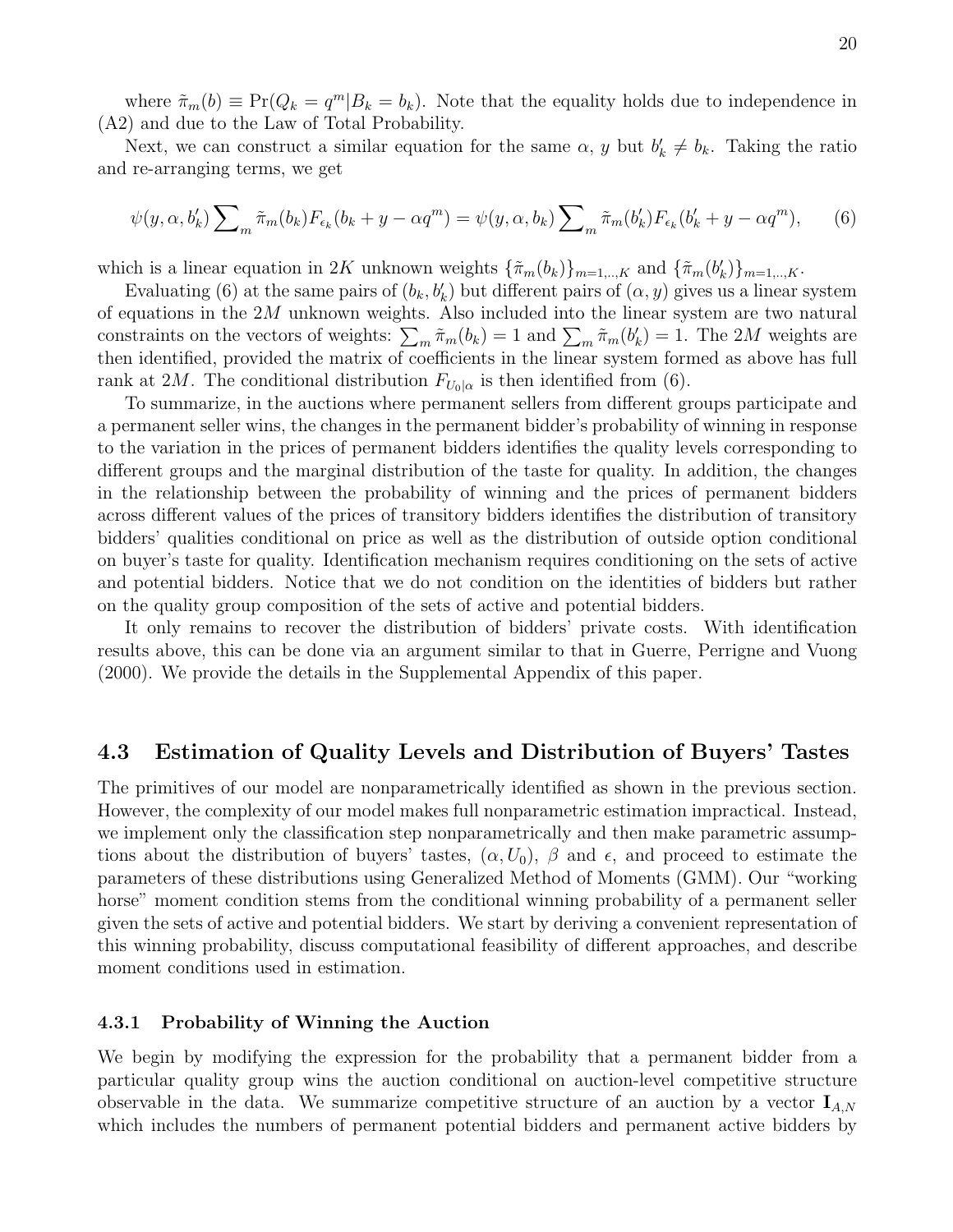where $\tilde{\pi}_m(b) \equiv \Pr(Q_k = q^m | B_k = b_k)$. Note that the equality holds due to independence in (A2) and due to the Law of Total Probability.

Next, we can construct a similar equation for the same $\alpha$, $y$ but $b'_k \neq b_k$. Taking the ratio and re-arranging terms, we get

$$\psi(y, \alpha, b'_k) \sum_m \tilde{\pi}_m(b_k) F_{\epsilon_k}(b_k + y - \alpha q^m) = \psi(y, \alpha, b_k) \sum_m \tilde{\pi}_m(b'_k) F_{\epsilon_k}(b'_k + y - \alpha q^m), \tag{6}$$

which is a linear equation in $2K$ unknown weights $\{\tilde{\pi}_m(b_k)\}_{m=1,..,K}$ and $\{\tilde{\pi}_m(b'_k)\}_{m=1,..,K}$.

Evaluating (6) at the same pairs of $(b_k, b'_k)$ but different pairs of $(\alpha, y)$ gives us a linear system of equations in the $2M$ unknown weights. Also included into the linear system are two natural constraints on the vectors of weights: $\sum_m \tilde{\pi}_m(b_k) = 1$ and $\sum_m \tilde{\pi}_m(b'_k) = 1$. The $2M$ weights are then identified, provided the matrix of coefficients in the linear system formed as above has full rank at $2M$. The conditional distribution $F_{U_0|\alpha}$ is then identified from (6).

To summarize, in the auctions where permanent sellers from different groups participate and a permanent seller wins, the changes in the permanent bidder's probability of winning in response to the variation in the prices of permanent bidders identifies the quality levels corresponding to different groups and the marginal distribution of the taste for quality. In addition, the changes in the relationship between the probability of winning and the prices of permanent bidders across different values of the prices of transitory bidders identifies the distribution of transitory bidders' qualities conditional on price as well as the distribution of outside option conditional on buyer's taste for quality. Identification mechanism requires conditioning on the sets of active and potential bidders. Notice that we do not condition on the identities of bidders but rather on the quality group composition of the sets of active and potential bidders.

It only remains to recover the distribution of bidders' private costs. With identification results above, this can be done via an argument similar to that in Guerre, Perrigne and Vuong (2000). We provide the details in the Supplemental Appendix of this paper.

### 4.3 Estimation of Quality Levels and Distribution of Buyers' Tastes

The primitives of our model are nonparametrically identified as shown in the previous section. However, the complexity of our model makes full nonparametric estimation impractical. Instead, we implement only the classification step nonparametrically and then make parametric assumptions about the distribution of buyers' tastes, $(\alpha, U_0)$, $\beta$ and $\epsilon$, and proceed to estimate the parameters of these distributions using Generalized Method of Moments (GMM). Our "working horse" moment condition stems from the conditional winning probability of a permanent seller given the sets of active and potential bidders. We start by deriving a convenient representation of this winning probability, discuss computational feasibility of different approaches, and describe moment conditions used in estimation.

#### 4.3.1 Probability of Winning the Auction

We begin by modifying the expression for the probability that a permanent bidder from a particular quality group wins the auction conditional on auction-level competitive structure observable in the data. We summarize competitive structure of an auction by a vector $\mathbf{I}_{A,N}$ which includes the numbers of permanent potential bidders and permanent active bidders by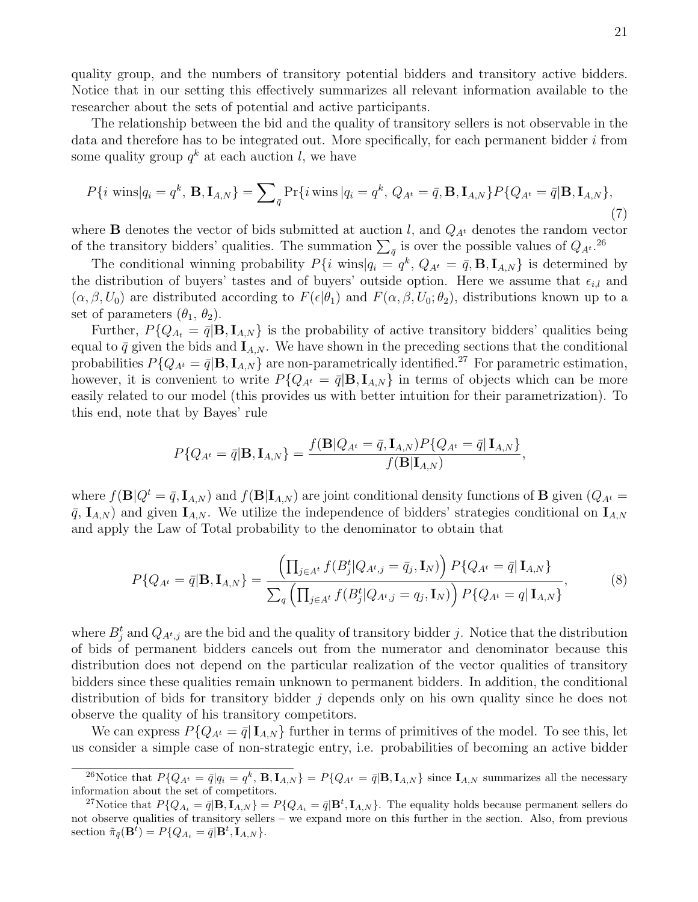quality group, and the numbers of transitory potential bidders and transitory active bidders. Notice that in our setting this effectively summarizes all relevant information available to the researcher about the sets of potential and active participants.

The relationship between the bid and the quality of transitory sellers is not observable in the data and therefore has to be integrated out. More specifically, for each permanent bidder $i$ from some quality group $q^k$ at each auction $l$, we have

$$P\{i \text{ wins}|q_i = q^k,\, \mathbf{B}, \mathbf{I}_{A,N}\} = \sum\nolimits_{\bar{q}} \Pr\{i \,\text{wins}\,|q_i = q^k,\, Q_{A^t} = \bar{q}, \mathbf{B}, \mathbf{I}_{A,N}\} P\{Q_{A^t} = \bar{q}|\mathbf{B}, \mathbf{I}_{A,N}\}, \tag{7}$$

where $\mathbf{B}$ denotes the vector of bids submitted at auction $l$, and $Q_{A^t}$ denotes the random vector of the transitory bidders' qualities. The summation $\sum_{\bar{q}}$ is over the possible values of $Q_{A^t}$.[26]

The conditional winning probability $P\{i \text{ wins}|q_i = q^k,\, Q_{A^t} = \bar{q}, \mathbf{B}, \mathbf{I}_{A,N}\}$ is determined by the distribution of buyers' tastes and of buyers' outside option. Here we assume that $\epsilon_{i,l}$ and $(\alpha, \beta, U_0)$ are distributed according to $F(\epsilon|\theta_1)$ and $F(\alpha, \beta, U_0; \theta_2)$, distributions known up to a set of parameters $(\theta_1,\, \theta_2)$.

Further, $P\{Q_{A_t} = \bar{q}|\mathbf{B}, \mathbf{I}_{A,N}\}$ is the probability of active transitory bidders' qualities being equal to $\bar{q}$ given the bids and $\mathbf{I}_{A,N}$. We have shown in the preceding sections that the conditional probabilities $P\{Q_{A^t} = \bar{q}|\mathbf{B}, \mathbf{I}_{A,N}\}$ are non-parametrically identified.[27] For parametric estimation, however, it is convenient to write $P\{Q_{A^t} = \bar{q}|\mathbf{B}, \mathbf{I}_{A,N}\}$ in terms of objects which can be more easily related to our model (this provides us with better intuition for their parametrization). To this end, note that by Bayes' rule

$$P\{Q_{A^t} = \bar{q}|\mathbf{B}, \mathbf{I}_{A,N}\} = \frac{f(\mathbf{B}|Q_{A^t} = \bar{q}, \mathbf{I}_{A,N}) P\{Q_{A^t} = \bar{q}|\, \mathbf{I}_{A,N}\}}{f(\mathbf{B}|\mathbf{I}_{A,N})},$$

where $f(\mathbf{B}|Q^t = \bar{q}, \mathbf{I}_{A,N})$ and $f(\mathbf{B}|\mathbf{I}_{A,N})$ are joint conditional density functions of $\mathbf{B}$ given $(Q_{A^t} = \bar{q},\, \mathbf{I}_{A,N})$ and given $\mathbf{I}_{A,N}$. We utilize the independence of bidders' strategies conditional on $\mathbf{I}_{A,N}$ and apply the Law of Total probability to the denominator to obtain that

$$P\{Q_{A^t} = \bar{q}|\mathbf{B}, \mathbf{I}_{A,N}\} = \frac{\left(\prod_{j \in A^t} f(B^t_j|Q_{A^t,j} = \bar{q}_j, \mathbf{I}_N)\right) P\{Q_{A^t} = \bar{q}|\, \mathbf{I}_{A,N}\}}{\sum_q \left(\prod_{j \in A^t} f(B^t_j|Q_{A^t,j} = q_j, \mathbf{I}_N)\right) P\{Q_{A^t} = q|\, \mathbf{I}_{A,N}\}}, \tag{8}$$

where $B^t_j$ and $Q_{A^t,j}$ are the bid and the quality of transitory bidder $j$. Notice that the distribution of bids of permanent bidders cancels out from the numerator and denominator because this distribution does not depend on the particular realization of the vector qualities of transitory bidders since these qualities remain unknown to permanent bidders. In addition, the conditional distribution of bids for transitory bidder $j$ depends only on his own quality since he does not observe the quality of his transitory competitors.

We can express $P\{Q_{A^t} = \bar{q}|\, \mathbf{I}_{A,N}\}$ further in terms of primitives of the model. To see this, let us consider a simple case of non-strategic entry, i.e. probabilities of becoming an active bidder

---

[26] Notice that $P\{Q_{A^t} = \bar{q}|q_i = q^k,\, \mathbf{B}, \mathbf{I}_{A,N}\} = P\{Q_{A^t} = \bar{q}|\mathbf{B}, \mathbf{I}_{A,N}\}$ since $\mathbf{I}_{A,N}$ summarizes all the necessary information about the set of competitors.

[27] Notice that $P\{Q_{A_t} = \bar{q}|\mathbf{B}, \mathbf{I}_{A,N}\} = P\{Q_{A_t} = \bar{q}|\mathbf{B}^t, \mathbf{I}_{A,N}\}$. The equality holds because permanent sellers do not observe qualities of transitory sellers – we expand more on this further in the section. Also, from previous section $\tilde{\pi}_{\bar{q}}(\mathbf{B}^t) = P\{Q_{A_t} = \bar{q}|\mathbf{B}^t, \mathbf{I}_{A,N}\}$.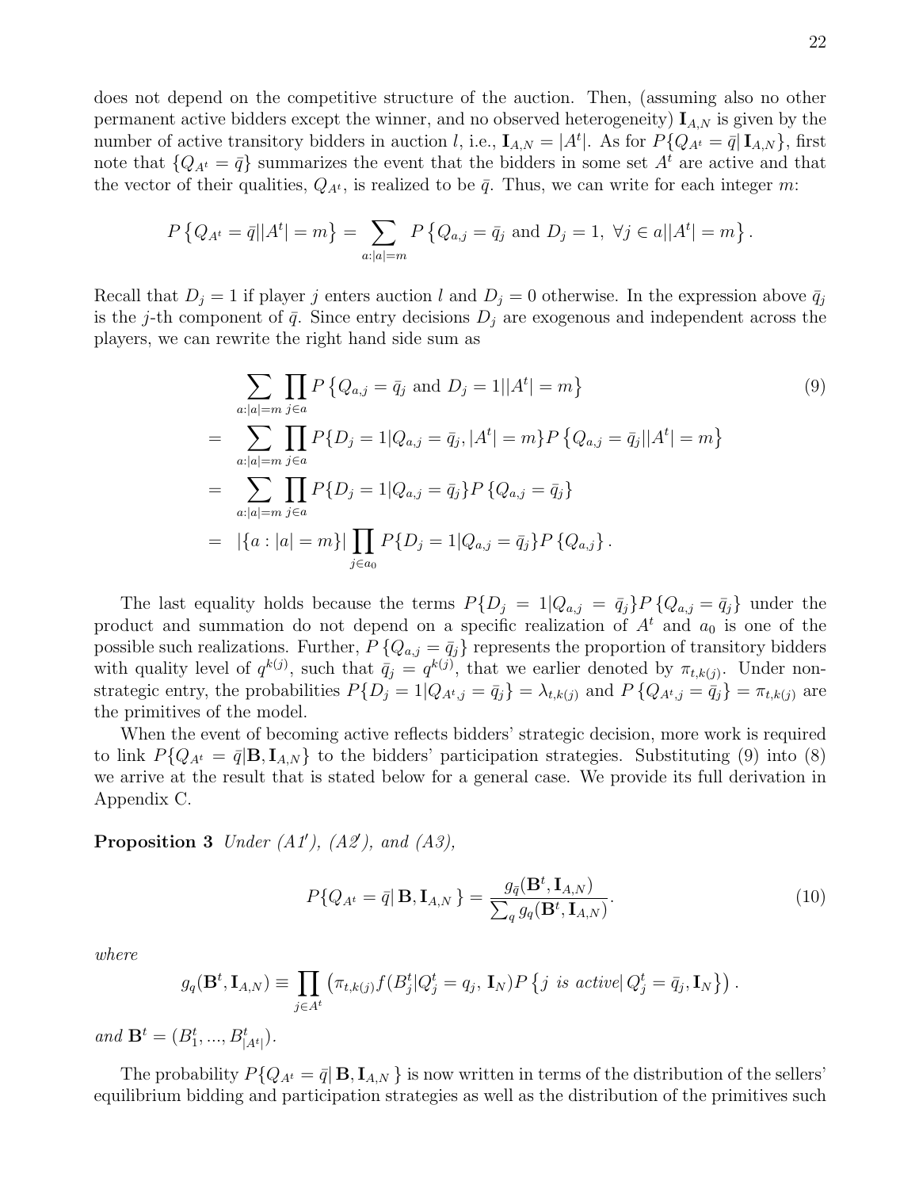does not depend on the competitive structure of the auction. Then, (assuming also no other permanent active bidders except the winner, and no observed heterogeneity) $\mathbf{I}_{A,N}$ is given by the number of active transitory bidders in auction $l$, i.e., $\mathbf{I}_{A,N} = |A^t|$. As for $P\{Q_{A^t} = \bar{q}|\, \mathbf{I}_{A,N}\}$, first note that $\{Q_{A^t} = \bar{q}\}$ summarizes the event that the bidders in some set $A^t$ are active and that the vector of their qualities, $Q_{A^t}$, is realized to be $\bar{q}$. Thus, we can write for each integer $m$:

$$P\left\{Q_{A^t} = \bar{q}||A^t| = m\right\} = \sum_{a:|a|=m} P\left\{Q_{a,j} = \bar{q}_j \text{ and } D_j = 1,\ \forall j \in a||A^t| = m\right\}.$$

Recall that $D_j = 1$ if player $j$ enters auction $l$ and $D_j = 0$ otherwise. In the expression above $\bar{q}_j$ is the $j$-th component of $\bar{q}$. Since entry decisions $D_j$ are exogenous and independent across the players, we can rewrite the right hand side sum as

$$\begin{aligned}
& \sum_{a:|a|=m} \prod_{j\in a} P\left\{Q_{a,j} = \bar{q}_j \text{ and } D_j = 1||A^t| = m\right\} \qquad (9)\\
= & \sum_{a:|a|=m} \prod_{j\in a} P\{D_j = 1|Q_{a,j} = \bar{q}_j, |A^t| = m\} P\left\{Q_{a,j} = \bar{q}_j||A^t| = m\right\}\\
= & \sum_{a:|a|=m} \prod_{j\in a} P\{D_j = 1|Q_{a,j} = \bar{q}_j\} P\left\{Q_{a,j} = \bar{q}_j\right\}\\
= & \ |\{a : |a| = m\}| \prod_{j\in a_0} P\{D_j = 1|Q_{a,j} = \bar{q}_j\} P\left\{Q_{a,j}\right\}.
\end{aligned}$$

The last equality holds because the terms $P\{D_j = 1|Q_{a,j} = \bar{q}_j\} P\{Q_{a,j} = \bar{q}_j\}$ under the product and summation do not depend on a specific realization of $A^t$ and $a_0$ is one of the possible such realizations. Further, $P\{Q_{a,j} = \bar{q}_j\}$ represents the proportion of transitory bidders with quality level of $q^{k(j)}$, such that $\bar{q}_j = q^{k(j)}$, that we earlier denoted by $\pi_{t,k(j)}$. Under non-strategic entry, the probabilities $P\{D_j = 1|Q_{A^t,j} = \bar{q}_j\} = \lambda_{t,k(j)}$ and $P\{Q_{A^t,j} = \bar{q}_j\} = \pi_{t,k(j)}$ are the primitives of the model.

When the event of becoming active reflects bidders' strategic decision, more work is required to link $P\{Q_{A^t} = \bar{q}|\mathbf{B}, \mathbf{I}_{A,N}\}$ to the bidders' participation strategies. Substituting (9) into (8) we arrive at the result that is stated below for a general case. We provide its full derivation in Appendix C.

**Proposition 3** *Under (A1′), (A2′), and (A3),*

$$P\{Q_{A^t} = \bar{q}|\, \mathbf{B}, \mathbf{I}_{A,N}\,\} = \frac{g_{\bar{q}}(\mathbf{B}^t, \mathbf{I}_{A,N})}{\sum_q g_q(\mathbf{B}^t, \mathbf{I}_{A,N})}. \qquad (10)$$

*where*

$$g_q(\mathbf{B}^t, \mathbf{I}_{A,N}) \equiv \prod_{j\in A^t} \left(\pi_{t,k(j)} f(B_j^t|Q_j^t = q_j,\, \mathbf{I}_N) P\left\{j \text{ is active}|\, Q_j^t = \bar{q}_j, \mathbf{I}_N\right\}\right).$$

*and* $\mathbf{B}^t = (B_1^t, ..., B_{|A^t|}^t)$.

The probability $P\{Q_{A^t} = \bar{q}|\, \mathbf{B}, \mathbf{I}_{A,N}\,\}$ is now written in terms of the distribution of the sellers' equilibrium bidding and participation strategies as well as the distribution of the primitives such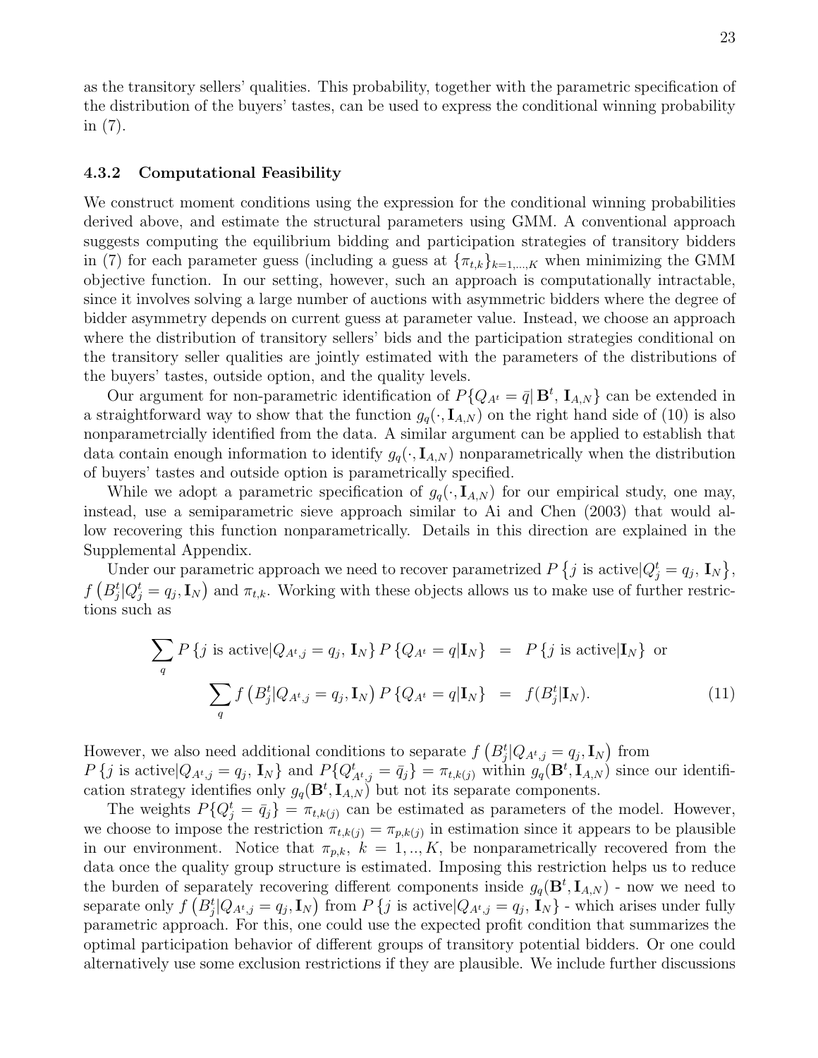as the transitory sellers' qualities. This probability, together with the parametric specification of the distribution of the buyers' tastes, can be used to express the conditional winning probability in (7).

### 4.3.2 Computational Feasibility

We construct moment conditions using the expression for the conditional winning probabilities derived above, and estimate the structural parameters using GMM. A conventional approach suggests computing the equilibrium bidding and participation strategies of transitory bidders in (7) for each parameter guess (including a guess at $\{\pi_{t,k}\}_{k=1,...,K}$ when minimizing the GMM objective function. In our setting, however, such an approach is computationally intractable, since it involves solving a large number of auctions with asymmetric bidders where the degree of bidder asymmetry depends on current guess at parameter value. Instead, we choose an approach where the distribution of transitory sellers' bids and the participation strategies conditional on the transitory seller qualities are jointly estimated with the parameters of the distributions of the buyers' tastes, outside option, and the quality levels.

Our argument for non-parametric identification of $P\{Q_{A^t} = \bar{q}|\, \mathbf{B}^t,\, \mathbf{I}_{A,N}\}$ can be extended in a straightforward way to show that the function $g_q(\cdot, \mathbf{I}_{A,N})$ on the right hand side of (10) is also nonparametrcially identified from the data. A similar argument can be applied to establish that data contain enough information to identify $g_q(\cdot, \mathbf{I}_{A,N})$ nonparametrically when the distribution of buyers' tastes and outside option is parametrically specified.

While we adopt a parametric specification of $g_q(\cdot, \mathbf{I}_{A,N})$ for our empirical study, one may, instead, use a semiparametric sieve approach similar to Ai and Chen (2003) that would allow recovering this function nonparametrically. Details in this direction are explained in the Supplemental Appendix.

Under our parametric approach we need to recover parametrized $P\left\{j \text{ is active}|Q_j^t = q_j,\, \mathbf{I}_N\right\}$, $f\left(B_j^t|Q_j^t = q_j, \mathbf{I}_N\right)$ and $\pi_{t,k}$. Working with these objects allows us to make use of further restrictions such as

$$
\begin{aligned}
\sum_q P\left\{j \text{ is active}|Q_{A^t,j} = q_j,\, \mathbf{I}_N\right\} P\left\{Q_{A^t} = q|\mathbf{I}_N\right\} &= P\left\{j \text{ is active}|\mathbf{I}_N\right\} \text{ or} \\
\sum_q f\left(B_j^t|Q_{A^t,j} = q_j, \mathbf{I}_N\right) P\left\{Q_{A^t} = q|\mathbf{I}_N\right\} &= f(B_j^t|\mathbf{I}_N). \qquad (11)
\end{aligned}
$$

However, we also need additional conditions to separate $f\left(B_j^t|Q_{A^t,j} = q_j, \mathbf{I}_N\right)$ from $P\left\{j \text{ is active}|Q_{A^t,j} = q_j,\, \mathbf{I}_N\right\}$ and $P\{Q_{A^t,j}^t = \bar{q}_j\} = \pi_{t,k(j)}$ within $g_q(\mathbf{B}^t, \mathbf{I}_{A,N})$ since our identification strategy identifies only $g_q(\mathbf{B}^t, \mathbf{I}_{A,N})$ but not its separate components.

The weights $P\{Q_j^t = \bar{q}_j\} = \pi_{t,k(j)}$ can be estimated as parameters of the model. However, we choose to impose the restriction $\pi_{t,k(j)} = \pi_{p,k(j)}$ in estimation since it appears to be plausible in our environment. Notice that $\pi_{p,k},\ k = 1,..,K$, be nonparametrically recovered from the data once the quality group structure is estimated. Imposing this restriction helps us to reduce the burden of separately recovering different components inside $g_q(\mathbf{B}^t, \mathbf{I}_{A,N})$ - now we need to separate only $f\left(B_j^t|Q_{A^t,j} = q_j, \mathbf{I}_N\right)$ from $P\left\{j \text{ is active}|Q_{A^t,j} = q_j,\, \mathbf{I}_N\right\}$ - which arises under fully parametric approach. For this, one could use the expected profit condition that summarizes the optimal participation behavior of different groups of transitory potential bidders. Or one could alternatively use some exclusion restrictions if they are plausible. We include further discussions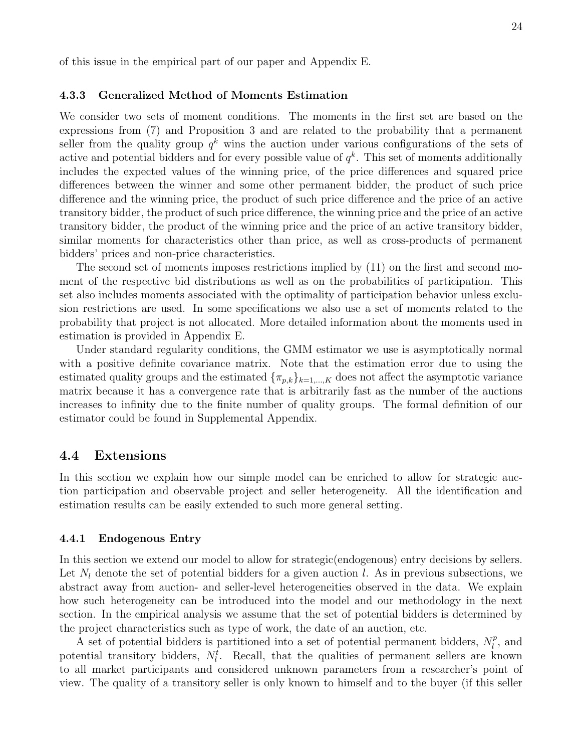of this issue in the empirical part of our paper and Appendix E.

### 4.3.3 Generalized Method of Moments Estimation

We consider two sets of moment conditions. The moments in the first set are based on the expressions from (7) and Proposition 3 and are related to the probability that a permanent seller from the quality group $q^k$ wins the auction under various configurations of the sets of active and potential bidders and for every possible value of $q^k$. This set of moments additionally includes the expected values of the winning price, of the price differences and squared price differences between the winner and some other permanent bidder, the product of such price difference and the winning price, the product of such price difference and the price of an active transitory bidder, the product of such price difference, the winning price and the price of an active transitory bidder, the product of the winning price and the price of an active transitory bidder, similar moments for characteristics other than price, as well as cross-products of permanent bidders' prices and non-price characteristics.

The second set of moments imposes restrictions implied by (11) on the first and second moment of the respective bid distributions as well as on the probabilities of participation. This set also includes moments associated with the optimality of participation behavior unless exclusion restrictions are used. In some specifications we also use a set of moments related to the probability that project is not allocated. More detailed information about the moments used in estimation is provided in Appendix E.

Under standard regularity conditions, the GMM estimator we use is asymptotically normal with a positive definite covariance matrix. Note that the estimation error due to using the estimated quality groups and the estimated $\{\pi_{p,k}\}_{k=1,\ldots,K}$ does not affect the asymptotic variance matrix because it has a convergence rate that is arbitrarily fast as the number of the auctions increases to infinity due to the finite number of quality groups. The formal definition of our estimator could be found in Supplemental Appendix.

## 4.4 Extensions

In this section we explain how our simple model can be enriched to allow for strategic auction participation and observable project and seller heterogeneity. All the identification and estimation results can be easily extended to such more general setting.

### 4.4.1 Endogenous Entry

In this section we extend our model to allow for strategic(endogenous) entry decisions by sellers. Let $N_l$ denote the set of potential bidders for a given auction $l$. As in previous subsections, we abstract away from auction- and seller-level heterogeneities observed in the data. We explain how such heterogeneity can be introduced into the model and our methodology in the next section. In the empirical analysis we assume that the set of potential bidders is determined by the project characteristics such as type of work, the date of an auction, etc.

A set of potential bidders is partitioned into a set of potential permanent bidders, $N_l^p$, and potential transitory bidders, $N_l^t$. Recall, that the qualities of permanent sellers are known to all market participants and considered unknown parameters from a researcher's point of view. The quality of a transitory seller is only known to himself and to the buyer (if this seller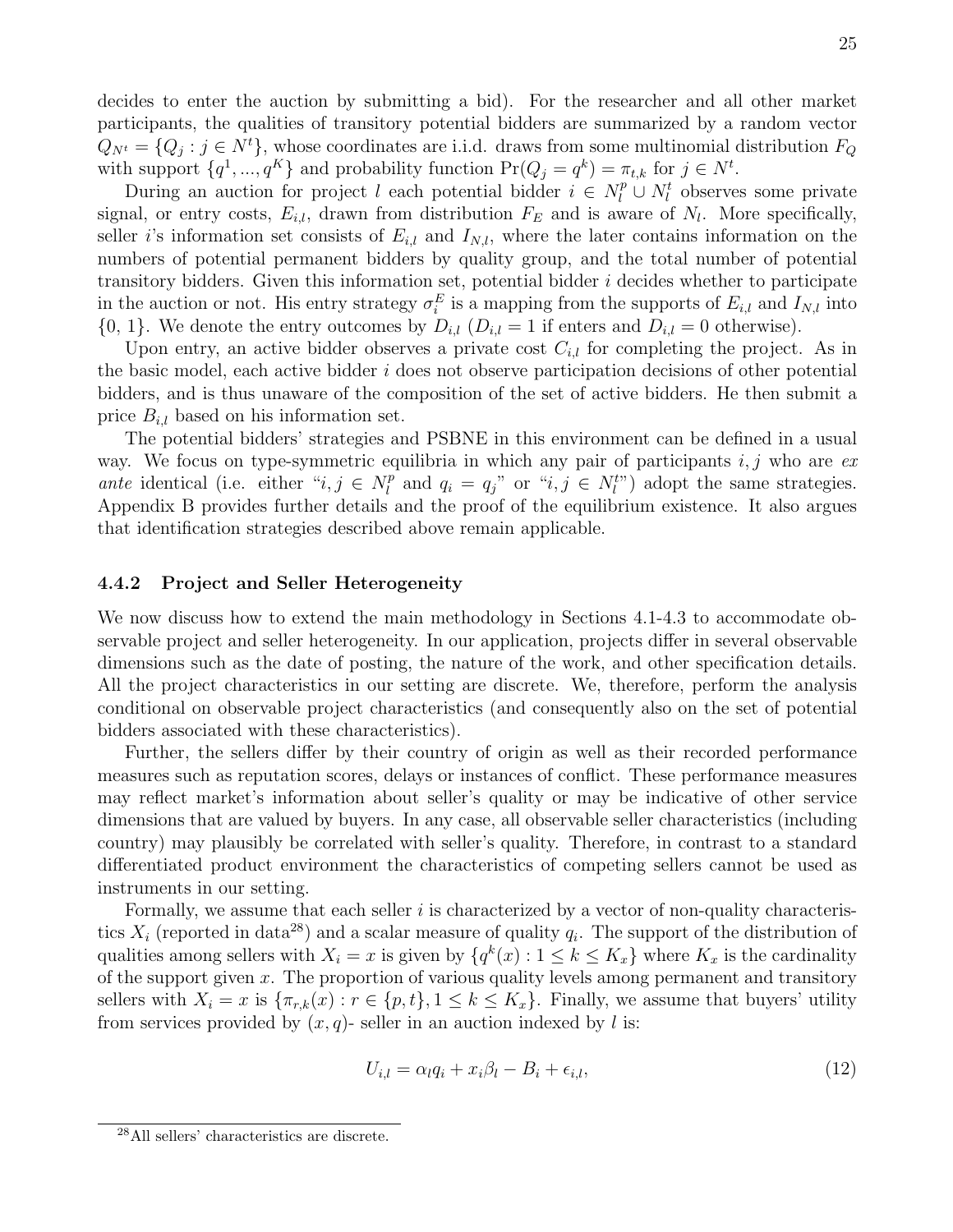decides to enter the auction by submitting a bid). For the researcher and all other market participants, the qualities of transitory potential bidders are summarized by a random vector $Q_{N^t} = \{Q_j : j \in N^t\}$, whose coordinates are i.i.d. draws from some multinomial distribution $F_Q$ with support $\{q^1, ..., q^K\}$ and probability function $\Pr(Q_j = q^k) = \pi_{t,k}$ for $j \in N^t$.

During an auction for project $l$ each potential bidder $i \in N_l^p \cup N_l^t$ observes some private signal, or entry costs, $E_{i,l}$, drawn from distribution $F_E$ and is aware of $N_l$. More specifically, seller $i$'s information set consists of $E_{i,l}$ and $I_{N,l}$, where the later contains information on the numbers of potential permanent bidders by quality group, and the total number of potential transitory bidders. Given this information set, potential bidder $i$ decides whether to participate in the auction or not. His entry strategy $\sigma_i^E$ is a mapping from the supports of $E_{i,l}$ and $I_{N,l}$ into $\{0, 1\}$. We denote the entry outcomes by $D_{i,l}$ ($D_{i,l} = 1$ if enters and $D_{i,l} = 0$ otherwise).

Upon entry, an active bidder observes a private cost $C_{i,l}$ for completing the project. As in the basic model, each active bidder $i$ does not observe participation decisions of other potential bidders, and is thus unaware of the composition of the set of active bidders. He then submit a price $B_{i,l}$ based on his information set.

The potential bidders' strategies and PSBNE in this environment can be defined in a usual way. We focus on type-symmetric equilibria in which any pair of participants $i, j$ who are *ex ante* identical (i.e. either "$i, j \in N_l^p$ and $q_i = q_j$" or "$i, j \in N_l^t$") adopt the same strategies. Appendix B provides further details and the proof of the equilibrium existence. It also argues that identification strategies described above remain applicable.

#### 4.4.2 Project and Seller Heterogeneity

We now discuss how to extend the main methodology in Sections 4.1-4.3 to accommodate observable project and seller heterogeneity. In our application, projects differ in several observable dimensions such as the date of posting, the nature of the work, and other specification details. All the project characteristics in our setting are discrete. We, therefore, perform the analysis conditional on observable project characteristics (and consequently also on the set of potential bidders associated with these characteristics).

Further, the sellers differ by their country of origin as well as their recorded performance measures such as reputation scores, delays or instances of conflict. These performance measures may reflect market's information about seller's quality or may be indicative of other service dimensions that are valued by buyers. In any case, all observable seller characteristics (including country) may plausibly be correlated with seller's quality. Therefore, in contrast to a standard differentiated product environment the characteristics of competing sellers cannot be used as instruments in our setting.

Formally, we assume that each seller $i$ is characterized by a vector of non-quality characteristics $X_i$ (reported in data[28]) and a scalar measure of quality $q_i$. The support of the distribution of qualities among sellers with $X_i = x$ is given by $\{q^k(x) : 1 \leq k \leq K_x\}$ where $K_x$ is the cardinality of the support given $x$. The proportion of various quality levels among permanent and transitory sellers with $X_i = x$ is $\{\pi_{r,k}(x) : r \in \{p, t\}, 1 \leq k \leq K_x\}$. Finally, we assume that buyers' utility from services provided by $(x, q)$- seller in an auction indexed by $l$ is:

$$U_{i,l} = \alpha_l q_i + x_i \beta_l - B_i + \epsilon_{i,l}, \tag{12}$$

[28] All sellers' characteristics are discrete.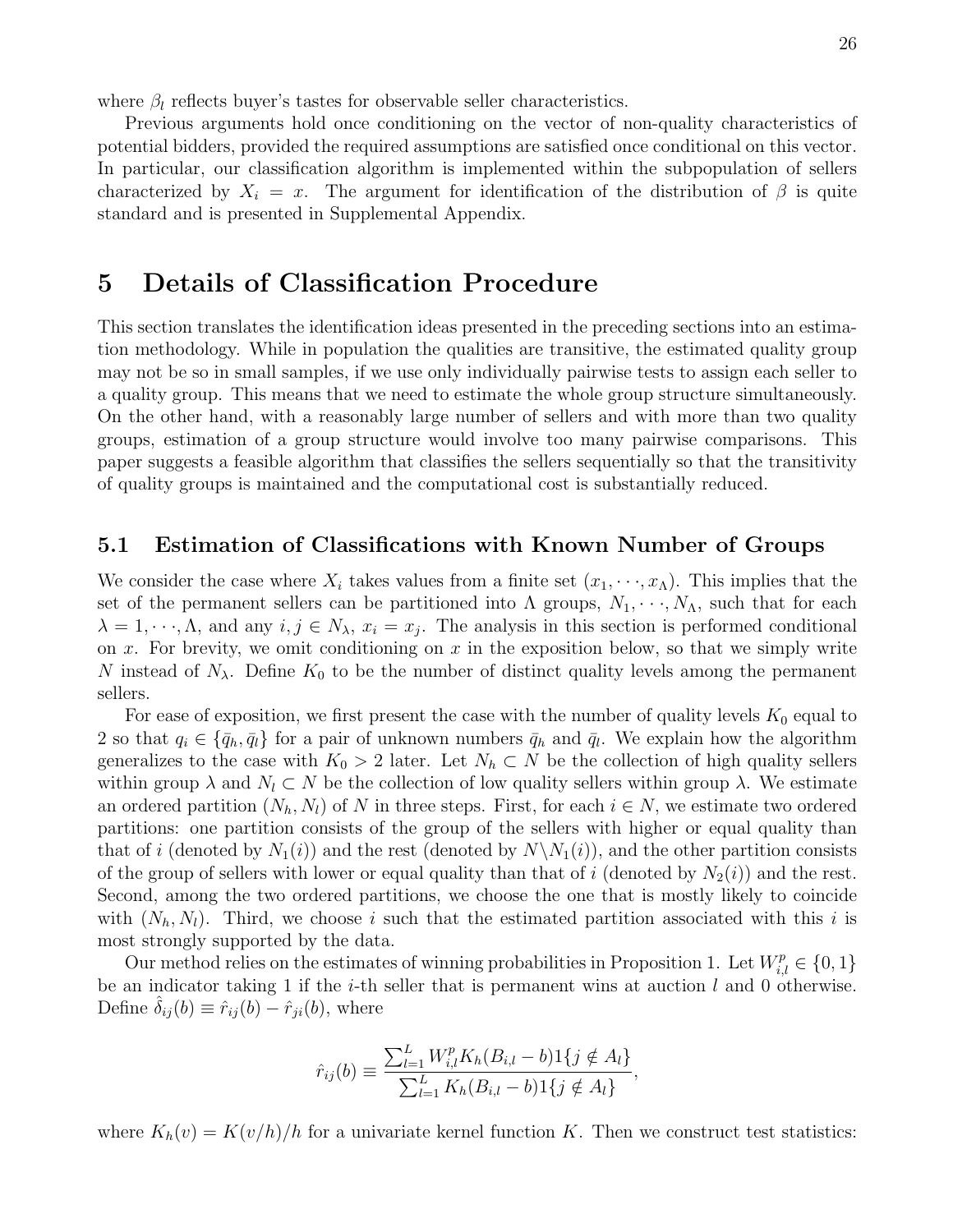where $\beta_l$ reflects buyer's tastes for observable seller characteristics.

Previous arguments hold once conditioning on the vector of non-quality characteristics of potential bidders, provided the required assumptions are satisfied once conditional on this vector. In particular, our classification algorithm is implemented within the subpopulation of sellers characterized by $X_i = x$. The argument for identification of the distribution of $\beta$ is quite standard and is presented in Supplemental Appendix.

# 5 Details of Classification Procedure

This section translates the identification ideas presented in the preceding sections into an estimation methodology. While in population the qualities are transitive, the estimated quality group may not be so in small samples, if we use only individually pairwise tests to assign each seller to a quality group. This means that we need to estimate the whole group structure simultaneously. On the other hand, with a reasonably large number of sellers and with more than two quality groups, estimation of a group structure would involve too many pairwise comparisons. This paper suggests a feasible algorithm that classifies the sellers sequentially so that the transitivity of quality groups is maintained and the computational cost is substantially reduced.

## 5.1 Estimation of Classifications with Known Number of Groups

We consider the case where $X_i$ takes values from a finite set $(x_1, \cdots, x_\Lambda)$. This implies that the set of the permanent sellers can be partitioned into $\Lambda$ groups, $N_1, \cdots, N_\Lambda$, such that for each $\lambda = 1, \cdots, \Lambda$, and any $i, j \in N_\lambda$, $x_i = x_j$. The analysis in this section is performed conditional on $x$. For brevity, we omit conditioning on $x$ in the exposition below, so that we simply write $N$ instead of $N_\lambda$. Define $K_0$ to be the number of distinct quality levels among the permanent sellers.

For ease of exposition, we first present the case with the number of quality levels $K_0$ equal to 2 so that $q_i \in \{\bar{q}_h, \bar{q}_l\}$ for a pair of unknown numbers $\bar{q}_h$ and $\bar{q}_l$. We explain how the algorithm generalizes to the case with $K_0 > 2$ later. Let $N_h \subset N$ be the collection of high quality sellers within group $\lambda$ and $N_l \subset N$ be the collection of low quality sellers within group $\lambda$. We estimate an ordered partition $(N_h, N_l)$ of $N$ in three steps. First, for each $i \in N$, we estimate two ordered partitions: one partition consists of the group of the sellers with higher or equal quality than that of $i$ (denoted by $N_1(i)$) and the rest (denoted by $N \backslash N_1(i)$), and the other partition consists of the group of sellers with lower or equal quality than that of $i$ (denoted by $N_2(i)$) and the rest. Second, among the two ordered partitions, we choose the one that is mostly likely to coincide with $(N_h, N_l)$. Third, we choose $i$ such that the estimated partition associated with this $i$ is most strongly supported by the data.

Our method relies on the estimates of winning probabilities in Proposition 1. Let $W_{i,l}^p \in \{0, 1\}$ be an indicator taking 1 if the $i$-th seller that is permanent wins at auction $l$ and 0 otherwise. Define $\hat{\delta}_{ij}(b) \equiv \hat{r}_{ij}(b) - \hat{r}_{ji}(b)$, where

$$\hat{r}_{ij}(b) \equiv \frac{\sum_{l=1}^{L} W_{i,l}^p K_h(B_{i,l} - b) 1\{j \notin A_l\}}{\sum_{l=1}^{L} K_h(B_{i,l} - b) 1\{j \notin A_l\}},$$

where $K_h(v) = K(v/h)/h$ for a univariate kernel function $K$. Then we construct test statistics: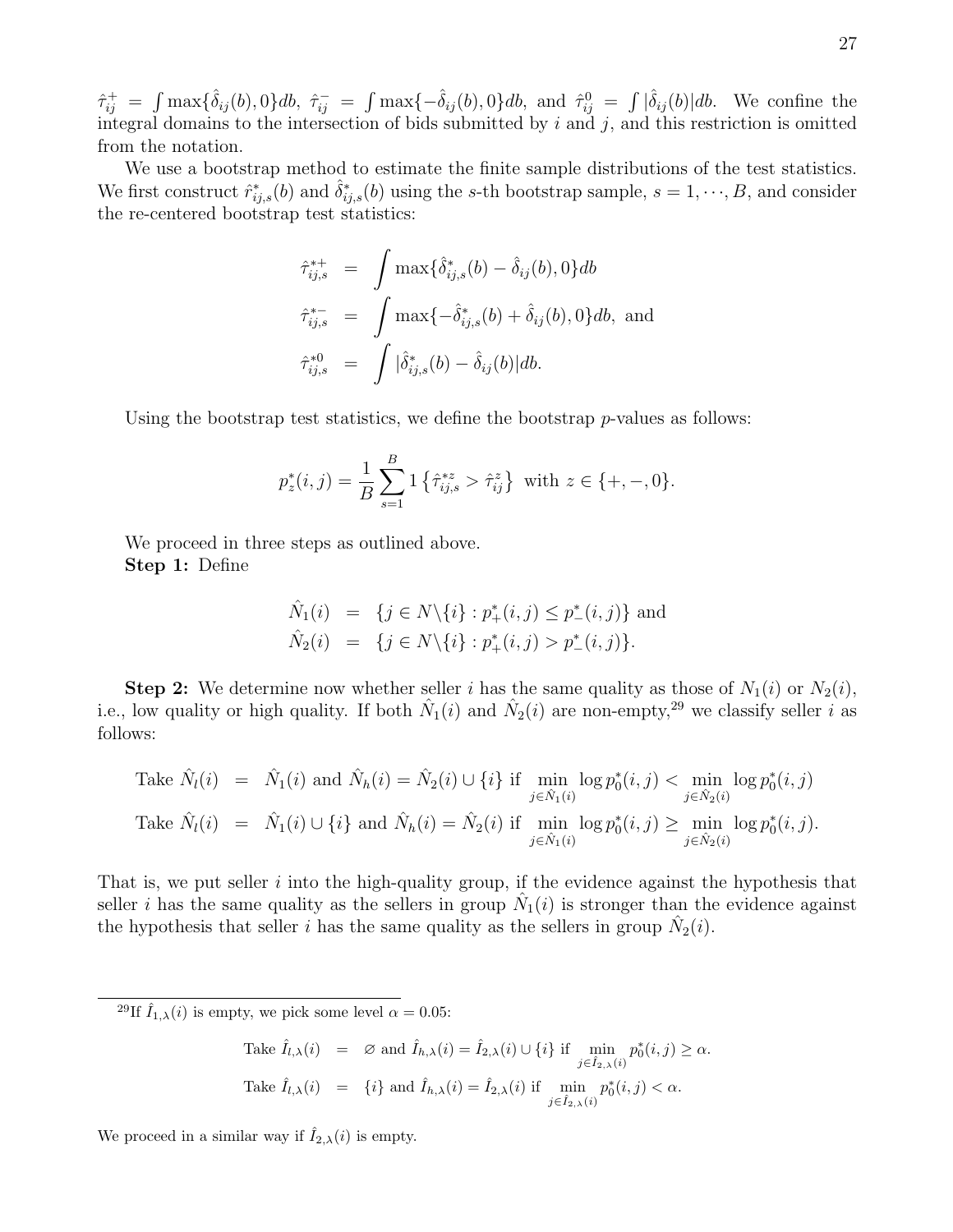$\hat{\tau}_{ij}^{+} = \int \max\{\hat{\delta}_{ij}(b), 0\}db$, $\hat{\tau}_{ij}^{-} = \int \max\{-\hat{\delta}_{ij}(b), 0\}db$, and $\hat{\tau}_{ij}^{0} = \int |\hat{\delta}_{ij}(b)|db$. We confine the integral domains to the intersection of bids submitted by $i$ and $j$, and this restriction is omitted from the notation.

We use a bootstrap method to estimate the finite sample distributions of the test statistics. We first construct $\hat{r}_{ij,s}^{*}(b)$ and $\hat{\delta}_{ij,s}^{*}(b)$ using the $s$-th bootstrap sample, $s = 1, \cdots, B$, and consider the re-centered bootstrap test statistics:

$$
\begin{aligned}
\hat{\tau}_{ij,s}^{*+} &= \int \max\{\hat{\delta}_{ij,s}^{*}(b) - \hat{\delta}_{ij}(b), 0\}db \\
\hat{\tau}_{ij,s}^{*-} &= \int \max\{-\hat{\delta}_{ij,s}^{*}(b) + \hat{\delta}_{ij}(b), 0\}db, \text{ and} \\
\hat{\tau}_{ij,s}^{*0} &= \int |\hat{\delta}_{ij,s}^{*}(b) - \hat{\delta}_{ij}(b)|db.
\end{aligned}
$$

Using the bootstrap test statistics, we define the bootstrap $p$-values as follows:

$$
p_z^*(i,j) = \frac{1}{B}\sum_{s=1}^{B} 1\left\{\hat{\tau}_{ij,s}^{*z} > \hat{\tau}_{ij}^{z}\right\} \text{ with } z \in \{+, -, 0\}.
$$

We proceed in three steps as outlined above.

**Step 1:** Define

$$
\begin{aligned}
\hat{N}_1(i) &= \{j \in N\backslash\{i\} : p_+^*(i,j) \leq p_-^*(i,j)\} \text{ and} \\
\hat{N}_2(i) &= \{j \in N\backslash\{i\} : p_+^*(i,j) > p_-^*(i,j)\}.
\end{aligned}
$$

**Step 2:** We determine now whether seller $i$ has the same quality as those of $N_1(i)$ or $N_2(i)$, i.e., low quality or high quality. If both $\hat{N}_1(i)$ and $\hat{N}_2(i)$ are non-empty,[29] we classify seller $i$ as follows:

$$
\begin{aligned}
\text{Take } \hat{N}_l(i) &= \hat{N}_1(i) \text{ and } \hat{N}_h(i) = \hat{N}_2(i) \cup \{i\} \text{ if } \min_{j\in\hat{N}_1(i)} \log p_0^*(i,j) < \min_{j\in\hat{N}_2(i)} \log p_0^*(i,j) \\
\text{Take } \hat{N}_l(i) &= \hat{N}_1(i) \cup \{i\} \text{ and } \hat{N}_h(i) = \hat{N}_2(i) \text{ if } \min_{j\in\hat{N}_1(i)} \log p_0^*(i,j) \geq \min_{j\in\hat{N}_2(i)} \log p_0^*(i,j).
\end{aligned}
$$

That is, we put seller $i$ into the high-quality group, if the evidence against the hypothesis that seller $i$ has the same quality as the sellers in group $\hat{N}_1(i)$ is stronger than the evidence against the hypothesis that seller $i$ has the same quality as the sellers in group $\hat{N}_2(i)$.

[29] If $\hat{I}_{1,\lambda}(i)$ is empty, we pick some level $\alpha = 0.05$:

$$
\begin{aligned}
\text{Take } \hat{I}_{l,\lambda}(i) &= \varnothing \text{ and } \hat{I}_{h,\lambda}(i) = \hat{I}_{2,\lambda}(i) \cup \{i\} \text{ if } \min_{j\in\hat{I}_{2,\lambda}(i)} p_0^*(i,j) \geq \alpha. \\
\text{Take } \hat{I}_{l,\lambda}(i) &= \{i\} \text{ and } \hat{I}_{h,\lambda}(i) = \hat{I}_{2,\lambda}(i) \text{ if } \min_{j\in\hat{I}_{2,\lambda}(i)} p_0^*(i,j) < \alpha.
\end{aligned}
$$

We proceed in a similar way if $\hat{I}_{2,\lambda}(i)$ is empty.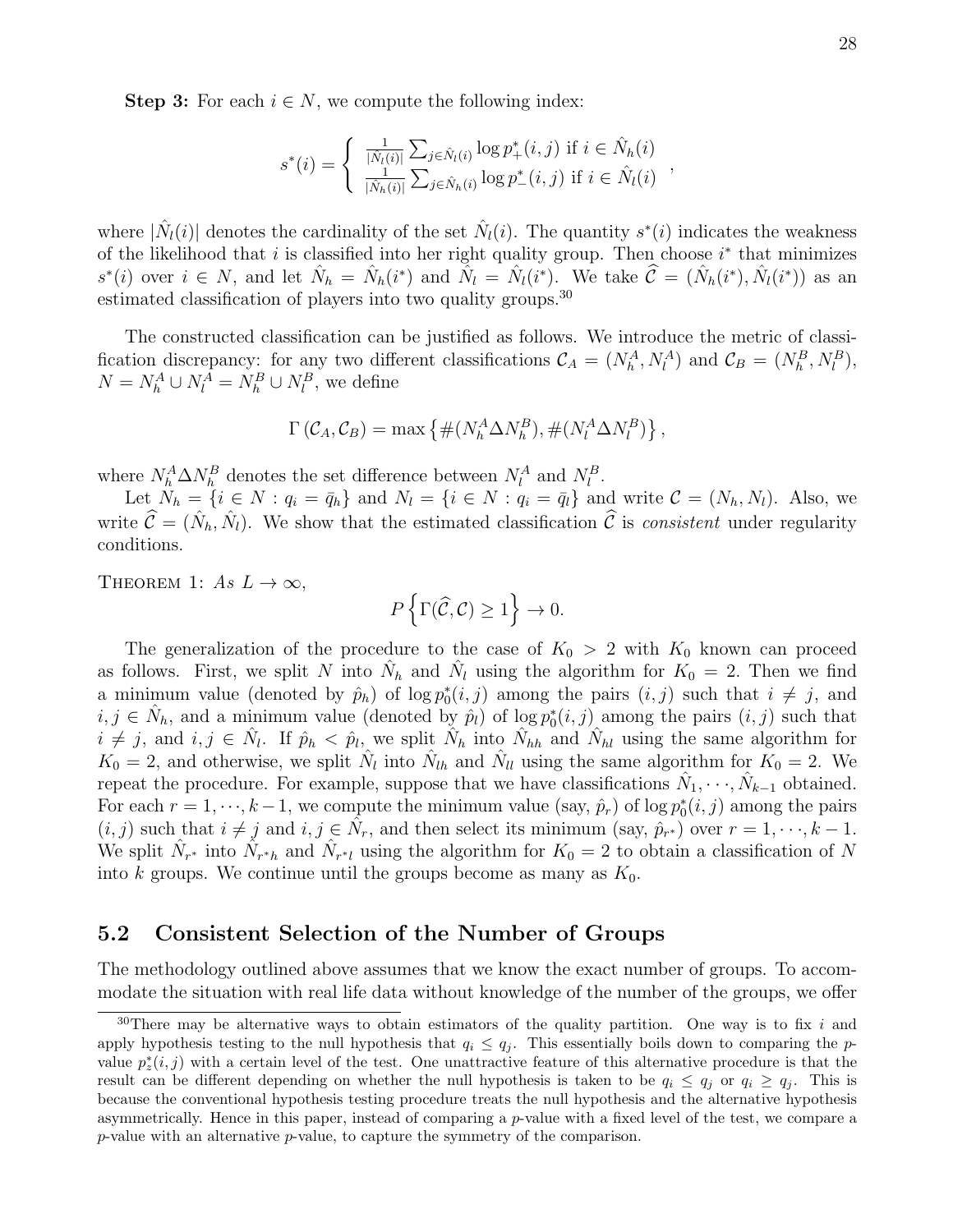**Step 3:** For each $i \in N$, we compute the following index:

$$s^*(i) = \begin{cases} \frac{1}{|\hat{N}_l(i)|} \sum_{j \in \hat{N}_l(i)} \log p^*_+(i,j) \text{ if } i \in \hat{N}_h(i) \\ \frac{1}{|\hat{N}_h(i)|} \sum_{j \in \hat{N}_h(i)} \log p^*_-(i,j) \text{ if } i \in \hat{N}_l(i) \end{cases},$$

where $|\hat{N}_l(i)|$ denotes the cardinality of the set $\hat{N}_l(i)$. The quantity $s^*(i)$ indicates the weakness of the likelihood that $i$ is classified into her right quality group. Then choose $i^*$ that minimizes $s^*(i)$ over $i \in N$, and let $\hat{N}_h = \hat{N}_h(i^*)$ and $\hat{N}_l = \hat{N}_l(i^*)$. We take $\widehat{\mathcal{C}} = (\hat{N}_h(i^*), \hat{N}_l(i^*))$ as an estimated classification of players into two quality groups.[30]

The constructed classification can be justified as follows. We introduce the metric of classification discrepancy: for any two different classifications $\mathcal{C}_A = (N_h^A, N_l^A)$ and $\mathcal{C}_B = (N_h^B, N_l^B)$, $N = N_h^A \cup N_l^A = N_h^B \cup N_l^B$, we define

$$\Gamma(\mathcal{C}_A, \mathcal{C}_B) = \max\left\{\#(N_h^A \Delta N_h^B), \#(N_l^A \Delta N_l^B)\right\},$$

where $N_h^A \Delta N_h^B$ denotes the set difference between $N_l^A$ and $N_l^B$.

Let $N_h = \{i \in N : q_i = \bar{q}_h\}$ and $N_l = \{i \in N : q_i = \bar{q}_l\}$ and write $\mathcal{C} = (N_h, N_l)$. Also, we write $\widehat{\mathcal{C}} = (\hat{N}_h, \hat{N}_l)$. We show that the estimated classification $\widehat{\mathcal{C}}$ is *consistent* under regularity conditions.

Theorem 1: *As* $L \to \infty$,

$$P\left\{\Gamma(\widehat{\mathcal{C}}, \mathcal{C}) \geq 1\right\} \to 0.$$

The generalization of the procedure to the case of $K_0 > 2$ with $K_0$ known can proceed as follows. First, we split $N$ into $\hat{N}_h$ and $\hat{N}_l$ using the algorithm for $K_0 = 2$. Then we find a minimum value (denoted by $\hat{p}_h$) of $\log p_0^*(i,j)$ among the pairs $(i,j)$ such that $i \neq j$, and $i, j \in \hat{N}_h$, and a minimum value (denoted by $\hat{p}_l$) of $\log p_0^*(i,j)$ among the pairs $(i,j)$ such that $i \neq j$, and $i, j \in \hat{N}_l$. If $\hat{p}_h < \hat{p}_l$, we split $\hat{N}_h$ into $\hat{N}_{hh}$ and $\hat{N}_{hl}$ using the same algorithm for $K_0 = 2$, and otherwise, we split $\hat{N}_l$ into $\hat{N}_{lh}$ and $\hat{N}_{ll}$ using the same algorithm for $K_0 = 2$. We repeat the procedure. For example, suppose that we have classifications $\hat{N}_1, \cdots, \hat{N}_{k-1}$ obtained. For each $r = 1, \cdots, k-1$, we compute the minimum value (say, $\hat{p}_r$) of $\log p_0^*(i,j)$ among the pairs $(i,j)$ such that $i \neq j$ and $i, j \in \hat{N}_r$, and then select its minimum (say, $\hat{p}_{r^*}$) over $r = 1, \cdots, k-1$. We split $\hat{N}_{r^*}$ into $\hat{N}_{r^*h}$ and $\hat{N}_{r^*l}$ using the algorithm for $K_0 = 2$ to obtain a classification of $N$ into $k$ groups. We continue until the groups become as many as $K_0$.

## 5.2 Consistent Selection of the Number of Groups

The methodology outlined above assumes that we know the exact number of groups. To accommodate the situation with real life data without knowledge of the number of the groups, we offer

---

[30] There may be alternative ways to obtain estimators of the quality partition. One way is to fix $i$ and apply hypothesis testing to the null hypothesis that $q_i \leq q_j$. This essentially boils down to comparing the $p$-value $p_z^*(i,j)$ with a certain level of the test. One unattractive feature of this alternative procedure is that the result can be different depending on whether the null hypothesis is taken to be $q_i \leq q_j$ or $q_i \geq q_j$. This is because the conventional hypothesis testing procedure treats the null hypothesis and the alternative hypothesis asymmetrically. Hence in this paper, instead of comparing a $p$-value with a fixed level of the test, we compare a $p$-value with an alternative $p$-value, to capture the symmetry of the comparison.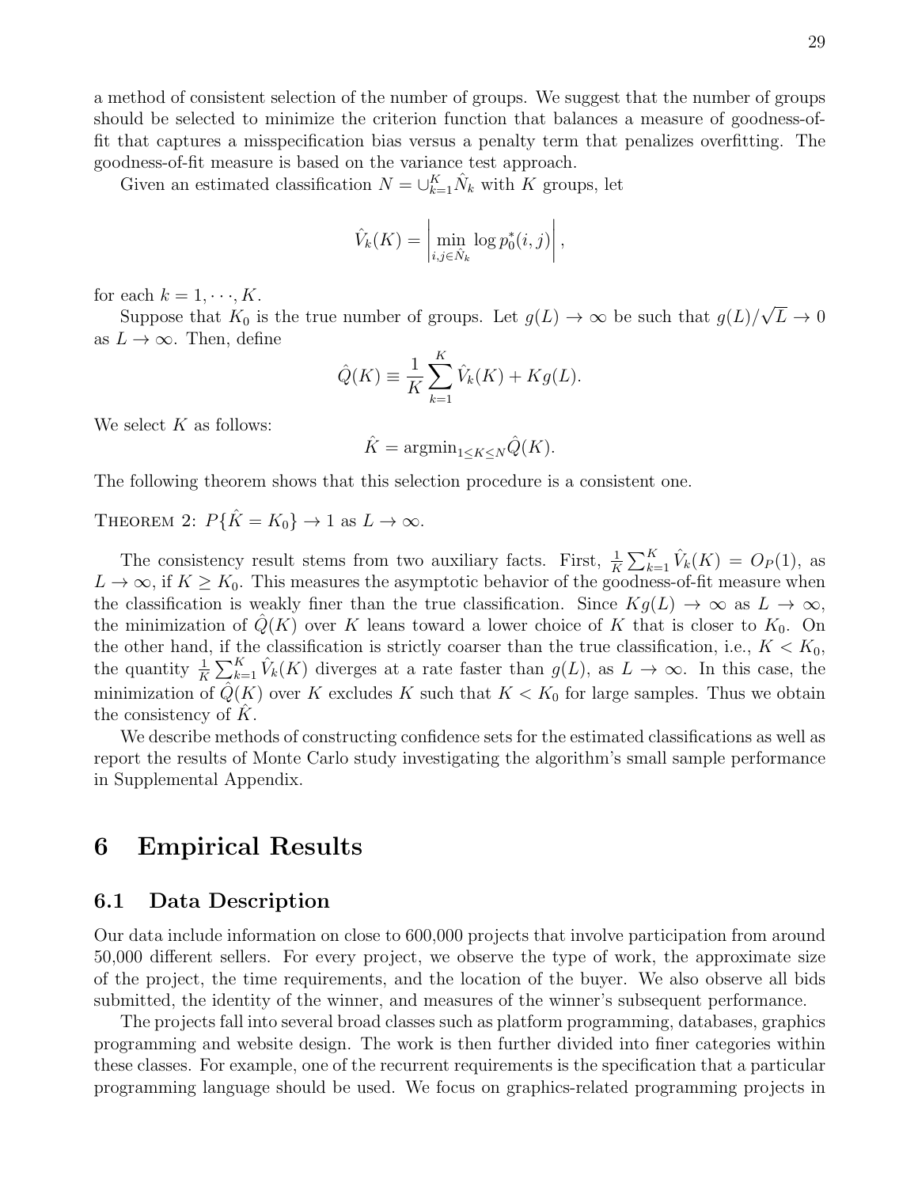a method of consistent selection of the number of groups. We suggest that the number of groups should be selected to minimize the criterion function that balances a measure of goodness-of-fit that captures a misspecification bias versus a penalty term that penalizes overfitting. The goodness-of-fit measure is based on the variance test approach.

Given an estimated classification $N = \cup_{k=1}^{K} \hat{N}_k$ with $K$ groups, let

$$\hat{V}_k(K) = \left| \min_{i,j \in \hat{N}_k} \log p_0^*(i,j) \right|,$$

for each $k = 1, \cdots, K$.

Suppose that $K_0$ is the true number of groups. Let $g(L) \to \infty$ be such that $g(L)/\sqrt{L} \to 0$ as $L \to \infty$. Then, define

$$\hat{Q}(K) \equiv \frac{1}{K} \sum_{k=1}^{K} \hat{V}_k(K) + K g(L).$$

We select $K$ as follows:

$$\hat{K} = \text{argmin}_{1 \le K \le N} \hat{Q}(K).$$

The following theorem shows that this selection procedure is a consistent one.

Theorem 2: $P\{\hat{K} = K_0\} \to 1$ as $L \to \infty$.

The consistency result stems from two auxiliary facts. First, $\frac{1}{K} \sum_{k=1}^{K} \hat{V}_k(K) = O_P(1)$, as $L \to \infty$, if $K \geq K_0$. This measures the asymptotic behavior of the goodness-of-fit measure when the classification is weakly finer than the true classification. Since $Kg(L) \to \infty$ as $L \to \infty$, the minimization of $\hat{Q}(K)$ over $K$ leans toward a lower choice of $K$ that is closer to $K_0$. On the other hand, if the classification is strictly coarser than the true classification, i.e., $K < K_0$, the quantity $\frac{1}{K} \sum_{k=1}^{K} \hat{V}_k(K)$ diverges at a rate faster than $g(L)$, as $L \to \infty$. In this case, the minimization of $\hat{Q}(K)$ over $K$ excludes $K$ such that $K < K_0$ for large samples. Thus we obtain the consistency of $\hat{K}$.

We describe methods of constructing confidence sets for the estimated classifications as well as report the results of Monte Carlo study investigating the algorithm's small sample performance in Supplemental Appendix.

# 6 Empirical Results

## 6.1 Data Description

Our data include information on close to 600,000 projects that involve participation from around 50,000 different sellers. For every project, we observe the type of work, the approximate size of the project, the time requirements, and the location of the buyer. We also observe all bids submitted, the identity of the winner, and measures of the winner's subsequent performance.

The projects fall into several broad classes such as platform programming, databases, graphics programming and website design. The work is then further divided into finer categories within these classes. For example, one of the recurrent requirements is the specification that a particular programming language should be used. We focus on graphics-related programming projects in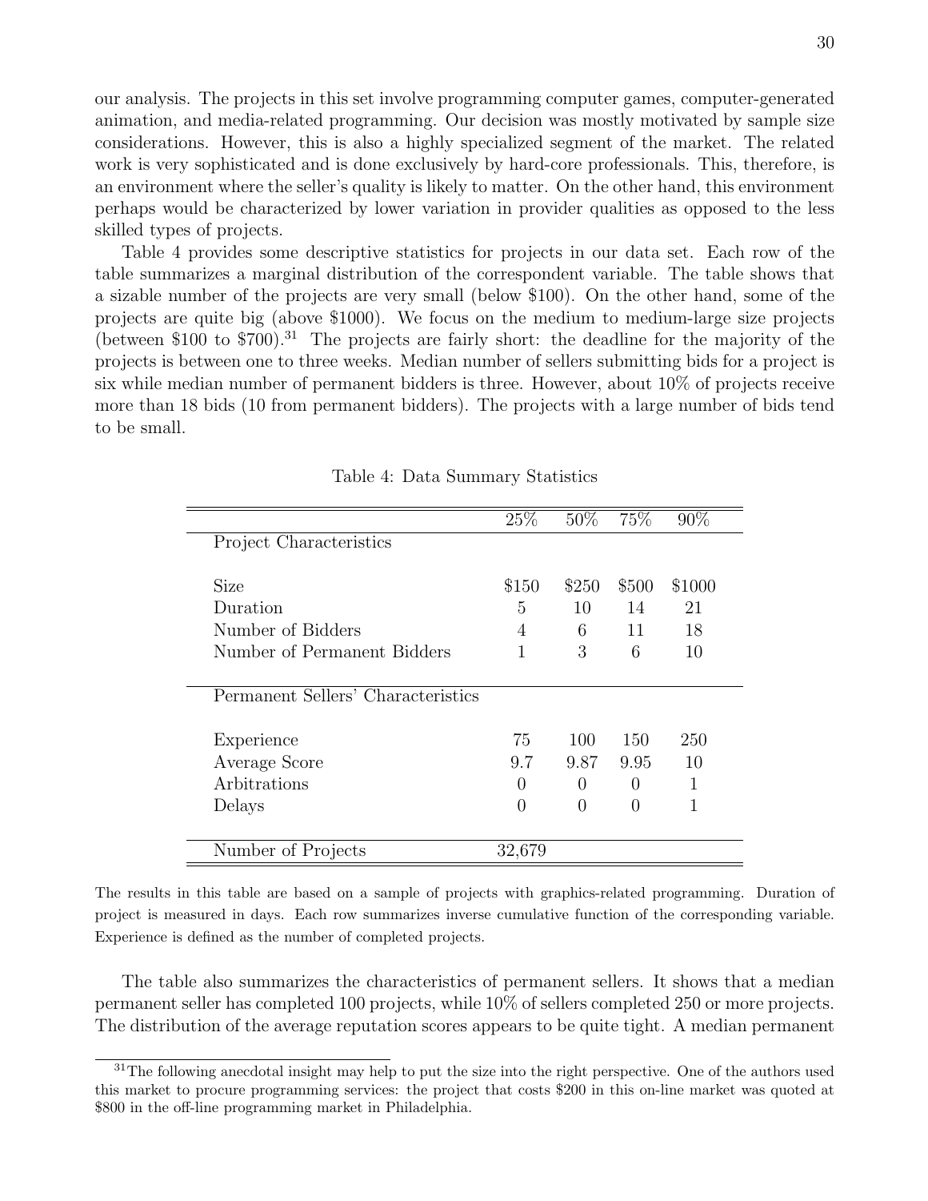our analysis. The projects in this set involve programming computer games, computer-generated animation, and media-related programming. Our decision was mostly motivated by sample size considerations. However, this is also a highly specialized segment of the market. The related work is very sophisticated and is done exclusively by hard-core professionals. This, therefore, is an environment where the seller's quality is likely to matter. On the other hand, this environment perhaps would be characterized by lower variation in provider qualities as opposed to the less skilled types of projects.

Table 4 provides some descriptive statistics for projects in our data set. Each row of the table summarizes a marginal distribution of the correspondent variable. The table shows that a sizable number of the projects are very small (below \$100). On the other hand, some of the projects are quite big (above \$1000). We focus on the medium to medium-large size projects (between \$100 to \$700).[31] The projects are fairly short: the deadline for the majority of the projects is between one to three weeks. Median number of sellers submitting bids for a project is six while median number of permanent bidders is three. However, about 10% of projects receive more than 18 bids (10 from permanent bidders). The projects with a large number of bids tend to be small.

Table 4: Data Summary Statistics

| | 25% | 50% | 75% | 90% |
|---|---|---|---|---|
| Project Characteristics | | | | |
| Size | \$150 | \$250 | \$500 | \$1000 |
| Duration | 5 | 10 | 14 | 21 |
| Number of Bidders | 4 | 6 | 11 | 18 |
| Number of Permanent Bidders | 1 | 3 | 6 | 10 |
| Permanent Sellers' Characteristics | | | | |
| Experience | 75 | 100 | 150 | 250 |
| Average Score | 9.7 | 9.87 | 9.95 | 10 |
| Arbitrations | 0 | 0 | 0 | 1 |
| Delays | 0 | 0 | 0 | 1 |
| Number of Projects | 32,679 | | | |

The results in this table are based on a sample of projects with graphics-related programming. Duration of project is measured in days. Each row summarizes inverse cumulative function of the corresponding variable. Experience is defined as the number of completed projects.

The table also summarizes the characteristics of permanent sellers. It shows that a median permanent seller has completed 100 projects, while 10% of sellers completed 250 or more projects. The distribution of the average reputation scores appears to be quite tight. A median permanent

[31] The following anecdotal insight may help to put the size into the right perspective. One of the authors used this market to procure programming services: the project that costs \$200 in this on-line market was quoted at \$800 in the off-line programming market in Philadelphia.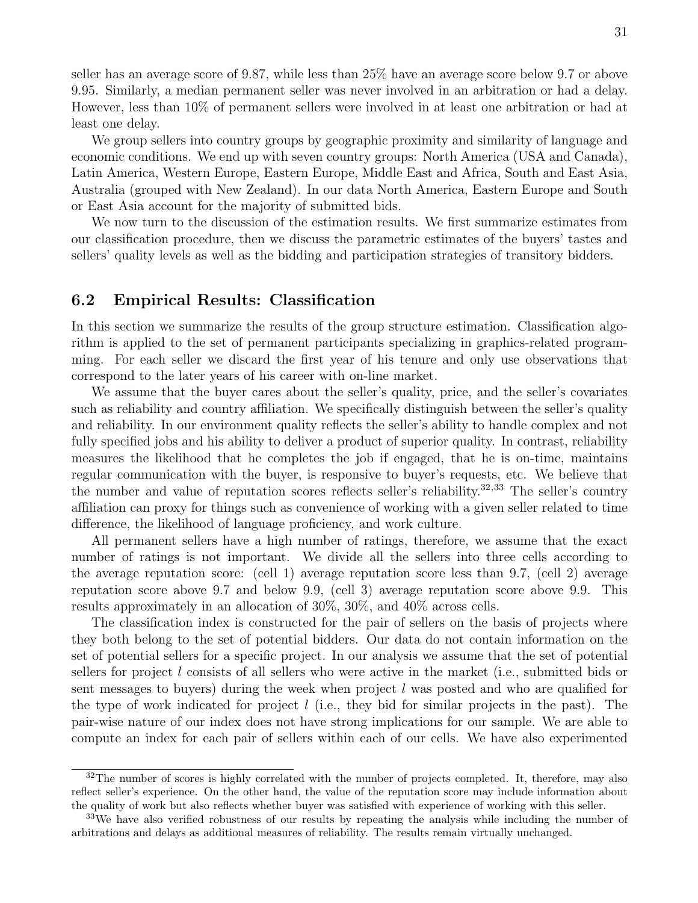seller has an average score of 9.87, while less than 25% have an average score below 9.7 or above 9.95. Similarly, a median permanent seller was never involved in an arbitration or had a delay. However, less than 10% of permanent sellers were involved in at least one arbitration or had at least one delay.

We group sellers into country groups by geographic proximity and similarity of language and economic conditions. We end up with seven country groups: North America (USA and Canada), Latin America, Western Europe, Eastern Europe, Middle East and Africa, South and East Asia, Australia (grouped with New Zealand). In our data North America, Eastern Europe and South or East Asia account for the majority of submitted bids.

We now turn to the discussion of the estimation results. We first summarize estimates from our classification procedure, then we discuss the parametric estimates of the buyers' tastes and sellers' quality levels as well as the bidding and participation strategies of transitory bidders.

## 6.2 Empirical Results: Classification

In this section we summarize the results of the group structure estimation. Classification algorithm is applied to the set of permanent participants specializing in graphics-related programming. For each seller we discard the first year of his tenure and only use observations that correspond to the later years of his career with on-line market.

We assume that the buyer cares about the seller's quality, price, and the seller's covariates such as reliability and country affiliation. We specifically distinguish between the seller's quality and reliability. In our environment quality reflects the seller's ability to handle complex and not fully specified jobs and his ability to deliver a product of superior quality. In contrast, reliability measures the likelihood that he completes the job if engaged, that he is on-time, maintains regular communication with the buyer, is responsive to buyer's requests, etc. We believe that the number and value of reputation scores reflects seller's reliability.[32,33] The seller's country affiliation can proxy for things such as convenience of working with a given seller related to time difference, the likelihood of language proficiency, and work culture.

All permanent sellers have a high number of ratings, therefore, we assume that the exact number of ratings is not important. We divide all the sellers into three cells according to the average reputation score: (cell 1) average reputation score less than 9.7, (cell 2) average reputation score above 9.7 and below 9.9, (cell 3) average reputation score above 9.9. This results approximately in an allocation of 30%, 30%, and 40% across cells.

The classification index is constructed for the pair of sellers on the basis of projects where they both belong to the set of potential bidders. Our data do not contain information on the set of potential sellers for a specific project. In our analysis we assume that the set of potential sellers for project $l$ consists of all sellers who were active in the market (i.e., submitted bids or sent messages to buyers) during the week when project $l$ was posted and who are qualified for the type of work indicated for project $l$ (i.e., they bid for similar projects in the past). The pair-wise nature of our index does not have strong implications for our sample. We are able to compute an index for each pair of sellers within each of our cells. We have also experimented

[32] The number of scores is highly correlated with the number of projects completed. It, therefore, may also reflect seller's experience. On the other hand, the value of the reputation score may include information about the quality of work but also reflects whether buyer was satisfied with experience of working with this seller.

[33] We have also verified robustness of our results by repeating the analysis while including the number of arbitrations and delays as additional measures of reliability. The results remain virtually unchanged.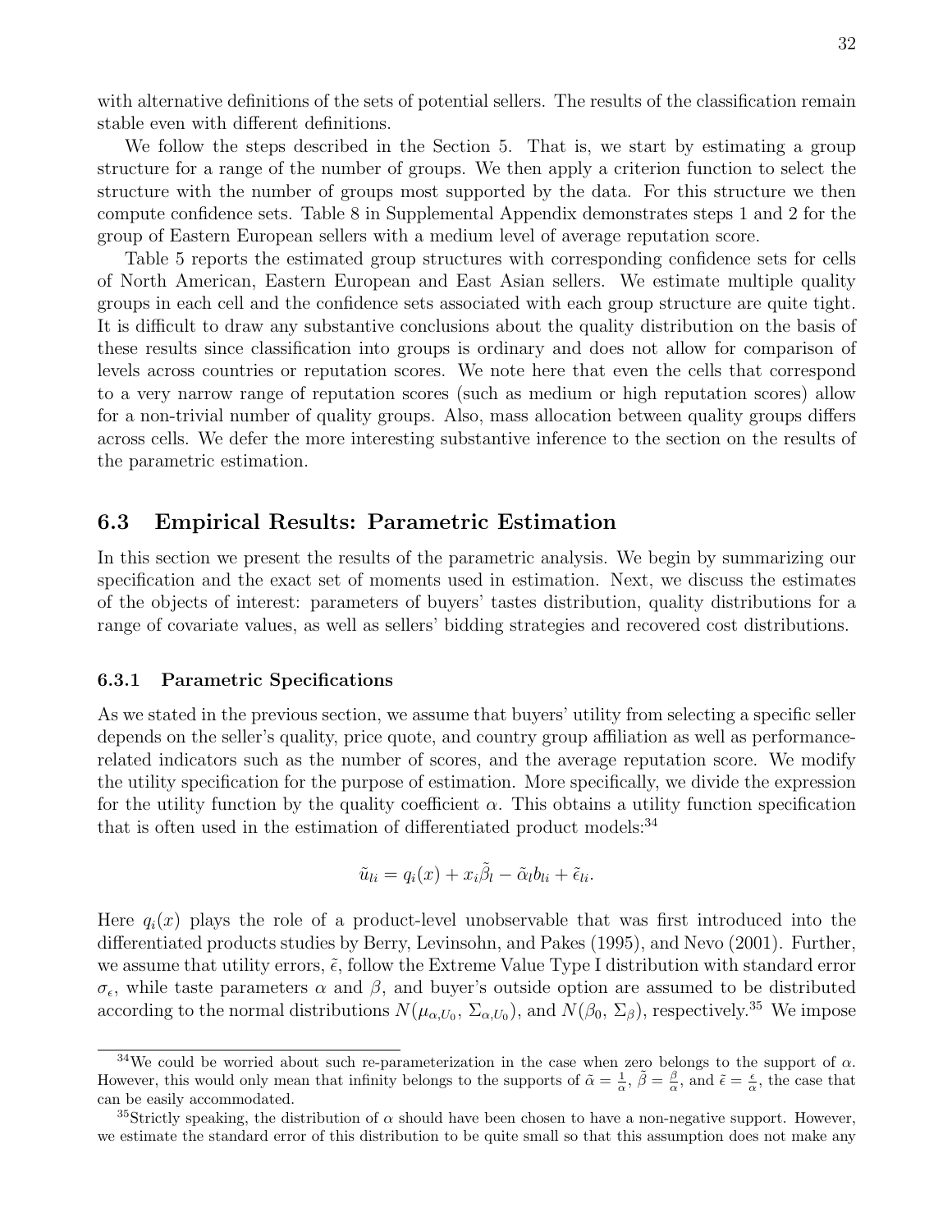with alternative definitions of the sets of potential sellers. The results of the classification remain stable even with different definitions.

We follow the steps described in the Section 5. That is, we start by estimating a group structure for a range of the number of groups. We then apply a criterion function to select the structure with the number of groups most supported by the data. For this structure we then compute confidence sets. Table 8 in Supplemental Appendix demonstrates steps 1 and 2 for the group of Eastern European sellers with a medium level of average reputation score.

Table 5 reports the estimated group structures with corresponding confidence sets for cells of North American, Eastern European and East Asian sellers. We estimate multiple quality groups in each cell and the confidence sets associated with each group structure are quite tight. It is difficult to draw any substantive conclusions about the quality distribution on the basis of these results since classification into groups is ordinary and does not allow for comparison of levels across countries or reputation scores. We note here that even the cells that correspond to a very narrow range of reputation scores (such as medium or high reputation scores) allow for a non-trivial number of quality groups. Also, mass allocation between quality groups differs across cells. We defer the more interesting substantive inference to the section on the results of the parametric estimation.

## 6.3 Empirical Results: Parametric Estimation

In this section we present the results of the parametric analysis. We begin by summarizing our specification and the exact set of moments used in estimation. Next, we discuss the estimates of the objects of interest: parameters of buyers' tastes distribution, quality distributions for a range of covariate values, as well as sellers' bidding strategies and recovered cost distributions.

### 6.3.1 Parametric Specifications

As we stated in the previous section, we assume that buyers' utility from selecting a specific seller depends on the seller's quality, price quote, and country group affiliation as well as performance-related indicators such as the number of scores, and the average reputation score. We modify the utility specification for the purpose of estimation. More specifically, we divide the expression for the utility function by the quality coefficient $\alpha$. This obtains a utility function specification that is often used in the estimation of differentiated product models:[34]

$$\tilde{u}_{li} = q_i(x) + x_i\tilde{\beta}_l - \tilde{\alpha}_l b_{li} + \tilde{\epsilon}_{li}.$$

Here $q_i(x)$ plays the role of a product-level unobservable that was first introduced into the differentiated products studies by Berry, Levinsohn, and Pakes (1995), and Nevo (2001). Further, we assume that utility errors, $\tilde{\epsilon}$, follow the Extreme Value Type I distribution with standard error $\sigma_\epsilon$, while taste parameters $\alpha$ and $\beta$, and buyer's outside option are assumed to be distributed according to the normal distributions $N(\mu_{\alpha,U_0}, \Sigma_{\alpha,U_0})$, and $N(\beta_0, \Sigma_\beta)$, respectively.[35] We impose

[34] We could be worried about such re-parameterization in the case when zero belongs to the support of $\alpha$. However, this would only mean that infinity belongs to the supports of $\tilde{\alpha} = \frac{1}{\alpha}$, $\tilde{\beta} = \frac{\beta}{\alpha}$, and $\tilde{\epsilon} = \frac{\epsilon}{\alpha}$, the case that can be easily accommodated.

[35] Strictly speaking, the distribution of $\alpha$ should have been chosen to have a non-negative support. However, we estimate the standard error of this distribution to be quite small so that this assumption does not make any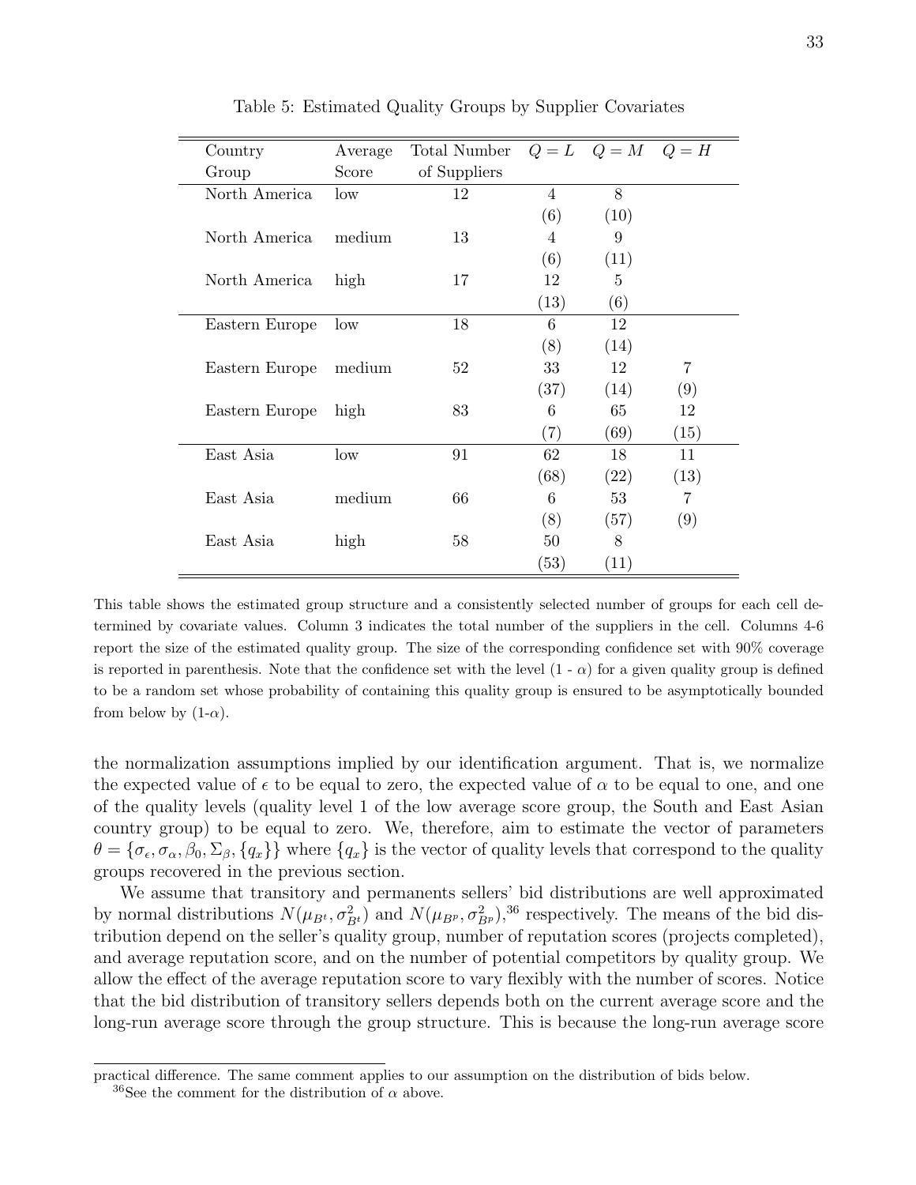Table 5: Estimated Quality Groups by Supplier Covariates

| Country Group | Average Score | Total Number of Suppliers | $Q = L$ | $Q = M$ | $Q = H$ |
|---|---|---|---|---|---|
| North America | low | 12 | 4 | 8 | |
| | | | (6) | (10) | |
| North America | medium | 13 | 4 | 9 | |
| | | | (6) | (11) | |
| North America | high | 17 | 12 | 5 | |
| | | | (13) | (6) | |
| Eastern Europe | low | 18 | 6 | 12 | |
| | | | (8) | (14) | |
| Eastern Europe | medium | 52 | 33 | 12 | 7 |
| | | | (37) | (14) | (9) |
| Eastern Europe | high | 83 | 6 | 65 | 12 |
| | | | (7) | (69) | (15) |
| East Asia | low | 91 | 62 | 18 | 11 |
| | | | (68) | (22) | (13) |
| East Asia | medium | 66 | 6 | 53 | 7 |
| | | | (8) | (57) | (9) |
| East Asia | high | 58 | 50 | 8 | |
| | | | (53) | (11) | |

This table shows the estimated group structure and a consistently selected number of groups for each cell determined by covariate values. Column 3 indicates the total number of the suppliers in the cell. Columns 4-6 report the size of the estimated quality group. The size of the corresponding confidence set with 90% coverage is reported in parenthesis. Note that the confidence set with the level (1 - $\alpha$) for a given quality group is defined to be a random set whose probability of containing this quality group is ensured to be asymptotically bounded from below by (1-$\alpha$).

the normalization assumptions implied by our identification argument. That is, we normalize the expected value of $\epsilon$ to be equal to zero, the expected value of $\alpha$ to be equal to one, and one of the quality levels (quality level 1 of the low average score group, the South and East Asian country group) to be equal to zero. We, therefore, aim to estimate the vector of parameters $\theta = \{\sigma_\epsilon, \sigma_\alpha, \beta_0, \Sigma_\beta, \{q_x\}\}$ where $\{q_x\}$ is the vector of quality levels that correspond to the quality groups recovered in the previous section.

We assume that transitory and permanents sellers' bid distributions are well approximated by normal distributions $N(\mu_{B^t}, \sigma^2_{B^t})$ and $N(\mu_{B^p}, \sigma^2_{B^p})$,[36] respectively. The means of the bid distribution depend on the seller's quality group, number of reputation scores (projects completed), and average reputation score, and on the number of potential competitors by quality group. We allow the effect of the average reputation score to vary flexibly with the number of scores. Notice that the bid distribution of transitory sellers depends both on the current average score and the long-run average score through the group structure. This is because the long-run average score

practical difference. The same comment applies to our assumption on the distribution of bids below.

[36] See the comment for the distribution of $\alpha$ above.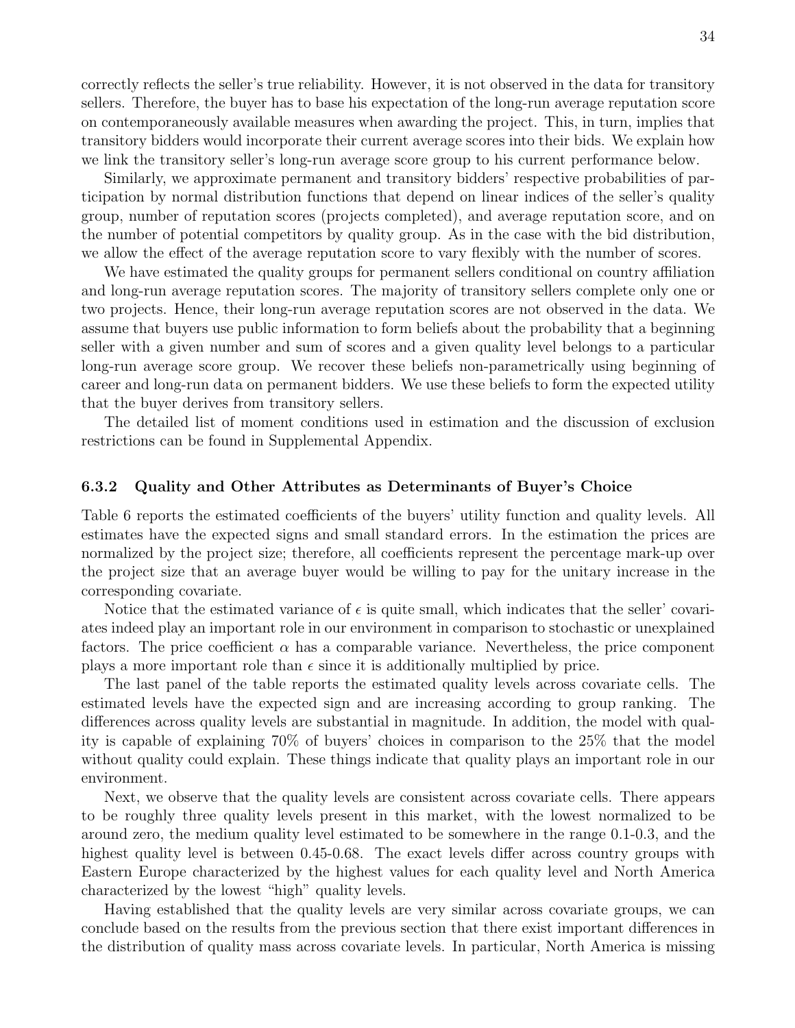correctly reflects the seller's true reliability. However, it is not observed in the data for transitory sellers. Therefore, the buyer has to base his expectation of the long-run average reputation score on contemporaneously available measures when awarding the project. This, in turn, implies that transitory bidders would incorporate their current average scores into their bids. We explain how we link the transitory seller's long-run average score group to his current performance below.

Similarly, we approximate permanent and transitory bidders' respective probabilities of participation by normal distribution functions that depend on linear indices of the seller's quality group, number of reputation scores (projects completed), and average reputation score, and on the number of potential competitors by quality group. As in the case with the bid distribution, we allow the effect of the average reputation score to vary flexibly with the number of scores.

We have estimated the quality groups for permanent sellers conditional on country affiliation and long-run average reputation scores. The majority of transitory sellers complete only one or two projects. Hence, their long-run average reputation scores are not observed in the data. We assume that buyers use public information to form beliefs about the probability that a beginning seller with a given number and sum of scores and a given quality level belongs to a particular long-run average score group. We recover these beliefs non-parametrically using beginning of career and long-run data on permanent bidders. We use these beliefs to form the expected utility that the buyer derives from transitory sellers.

The detailed list of moment conditions used in estimation and the discussion of exclusion restrictions can be found in Supplemental Appendix.

### 6.3.2 Quality and Other Attributes as Determinants of Buyer's Choice

Table 6 reports the estimated coefficients of the buyers' utility function and quality levels. All estimates have the expected signs and small standard errors. In the estimation the prices are normalized by the project size; therefore, all coefficients represent the percentage mark-up over the project size that an average buyer would be willing to pay for the unitary increase in the corresponding covariate.

Notice that the estimated variance of $\epsilon$ is quite small, which indicates that the seller' covariates indeed play an important role in our environment in comparison to stochastic or unexplained factors. The price coefficient $\alpha$ has a comparable variance. Nevertheless, the price component plays a more important role than $\epsilon$ since it is additionally multiplied by price.

The last panel of the table reports the estimated quality levels across covariate cells. The estimated levels have the expected sign and are increasing according to group ranking. The differences across quality levels are substantial in magnitude. In addition, the model with quality is capable of explaining 70% of buyers' choices in comparison to the 25% that the model without quality could explain. These things indicate that quality plays an important role in our environment.

Next, we observe that the quality levels are consistent across covariate cells. There appears to be roughly three quality levels present in this market, with the lowest normalized to be around zero, the medium quality level estimated to be somewhere in the range 0.1-0.3, and the highest quality level is between 0.45-0.68. The exact levels differ across country groups with Eastern Europe characterized by the highest values for each quality level and North America characterized by the lowest "high" quality levels.

Having established that the quality levels are very similar across covariate groups, we can conclude based on the results from the previous section that there exist important differences in the distribution of quality mass across covariate levels. In particular, North America is missing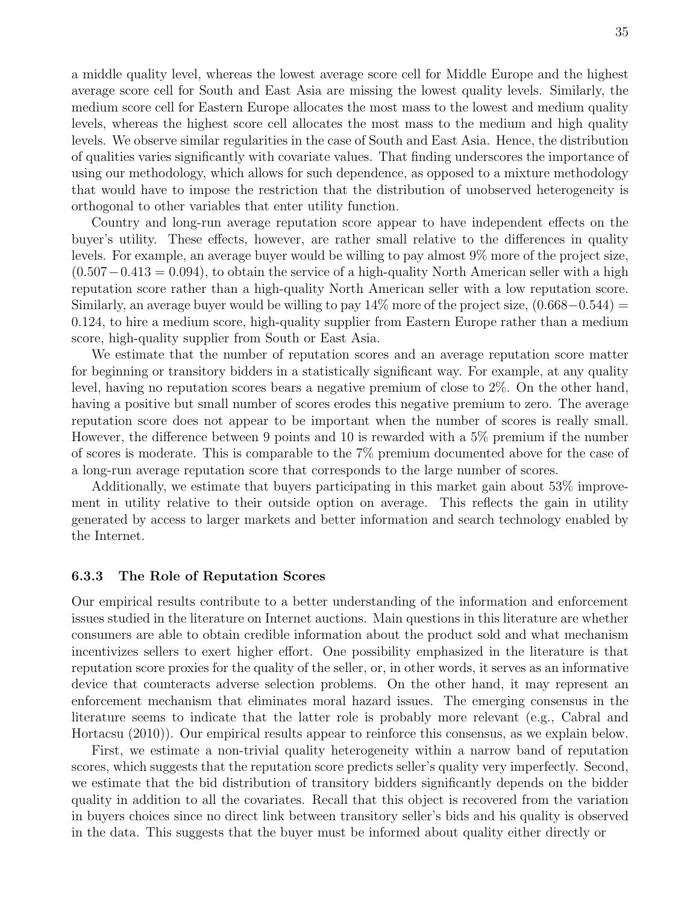a middle quality level, whereas the lowest average score cell for Middle Europe and the highest average score cell for South and East Asia are missing the lowest quality levels. Similarly, the medium score cell for Eastern Europe allocates the most mass to the lowest and medium quality levels, whereas the highest score cell allocates the most mass to the medium and high quality levels. We observe similar regularities in the case of South and East Asia. Hence, the distribution of qualities varies significantly with covariate values. That finding underscores the importance of using our methodology, which allows for such dependence, as opposed to a mixture methodology that would have to impose the restriction that the distribution of unobserved heterogeneity is orthogonal to other variables that enter utility function.

Country and long-run average reputation score appear to have independent effects on the buyer's utility. These effects, however, are rather small relative to the differences in quality levels. For example, an average buyer would be willing to pay almost 9% more of the project size, $(0.507 - 0.413 = 0.094)$, to obtain the service of a high-quality North American seller with a high reputation score rather than a high-quality North American seller with a low reputation score. Similarly, an average buyer would be willing to pay 14% more of the project size, $(0.668 - 0.544) = 0.124$, to hire a medium score, high-quality supplier from Eastern Europe rather than a medium score, high-quality supplier from South or East Asia.

We estimate that the number of reputation scores and an average reputation score matter for beginning or transitory bidders in a statistically significant way. For example, at any quality level, having no reputation scores bears a negative premium of close to 2%. On the other hand, having a positive but small number of scores erodes this negative premium to zero. The average reputation score does not appear to be important when the number of scores is really small. However, the difference between 9 points and 10 is rewarded with a 5% premium if the number of scores is moderate. This is comparable to the 7% premium documented above for the case of a long-run average reputation score that corresponds to the large number of scores.

Additionally, we estimate that buyers participating in this market gain about 53% improvement in utility relative to their outside option on average. This reflects the gain in utility generated by access to larger markets and better information and search technology enabled by the Internet.

### 6.3.3 The Role of Reputation Scores

Our empirical results contribute to a better understanding of the information and enforcement issues studied in the literature on Internet auctions. Main questions in this literature are whether consumers are able to obtain credible information about the product sold and what mechanism incentivizes sellers to exert higher effort. One possibility emphasized in the literature is that reputation score proxies for the quality of the seller, or, in other words, it serves as an informative device that counteracts adverse selection problems. On the other hand, it may represent an enforcement mechanism that eliminates moral hazard issues. The emerging consensus in the literature seems to indicate that the latter role is probably more relevant (e.g., Cabral and Hortacsu (2010)). Our empirical results appear to reinforce this consensus, as we explain below.

First, we estimate a non-trivial quality heterogeneity within a narrow band of reputation scores, which suggests that the reputation score predicts seller's quality very imperfectly. Second, we estimate that the bid distribution of transitory bidders significantly depends on the bidder quality in addition to all the covariates. Recall that this object is recovered from the variation in buyers choices since no direct link between transitory seller's bids and his quality is observed in the data. This suggests that the buyer must be informed about quality either directly or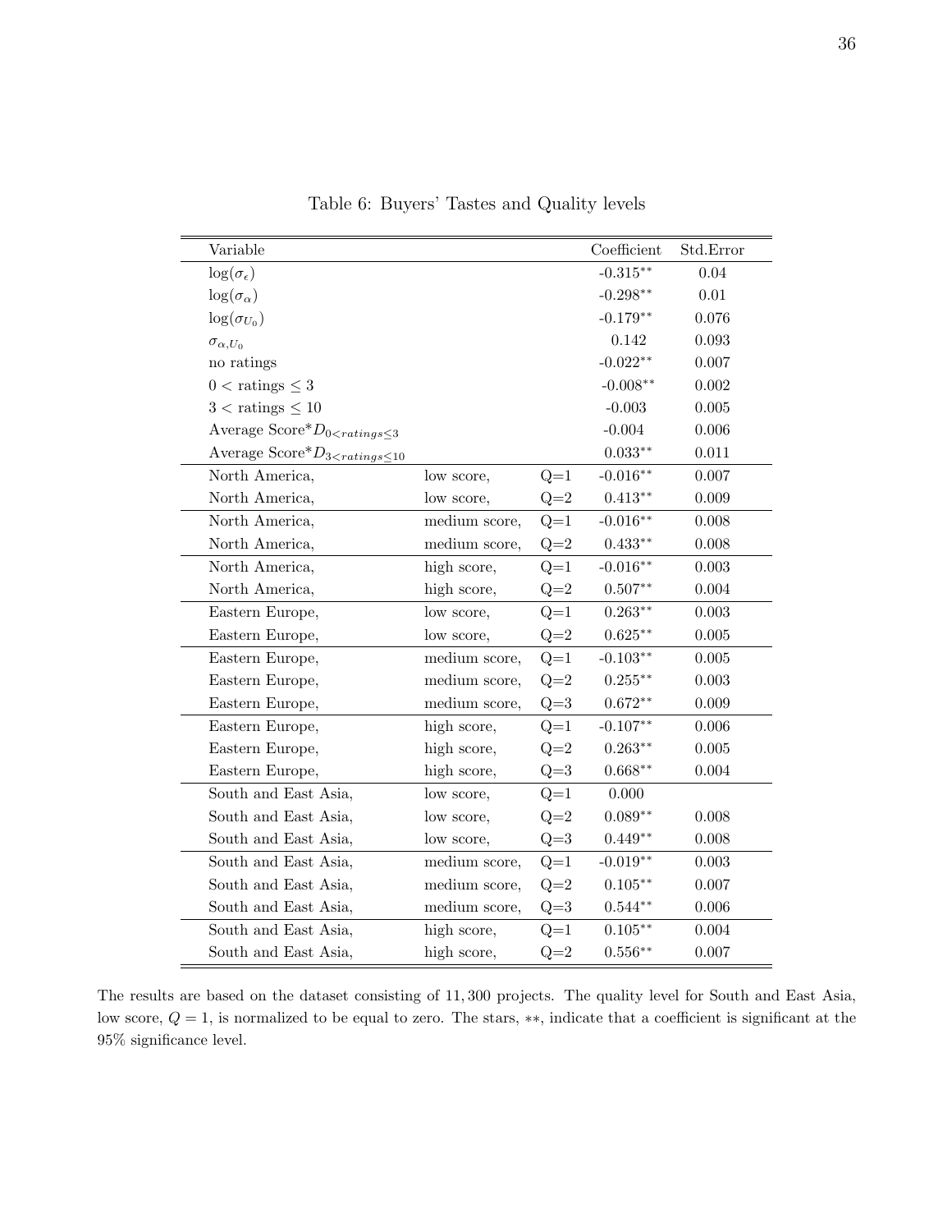Table 6: Buyers' Tastes and Quality levels

| Variable | | | Coefficient | Std.Error |
|---|---|---|---|---|
| $\log(\sigma_\epsilon)$ | | | -0.315** | 0.04 |
| $\log(\sigma_\alpha)$ | | | -0.298** | 0.01 |
| $\log(\sigma_{U_0})$ | | | -0.179** | 0.076 |
| $\sigma_{\alpha,U_0}$ | | | 0.142 | 0.093 |
| no ratings | | | -0.022** | 0.007 |
| $0 <$ ratings $\leq 3$ | | | -0.008** | 0.002 |
| $3 <$ ratings $\leq 10$ | | | -0.003 | 0.005 |
| Average Score*$D_{0<ratings\leq 3}$ | | | -0.004 | 0.006 |
| Average Score*$D_{3<ratings\leq 10}$ | | | 0.033** | 0.011 |
| North America, | low score, | Q=1 | -0.016** | 0.007 |
| North America, | low score, | Q=2 | 0.413** | 0.009 |
| North America, | medium score, | Q=1 | -0.016** | 0.008 |
| North America, | medium score, | Q=2 | 0.433** | 0.008 |
| North America, | high score, | Q=1 | -0.016** | 0.003 |
| North America, | high score, | Q=2 | 0.507** | 0.004 |
| Eastern Europe, | low score, | Q=1 | 0.263** | 0.003 |
| Eastern Europe, | low score, | Q=2 | 0.625** | 0.005 |
| Eastern Europe, | medium score, | Q=1 | -0.103** | 0.005 |
| Eastern Europe, | medium score, | Q=2 | 0.255** | 0.003 |
| Eastern Europe, | medium score, | Q=3 | 0.672** | 0.009 |
| Eastern Europe, | high score, | Q=1 | -0.107** | 0.006 |
| Eastern Europe, | high score, | Q=2 | 0.263** | 0.005 |
| Eastern Europe, | high score, | Q=3 | 0.668** | 0.004 |
| South and East Asia, | low score, | Q=1 | 0.000 | |
| South and East Asia, | low score, | Q=2 | 0.089** | 0.008 |
| South and East Asia, | low score, | Q=3 | 0.449** | 0.008 |
| South and East Asia, | medium score, | Q=1 | -0.019** | 0.003 |
| South and East Asia, | medium score, | Q=2 | 0.105** | 0.007 |
| South and East Asia, | medium score, | Q=3 | 0.544** | 0.006 |
| South and East Asia, | high score, | Q=1 | 0.105** | 0.004 |
| South and East Asia, | high score, | Q=2 | 0.556** | 0.007 |

The results are based on the dataset consisting of 11,300 projects. The quality level for South and East Asia, low score, $Q = 1$, is normalized to be equal to zero. The stars, $**$, indicate that a coefficient is significant at the 95% significance level.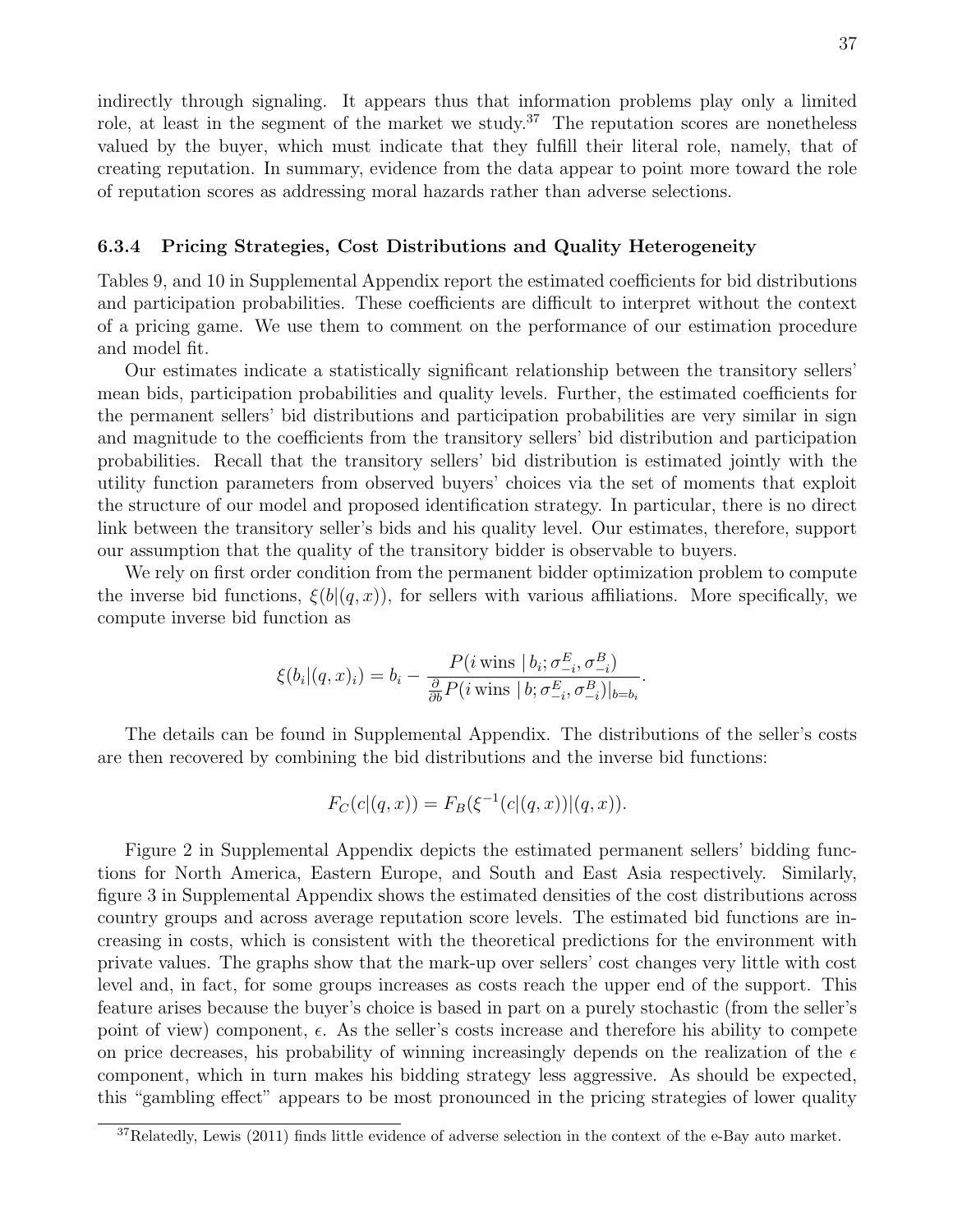indirectly through signaling. It appears thus that information problems play only a limited role, at least in the segment of the market we study.[37] The reputation scores are nonetheless valued by the buyer, which must indicate that they fulfill their literal role, namely, that of creating reputation. In summary, evidence from the data appear to point more toward the role of reputation scores as addressing moral hazards rather than adverse selections.

### 6.3.4 Pricing Strategies, Cost Distributions and Quality Heterogeneity

Tables 9, and 10 in Supplemental Appendix report the estimated coefficients for bid distributions and participation probabilities. These coefficients are difficult to interpret without the context of a pricing game. We use them to comment on the performance of our estimation procedure and model fit.

Our estimates indicate a statistically significant relationship between the transitory sellers' mean bids, participation probabilities and quality levels. Further, the estimated coefficients for the permanent sellers' bid distributions and participation probabilities are very similar in sign and magnitude to the coefficients from the transitory sellers' bid distribution and participation probabilities. Recall that the transitory sellers' bid distribution is estimated jointly with the utility function parameters from observed buyers' choices via the set of moments that exploit the structure of our model and proposed identification strategy. In particular, there is no direct link between the transitory seller's bids and his quality level. Our estimates, therefore, support our assumption that the quality of the transitory bidder is observable to buyers.

We rely on first order condition from the permanent bidder optimization problem to compute the inverse bid functions, $\xi(b|(q,x))$, for sellers with various affiliations. More specifically, we compute inverse bid function as

$$\xi(b_i|(q,x)_i) = b_i - \frac{P(i\,\text{wins}\mid b_i;\sigma^E_{-i},\sigma^B_{-i})}{\frac{\partial}{\partial b}P(i\,\text{wins}\mid b;\sigma^E_{-i},\sigma^B_{-i})|_{b=b_i}}.$$

The details can be found in Supplemental Appendix. The distributions of the seller's costs are then recovered by combining the bid distributions and the inverse bid functions:

$$F_C(c|(q,x)) = F_B(\xi^{-1}(c|(q,x))|(q,x)).$$

Figure 2 in Supplemental Appendix depicts the estimated permanent sellers' bidding functions for North America, Eastern Europe, and South and East Asia respectively. Similarly, figure 3 in Supplemental Appendix shows the estimated densities of the cost distributions across country groups and across average reputation score levels. The estimated bid functions are increasing in costs, which is consistent with the theoretical predictions for the environment with private values. The graphs show that the mark-up over sellers' cost changes very little with cost level and, in fact, for some groups increases as costs reach the upper end of the support. This feature arises because the buyer's choice is based in part on a purely stochastic (from the seller's point of view) component, $\epsilon$. As the seller's costs increase and therefore his ability to compete on price decreases, his probability of winning increasingly depends on the realization of the $\epsilon$ component, which in turn makes his bidding strategy less aggressive. As should be expected, this "gambling effect" appears to be most pronounced in the pricing strategies of lower quality

[37] Relatedly, Lewis (2011) finds little evidence of adverse selection in the context of the e-Bay auto market.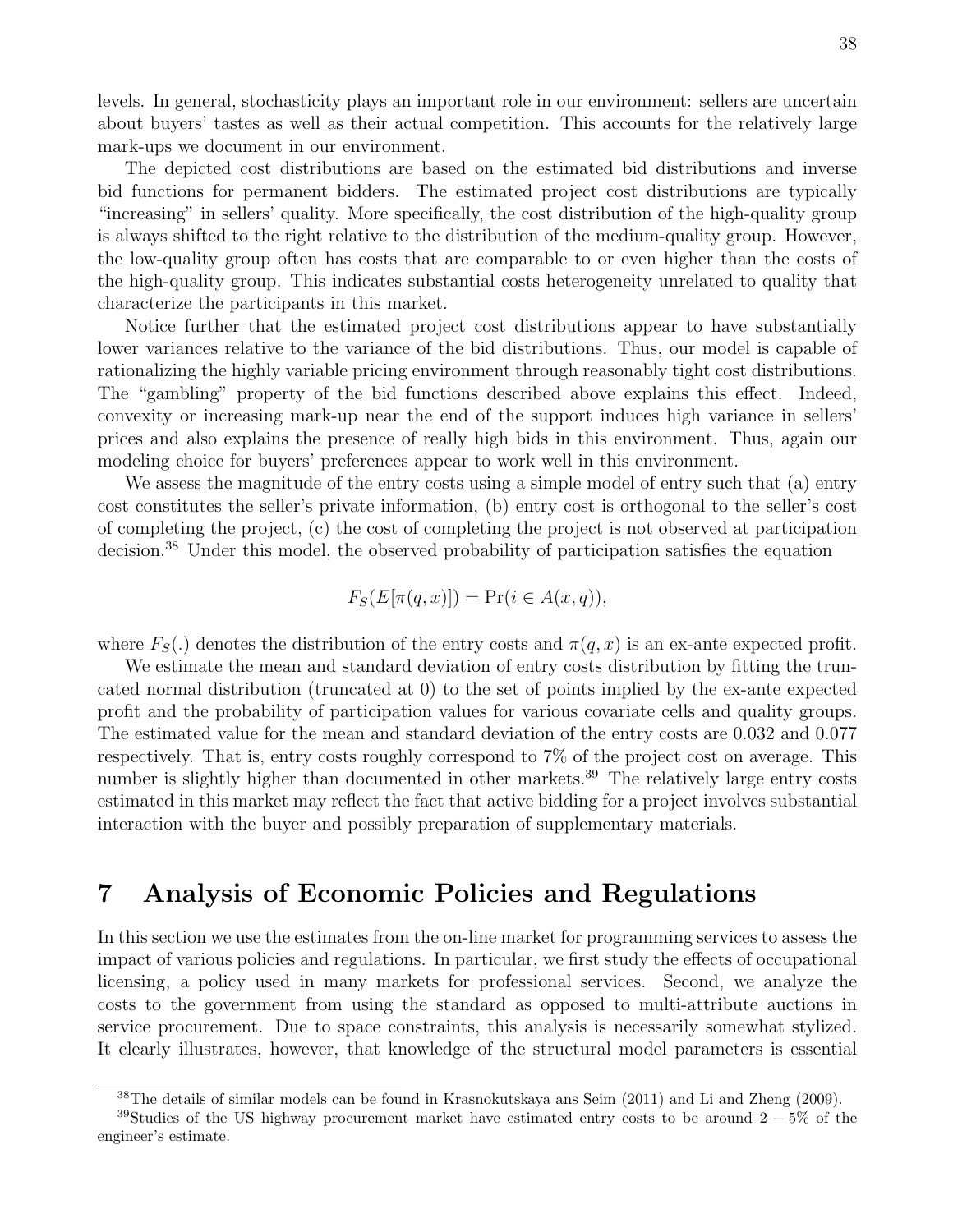levels. In general, stochasticity plays an important role in our environment: sellers are uncertain about buyers' tastes as well as their actual competition. This accounts for the relatively large mark-ups we document in our environment.

The depicted cost distributions are based on the estimated bid distributions and inverse bid functions for permanent bidders. The estimated project cost distributions are typically "increasing" in sellers' quality. More specifically, the cost distribution of the high-quality group is always shifted to the right relative to the distribution of the medium-quality group. However, the low-quality group often has costs that are comparable to or even higher than the costs of the high-quality group. This indicates substantial costs heterogeneity unrelated to quality that characterize the participants in this market.

Notice further that the estimated project cost distributions appear to have substantially lower variances relative to the variance of the bid distributions. Thus, our model is capable of rationalizing the highly variable pricing environment through reasonably tight cost distributions. The "gambling" property of the bid functions described above explains this effect. Indeed, convexity or increasing mark-up near the end of the support induces high variance in sellers' prices and also explains the presence of really high bids in this environment. Thus, again our modeling choice for buyers' preferences appear to work well in this environment.

We assess the magnitude of the entry costs using a simple model of entry such that (a) entry cost constitutes the seller's private information, (b) entry cost is orthogonal to the seller's cost of completing the project, (c) the cost of completing the project is not observed at participation decision.[38] Under this model, the observed probability of participation satisfies the equation

$$F_S(E[\pi(q,x)]) = \Pr(i \in A(x,q)),$$

where $F_S(.)$ denotes the distribution of the entry costs and $\pi(q,x)$ is an ex-ante expected profit.

We estimate the mean and standard deviation of entry costs distribution by fitting the truncated normal distribution (truncated at 0) to the set of points implied by the ex-ante expected profit and the probability of participation values for various covariate cells and quality groups. The estimated value for the mean and standard deviation of the entry costs are 0.032 and 0.077 respectively. That is, entry costs roughly correspond to 7% of the project cost on average. This number is slightly higher than documented in other markets.[39] The relatively large entry costs estimated in this market may reflect the fact that active bidding for a project involves substantial interaction with the buyer and possibly preparation of supplementary materials.

# 7 Analysis of Economic Policies and Regulations

In this section we use the estimates from the on-line market for programming services to assess the impact of various policies and regulations. In particular, we first study the effects of occupational licensing, a policy used in many markets for professional services. Second, we analyze the costs to the government from using the standard as opposed to multi-attribute auctions in service procurement. Due to space constraints, this analysis is necessarily somewhat stylized. It clearly illustrates, however, that knowledge of the structural model parameters is essential

[38]The details of similar models can be found in Krasnokutskaya ans Seim (2011) and Li and Zheng (2009).

[39]Studies of the US highway procurement market have estimated entry costs to be around $2-5\%$ of the engineer's estimate.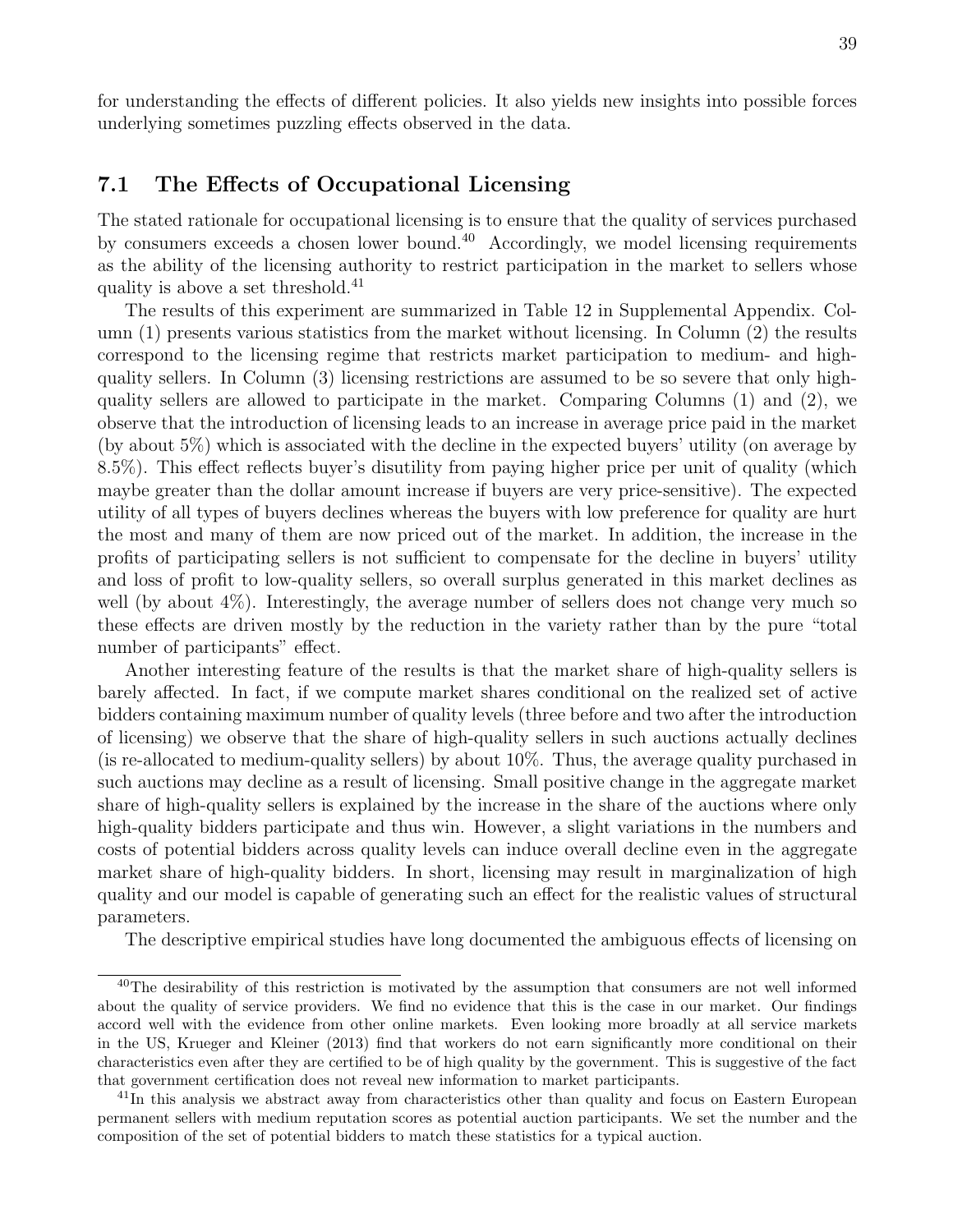for understanding the effects of different policies. It also yields new insights into possible forces underlying sometimes puzzling effects observed in the data.

### 7.1 The Effects of Occupational Licensing

The stated rationale for occupational licensing is to ensure that the quality of services purchased by consumers exceeds a chosen lower bound.[40] Accordingly, we model licensing requirements as the ability of the licensing authority to restrict participation in the market to sellers whose quality is above a set threshold.[41]

The results of this experiment are summarized in Table 12 in Supplemental Appendix. Column (1) presents various statistics from the market without licensing. In Column (2) the results correspond to the licensing regime that restricts market participation to medium- and high-quality sellers. In Column (3) licensing restrictions are assumed to be so severe that only high-quality sellers are allowed to participate in the market. Comparing Columns (1) and (2), we observe that the introduction of licensing leads to an increase in average price paid in the market (by about 5%) which is associated with the decline in the expected buyers' utility (on average by 8.5%). This effect reflects buyer's disutility from paying higher price per unit of quality (which maybe greater than the dollar amount increase if buyers are very price-sensitive). The expected utility of all types of buyers declines whereas the buyers with low preference for quality are hurt the most and many of them are now priced out of the market. In addition, the increase in the profits of participating sellers is not sufficient to compensate for the decline in buyers' utility and loss of profit to low-quality sellers, so overall surplus generated in this market declines as well (by about 4%). Interestingly, the average number of sellers does not change very much so these effects are driven mostly by the reduction in the variety rather than by the pure "total number of participants" effect.

Another interesting feature of the results is that the market share of high-quality sellers is barely affected. In fact, if we compute market shares conditional on the realized set of active bidders containing maximum number of quality levels (three before and two after the introduction of licensing) we observe that the share of high-quality sellers in such auctions actually declines (is re-allocated to medium-quality sellers) by about 10%. Thus, the average quality purchased in such auctions may decline as a result of licensing. Small positive change in the aggregate market share of high-quality sellers is explained by the increase in the share of the auctions where only high-quality bidders participate and thus win. However, a slight variations in the numbers and costs of potential bidders across quality levels can induce overall decline even in the aggregate market share of high-quality bidders. In short, licensing may result in marginalization of high quality and our model is capable of generating such an effect for the realistic values of structural parameters.

The descriptive empirical studies have long documented the ambiguous effects of licensing on

[40] The desirability of this restriction is motivated by the assumption that consumers are not well informed about the quality of service providers. We find no evidence that this is the case in our market. Our findings accord well with the evidence from other online markets. Even looking more broadly at all service markets in the US, Krueger and Kleiner (2013) find that workers do not earn significantly more conditional on their characteristics even after they are certified to be of high quality by the government. This is suggestive of the fact that government certification does not reveal new information to market participants.

[41] In this analysis we abstract away from characteristics other than quality and focus on Eastern European permanent sellers with medium reputation scores as potential auction participants. We set the number and the composition of the set of potential bidders to match these statistics for a typical auction.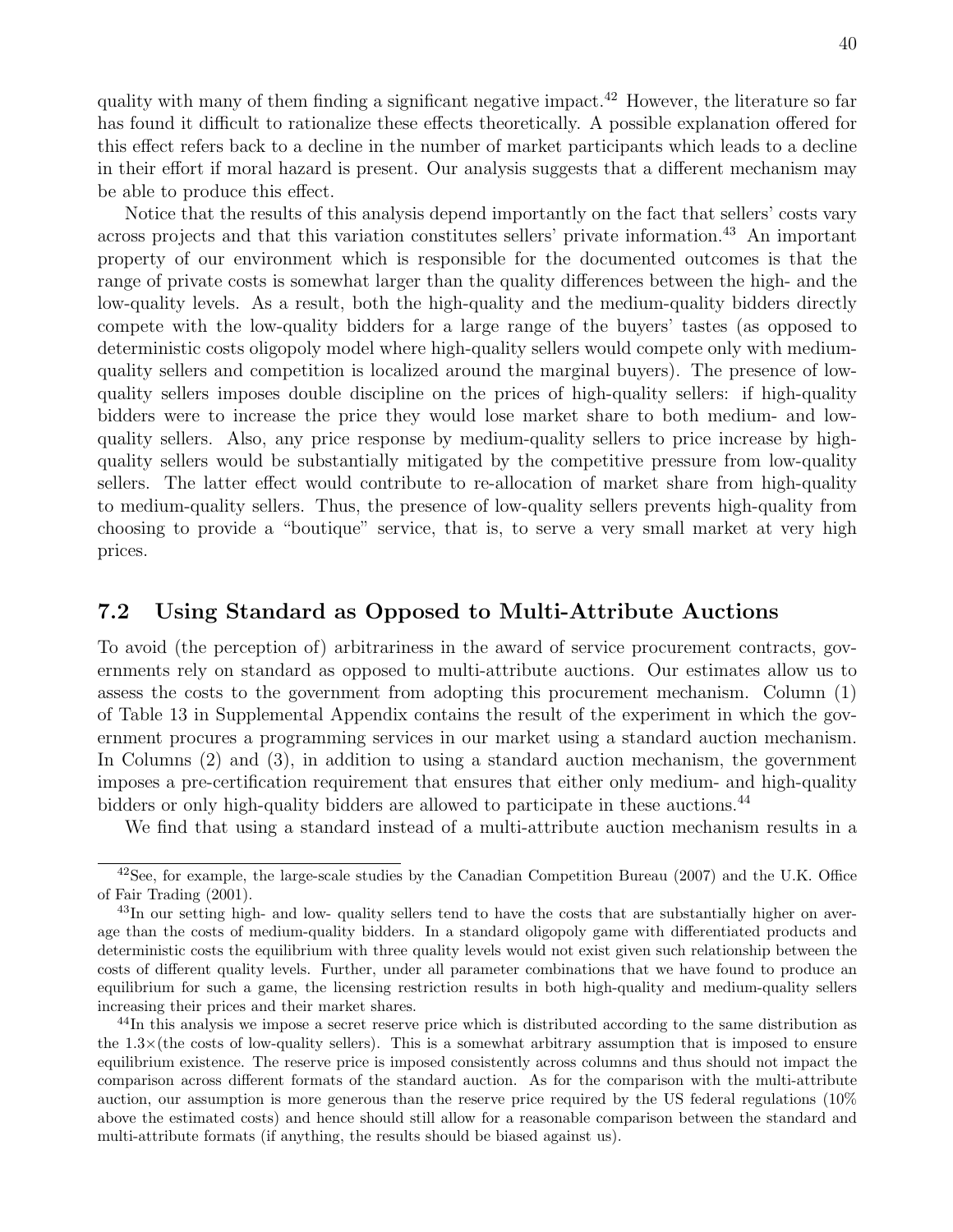quality with many of them finding a significant negative impact.[42] However, the literature so far has found it difficult to rationalize these effects theoretically. A possible explanation offered for this effect refers back to a decline in the number of market participants which leads to a decline in their effort if moral hazard is present. Our analysis suggests that a different mechanism may be able to produce this effect.

Notice that the results of this analysis depend importantly on the fact that sellers' costs vary across projects and that this variation constitutes sellers' private information.[43] An important property of our environment which is responsible for the documented outcomes is that the range of private costs is somewhat larger than the quality differences between the high- and the low-quality levels. As a result, both the high-quality and the medium-quality bidders directly compete with the low-quality bidders for a large range of the buyers' tastes (as opposed to deterministic costs oligopoly model where high-quality sellers would compete only with medium-quality sellers and competition is localized around the marginal buyers). The presence of low-quality sellers imposes double discipline on the prices of high-quality sellers: if high-quality bidders were to increase the price they would lose market share to both medium- and low-quality sellers. Also, any price response by medium-quality sellers to price increase by high-quality sellers would be substantially mitigated by the competitive pressure from low-quality sellers. The latter effect would contribute to re-allocation of market share from high-quality to medium-quality sellers. Thus, the presence of low-quality sellers prevents high-quality from choosing to provide a "boutique" service, that is, to serve a very small market at very high prices.

## 7.2 Using Standard as Opposed to Multi-Attribute Auctions

To avoid (the perception of) arbitrariness in the award of service procurement contracts, governments rely on standard as opposed to multi-attribute auctions. Our estimates allow us to assess the costs to the government from adopting this procurement mechanism. Column (1) of Table 13 in Supplemental Appendix contains the result of the experiment in which the government procures a programming services in our market using a standard auction mechanism. In Columns (2) and (3), in addition to using a standard auction mechanism, the government imposes a pre-certification requirement that ensures that either only medium- and high-quality bidders or only high-quality bidders are allowed to participate in these auctions.[44]

We find that using a standard instead of a multi-attribute auction mechanism results in a

[42] See, for example, the large-scale studies by the Canadian Competition Bureau (2007) and the U.K. Office of Fair Trading (2001).

[43] In our setting high- and low- quality sellers tend to have the costs that are substantially higher on average than the costs of medium-quality bidders. In a standard oligopoly game with differentiated products and deterministic costs the equilibrium with three quality levels would not exist given such relationship between the costs of different quality levels. Further, under all parameter combinations that we have found to produce an equilibrium for such a game, the licensing restriction results in both high-quality and medium-quality sellers increasing their prices and their market shares.

[44] In this analysis we impose a secret reserve price which is distributed according to the same distribution as the $1.3\times$(the costs of low-quality sellers). This is a somewhat arbitrary assumption that is imposed to ensure equilibrium existence. The reserve price is imposed consistently across columns and thus should not impact the comparison across different formats of the standard auction. As for the comparison with the multi-attribute auction, our assumption is more generous than the reserve price required by the US federal regulations (10% above the estimated costs) and hence should still allow for a reasonable comparison between the standard and multi-attribute formats (if anything, the results should be biased against us).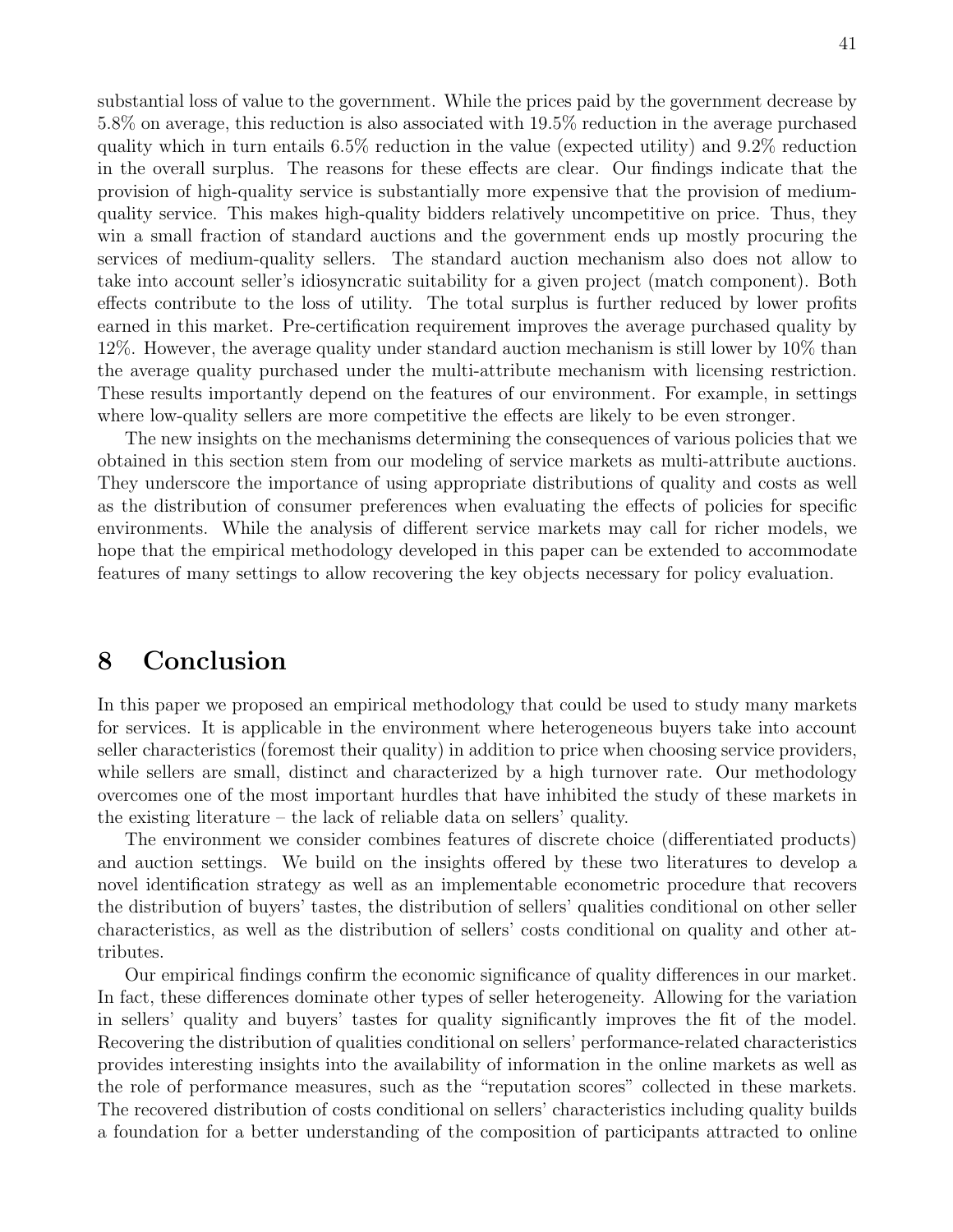substantial loss of value to the government. While the prices paid by the government decrease by 5.8% on average, this reduction is also associated with 19.5% reduction in the average purchased quality which in turn entails 6.5% reduction in the value (expected utility) and 9.2% reduction in the overall surplus. The reasons for these effects are clear. Our findings indicate that the provision of high-quality service is substantially more expensive that the provision of medium-quality service. This makes high-quality bidders relatively uncompetitive on price. Thus, they win a small fraction of standard auctions and the government ends up mostly procuring the services of medium-quality sellers. The standard auction mechanism also does not allow to take into account seller's idiosyncratic suitability for a given project (match component). Both effects contribute to the loss of utility. The total surplus is further reduced by lower profits earned in this market. Pre-certification requirement improves the average purchased quality by 12%. However, the average quality under standard auction mechanism is still lower by 10% than the average quality purchased under the multi-attribute mechanism with licensing restriction. These results importantly depend on the features of our environment. For example, in settings where low-quality sellers are more competitive the effects are likely to be even stronger.

The new insights on the mechanisms determining the consequences of various policies that we obtained in this section stem from our modeling of service markets as multi-attribute auctions. They underscore the importance of using appropriate distributions of quality and costs as well as the distribution of consumer preferences when evaluating the effects of policies for specific environments. While the analysis of different service markets may call for richer models, we hope that the empirical methodology developed in this paper can be extended to accommodate features of many settings to allow recovering the key objects necessary for policy evaluation.

# 8 Conclusion

In this paper we proposed an empirical methodology that could be used to study many markets for services. It is applicable in the environment where heterogeneous buyers take into account seller characteristics (foremost their quality) in addition to price when choosing service providers, while sellers are small, distinct and characterized by a high turnover rate. Our methodology overcomes one of the most important hurdles that have inhibited the study of these markets in the existing literature – the lack of reliable data on sellers' quality.

The environment we consider combines features of discrete choice (differentiated products) and auction settings. We build on the insights offered by these two literatures to develop a novel identification strategy as well as an implementable econometric procedure that recovers the distribution of buyers' tastes, the distribution of sellers' qualities conditional on other seller characteristics, as well as the distribution of sellers' costs conditional on quality and other attributes.

Our empirical findings confirm the economic significance of quality differences in our market. In fact, these differences dominate other types of seller heterogeneity. Allowing for the variation in sellers' quality and buyers' tastes for quality significantly improves the fit of the model. Recovering the distribution of qualities conditional on sellers' performance-related characteristics provides interesting insights into the availability of information in the online markets as well as the role of performance measures, such as the "reputation scores" collected in these markets. The recovered distribution of costs conditional on sellers' characteristics including quality builds a foundation for a better understanding of the composition of participants attracted to online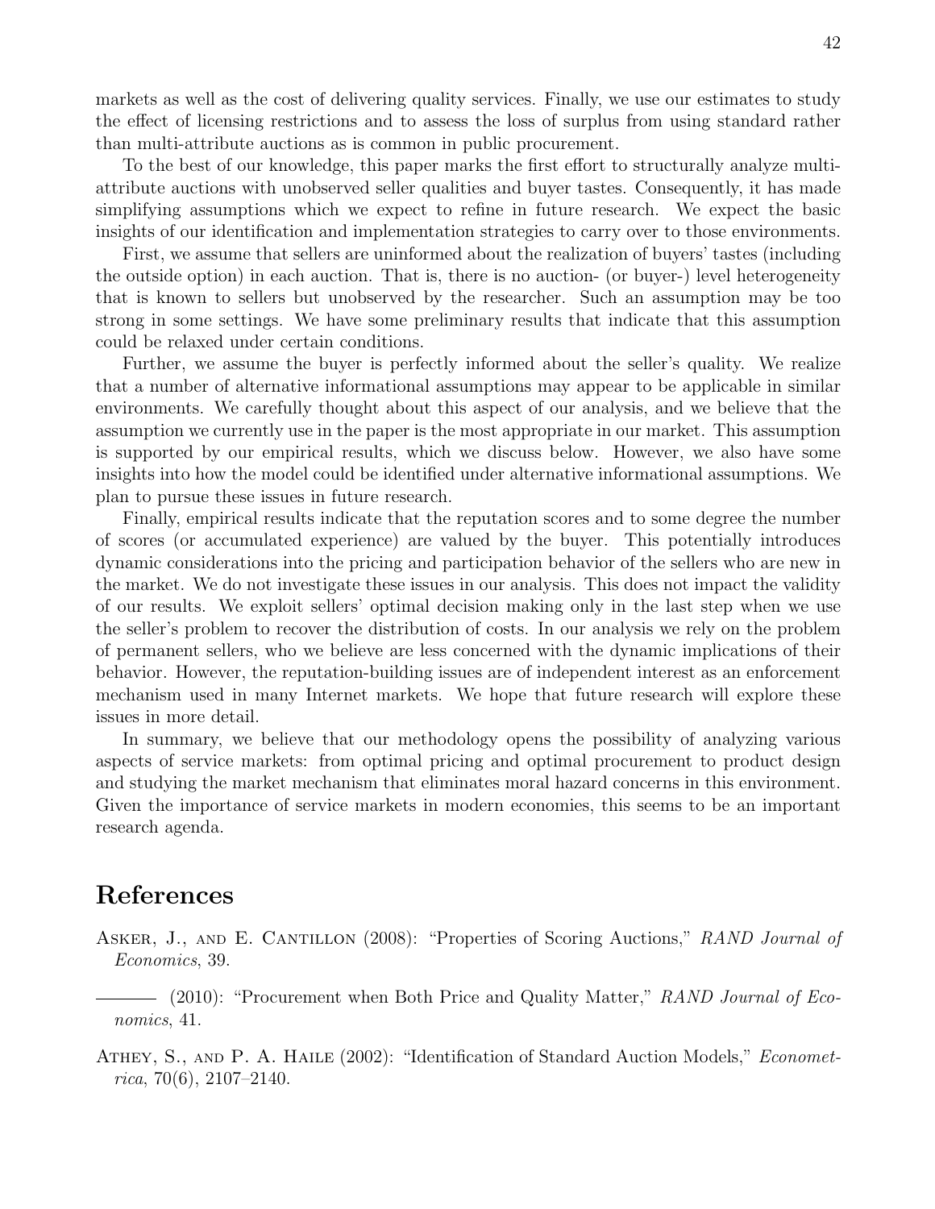markets as well as the cost of delivering quality services. Finally, we use our estimates to study the effect of licensing restrictions and to assess the loss of surplus from using standard rather than multi-attribute auctions as is common in public procurement.

To the best of our knowledge, this paper marks the first effort to structurally analyze multi-attribute auctions with unobserved seller qualities and buyer tastes. Consequently, it has made simplifying assumptions which we expect to refine in future research. We expect the basic insights of our identification and implementation strategies to carry over to those environments.

First, we assume that sellers are uninformed about the realization of buyers' tastes (including the outside option) in each auction. That is, there is no auction- (or buyer-) level heterogeneity that is known to sellers but unobserved by the researcher. Such an assumption may be too strong in some settings. We have some preliminary results that indicate that this assumption could be relaxed under certain conditions.

Further, we assume the buyer is perfectly informed about the seller's quality. We realize that a number of alternative informational assumptions may appear to be applicable in similar environments. We carefully thought about this aspect of our analysis, and we believe that the assumption we currently use in the paper is the most appropriate in our market. This assumption is supported by our empirical results, which we discuss below. However, we also have some insights into how the model could be identified under alternative informational assumptions. We plan to pursue these issues in future research.

Finally, empirical results indicate that the reputation scores and to some degree the number of scores (or accumulated experience) are valued by the buyer. This potentially introduces dynamic considerations into the pricing and participation behavior of the sellers who are new in the market. We do not investigate these issues in our analysis. This does not impact the validity of our results. We exploit sellers' optimal decision making only in the last step when we use the seller's problem to recover the distribution of costs. In our analysis we rely on the problem of permanent sellers, who we believe are less concerned with the dynamic implications of their behavior. However, the reputation-building issues are of independent interest as an enforcement mechanism used in many Internet markets. We hope that future research will explore these issues in more detail.

In summary, we believe that our methodology opens the possibility of analyzing various aspects of service markets: from optimal pricing and optimal procurement to product design and studying the market mechanism that eliminates moral hazard concerns in this environment. Given the importance of service markets in modern economies, this seems to be an important research agenda.

# References

Asker, J., and E. Cantillon (2008): "Properties of Scoring Auctions," *RAND Journal of Economics*, 39.

——— (2010): "Procurement when Both Price and Quality Matter," *RAND Journal of Economics*, 41.

Athey, S., and P. A. Haile (2002): "Identification of Standard Auction Models," *Econometrica*, 70(6), 2107–2140.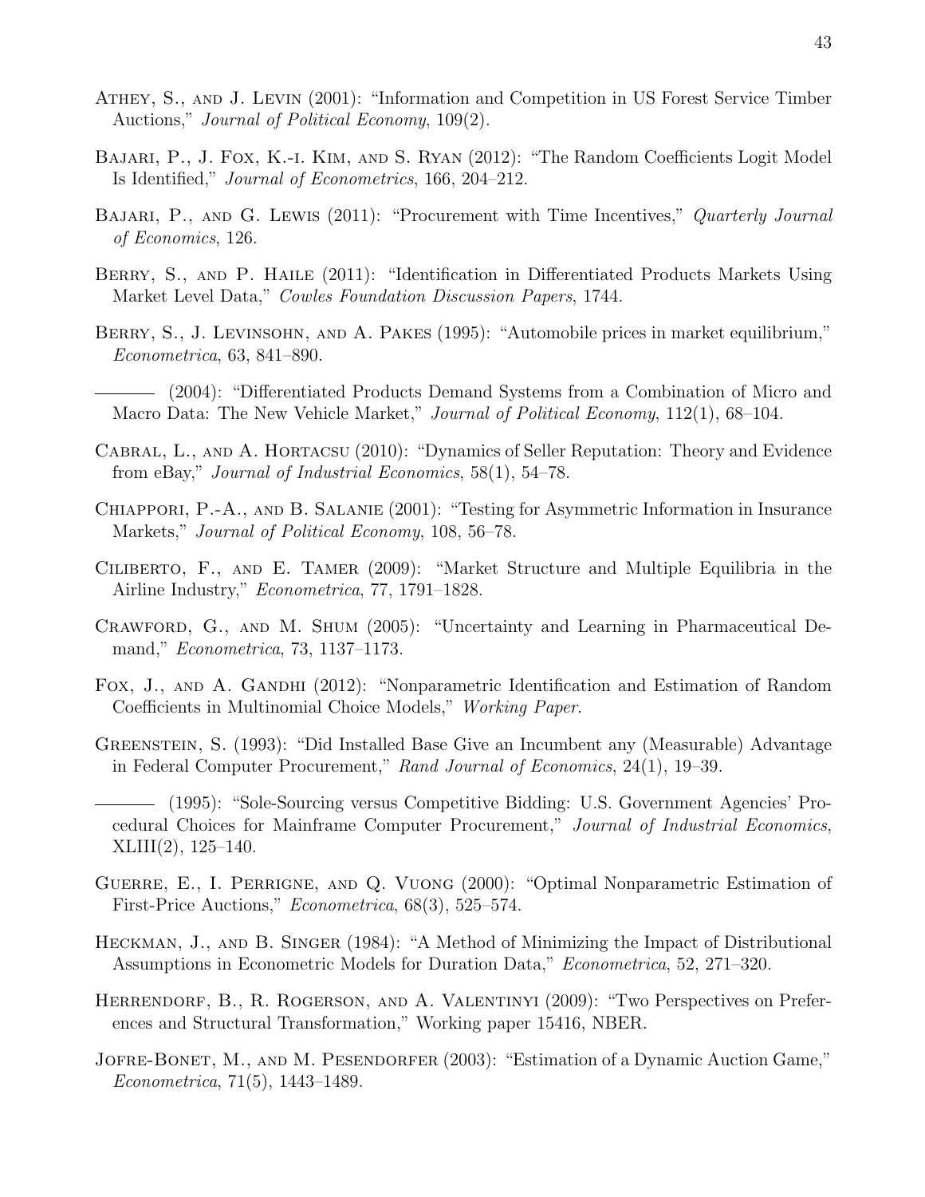Athey, S., and J. Levin (2001): "Information and Competition in US Forest Service Timber Auctions," *Journal of Political Economy*, 109(2).

Bajari, P., J. Fox, K.-i. Kim, and S. Ryan (2012): "The Random Coefficients Logit Model Is Identified," *Journal of Econometrics*, 166, 204–212.

Bajari, P., and G. Lewis (2011): "Procurement with Time Incentives," *Quarterly Journal of Economics*, 126.

Berry, S., and P. Haile (2011): "Identification in Differentiated Products Markets Using Market Level Data," *Cowles Foundation Discussion Papers*, 1744.

Berry, S., J. Levinsohn, and A. Pakes (1995): "Automobile prices in market equilibrium," *Econometrica*, 63, 841–890.

——— (2004): "Differentiated Products Demand Systems from a Combination of Micro and Macro Data: The New Vehicle Market," *Journal of Political Economy*, 112(1), 68–104.

Cabral, L., and A. Hortacsu (2010): "Dynamics of Seller Reputation: Theory and Evidence from eBay," *Journal of Industrial Economics*, 58(1), 54–78.

Chiappori, P.-A., and B. Salanie (2001): "Testing for Asymmetric Information in Insurance Markets," *Journal of Political Economy*, 108, 56–78.

Ciliberto, F., and E. Tamer (2009): "Market Structure and Multiple Equilibria in the Airline Industry," *Econometrica*, 77, 1791–1828.

Crawford, G., and M. Shum (2005): "Uncertainty and Learning in Pharmaceutical Demand," *Econometrica*, 73, 1137–1173.

Fox, J., and A. Gandhi (2012): "Nonparametric Identification and Estimation of Random Coefficients in Multinomial Choice Models," *Working Paper*.

Greenstein, S. (1993): "Did Installed Base Give an Incumbent any (Measurable) Advantage in Federal Computer Procurement," *Rand Journal of Economics*, 24(1), 19–39.

——— (1995): "Sole-Sourcing versus Competitive Bidding: U.S. Government Agencies' Procedural Choices for Mainframe Computer Procurement," *Journal of Industrial Economics*, XLIII(2), 125–140.

Guerre, E., I. Perrigne, and Q. Vuong (2000): "Optimal Nonparametric Estimation of First-Price Auctions," *Econometrica*, 68(3), 525–574.

Heckman, J., and B. Singer (1984): "A Method of Minimizing the Impact of Distributional Assumptions in Econometric Models for Duration Data," *Econometrica*, 52, 271–320.

Herrendorf, B., R. Rogerson, and A. Valentinyi (2009): "Two Perspectives on Preferences and Structural Transformation," Working paper 15416, NBER.

Jofre-Bonet, M., and M. Pesendorfer (2003): "Estimation of a Dynamic Auction Game," *Econometrica*, 71(5), 1443–1489.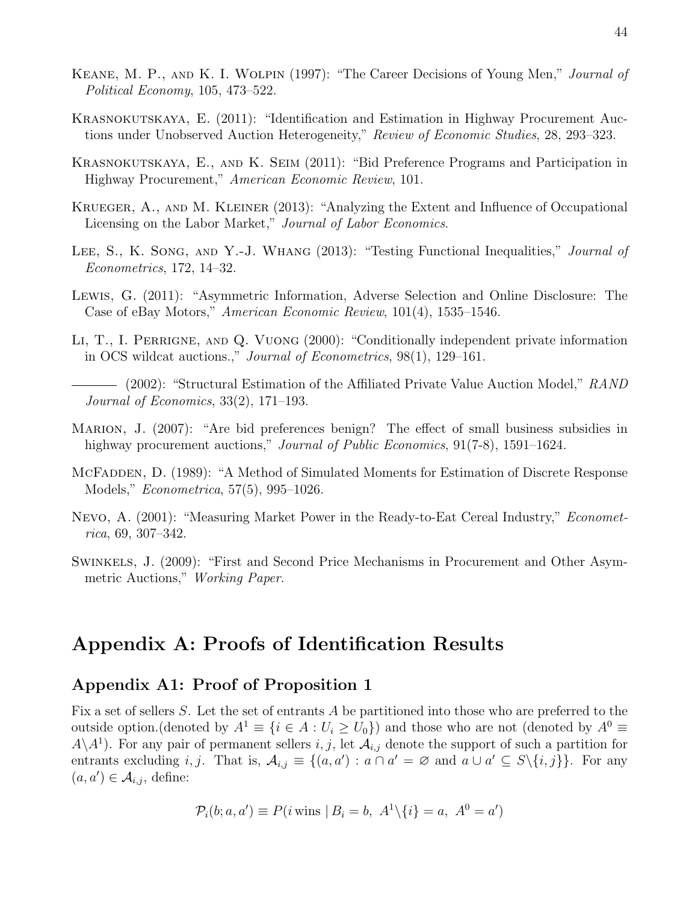Keane, M. P., and K. I. Wolpin (1997): "The Career Decisions of Young Men," *Journal of Political Economy*, 105, 473–522.

Krasnokutskaya, E. (2011): "Identification and Estimation in Highway Procurement Auctions under Unobserved Auction Heterogeneity," *Review of Economic Studies*, 28, 293–323.

Krasnokutskaya, E., and K. Seim (2011): "Bid Preference Programs and Participation in Highway Procurement," *American Economic Review*, 101.

Krueger, A., and M. Kleiner (2013): "Analyzing the Extent and Influence of Occupational Licensing on the Labor Market," *Journal of Labor Economics*.

Lee, S., K. Song, and Y.-J. Whang (2013): "Testing Functional Inequalities," *Journal of Econometrics*, 172, 14–32.

Lewis, G. (2011): "Asymmetric Information, Adverse Selection and Online Disclosure: The Case of eBay Motors," *American Economic Review*, 101(4), 1535–1546.

Li, T., I. Perrigne, and Q. Vuong (2000): "Conditionally independent private information in OCS wildcat auctions.," *Journal of Econometrics*, 98(1), 129–161.

——— (2002): "Structural Estimation of the Affiliated Private Value Auction Model," *RAND Journal of Economics*, 33(2), 171–193.

Marion, J. (2007): "Are bid preferences benign? The effect of small business subsidies in highway procurement auctions," *Journal of Public Economics*, 91(7-8), 1591–1624.

McFadden, D. (1989): "A Method of Simulated Moments for Estimation of Discrete Response Models," *Econometrica*, 57(5), 995–1026.

Nevo, A. (2001): "Measuring Market Power in the Ready-to-Eat Cereal Industry," *Econometrica*, 69, 307–342.

Swinkels, J. (2009): "First and Second Price Mechanisms in Procurement and Other Asymmetric Auctions," *Working Paper*.

# Appendix A: Proofs of Identification Results

## Appendix A1: Proof of Proposition 1

Fix a set of sellers $S$. Let the set of entrants $A$ be partitioned into those who are preferred to the outside option.(denoted by $A^1 \equiv \{i \in A : U_i \geq U_0\}$) and those who are not (denoted by $A^0 \equiv A \backslash A^1$). For any pair of permanent sellers $i, j$, let $\mathcal{A}_{i,j}$ denote the support of such a partition for entrants excluding $i, j$. That is, $\mathcal{A}_{i,j} \equiv \{(a, a') : a \cap a' = \varnothing \text{ and } a \cup a' \subseteq S\backslash\{i, j\}\}$. For any $(a, a') \in \mathcal{A}_{i,j}$, define:

$$\mathcal{P}_i(b; a, a') \equiv P(i \text{ wins} \mid B_i = b,\ A^1\backslash\{i\} = a,\ A^0 = a')$$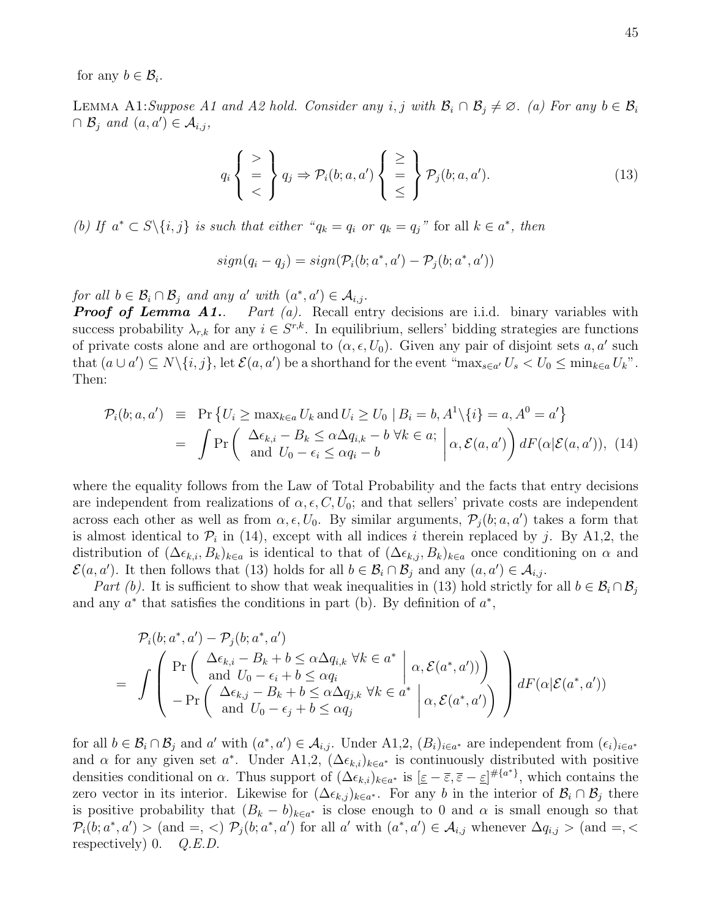for any $b \in \mathcal{B}_i$.

Lemma A1: *Suppose A1 and A2 hold. Consider any $i, j$ with $\mathcal{B}_i \cap \mathcal{B}_j \neq \varnothing$. (a) For any $b \in \mathcal{B}_i \cap \mathcal{B}_j$ and $(a, a') \in \mathcal{A}_{i,j}$,*

$$q_i \left\{ \begin{array}{c} > \\ = \\ < \end{array} \right\} q_j \Rightarrow \mathcal{P}_i(b; a, a') \left\{ \begin{array}{c} \geq \\ = \\ \leq \end{array} \right\} \mathcal{P}_j(b; a, a'). \tag{13}$$

*(b) If $a^* \subset S \backslash \{i, j\}$ is such that either "$q_k = q_i$ or $q_k = q_j$" for all $k \in a^*$, then*

$$sign(q_i - q_j) = sign(\mathcal{P}_i(b; a^*, a') - \mathcal{P}_j(b; a^*, a'))$$

*for all $b \in \mathcal{B}_i \cap \mathcal{B}_j$ and any $a'$ with $(a^*, a') \in \mathcal{A}_{i,j}$.*

***Proof of Lemma A1.*** *Part (a).* Recall entry decisions are i.i.d. binary variables with success probability $\lambda_{r,k}$ for any $i \in S^{r,k}$. In equilibrium, sellers' bidding strategies are functions of private costs alone and are orthogonal to $(\alpha, \epsilon, U_0)$. Given any pair of disjoint sets $a, a'$ such that $(a \cup a') \subseteq N \backslash \{i, j\}$, let $\mathcal{E}(a, a')$ be a shorthand for the event "$\max_{s \in a'} U_s < U_0 \leq \min_{k \in a} U_k$". Then:

$$\begin{aligned}
\mathcal{P}_i(b; a, a') &\equiv \Pr\left\{U_i \geq \max_{k \in a} U_k \,\text{and}\, U_i \geq U_0 \mid B_i = b, A^1 \backslash \{i\} = a, A^0 = a'\right\} \\
&= \int \Pr\left( \begin{array}{l} \Delta\epsilon_{k,i} - B_k \leq \alpha \Delta q_{i,k} - b \;\forall k \in a; \\ \text{and } U_0 - \epsilon_i \leq \alpha q_i - b \end{array} \middle| \alpha, \mathcal{E}(a, a') \right) dF(\alpha | \mathcal{E}(a, a')), \quad (14)
\end{aligned}$$

where the equality follows from the Law of Total Probability and the facts that entry decisions are independent from realizations of $\alpha, \epsilon, C, U_0$; and that sellers' private costs are independent across each other as well as from $\alpha, \epsilon, U_0$. By similar arguments, $\mathcal{P}_j(b; a, a')$ takes a form that is almost identical to $\mathcal{P}_i$ in (14), except with all indices $i$ therein replaced by $j$. By A1,2, the distribution of $(\Delta\epsilon_{k,i}, B_k)_{k \in a}$ is identical to that of $(\Delta\epsilon_{k,j}, B_k)_{k \in a}$ once conditioning on $\alpha$ and $\mathcal{E}(a, a')$. It then follows that (13) holds for all $b \in \mathcal{B}_i \cap \mathcal{B}_j$ and any $(a, a') \in \mathcal{A}_{i,j}$.

*Part (b).* It is sufficient to show that weak inequalities in (13) hold strictly for all $b \in \mathcal{B}_i \cap \mathcal{B}_j$ and any $a^*$ that satisfies the conditions in part (b). By definition of $a^*$,

$$\begin{aligned}
&\mathcal{P}_i(b; a^*, a') - \mathcal{P}_j(b; a^*, a') \\
= &\int \left( \begin{array}{l} \Pr\left( \begin{array}{l} \Delta\epsilon_{k,i} - B_k + b \leq \alpha \Delta q_{i,k} \;\forall k \in a^* \\ \text{and } U_0 - \epsilon_i + b \leq \alpha q_i \end{array} \middle| \alpha, \mathcal{E}(a^*, a')) \right) \\ - \Pr\left( \begin{array}{l} \Delta\epsilon_{k,j} - B_k + b \leq \alpha \Delta q_{j,k} \;\forall k \in a^* \\ \text{and } U_0 - \epsilon_j + b \leq \alpha q_j \end{array} \middle| \alpha, \mathcal{E}(a^*, a') \right) \end{array} \right) dF(\alpha | \mathcal{E}(a^*, a'))
\end{aligned}$$

for all $b \in \mathcal{B}_i \cap \mathcal{B}_j$ and $a'$ with $(a^*, a') \in \mathcal{A}_{i,j}$. Under A1,2, $(B_i)_{i \in a^*}$ are independent from $(\epsilon_i)_{i \in a^*}$ and $\alpha$ for any given set $a^*$. Under A1,2, $(\Delta\epsilon_{k,i})_{k \in a^*}$ is continuously distributed with positive densities conditional on $\alpha$. Thus support of $(\Delta\epsilon_{k,i})_{k \in a^*}$ is $[\underline{\varepsilon} - \overline{\varepsilon}, \overline{\varepsilon} - \underline{\varepsilon}]^{\#\{a^*\}}$, which contains the zero vector in its interior. Likewise for $(\Delta\epsilon_{k,j})_{k \in a^*}$. For any $b$ in the interior of $\mathcal{B}_i \cap \mathcal{B}_j$ there is positive probability that $(B_k - b)_{k \in a^*}$ is close enough to 0 and $\alpha$ is small enough so that $\mathcal{P}_i(b; a^*, a') >$ (and $=, <$) $\mathcal{P}_j(b; a^*, a')$ for all $a'$ with $(a^*, a') \in \mathcal{A}_{i,j}$ whenever $\Delta q_{i,j} >$ (and $=, <$ respectively) 0. *Q.E.D.*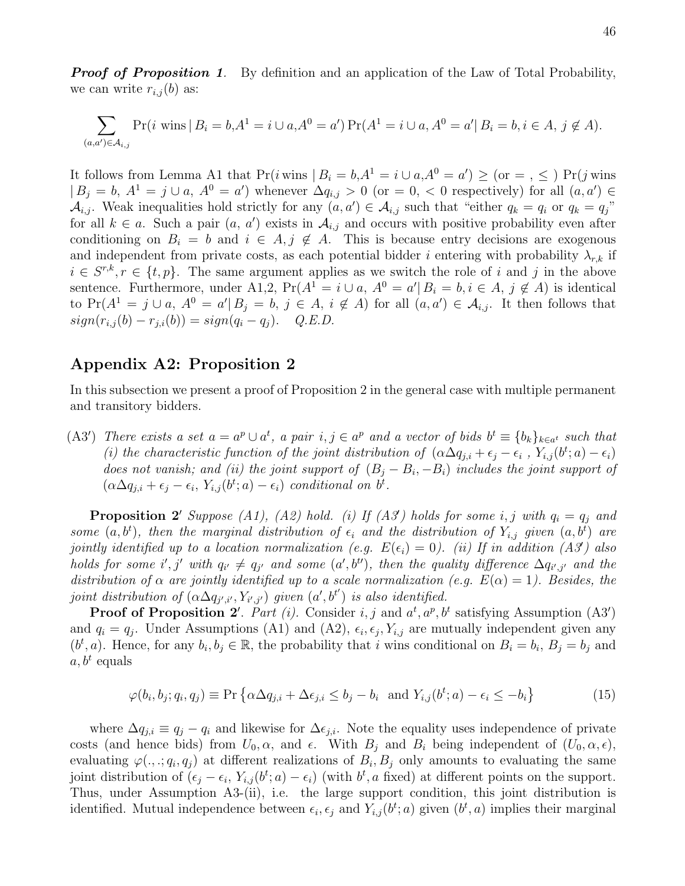***Proof of Proposition 1***. By definition and an application of the Law of Total Probability, we can write $r_{i,j}(b)$ as:

$$\sum_{(a,a')\in\mathcal{A}_{i,j}} \Pr(i \text{ wins} \,|\, B_i = b, A^1 = i \cup a, A^0 = a') \Pr(A^1 = i \cup a, A^0 = a' |\, B_i = b, i \in A, j \notin A).$$

It follows from Lemma A1 that $\Pr(i \,\text{wins} \,|\, B_i = b, A^1 = i \cup a, A^0 = a') \geq$ (or $=$ , $\leq$ ) $\Pr(j \,\text{wins} \,|\, B_j = b,\ A^1 = j \cup a,\ A^0 = a')$ whenever $\Delta q_{i,j} > 0$ (or $= 0$, $< 0$ respectively) for all $(a, a') \in \mathcal{A}_{i,j}$. Weak inequalities hold strictly for any $(a, a') \in \mathcal{A}_{i,j}$ such that "either $q_k = q_i$ or $q_k = q_j$" for all $k \in a$. Such a pair $(a,\ a')$ exists in $\mathcal{A}_{i,j}$ and occurs with positive probability even after conditioning on $B_i = b$ and $i \in A, j \notin A$. This is because entry decisions are exogenous and independent from private costs, as each potential bidder $i$ entering with probability $\lambda_{r,k}$ if $i \in S^{r,k}, r \in \{t, p\}$. The same argument applies as we switch the role of $i$ and $j$ in the above sentence. Furthermore, under A1,2, $\Pr(A^1 = i \cup a,\ A^0 = a' |\, B_i = b, i \in A,\ j \notin A)$ is identical to $\Pr(A^1 = j \cup a,\ A^0 = a' |\, B_j = b,\ j \in A,\ i \notin A)$ for all $(a, a') \in \mathcal{A}_{i,j}$. It then follows that $sign(r_{i,j}(b) - r_{j,i}(b)) = sign(q_i - q_j)$. *Q.E.D.*

## Appendix A2: Proposition 2

In this subsection we present a proof of Proposition 2 in the general case with multiple permanent and transitory bidders.

(A3$'$) *There exists a set $a = a^p \cup a^t$, a pair $i, j \in a^p$ and a vector of bids $b^t \equiv \{b_k\}_{k\in a^t}$ such that (i) the characteristic function of the joint distribution of $(\alpha\Delta q_{j,i} + \epsilon_j - \epsilon_i\ ,\ Y_{i,j}(b^t; a) - \epsilon_i)$ does not vanish; and (ii) the joint support of $(B_j - B_i, -B_i)$ includes the joint support of $(\alpha\Delta q_{j,i} + \epsilon_j - \epsilon_i,\ Y_{i,j}(b^t; a) - \epsilon_i)$ conditional on $b^t$.*

**Proposition 2$'$** *Suppose (A1), (A2) hold. (i) If (A3$'$) holds for some $i, j$ with $q_i = q_j$ and some $(a, b^t)$, then the marginal distribution of $\epsilon_i$ and the distribution of $Y_{i,j}$ given $(a, b^t)$ are jointly identified up to a location normalization (e.g. $E(\epsilon_i) = 0$). (ii) If in addition (A3$'$) also holds for some $i', j'$ with $q_{i'} \neq q_{j'}$ and some $(a', b^{t\prime})$, then the quality difference $\Delta q_{i',j'}$ and the distribution of $\alpha$ are jointly identified up to a scale normalization (e.g. $E(\alpha) = 1$). Besides, the joint distribution of $(\alpha\Delta q_{j',i'}, Y_{i',j'})$ given $(a', b^{t'})$ is also identified.*

**Proof of Proposition 2$'$**. *Part (i).* Consider $i, j$ and $a^t, a^p, b^t$ satisfying Assumption (A3$'$) and $q_i = q_j$. Under Assumptions (A1) and (A2), $\epsilon_i, \epsilon_j, Y_{i,j}$ are mutually independent given any $(b^t, a)$. Hence, for any $b_i, b_j \in \mathbb{R}$, the probability that $i$ wins conditional on $B_i = b_i$, $B_j = b_j$ and $a, b^t$ equals

$$\varphi(b_i, b_j; q_i, q_j) \equiv \Pr\left\{\alpha\Delta q_{j,i} + \Delta\epsilon_{j,i} \leq b_j - b_i \text{ and } Y_{i,j}(b^t; a) - \epsilon_i \leq -b_i\right\} \tag{15}$$

where $\Delta q_{j,i} \equiv q_j - q_i$ and likewise for $\Delta\epsilon_{j,i}$. Note the equality uses independence of private costs (and hence bids) from $U_0, \alpha$, and $\epsilon$. With $B_j$ and $B_i$ being independent of $(U_0, \alpha, \epsilon)$, evaluating $\varphi(., .; q_i, q_j)$ at different realizations of $B_i, B_j$ only amounts to evaluating the same joint distribution of $(\epsilon_j - \epsilon_i,\ Y_{i,j}(b^t; a) - \epsilon_i)$ (with $b^t, a$ fixed) at different points on the support. Thus, under Assumption A3-(ii), i.e. the large support condition, this joint distribution is identified. Mutual independence between $\epsilon_i, \epsilon_j$ and $Y_{i,j}(b^t; a)$ given $(b^t, a)$ implies their marginal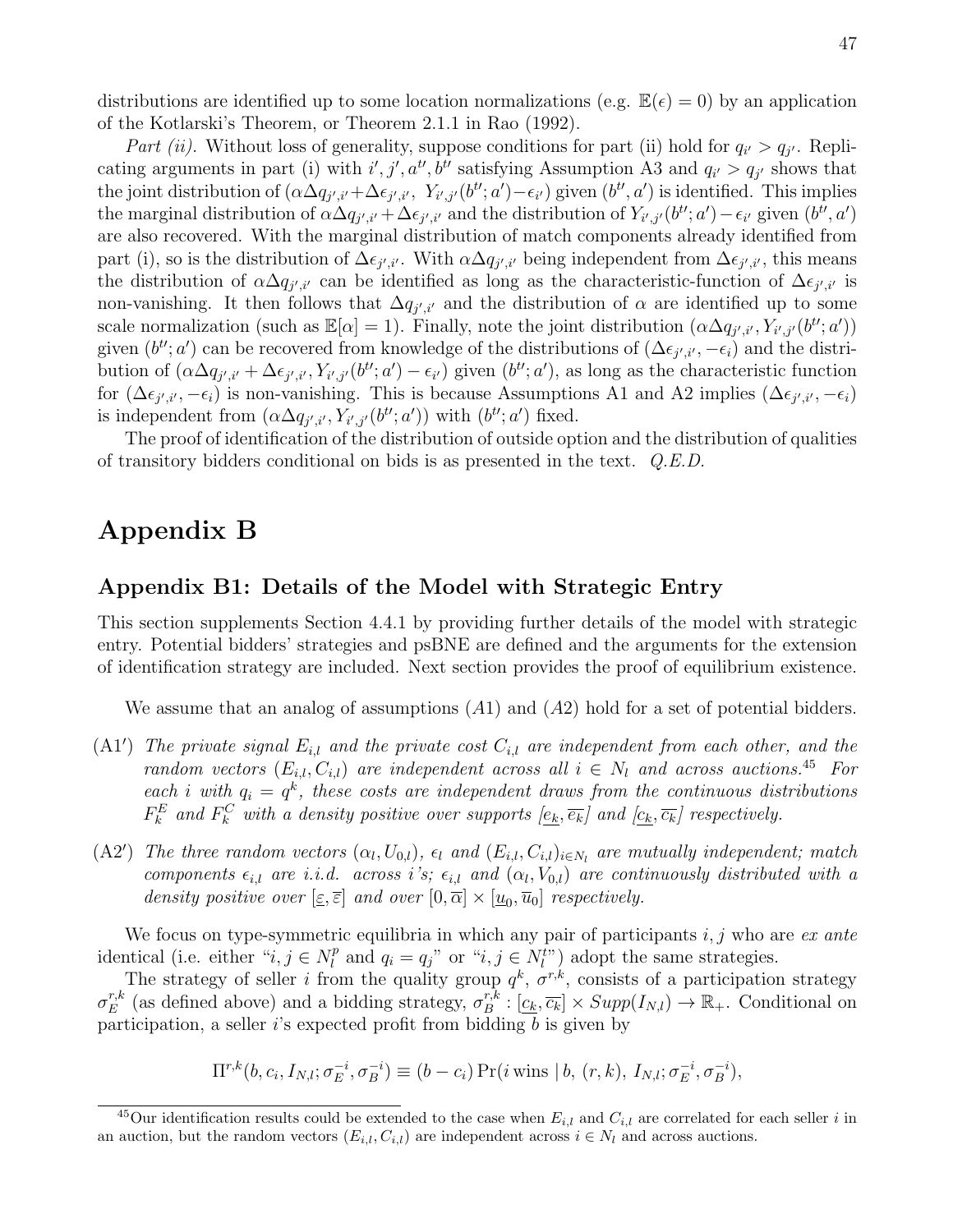distributions are identified up to some location normalizations (e.g. $\mathbb{E}(\epsilon) = 0$) by an application of the Kotlarski's Theorem, or Theorem 2.1.1 in Rao (1992).

*Part (ii).* Without loss of generality, suppose conditions for part (ii) hold for $q_{i'} > q_{j'}$. Replicating arguments in part (i) with $i', j', a'', b''$ satisfying Assumption A3 and $q_{i'} > q_{j'}$ shows that the joint distribution of $(\alpha \Delta q_{j',i'} + \Delta\epsilon_{j',i'},\ Y_{i',j'}(b''; a') - \epsilon_{i'})$ given $(b'', a')$ is identified. This implies the marginal distribution of $\alpha \Delta q_{j',i'} + \Delta\epsilon_{j',i'}$ and the distribution of $Y_{i',j'}(b''; a') - \epsilon_{i'}$ given $(b'', a')$ are also recovered. With the marginal distribution of match components already identified from part (i), so is the distribution of $\Delta\epsilon_{j',i'}$. With $\alpha\Delta q_{j',i'}$ being independent from $\Delta\epsilon_{j',i'}$, this means the distribution of $\alpha\Delta q_{j',i'}$ can be identified as long as the characteristic-function of $\Delta\epsilon_{j',i'}$ is non-vanishing. It then follows that $\Delta q_{j',i'}$ and the distribution of $\alpha$ are identified up to some scale normalization (such as $\mathbb{E}[\alpha] = 1$). Finally, note the joint distribution $(\alpha\Delta q_{j',i'}, Y_{i',j'}(b''; a'))$ given $(b''; a')$ can be recovered from knowledge of the distributions of $(\Delta\epsilon_{j',i'}, -\epsilon_i)$ and the distribution of $(\alpha\Delta q_{j',i'} + \Delta\epsilon_{j',i'}, Y_{i',j'}(b''; a') - \epsilon_{i'})$ given $(b''; a')$, as long as the characteristic function for $(\Delta\epsilon_{j',i'}, -\epsilon_i)$ is non-vanishing. This is because Assumptions A1 and A2 implies $(\Delta\epsilon_{j',i'}, -\epsilon_i)$ is independent from $(\alpha\Delta q_{j',i'}, Y_{i',j'}(b''; a'))$ with $(b''; a')$ fixed.

The proof of identification of the distribution of outside option and the distribution of qualities of transitory bidders conditional on bids is as presented in the text. *Q.E.D.*

# Appendix B

## Appendix B1: Details of the Model with Strategic Entry

This section supplements Section 4.4.1 by providing further details of the model with strategic entry. Potential bidders' strategies and psBNE are defined and the arguments for the extension of identification strategy are included. Next section provides the proof of equilibrium existence.

We assume that an analog of assumptions $(A1)$ and $(A2)$ hold for a set of potential bidders.

(A1$'$) *The private signal $E_{i,l}$ and the private cost $C_{i,l}$ are independent from each other, and the random vectors $(E_{i,l}, C_{i,l})$ are independent across all $i \in N_l$ and across auctions.*[45] *For each $i$ with $q_i = q^k$, these costs are independent draws from the continuous distributions $F_k^E$ and $F_k^C$ with a density positive over supports $[\underline{e_k}, \overline{e_k}]$ and $[\underline{c_k}, \overline{c_k}]$ respectively.*

(A2$'$) *The three random vectors $(\alpha_l, U_{0,l})$, $\epsilon_l$ and $(E_{i,l}, C_{i,l})_{i\in N_l}$ are mutually independent; match components $\epsilon_{i,l}$ are i.i.d. across $i$'s; $\epsilon_{i,l}$ and $(\alpha_l, V_{0,l})$ are continuously distributed with a density positive over $[\underline{\varepsilon}, \overline{\varepsilon}]$ and over $[0, \overline{\alpha}] \times [\underline{u}_0, \overline{u}_0]$ respectively.*

We focus on type-symmetric equilibria in which any pair of participants $i, j$ who are *ex ante* identical (i.e. either "$i, j \in N_l^p$ and $q_i = q_j$" or "$i, j \in N_l^t$") adopt the same strategies.

The strategy of seller $i$ from the quality group $q^k$, $\sigma^{r,k}$, consists of a participation strategy $\sigma_E^{r,k}$ (as defined above) and a bidding strategy, $\sigma_B^{r,k} : [\underline{c_k}, \overline{c_k}] \times Supp(I_{N,l}) \to \mathbb{R}_+$. Conditional on participation, a seller $i$'s expected profit from bidding $b$ is given by

$$\Pi^{r,k}(b, c_i, I_{N,l}; \sigma_E^{-i}, \sigma_B^{-i}) \equiv (b - c_i) \Pr(i \text{ wins} \mid b,\ (r,k),\ I_{N,l}; \sigma_E^{-i}, \sigma_B^{-i}),$$

[45] Our identification results could be extended to the case when $E_{i,l}$ and $C_{i,l}$ are correlated for each seller $i$ in an auction, but the random vectors $(E_{i,l}, C_{i,l})$ are independent across $i \in N_l$ and across auctions.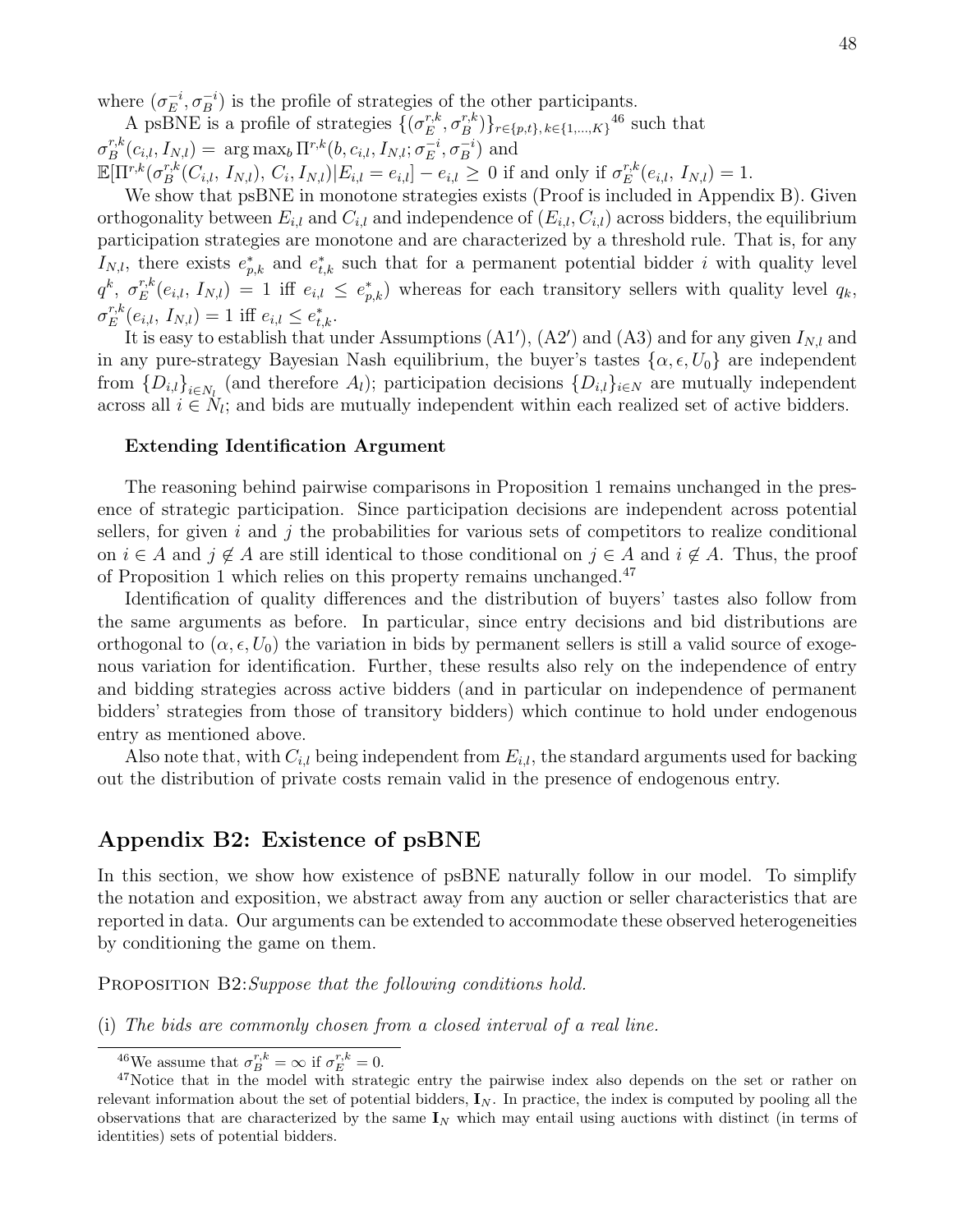where $(\sigma_E^{-i}, \sigma_B^{-i})$ is the profile of strategies of the other participants.

A psBNE is a profile of strategies $\{(\sigma_E^{r,k}, \sigma_B^{r,k})\}_{r\in\{p,t\},\, k\in\{1,\ldots,K\}}$[46] such that $\sigma_B^{r,k}(c_{i,l}, I_{N,l}) = \arg\max_b \Pi^{r,k}(b, c_{i,l}, I_{N,l}; \sigma_E^{-i}, \sigma_B^{-i})$ and $\mathbb{E}[\Pi^{r,k}(\sigma_B^{r,k}(C_{i,l},\, I_{N,l}),\, C_i, I_{N,l})|E_{i,l} = e_{i,l}] - e_{i,l} \geq 0$ if and only if $\sigma_E^{r,k}(e_{i,l},\, I_{N,l}) = 1$.

We show that psBNE in monotone strategies exists (Proof is included in Appendix B). Given orthogonality between $E_{i,l}$ and $C_{i,l}$ and independence of $(E_{i,l}, C_{i,l})$ across bidders, the equilibrium participation strategies are monotone and are characterized by a threshold rule. That is, for any $I_{N,l}$, there exists $e^*_{p,k}$ and $e^*_{t,k}$ such that for a permanent potential bidder $i$ with quality level $q^k$, $\sigma_E^{r,k}(e_{i,l},\, I_{N,l}) = 1$ iff $e_{i,l} \leq e^*_{p,k}$) whereas for each transitory sellers with quality level $q_k$, $\sigma_E^{r,k}(e_{i,l},\, I_{N,l}) = 1$ iff $e_{i,l} \leq e^*_{t,k}$.

It is easy to establish that under Assumptions (A1′), (A2′) and (A3) and for any given $I_{N,l}$ and in any pure-strategy Bayesian Nash equilibrium, the buyer's tastes $\{\alpha, \epsilon, U_0\}$ are independent from $\{D_{i,l}\}_{i\in N_l}$ (and therefore $A_l$); participation decisions $\{D_{i,l}\}_{i\in N}$ are mutually independent across all $i \in N_l$; and bids are mutually independent within each realized set of active bidders.

**Extending Identification Argument**

The reasoning behind pairwise comparisons in Proposition 1 remains unchanged in the presence of strategic participation. Since participation decisions are independent across potential sellers, for given $i$ and $j$ the probabilities for various sets of competitors to realize conditional on $i \in A$ and $j \notin A$ are still identical to those conditional on $j \in A$ and $i \notin A$. Thus, the proof of Proposition 1 which relies on this property remains unchanged.[47]

Identification of quality differences and the distribution of buyers' tastes also follow from the same arguments as before. In particular, since entry decisions and bid distributions are orthogonal to $(\alpha, \epsilon, U_0)$ the variation in bids by permanent sellers is still a valid source of exogenous variation for identification. Further, these results also rely on the independence of entry and bidding strategies across active bidders (and in particular on independence of permanent bidders' strategies from those of transitory bidders) which continue to hold under endogenous entry as mentioned above.

Also note that, with $C_{i,l}$ being independent from $E_{i,l}$, the standard arguments used for backing out the distribution of private costs remain valid in the presence of endogenous entry.

## Appendix B2: Existence of psBNE

In this section, we show how existence of psBNE naturally follow in our model. To simplify the notation and exposition, we abstract away from any auction or seller characteristics that are reported in data. Our arguments can be extended to accommodate these observed heterogeneities by conditioning the game on them.

Proposition B2:*Suppose that the following conditions hold.*

(i) *The bids are commonly chosen from a closed interval of a real line.*

---

[46] We assume that $\sigma_B^{r,k} = \infty$ if $\sigma_E^{r,k} = 0$.

[47] Notice that in the model with strategic entry the pairwise index also depends on the set or rather on relevant information about the set of potential bidders, $\mathbf{I}_N$. In practice, the index is computed by pooling all the observations that are characterized by the same $\mathbf{I}_N$ which may entail using auctions with distinct (in terms of identities) sets of potential bidders.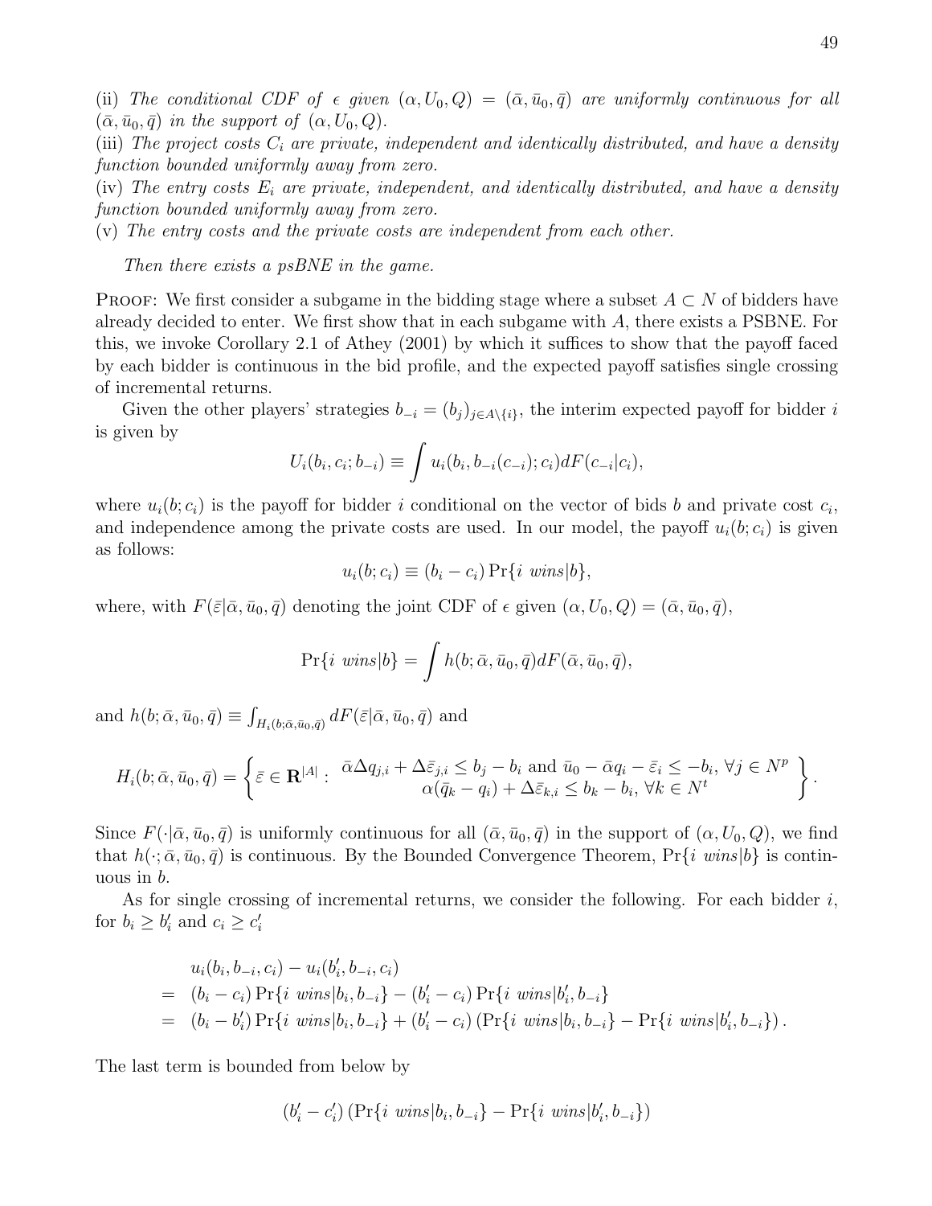(ii) *The conditional CDF of $\epsilon$ given $(\alpha, U_0, Q) = (\bar{\alpha}, \bar{u}_0, \bar{q})$ are uniformly continuous for all $(\bar{\alpha}, \bar{u}_0, \bar{q})$ in the support of $(\alpha, U_0, Q)$.*
(iii) *The project costs $C_i$ are private, independent and identically distributed, and have a density function bounded uniformly away from zero.*
(iv) *The entry costs $E_i$ are private, independent, and identically distributed, and have a density function bounded uniformly away from zero.*
(v) *The entry costs and the private costs are independent from each other.*

*Then there exists a psBNE in the game.*

PROOF: We first consider a subgame in the bidding stage where a subset $A \subset N$ of bidders have already decided to enter. We first show that in each subgame with $A$, there exists a PSBNE. For this, we invoke Corollary 2.1 of Athey (2001) by which it suffices to show that the payoff faced by each bidder is continuous in the bid profile, and the expected payoff satisfies single crossing of incremental returns.

Given the other players' strategies $b_{-i} = (b_j)_{j \in A \setminus \{i\}}$, the interim expected payoff for bidder $i$ is given by

$$U_i(b_i, c_i; b_{-i}) \equiv \int u_i(b_i, b_{-i}(c_{-i}); c_i) dF(c_{-i}|c_i),$$

where $u_i(b; c_i)$ is the payoff for bidder $i$ conditional on the vector of bids $b$ and private cost $c_i$, and independence among the private costs are used. In our model, the payoff $u_i(b; c_i)$ is given as follows:

$$u_i(b; c_i) \equiv (b_i - c_i) \Pr\{i \ wins|b\},$$

where, with $F(\bar{\varepsilon}|\bar{\alpha}, \bar{u}_0, \bar{q})$ denoting the joint CDF of $\epsilon$ given $(\alpha, U_0, Q) = (\bar{\alpha}, \bar{u}_0, \bar{q})$,

$$\Pr\{i \ wins|b\} = \int h(b; \bar{\alpha}, \bar{u}_0, \bar{q}) dF(\bar{\alpha}, \bar{u}_0, \bar{q}),$$

and $h(b; \bar{\alpha}, \bar{u}_0, \bar{q}) \equiv \int_{H_i(b; \bar{\alpha}, \bar{u}_0, \bar{q})} dF(\bar{\varepsilon}|\bar{\alpha}, \bar{u}_0, \bar{q})$ and

$$H_i(b; \bar{\alpha}, \bar{u}_0, \bar{q}) = \left\{ \bar{\varepsilon} \in \mathbf{R}^{|A|} : \begin{array}{c} \bar{\alpha} \Delta q_{j,i} + \Delta \bar{\varepsilon}_{j,i} \leq b_j - b_i \text{ and } \bar{u}_0 - \bar{\alpha} q_i - \bar{\varepsilon}_i \leq -b_i, \ \forall j \in N^p \\ \alpha(\bar{q}_k - q_i) + \Delta \bar{\varepsilon}_{k,i} \leq b_k - b_i, \ \forall k \in N^t \end{array} \right\}.$$

Since $F(\cdot|\bar{\alpha}, \bar{u}_0, \bar{q})$ is uniformly continuous for all $(\bar{\alpha}, \bar{u}_0, \bar{q})$ in the support of $(\alpha, U_0, Q)$, we find that $h(\cdot; \bar{\alpha}, \bar{u}_0, \bar{q})$ is continuous. By the Bounded Convergence Theorem, $\Pr\{i \ wins|b\}$ is continuous in $b$.

As for single crossing of incremental returns, we consider the following. For each bidder $i$, for $b_i \geq b'_i$ and $c_i \geq c'_i$

$$\begin{aligned}
& u_i(b_i, b_{-i}, c_i) - u_i(b'_i, b_{-i}, c_i) \\
= \ & (b_i - c_i) \Pr\{i \ wins|b_i, b_{-i}\} - (b'_i - c_i) \Pr\{i \ wins|b'_i, b_{-i}\} \\
= \ & (b_i - b'_i) \Pr\{i \ wins|b_i, b_{-i}\} + (b'_i - c_i) \left( \Pr\{i \ wins|b_i, b_{-i}\} - \Pr\{i \ wins|b'_i, b_{-i}\} \right).
\end{aligned}$$

The last term is bounded from below by

$$(b'_i - c'_i) \left( \Pr\{i \ wins|b_i, b_{-i}\} - \Pr\{i \ wins|b'_i, b_{-i}\} \right)$$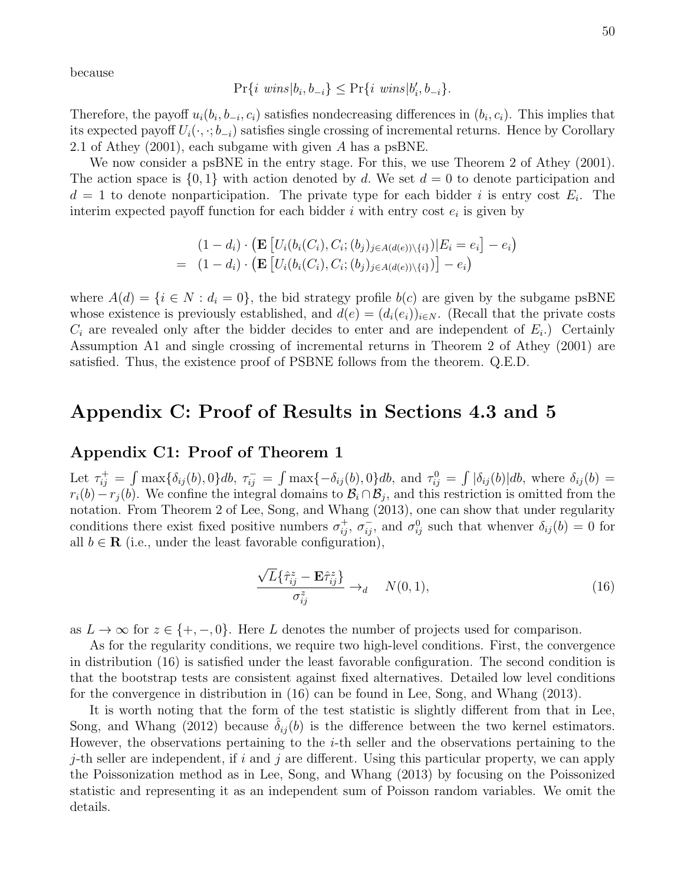because

$$\Pr\{i \text{ } wins|b_i, b_{-i}\} \leq \Pr\{i \text{ } wins|b_i', b_{-i}\}.$$

Therefore, the payoff $u_i(b_i, b_{-i}, c_i)$ satisfies nondecreasing differences in $(b_i, c_i)$. This implies that its expected payoff $U_i(\cdot, \cdot; b_{-i})$ satisfies single crossing of incremental returns. Hence by Corollary 2.1 of Athey (2001), each subgame with given $A$ has a psBNE.

We now consider a psBNE in the entry stage. For this, we use Theorem 2 of Athey (2001). The action space is $\{0, 1\}$ with action denoted by $d$. We set $d = 0$ to denote participation and $d = 1$ to denote nonparticipation. The private type for each bidder $i$ is entry cost $E_i$. The interim expected payoff function for each bidder $i$ with entry cost $e_i$ is given by

$$\begin{aligned} & (1 - d_i) \cdot \left(\mathbf{E}\left[U_i(b_i(C_i), C_i; (b_j)_{j \in A(d(e)) \setminus \{i\}})|E_i = e_i\right] - e_i\right) \\ = \ & (1 - d_i) \cdot \left(\mathbf{E}\left[U_i(b_i(C_i), C_i; (b_j)_{j \in A(d(e)) \setminus \{i\}})\right] - e_i\right) \end{aligned}$$

where $A(d) = \{i \in N : d_i = 0\}$, the bid strategy profile $b(c)$ are given by the subgame psBNE whose existence is previously established, and $d(e) = (d_i(e_i))_{i \in N}$. (Recall that the private costs $C_i$ are revealed only after the bidder decides to enter and are independent of $E_i$.) Certainly Assumption A1 and single crossing of incremental returns in Theorem 2 of Athey (2001) are satisfied. Thus, the existence proof of PSBNE follows from the theorem. Q.E.D.

# Appendix C: Proof of Results in Sections 4.3 and 5

## Appendix C1: Proof of Theorem 1

Let $\tau_{ij}^+ = \int \max\{\delta_{ij}(b), 0\}db$, $\tau_{ij}^- = \int \max\{-\delta_{ij}(b), 0\}db$, and $\tau_{ij}^0 = \int |\delta_{ij}(b)|db$, where $\delta_{ij}(b) = r_i(b) - r_j(b)$. We confine the integral domains to $\mathcal{B}_i \cap \mathcal{B}_j$, and this restriction is omitted from the notation. From Theorem 2 of Lee, Song, and Whang (2013), one can show that under regularity conditions there exist fixed positive numbers $\sigma_{ij}^+$, $\sigma_{ij}^-$, and $\sigma_{ij}^0$ such that whenver $\delta_{ij}(b) = 0$ for all $b \in \mathbf{R}$ (i.e., under the least favorable configuration),

$$\frac{\sqrt{L}\{\hat{\tau}_{ij}^z - \mathbf{E}\hat{\tau}_{ij}^z\}}{\sigma_{ij}^z} \to_d \quad N(0, 1), \tag{16}$$

as $L \to \infty$ for $z \in \{+, -, 0\}$. Here $L$ denotes the number of projects used for comparison.

As for the regularity conditions, we require two high-level conditions. First, the convergence in distribution (16) is satisfied under the least favorable configuration. The second condition is that the bootstrap tests are consistent against fixed alternatives. Detailed low level conditions for the convergence in distribution in (16) can be found in Lee, Song, and Whang (2013).

It is worth noting that the form of the test statistic is slightly different from that in Lee, Song, and Whang (2012) because $\hat{\delta}_{ij}(b)$ is the difference between the two kernel estimators. However, the observations pertaining to the $i$-th seller and the observations pertaining to the $j$-th seller are independent, if $i$ and $j$ are different. Using this particular property, we can apply the Poissonization method as in Lee, Song, and Whang (2013) by focusing on the Poissonized statistic and representing it as an independent sum of Poisson random variables. We omit the details.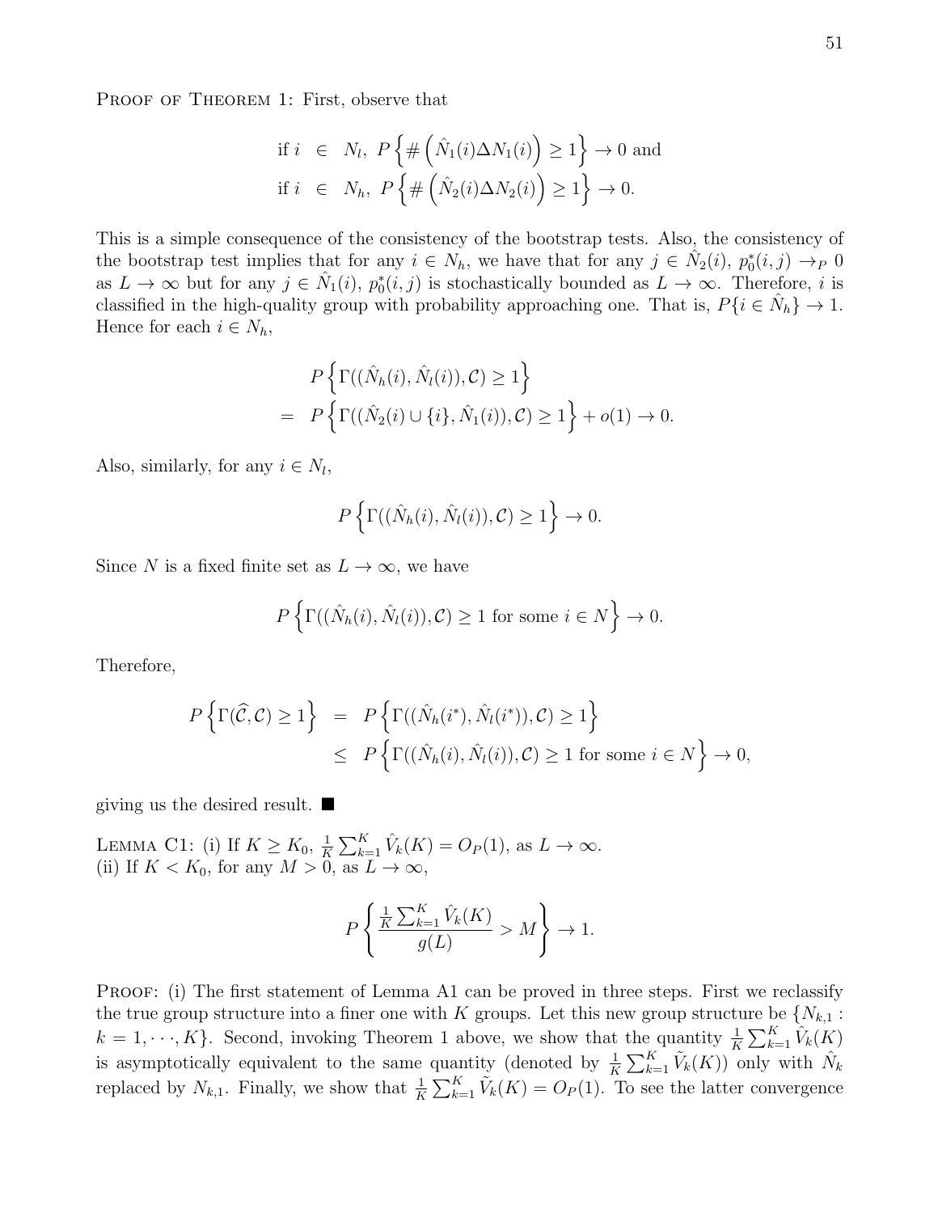Proof of Theorem 1: First, observe that

$$
\begin{aligned}
\text{if } i &\in N_l,\ P\left\{\#\left(\hat{N}_1(i)\Delta N_1(i)\right) \geq 1\right\} \to 0 \text{ and} \\
\text{if } i &\in N_h,\ P\left\{\#\left(\hat{N}_2(i)\Delta N_2(i)\right) \geq 1\right\} \to 0.
\end{aligned}
$$

This is a simple consequence of the consistency of the bootstrap tests. Also, the consistency of the bootstrap test implies that for any $i \in N_h$, we have that for any $j \in \hat{N}_2(i)$, $p_0^*(i,j) \to_P 0$ as $L \to \infty$ but for any $j \in \hat{N}_1(i)$, $p_0^*(i,j)$ is stochastically bounded as $L \to \infty$. Therefore, $i$ is classified in the high-quality group with probability approaching one. That is, $P\{i \in \hat{N}_h\} \to 1$. Hence for each $i \in N_h$,

$$
\begin{aligned}
& P\left\{\Gamma((\hat{N}_h(i), \hat{N}_l(i)), \mathcal{C}) \geq 1\right\} \\
=\ & P\left\{\Gamma((\hat{N}_2(i) \cup \{i\}, \hat{N}_1(i)), \mathcal{C}) \geq 1\right\} + o(1) \to 0.
\end{aligned}
$$

Also, similarly, for any $i \in N_l$,

$$
P\left\{\Gamma((\hat{N}_h(i), \hat{N}_l(i)), \mathcal{C}) \geq 1\right\} \to 0.
$$

Since $N$ is a fixed finite set as $L \to \infty$, we have

$$
P\left\{\Gamma((\hat{N}_h(i), \hat{N}_l(i)), \mathcal{C}) \geq 1 \text{ for some } i \in N\right\} \to 0.
$$

Therefore,

$$
\begin{aligned}
P\left\{\Gamma(\widehat{\mathcal{C}}, \mathcal{C}) \geq 1\right\} &= P\left\{\Gamma((\hat{N}_h(i^*), \hat{N}_l(i^*)), \mathcal{C}) \geq 1\right\} \\
&\leq P\left\{\Gamma((\hat{N}_h(i), \hat{N}_l(i)), \mathcal{C}) \geq 1 \text{ for some } i \in N\right\} \to 0,
\end{aligned}
$$

giving us the desired result. ■

Lemma C1: (i) If $K \geq K_0$, $\frac{1}{K}\sum_{k=1}^{K} \hat{V}_k(K) = O_P(1)$, as $L \to \infty$.
(ii) If $K < K_0$, for any $M > 0$, as $L \to \infty$,

$$
P\left\{\frac{\frac{1}{K}\sum_{k=1}^{K} \hat{V}_k(K)}{g(L)} > M\right\} \to 1.
$$

Proof: (i) The first statement of Lemma A1 can be proved in three steps. First we reclassify the true group structure into a finer one with $K$ groups. Let this new group structure be $\{N_{k,1} : k = 1, \cdots, K\}$. Second, invoking Theorem 1 above, we show that the quantity $\frac{1}{K}\sum_{k=1}^{K} \hat{V}_k(K)$ is asymptotically equivalent to the same quantity (denoted by $\frac{1}{K}\sum_{k=1}^{K} \tilde{V}_k(K)$) only with $\hat{N}_k$ replaced by $N_{k,1}$. Finally, we show that $\frac{1}{K}\sum_{k=1}^{K} \tilde{V}_k(K) = O_P(1)$. To see the latter convergence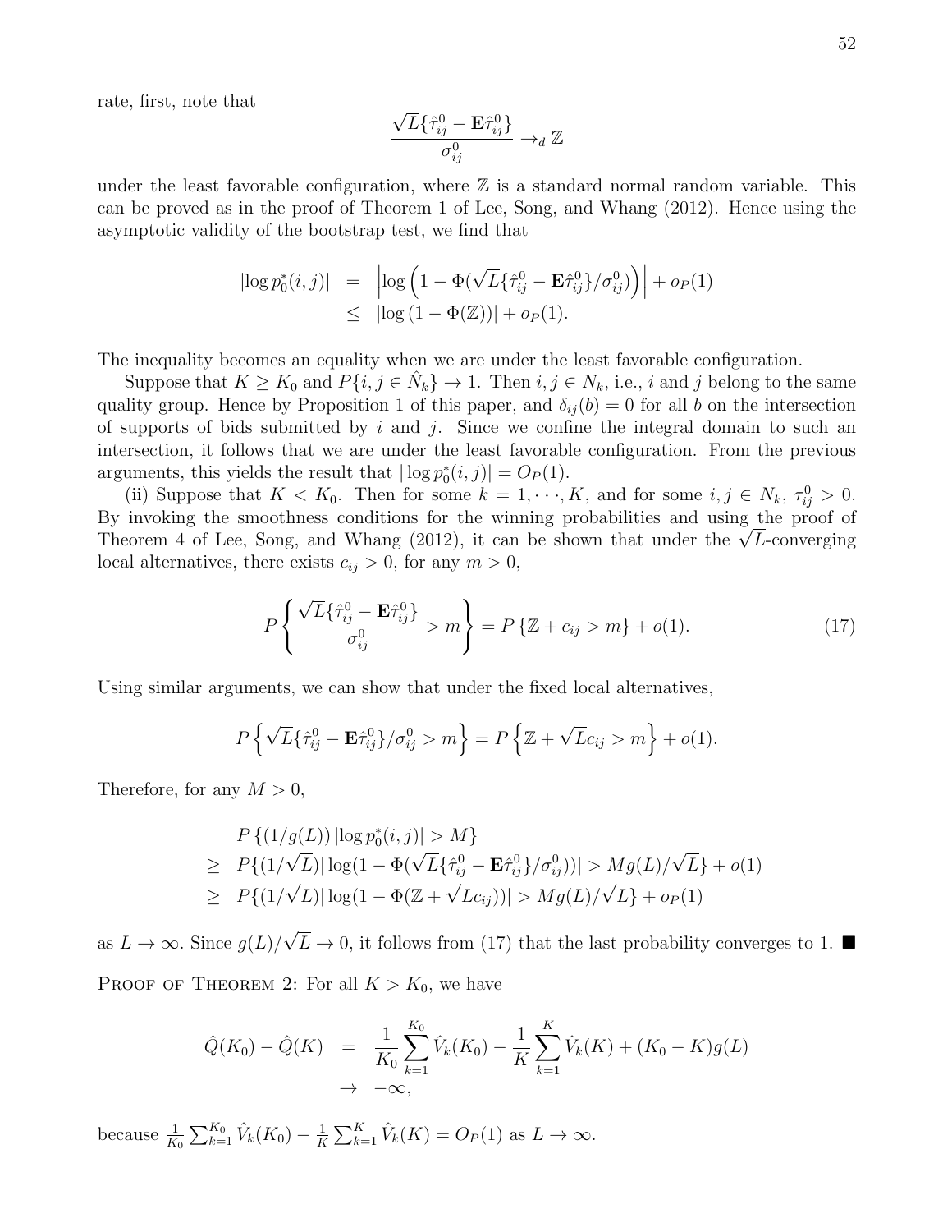rate, first, note that

$$\frac{\sqrt{L}\{\hat{\tau}_{ij}^0 - \mathbf{E}\hat{\tau}_{ij}^0\}}{\sigma_{ij}^0} \to_d \mathbb{Z}$$

under the least favorable configuration, where $\mathbb{Z}$ is a standard normal random variable. This can be proved as in the proof of Theorem 1 of Lee, Song, and Whang (2012). Hence using the asymptotic validity of the bootstrap test, we find that

$$\begin{aligned}
|\log p_0^*(i,j)| &= \left|\log\left(1 - \Phi(\sqrt{L}\{\hat{\tau}_{ij}^0 - \mathbf{E}\hat{\tau}_{ij}^0\}/\sigma_{ij}^0)\right)\right| + o_P(1) \\
&\leq |\log(1 - \Phi(\mathbb{Z}))| + o_P(1).
\end{aligned}$$

The inequality becomes an equality when we are under the least favorable configuration.

Suppose that $K \geq K_0$ and $P\{i, j \in \hat{N}_k\} \to 1$. Then $i, j \in N_k$, i.e., $i$ and $j$ belong to the same quality group. Hence by Proposition 1 of this paper, and $\delta_{ij}(b) = 0$ for all $b$ on the intersection of supports of bids submitted by $i$ and $j$. Since we confine the integral domain to such an intersection, it follows that we are under the least favorable configuration. From the previous arguments, this yields the result that $|\log p_0^*(i,j)| = O_P(1)$.

(ii) Suppose that $K < K_0$. Then for some $k = 1, \cdots, K$, and for some $i, j \in N_k$, $\tau_{ij}^0 > 0$. By invoking the smoothness conditions for the winning probabilities and using the proof of Theorem 4 of Lee, Song, and Whang (2012), it can be shown that under the $\sqrt{L}$-converging local alternatives, there exists $c_{ij} > 0$, for any $m > 0$,

$$P\left\{\frac{\sqrt{L}\{\hat{\tau}_{ij}^0 - \mathbf{E}\hat{\tau}_{ij}^0\}}{\sigma_{ij}^0} > m\right\} = P\left\{\mathbb{Z} + c_{ij} > m\right\} + o(1). \tag{17}$$

Using similar arguments, we can show that under the fixed local alternatives,

$$P\left\{\sqrt{L}\{\hat{\tau}_{ij}^0 - \mathbf{E}\hat{\tau}_{ij}^0\}/\sigma_{ij}^0 > m\right\} = P\left\{\mathbb{Z} + \sqrt{L}c_{ij} > m\right\} + o(1).$$

Therefore, for any $M > 0$,

$$\begin{aligned}
&P\left\{(1/g(L))\,|\log p_0^*(i,j)| > M\right\} \\
\geq\ & P\{(1/\sqrt{L})|\log(1 - \Phi(\sqrt{L}\{\hat{\tau}_{ij}^0 - \mathbf{E}\hat{\tau}_{ij}^0\}/\sigma_{ij}^0))| > Mg(L)/\sqrt{L}\} + o(1) \\
\geq\ & P\{(1/\sqrt{L})|\log(1 - \Phi(\mathbb{Z} + \sqrt{L}c_{ij}))| > Mg(L)/\sqrt{L}\} + o_P(1)
\end{aligned}$$

as $L \to \infty$. Since $g(L)/\sqrt{L} \to 0$, it follows from (17) that the last probability converges to 1. ■

Proof of Theorem 2: For all $K > K_0$, we have

$$\begin{aligned}
\hat{Q}(K_0) - \hat{Q}(K) &= \frac{1}{K_0}\sum_{k=1}^{K_0}\hat{V}_k(K_0) - \frac{1}{K}\sum_{k=1}^{K}\hat{V}_k(K) + (K_0 - K)g(L) \\
&\to -\infty,
\end{aligned}$$

because $\frac{1}{K_0}\sum_{k=1}^{K_0}\hat{V}_k(K_0) - \frac{1}{K}\sum_{k=1}^{K}\hat{V}_k(K) = O_P(1)$ as $L \to \infty$.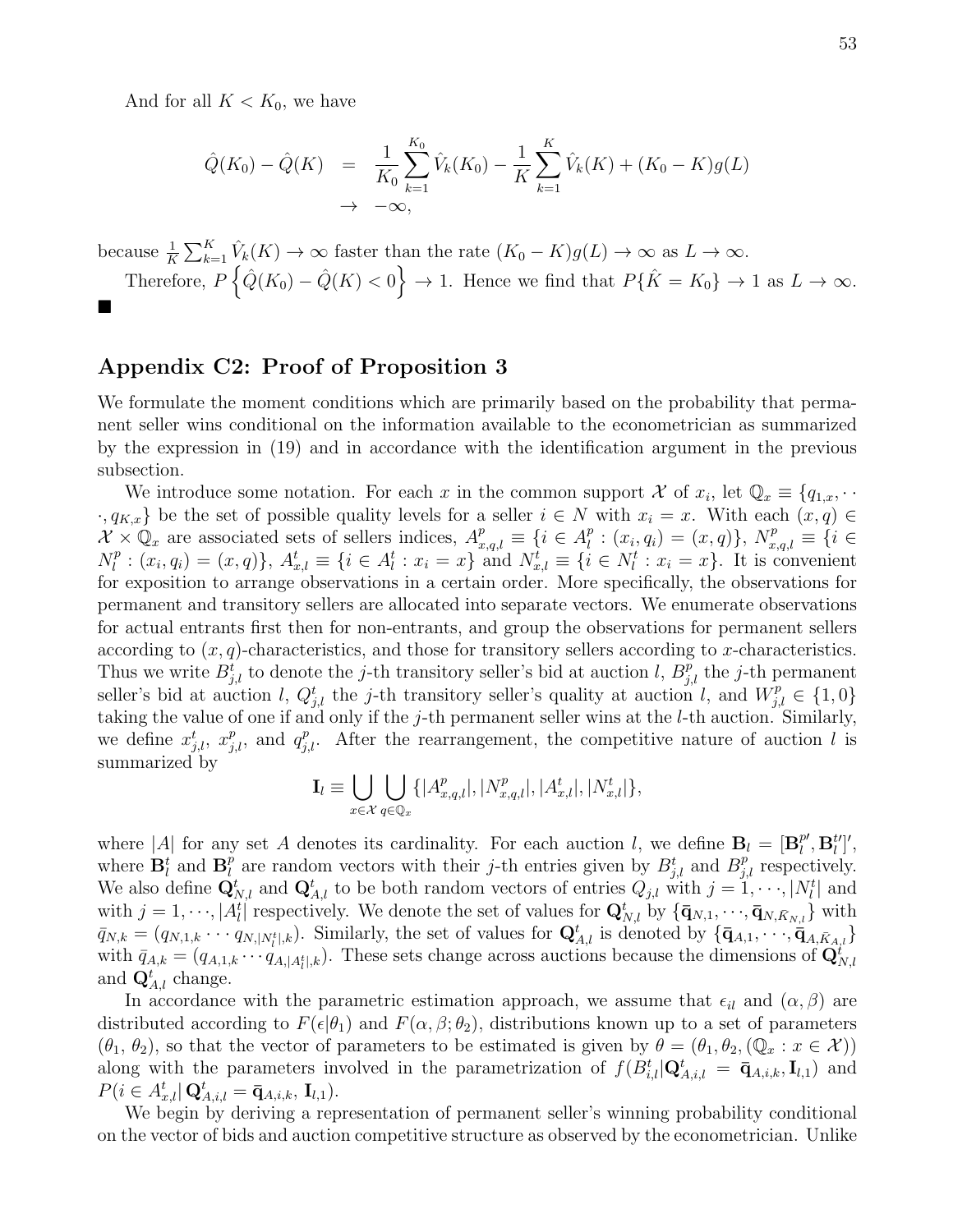And for all $K < K_0$, we have

$$\hat{Q}(K_0) - \hat{Q}(K) = \frac{1}{K_0}\sum_{k=1}^{K_0} \hat{V}_k(K_0) - \frac{1}{K}\sum_{k=1}^{K} \hat{V}_k(K) + (K_0 - K)g(L)$$
$$\to -\infty,$$

because $\frac{1}{K}\sum_{k=1}^{K} \hat{V}_k(K) \to \infty$ faster than the rate $(K_0 - K)g(L) \to \infty$ as $L \to \infty$.

Therefore, $P\left\{\hat{Q}(K_0) - \hat{Q}(K) < 0\right\} \to 1$. Hence we find that $P\{\hat{K} = K_0\} \to 1$ as $L \to \infty$. ■

## Appendix C2: Proof of Proposition 3

We formulate the moment conditions which are primarily based on the probability that permanent seller wins conditional on the information available to the econometrician as summarized by the expression in (19) and in accordance with the identification argument in the previous subsection.

We introduce some notation. For each $x$ in the common support $\mathcal{X}$ of $x_i$, let $\mathbb{Q}_x \equiv \{q_{1,x}, \cdots, q_{K,x}\}$ be the set of possible quality levels for a seller $i \in N$ with $x_i = x$. With each $(x, q) \in \mathcal{X} \times \mathbb{Q}_x$ are associated sets of sellers indices, $A^p_{x,q,l} \equiv \{i \in A^p_l : (x_i, q_i) = (x, q)\}$, $N^p_{x,q,l} \equiv \{i \in N^p_l : (x_i, q_i) = (x, q)\}$, $A^t_{x,l} \equiv \{i \in A^t_l : x_i = x\}$ and $N^t_{x,l} \equiv \{i \in N^t_l : x_i = x\}$. It is convenient for exposition to arrange observations in a certain order. More specifically, the observations for permanent and transitory sellers are allocated into separate vectors. We enumerate observations for actual entrants first then for non-entrants, and group the observations for permanent sellers according to $(x, q)$-characteristics, and those for transitory sellers according to $x$-characteristics. Thus we write $B^t_{j,l}$ to denote the $j$-th transitory seller's bid at auction $l$, $B^p_{j,l}$ the $j$-th permanent seller's bid at auction $l$, $Q^t_{j,l}$ the $j$-th transitory seller's quality at auction $l$, and $W^p_{j,l} \in \{1, 0\}$ taking the value of one if and only if the $j$-th permanent seller wins at the $l$-th auction. Similarly, we define $x^t_{j,l}$, $x^p_{j,l}$, and $q^p_{j,l}$. After the rearrangement, the competitive nature of auction $l$ is summarized by

$$\mathbf{I}_l \equiv \bigcup_{x\in\mathcal{X}} \bigcup_{q\in\mathbb{Q}_x} \{|A^p_{x,q,l}|, |N^p_{x,q,l}|, |A^t_{x,l}|, |N^t_{x,l}|\},$$

where $|A|$ for any set $A$ denotes its cardinality. For each auction $l$, we define $\mathbf{B}_l = [\mathbf{B}^{p\prime}_l, \mathbf{B}^{t\prime}_l]'$, where $\mathbf{B}^t_l$ and $\mathbf{B}^p_l$ are random vectors with their $j$-th entries given by $B^t_{j,l}$ and $B^p_{j,l}$ respectively. We also define $\mathbf{Q}^t_{N,l}$ and $\mathbf{Q}^t_{A,l}$ to be both random vectors of entries $Q_{j,l}$ with $j = 1, \cdots, |N^t_l|$ and with $j = 1, \cdots, |A^t_l|$ respectively. We denote the set of values for $\mathbf{Q}^t_{N,l}$ by $\{\bar{\mathbf{q}}_{N,1}, \cdots, \bar{\mathbf{q}}_{N,\bar{K}_{N,l}}\}$ with $\bar{q}_{N,k} = (q_{N,1,k} \cdots q_{N,|N^t_l|,k})$. Similarly, the set of values for $\mathbf{Q}^t_{A,l}$ is denoted by $\{\bar{\mathbf{q}}_{A,1}, \cdots, \bar{\mathbf{q}}_{A,\bar{K}_{A,l}}\}$ with $\bar{q}_{A,k} = (q_{A,1,k} \cdots q_{A,|A^t_l|,k})$. These sets change across auctions because the dimensions of $\mathbf{Q}^t_{N,l}$ and $\mathbf{Q}^t_{A,l}$ change.

In accordance with the parametric estimation approach, we assume that $\epsilon_{il}$ and $(\alpha, \beta)$ are distributed according to $F(\epsilon|\theta_1)$ and $F(\alpha, \beta; \theta_2)$, distributions known up to a set of parameters $(\theta_1, \theta_2)$, so that the vector of parameters to be estimated is given by $\theta = (\theta_1, \theta_2, (\mathbb{Q}_x : x \in \mathcal{X}))$ along with the parameters involved in the parametrization of $f(B^t_{i,l}|\mathbf{Q}^t_{A,i,l} = \bar{\mathbf{q}}_{A,i,k}, \mathbf{I}_{l,1})$ and $P(i \in A^t_{x,l}|\, \mathbf{Q}^t_{A,i,l} = \bar{\mathbf{q}}_{A,i,k}, \mathbf{I}_{l,1})$.

We begin by deriving a representation of permanent seller's winning probability conditional on the vector of bids and auction competitive structure as observed by the econometrician. Unlike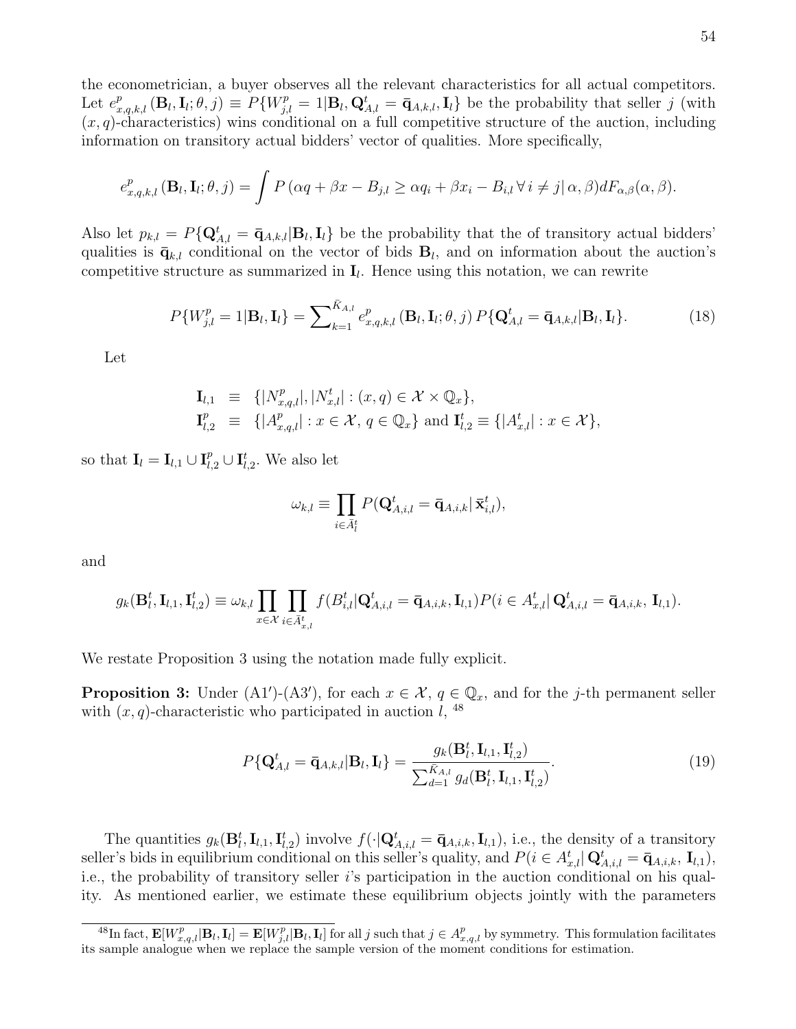the econometrician, a buyer observes all the relevant characteristics for all actual competitors. Let $e^p_{x,q,k,l}(\mathbf{B}_l, \mathbf{I}_l; \theta, j) \equiv P\{W^p_{j,l} = 1 | \mathbf{B}_l, \mathbf{Q}^t_{A,l} = \bar{\mathbf{q}}_{A,k,l}, \mathbf{I}_l\}$ be the probability that seller $j$ (with $(x, q)$-characteristics) wins conditional on a full competitive structure of the auction, including information on transitory actual bidders' vector of qualities. More specifically,

$$e^p_{x,q,k,l}(\mathbf{B}_l, \mathbf{I}_l; \theta, j) = \int P\left(\alpha q + \beta x - B_{j,l} \geq \alpha q_i + \beta x_i - B_{i,l} \, \forall \, i \neq j | \, \alpha, \beta\right) dF_{\alpha,\beta}(\alpha, \beta).$$

Also let $p_{k,l} = P\{\mathbf{Q}^t_{A,l} = \bar{\mathbf{q}}_{A,k,l} | \mathbf{B}_l, \mathbf{I}_l\}$ be the probability that the of transitory actual bidders' qualities is $\bar{\mathbf{q}}_{k,l}$ conditional on the vector of bids $\mathbf{B}_l$, and on information about the auction's competitive structure as summarized in $\mathbf{I}_l$. Hence using this notation, we can rewrite

$$P\{W^p_{j,l} = 1 | \mathbf{B}_l, \mathbf{I}_l\} = \sum\nolimits_{k=1}^{\bar{K}_{A,l}} e^p_{x,q,k,l}(\mathbf{B}_l, \mathbf{I}_l; \theta, j) \, P\{\mathbf{Q}^t_{A,l} = \bar{\mathbf{q}}_{A,k,l} | \mathbf{B}_l, \mathbf{I}_l\}. \tag{18}$$

Let

$$\begin{aligned}
\mathbf{I}_{l,1} &\equiv \{|N^p_{x,q,l}|, |N^t_{x,l}| : (x, q) \in \mathcal{X} \times \mathbb{Q}_x\}, \\
\mathbf{I}^p_{l,2} &\equiv \{|A^p_{x,q,l}| : x \in \mathcal{X}, \, q \in \mathbb{Q}_x\} \text{ and } \mathbf{I}^t_{l,2} \equiv \{|A^t_{x,l}| : x \in \mathcal{X}\},
\end{aligned}$$

so that $\mathbf{I}_l = \mathbf{I}_{l,1} \cup \mathbf{I}^p_{l,2} \cup \mathbf{I}^t_{l,2}$. We also let

$$\omega_{k,l} \equiv \prod_{i \in \bar{A}^t_l} P(\mathbf{Q}^t_{A,i,l} = \bar{\mathbf{q}}_{A,i,k} | \, \bar{\mathbf{x}}^t_{i,l}),$$

and

$$g_k(\mathbf{B}^t_l, \mathbf{I}_{l,1}, \mathbf{I}^t_{l,2}) \equiv \omega_{k,l} \prod_{x \in \mathcal{X}} \prod_{i \in \bar{A}^t_{x,l}} f(B^t_{i,l} | \mathbf{Q}^t_{A,i,l} = \bar{\mathbf{q}}_{A,i,k}, \mathbf{I}_{l,1}) P(i \in A^t_{x,l} | \, \mathbf{Q}^t_{A,i,l} = \bar{\mathbf{q}}_{A,i,k}, \, \mathbf{I}_{l,1}).$$

We restate Proposition 3 using the notation made fully explicit.

**Proposition 3:** Under (A1′)-(A3′), for each $x \in \mathcal{X}$, $q \in \mathbb{Q}_x$, and for the $j$-th permanent seller with $(x, q)$-characteristic who participated in auction $l$, [48]

$$P\{\mathbf{Q}^t_{A,l} = \bar{\mathbf{q}}_{A,k,l} | \mathbf{B}_l, \mathbf{I}_l\} = \frac{g_k(\mathbf{B}^t_l, \mathbf{I}_{l,1}, \mathbf{I}^t_{l,2})}{\sum_{d=1}^{\bar{K}_{A,l}} g_d(\mathbf{B}^t_l, \mathbf{I}_{l,1}, \mathbf{I}^t_{l,2})}. \tag{19}$$

The quantities $g_k(\mathbf{B}^t_l, \mathbf{I}_{l,1}, \mathbf{I}^t_{l,2})$ involve $f(\cdot | \mathbf{Q}^t_{A,i,l} = \bar{\mathbf{q}}_{A,i,k}, \mathbf{I}_{l,1})$, i.e., the density of a transitory seller's bids in equilibrium conditional on this seller's quality, and $P(i \in A^t_{x,l} | \, \mathbf{Q}^t_{A,i,l} = \bar{\mathbf{q}}_{A,i,k}, \, \mathbf{I}_{l,1})$, i.e., the probability of transitory seller $i$'s participation in the auction conditional on his quality. As mentioned earlier, we estimate these equilibrium objects jointly with the parameters

[48] In fact, $\mathbf{E}[W^p_{x,q,l} | \mathbf{B}_l, \mathbf{I}_l] = \mathbf{E}[W^p_{j,l} | \mathbf{B}_l, \mathbf{I}_l]$ for all $j$ such that $j \in A^p_{x,q,l}$ by symmetry. This formulation facilitates its sample analogue when we replace the sample version of the moment conditions for estimation.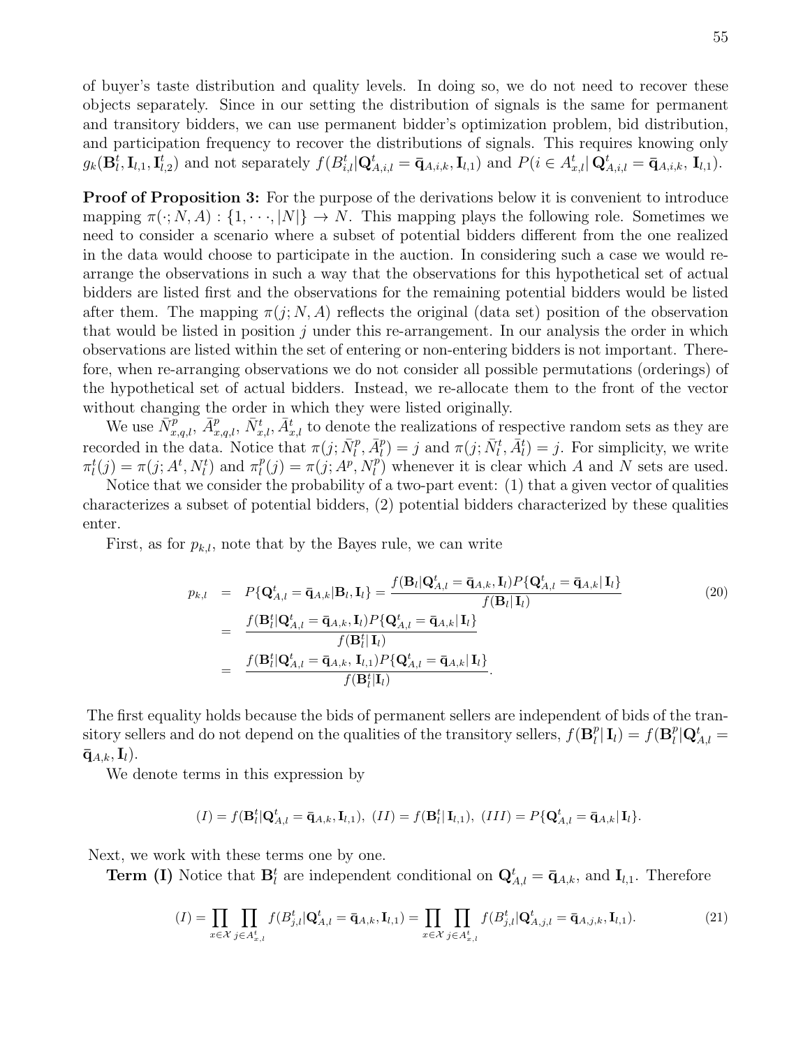of buyer's taste distribution and quality levels. In doing so, we do not need to recover these objects separately. Since in our setting the distribution of signals is the same for permanent and transitory bidders, we can use permanent bidder's optimization problem, bid distribution, and participation frequency to recover the distributions of signals. This requires knowing only $g_k(\mathbf{B}_l^t, \mathbf{I}_{l,1}, \mathbf{I}_{l,2}^t)$ and not separately $f(B_{i,l}^t|\mathbf{Q}_{A,i,l}^t = \bar{\mathbf{q}}_{A,i,k}, \mathbf{I}_{l,1})$ and $P(i \in A_{x,l}^t|\, \mathbf{Q}_{A,i,l}^t = \bar{\mathbf{q}}_{A,i,k},\, \mathbf{I}_{l,1})$.

**Proof of Proposition 3:** For the purpose of the derivations below it is convenient to introduce mapping $\pi(\cdot; N, A) : \{1, \cdots, |N|\} \to N$. This mapping plays the following role. Sometimes we need to consider a scenario where a subset of potential bidders different from the one realized in the data would choose to participate in the auction. In considering such a case we would re-arrange the observations in such a way that the observations for this hypothetical set of actual bidders are listed first and the observations for the remaining potential bidders would be listed after them. The mapping $\pi(j; N, A)$ reflects the original (data set) position of the observation that would be listed in position $j$ under this re-arrangement. In our analysis the order in which observations are listed within the set of entering or non-entering bidders is not important. Therefore, when re-arranging observations we do not consider all possible permutations (orderings) of the hypothetical set of actual bidders. Instead, we re-allocate them to the front of the vector without changing the order in which they were listed originally.

We use $\bar{N}_{x,q,l}^p$, $\bar{A}_{x,q,l}^p$, $\bar{N}_{x,l}^t$, $\bar{A}_{x,l}^t$ to denote the realizations of respective random sets as they are recorded in the data. Notice that $\pi(j; \bar{N}_l^p, \bar{A}_l^p) = j$ and $\pi(j; \bar{N}_l^t, \bar{A}_l^t) = j$. For simplicity, we write $\pi_l^t(j) = \pi(j; A^t, N_l^t)$ and $\pi_l^p(j) = \pi(j; A^p, N_l^p)$ whenever it is clear which $A$ and $N$ sets are used.

Notice that we consider the probability of a two-part event: (1) that a given vector of qualities characterizes a subset of potential bidders, (2) potential bidders characterized by these qualities enter.

First, as for $p_{k,l}$, note that by the Bayes rule, we can write

$$
\begin{aligned}
p_{k,l} &= P\{\mathbf{Q}_{A,l}^t = \bar{\mathbf{q}}_{A,k}|\mathbf{B}_l, \mathbf{I}_l\} = \frac{f(\mathbf{B}_l|\mathbf{Q}_{A,l}^t = \bar{\mathbf{q}}_{A,k}, \mathbf{I}_l)P\{\mathbf{Q}_{A,l}^t = \bar{\mathbf{q}}_{A,k}|\,\mathbf{I}_l\}}{f(\mathbf{B}_l|\,\mathbf{I}_l)} \\
&= \frac{f(\mathbf{B}_l^t|\mathbf{Q}_{A,l}^t = \bar{\mathbf{q}}_{A,k}, \mathbf{I}_l)P\{\mathbf{Q}_{A,l}^t = \bar{\mathbf{q}}_{A,k}|\,\mathbf{I}_l\}}{f(\mathbf{B}_l^t|\,\mathbf{I}_l)} \\
&= \frac{f(\mathbf{B}_l^t|\mathbf{Q}_{A,l}^t = \bar{\mathbf{q}}_{A,k},\, \mathbf{I}_{l,1})P\{\mathbf{Q}_{A,l}^t = \bar{\mathbf{q}}_{A,k}|\,\mathbf{I}_l\}}{f(\mathbf{B}_l^t|\mathbf{I}_l)}.
\end{aligned} \tag{20}
$$

The first equality holds because the bids of permanent sellers are independent of bids of the transitory sellers and do not depend on the qualities of the transitory sellers, $f(\mathbf{B}_l^p|\,\mathbf{I}_l) = f(\mathbf{B}_l^p|\mathbf{Q}_{A,l}^t = \bar{\mathbf{q}}_{A,k}, \mathbf{I}_l)$.

We denote terms in this expression by

$$
(I) = f(\mathbf{B}_l^t|\mathbf{Q}_{A,l}^t = \bar{\mathbf{q}}_{A,k}, \mathbf{I}_{l,1}),\ (II) = f(\mathbf{B}_l^t|\,\mathbf{I}_{l,1}),\ (III) = P\{\mathbf{Q}_{A,l}^t = \bar{\mathbf{q}}_{A,k}|\,\mathbf{I}_l\}.
$$

Next, we work with these terms one by one.

**Term (I)** Notice that $\mathbf{B}_l^t$ are independent conditional on $\mathbf{Q}_{A,l}^t = \bar{\mathbf{q}}_{A,k}$, and $\mathbf{I}_{l,1}$. Therefore

$$
(I) = \prod_{x \in \mathcal{X}} \prod_{j \in A_{x,l}^t} f(B_{j,l}^t|\mathbf{Q}_{A,l}^t = \bar{\mathbf{q}}_{A,k}, \mathbf{I}_{l,1}) = \prod_{x \in \mathcal{X}} \prod_{j \in A_{x,l}^t} f(B_{j,l}^t|\mathbf{Q}_{A,j,l}^t = \bar{\mathbf{q}}_{A,j,k}, \mathbf{I}_{l,1}). \tag{21}
$$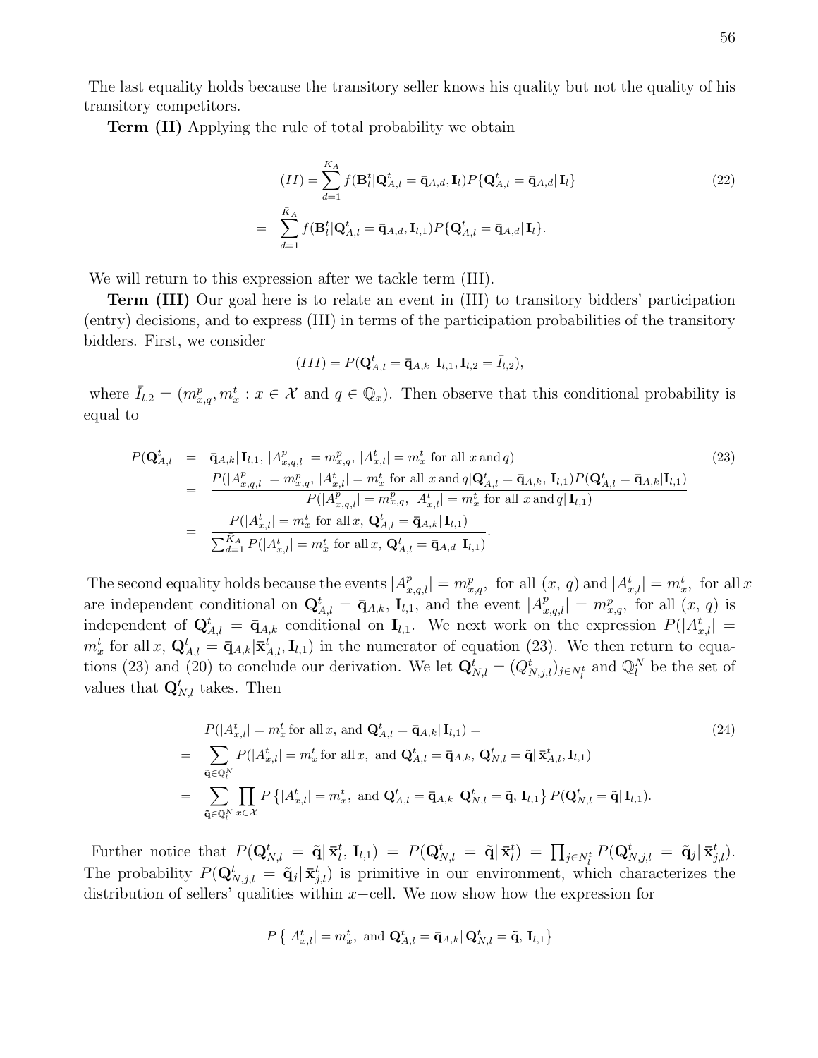The last equality holds because the transitory seller knows his quality but not the quality of his transitory competitors.

**Term (II)** Applying the rule of total probability we obtain

$$
\begin{aligned}
(II) &= \sum_{d=1}^{\bar{K}_A} f(\mathbf{B}_l^t | \mathbf{Q}_{A,l}^t = \bar{\mathbf{q}}_{A,d}, \mathbf{I}_l) P\{\mathbf{Q}_{A,l}^t = \bar{\mathbf{q}}_{A,d} | \mathbf{I}_l\} \\
&= \sum_{d=1}^{\bar{K}_A} f(\mathbf{B}_l^t | \mathbf{Q}_{A,l}^t = \bar{\mathbf{q}}_{A,d}, \mathbf{I}_{l,1}) P\{\mathbf{Q}_{A,l}^t = \bar{\mathbf{q}}_{A,d} | \mathbf{I}_l\}.
\end{aligned} \tag{22}
$$

We will return to this expression after we tackle term (III).

**Term (III)** Our goal here is to relate an event in (III) to transitory bidders' participation (entry) decisions, and to express (III) in terms of the participation probabilities of the transitory bidders. First, we consider

$$
(III) = P(\mathbf{Q}_{A,l}^t = \bar{\mathbf{q}}_{A,k} | \mathbf{I}_{l,1}, \mathbf{I}_{l,2} = \bar{I}_{l,2}),
$$

where $\bar{I}_{l,2} = (m_{x,q}^p, m_x^t : x \in \mathcal{X} \text{ and } q \in \mathbb{Q}_x)$. Then observe that this conditional probability is equal to

$$
\begin{aligned}
P(\mathbf{Q}_{A,l}^t &= \bar{\mathbf{q}}_{A,k} | \mathbf{I}_{l,1}, |A_{x,q,l}^p| = m_{x,q}^p, |A_{x,l}^t| = m_x^t \text{ for all } x \text{ and } q) \\
&= \frac{P(|A_{x,q,l}^p| = m_{x,q}^p, |A_{x,l}^t| = m_x^t \text{ for all } x \text{ and } q | \mathbf{Q}_{A,l}^t = \bar{\mathbf{q}}_{A,k}, \mathbf{I}_{l,1}) P(\mathbf{Q}_{A,l}^t = \bar{\mathbf{q}}_{A,k} | \mathbf{I}_{l,1})}{P(|A_{x,q,l}^p| = m_{x,q}^p, |A_{x,l}^t| = m_x^t \text{ for all } x \text{ and } q | \mathbf{I}_{l,1})} \\
&= \frac{P(|A_{x,l}^t| = m_x^t \text{ for all } x, \mathbf{Q}_{A,l}^t = \bar{\mathbf{q}}_{A,k} | \mathbf{I}_{l,1})}{\sum_{d=1}^{\bar{K}_A} P(|A_{x,l}^t| = m_x^t \text{ for all } x, \mathbf{Q}_{A,l}^t = \bar{\mathbf{q}}_{A,d} | \mathbf{I}_{l,1})}.
\end{aligned} \tag{23}
$$

The second equality holds because the events $|A_{x,q,l}^p| = m_{x,q}^p$, for all $(x, q)$ and $|A_{x,l}^t| = m_x^t$, for all $x$ are independent conditional on $\mathbf{Q}_{A,l}^t = \bar{\mathbf{q}}_{A,k}$, $\mathbf{I}_{l,1}$, and the event $|A_{x,q,l}^p| = m_{x,q}^p$, for all $(x, q)$ is independent of $\mathbf{Q}_{A,l}^t = \bar{\mathbf{q}}_{A,k}$ conditional on $\mathbf{I}_{l,1}$. We next work on the expression $P(|A_{x,l}^t| = m_x^t \text{ for all } x, \mathbf{Q}_{A,l}^t = \bar{\mathbf{q}}_{A,k} | \bar{\mathbf{x}}_{A,l}^t, \mathbf{I}_{l,1})$ in the numerator of equation (23). We then return to equations (23) and (20) to conclude our derivation. We let $\mathbf{Q}_{N,l}^t = (Q_{N,j,l}^t)_{j \in N_l^t}$ and $\mathbb{Q}_l^N$ be the set of values that $\mathbf{Q}_{N,l}^t$ takes. Then

$$
\begin{aligned}
&P(|A_{x,l}^t| = m_x^t \text{ for all } x, \text{ and } \mathbf{Q}_{A,l}^t = \bar{\mathbf{q}}_{A,k} | \mathbf{I}_{l,1}) = \\
&= \sum_{\tilde{\mathbf{q}} \in \mathbb{Q}_l^N} P(|A_{x,l}^t| = m_x^t \text{ for all } x, \text{ and } \mathbf{Q}_{A,l}^t = \bar{\mathbf{q}}_{A,k}, \mathbf{Q}_{N,l}^t = \tilde{\mathbf{q}} | \bar{\mathbf{x}}_{A,l}^t, \mathbf{I}_{l,1}) \\
&= \sum_{\tilde{\mathbf{q}} \in \mathbb{Q}_l^N} \prod_{x \in \mathcal{X}} P\left\{|A_{x,l}^t| = m_x^t, \text{ and } \mathbf{Q}_{A,l}^t = \bar{\mathbf{q}}_{A,k} | \mathbf{Q}_{N,l}^t = \tilde{\mathbf{q}}, \mathbf{I}_{l,1}\right\} P(\mathbf{Q}_{N,l}^t = \tilde{\mathbf{q}} | \mathbf{I}_{l,1}).
\end{aligned} \tag{24}
$$

Further notice that $P(\mathbf{Q}_{N,l}^t = \tilde{\mathbf{q}} | \bar{\mathbf{x}}_l^t, \mathbf{I}_{l,1}) = P(\mathbf{Q}_{N,l}^t = \tilde{\mathbf{q}} | \bar{\mathbf{x}}_l^t) = \prod_{j \in N_l^t} P(\mathbf{Q}_{N,j,l}^t = \tilde{\mathbf{q}}_j | \bar{\mathbf{x}}_{j,l}^t)$. The probability $P(\mathbf{Q}_{N,j,l}^t = \tilde{\mathbf{q}}_j | \bar{\mathbf{x}}_{j,l}^t)$ is primitive in our environment, which characterizes the distribution of sellers' qualities within $x-$cell. We now show how the expression for

$$
P\left\{|A_{x,l}^t| = m_x^t, \text{ and } \mathbf{Q}_{A,l}^t = \bar{\mathbf{q}}_{A,k} | \mathbf{Q}_{N,l}^t = \tilde{\mathbf{q}}, \mathbf{I}_{l,1}\right\}
$$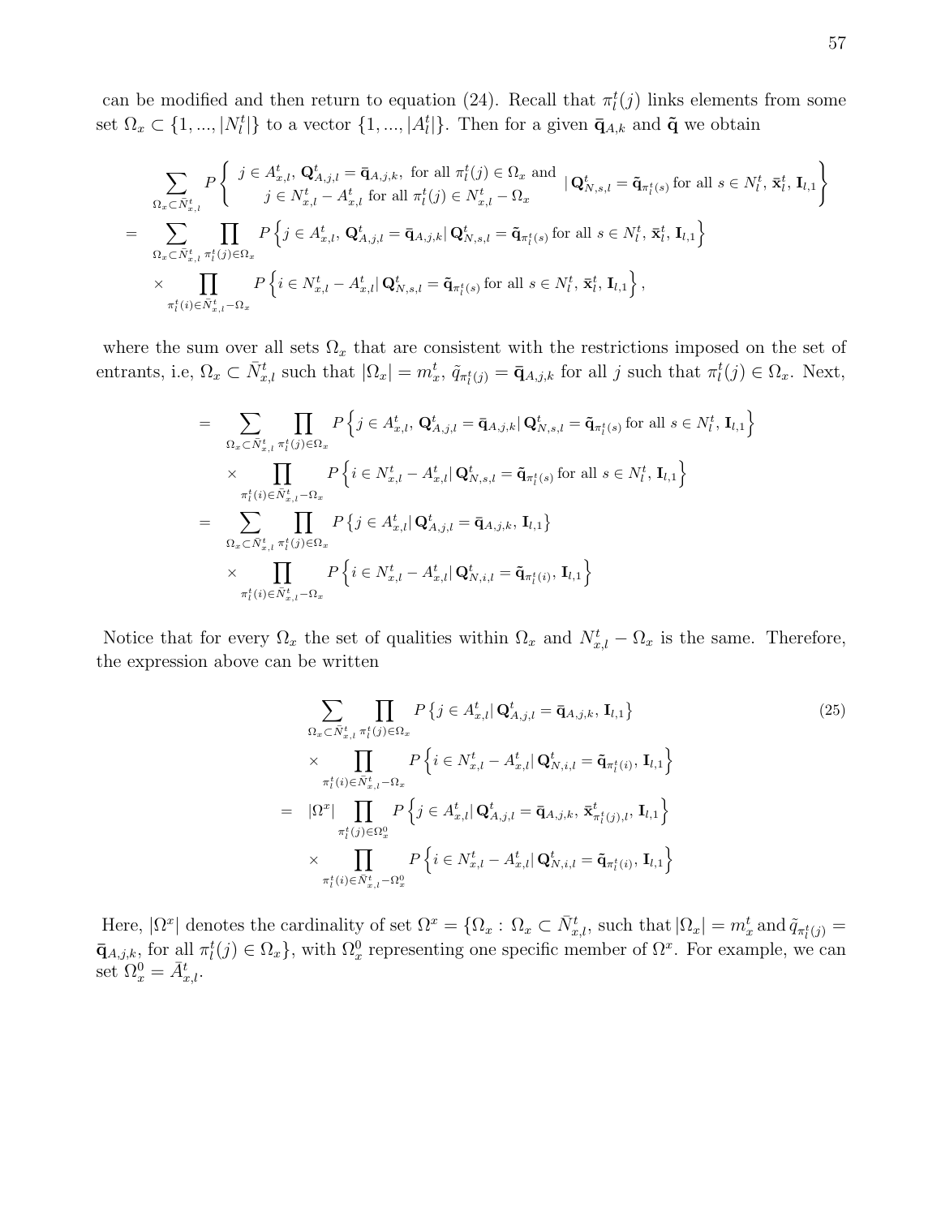can be modified and then return to equation (24). Recall that $\pi_l^t(j)$ links elements from some set $\Omega_x \subset \{1, ..., |N_l^t|\}$ to a vector $\{1, ..., |A_l^t|\}$. Then for a given $\bar{\mathbf{q}}_{A,k}$ and $\tilde{\mathbf{q}}$ we obtain

$$
\begin{aligned}
& \sum_{\Omega_x \subset \bar{N}_{x,l}^t} P\left\{ \begin{array}{c} j \in A_{x,l}^t,\, \mathbf{Q}_{A,j,l}^t = \bar{\mathbf{q}}_{A,j,k}, \text{ for all } \pi_l^t(j) \in \Omega_x \text{ and} \\ j \in N_{x,l}^t - A_{x,l}^t \text{ for all } \pi_l^t(j) \in N_{x,l}^t - \Omega_x \end{array} \middle| \, \mathbf{Q}_{N,s,l}^t = \tilde{\mathbf{q}}_{\pi_l^t(s)} \text{ for all } s \in N_l^t,\, \bar{\mathbf{x}}_l^t,\, \mathbf{I}_{l,1} \right\} \\
= & \sum_{\Omega_x \subset \bar{N}_{x,l}^t} \prod_{\pi_l^t(j) \in \Omega_x} P\left\{ j \in A_{x,l}^t,\, \mathbf{Q}_{A,j,l}^t = \bar{\mathbf{q}}_{A,j,k} |\, \mathbf{Q}_{N,s,l}^t = \tilde{\mathbf{q}}_{\pi_l^t(s)} \text{ for all } s \in N_l^t,\, \bar{\mathbf{x}}_l^t,\, \mathbf{I}_{l,1} \right\} \\
& \times \prod_{\pi_l^t(i) \in \bar{N}_{x,l}^t - \Omega_x} P\left\{ i \in N_{x,l}^t - A_{x,l}^t |\, \mathbf{Q}_{N,s,l}^t = \tilde{\mathbf{q}}_{\pi_l^t(s)} \text{ for all } s \in N_l^t,\, \bar{\mathbf{x}}_l^t,\, \mathbf{I}_{l,1} \right\},
\end{aligned}
$$

where the sum over all sets $\Omega_x$ that are consistent with the restrictions imposed on the set of entrants, i.e, $\Omega_x \subset \bar{N}_{x,l}^t$ such that $|\Omega_x| = m_x^t$, $\tilde{q}_{\pi_l^t(j)} = \bar{\mathbf{q}}_{A,j,k}$ for all $j$ such that $\pi_l^t(j) \in \Omega_x$. Next,

$$
\begin{aligned}
= & \sum_{\Omega_x \subset \bar{N}_{x,l}^t} \prod_{\pi_l^t(j) \in \Omega_x} P\left\{ j \in A_{x,l}^t,\, \mathbf{Q}_{A,j,l}^t = \bar{\mathbf{q}}_{A,j,k} |\, \mathbf{Q}_{N,s,l}^t = \tilde{\mathbf{q}}_{\pi_l^t(s)} \text{ for all } s \in N_l^t,\, \mathbf{I}_{l,1} \right\} \\
& \times \prod_{\pi_l^t(i) \in \bar{N}_{x,l}^t - \Omega_x} P\left\{ i \in N_{x,l}^t - A_{x,l}^t |\, \mathbf{Q}_{N,s,l}^t = \tilde{\mathbf{q}}_{\pi_l^t(s)} \text{ for all } s \in N_l^t,\, \mathbf{I}_{l,1} \right\} \\
= & \sum_{\Omega_x \subset \bar{N}_{x,l}^t} \prod_{\pi_l^t(j) \in \Omega_x} P\left\{ j \in A_{x,l}^t |\, \mathbf{Q}_{A,j,l}^t = \bar{\mathbf{q}}_{A,j,k},\, \mathbf{I}_{l,1} \right\} \\
& \times \prod_{\pi_l^t(i) \in \bar{N}_{x,l}^t - \Omega_x} P\left\{ i \in N_{x,l}^t - A_{x,l}^t |\, \mathbf{Q}_{N,i,l}^t = \tilde{\mathbf{q}}_{\pi_l^t(i)},\, \mathbf{I}_{l,1} \right\}
\end{aligned}
$$

Notice that for every $\Omega_x$ the set of qualities within $\Omega_x$ and $N_{x,l}^t - \Omega_x$ is the same. Therefore, the expression above can be written

$$
\begin{aligned}
& \sum_{\Omega_x \subset \bar{N}_{x,l}^t} \prod_{\pi_l^t(j) \in \Omega_x} P\left\{ j \in A_{x,l}^t |\, \mathbf{Q}_{A,j,l}^t = \bar{\mathbf{q}}_{A,j,k},\, \mathbf{I}_{l,1} \right\} \\
& \times \prod_{\pi_l^t(i) \in \bar{N}_{x,l}^t - \Omega_x} P\left\{ i \in N_{x,l}^t - A_{x,l}^t |\, \mathbf{Q}_{N,i,l}^t = \tilde{\mathbf{q}}_{\pi_l^t(i)},\, \mathbf{I}_{l,1} \right\} \\
= & \ |\Omega^x| \prod_{\pi_l^t(j) \in \Omega_x^0} P\left\{ j \in A_{x,l}^t |\, \mathbf{Q}_{A,j,l}^t = \bar{\mathbf{q}}_{A,j,k},\, \bar{\mathbf{x}}_{\pi_l^t(j),l}^t,\, \mathbf{I}_{l,1} \right\} \\
& \times \prod_{\pi_l^t(i) \in \bar{N}_{x,l}^t - \Omega_x^0} P\left\{ i \in N_{x,l}^t - A_{x,l}^t |\, \mathbf{Q}_{N,i,l}^t = \tilde{\mathbf{q}}_{\pi_l^t(i)},\, \mathbf{I}_{l,1} \right\}
\end{aligned}
\tag{25}
$$

Here, $|\Omega^x|$ denotes the cardinality of set $\Omega^x = \{\Omega_x : \Omega_x \subset \bar{N}_{x,l}^t, \text{ such that } |\Omega_x| = m_x^t \text{ and } \tilde{q}_{\pi_l^t(j)} = \bar{\mathbf{q}}_{A,j,k}, \text{ for all } \pi_l^t(j) \in \Omega_x\}$, with $\Omega_x^0$ representing one specific member of $\Omega^x$. For example, we can set $\Omega_x^0 = \bar{A}_{x,l}^t$.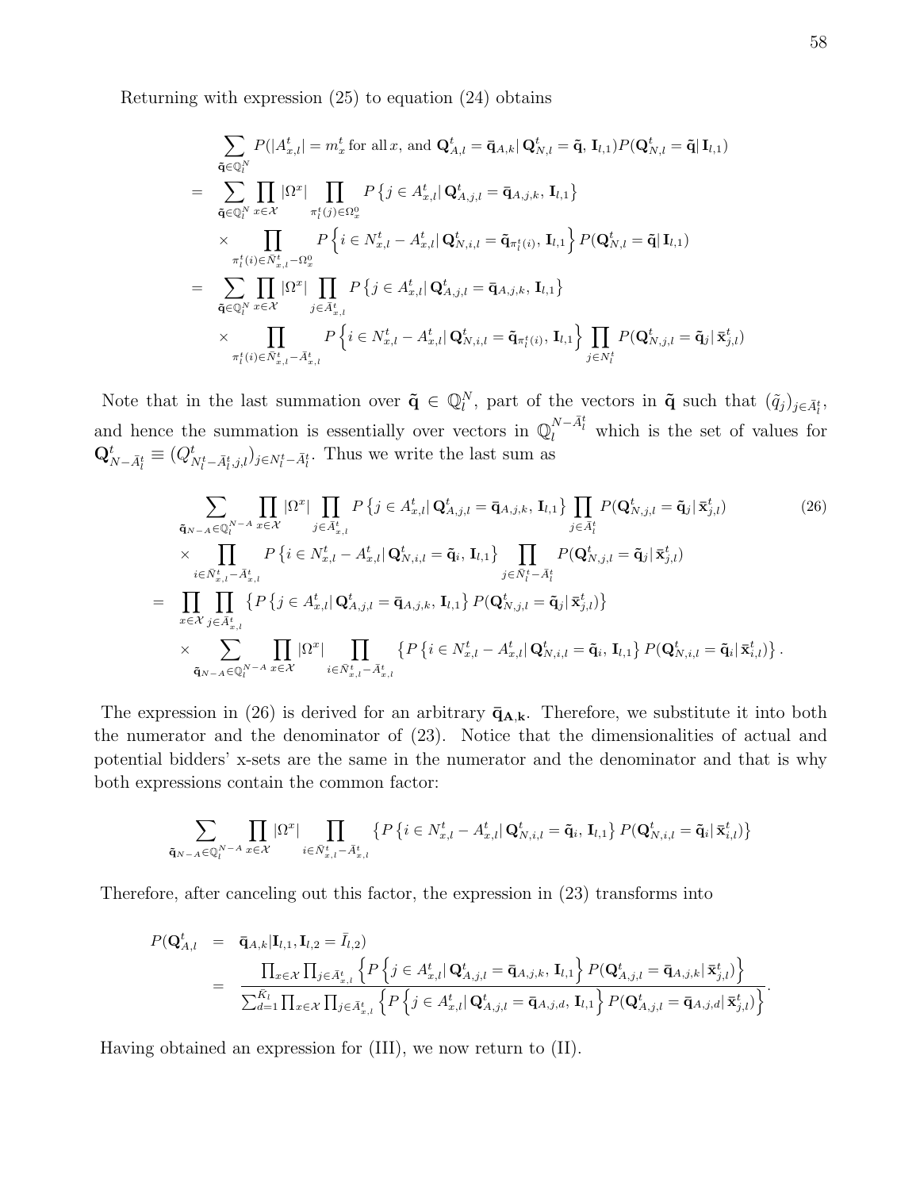Returning with expression (25) to equation (24) obtains

$$
\begin{aligned}
&\sum_{\tilde{\mathbf{q}}\in\mathbb{Q}_l^N} P(|A_{x,l}^t| = m_x^t \text{ for all } x, \text{ and } \mathbf{Q}_{A,l}^t = \bar{\mathbf{q}}_{A,k} |\, \mathbf{Q}_{N,l}^t = \tilde{\mathbf{q}},\, \mathbf{I}_{l,1}) P(\mathbf{Q}_{N,l}^t = \tilde{\mathbf{q}} |\, \mathbf{I}_{l,1}) \\
= &\sum_{\tilde{\mathbf{q}}\in\mathbb{Q}_l^N} \prod_{x\in\mathcal{X}} |\Omega^x| \prod_{\pi_l^t(j)\in\Omega_x^0} P\left\{ j \in A_{x,l}^t |\, \mathbf{Q}_{A,j,l}^t = \bar{\mathbf{q}}_{A,j,k},\, \mathbf{I}_{l,1} \right\} \\
&\times \prod_{\pi_l^t(i)\in\bar{N}_{x,l}^t - \Omega_x^0} P\left\{ i \in N_{x,l}^t - A_{x,l}^t |\, \mathbf{Q}_{N,i,l}^t = \tilde{\mathbf{q}}_{\pi_l^t(i)},\, \mathbf{I}_{l,1} \right\} P(\mathbf{Q}_{N,l}^t = \tilde{\mathbf{q}} |\, \mathbf{I}_{l,1}) \\
= &\sum_{\tilde{\mathbf{q}}\in\mathbb{Q}_l^N} \prod_{x\in\mathcal{X}} |\Omega^x| \prod_{j\in\bar{A}_{x,l}^t} P\left\{ j \in A_{x,l}^t |\, \mathbf{Q}_{A,j,l}^t = \bar{\mathbf{q}}_{A,j,k},\, \mathbf{I}_{l,1} \right\} \\
&\times \prod_{\pi_l^t(i)\in\bar{N}_{x,l}^t - \bar{A}_{x,l}^t} P\left\{ i \in N_{x,l}^t - A_{x,l}^t |\, \mathbf{Q}_{N,i,l}^t = \tilde{\mathbf{q}}_{\pi_l^t(i)},\, \mathbf{I}_{l,1} \right\} \prod_{j\in N_l^t} P(\mathbf{Q}_{N,j,l}^t = \tilde{\mathbf{q}}_j |\, \bar{\mathbf{x}}_{j,l}^t)
\end{aligned}
$$

Note that in the last summation over $\tilde{\mathbf{q}} \in \mathbb{Q}_l^N$, part of the vectors in $\tilde{\mathbf{q}}$ such that $(\tilde{q}_j)_{j\in\bar{A}_l^t}$, and hence the summation is essentially over vectors in $\mathbb{Q}_l^{N-\bar{A}_l^t}$ which is the set of values for $\mathbf{Q}_{N-\bar{A}_l^t}^t \equiv (Q_{N_l^t-\bar{A}_l^t,j,l}^t)_{j\in N_l^t-\bar{A}_l^t}$. Thus we write the last sum as

$$
\begin{aligned}
&\sum_{\tilde{\mathbf{q}}_{N-A}\in\mathbb{Q}_l^{N-A}} \prod_{x\in\mathcal{X}} |\Omega^x| \prod_{j\in\bar{A}_{x,l}^t} P\left\{ j \in A_{x,l}^t |\, \mathbf{Q}_{A,j,l}^t = \bar{\mathbf{q}}_{A,j,k},\, \mathbf{I}_{l,1} \right\} \prod_{j\in\bar{A}_l^t} P(\mathbf{Q}_{N,j,l}^t = \tilde{\mathbf{q}}_j |\, \bar{\mathbf{x}}_{j,l}^t) \qquad (26) \\
&\times \prod_{i\in\bar{N}_{x,l}^t-\bar{A}_{x,l}^t} P\left\{ i \in N_{x,l}^t - A_{x,l}^t |\, \mathbf{Q}_{N,i,l}^t = \tilde{\mathbf{q}}_i,\, \mathbf{I}_{l,1} \right\} \prod_{j\in\bar{N}_l^t-\bar{A}_l^t} P(\mathbf{Q}_{N,j,l}^t = \tilde{\mathbf{q}}_j |\, \bar{\mathbf{x}}_{j,l}^t) \\
= &\prod_{x\in\mathcal{X}} \prod_{j\in\bar{A}_{x,l}^t} \left\{ P\left\{ j \in A_{x,l}^t |\, \mathbf{Q}_{A,j,l}^t = \bar{\mathbf{q}}_{A,j,k},\, \mathbf{I}_{l,1} \right\} P(\mathbf{Q}_{N,j,l}^t = \tilde{\mathbf{q}}_j |\, \bar{\mathbf{x}}_{j,l}^t) \right\} \\
&\times \sum_{\tilde{\mathbf{q}}_{N-A}\in\mathbb{Q}_l^{N-A}} \prod_{x\in\mathcal{X}} |\Omega^x| \prod_{i\in\bar{N}_{x,l}^t-\bar{A}_{x,l}^t} \left\{ P\left\{ i \in N_{x,l}^t - A_{x,l}^t |\, \mathbf{Q}_{N,i,l}^t = \tilde{\mathbf{q}}_i,\, \mathbf{I}_{l,1} \right\} P(\mathbf{Q}_{N,i,l}^t = \tilde{\mathbf{q}}_i |\, \bar{\mathbf{x}}_{i,l}^t) \right\}.
\end{aligned}
$$

The expression in (26) is derived for an arbitrary $\bar{\mathbf{q}}_{\mathbf{A},\mathbf{k}}$. Therefore, we substitute it into both the numerator and the denominator of (23). Notice that the dimensionalities of actual and potential bidders' x-sets are the same in the numerator and the denominator and that is why both expressions contain the common factor:

$$
\sum_{\tilde{\mathbf{q}}_{N-A}\in\mathbb{Q}_l^{N-A}} \prod_{x\in\mathcal{X}} |\Omega^x| \prod_{i\in\bar{N}_{x,l}^t-\bar{A}_{x,l}^t} \left\{ P\left\{ i \in N_{x,l}^t - A_{x,l}^t |\, \mathbf{Q}_{N,i,l}^t = \tilde{\mathbf{q}}_i,\, \mathbf{I}_{l,1} \right\} P(\mathbf{Q}_{N,i,l}^t = \tilde{\mathbf{q}}_i |\, \bar{\mathbf{x}}_{i,l}^t) \right\}
$$

Therefore, after canceling out this factor, the expression in (23) transforms into

$$
\begin{aligned}
P(\mathbf{Q}_{A,l}^t &= \bar{\mathbf{q}}_{A,k} | \mathbf{I}_{l,1}, \mathbf{I}_{l,2} = \bar{I}_{l,2}) \\
&= \frac{\prod_{x\in\mathcal{X}} \prod_{j\in\bar{A}_{x,l}^t} \left\{ P\left\{ j \in A_{x,l}^t |\, \mathbf{Q}_{A,j,l}^t = \bar{\mathbf{q}}_{A,j,k},\, \mathbf{I}_{l,1} \right\} P(\mathbf{Q}_{A,j,l}^t = \bar{\mathbf{q}}_{A,j,k} |\, \bar{\mathbf{x}}_{j,l}^t) \right\}}{\sum_{d=1}^{\bar{K}_l} \prod_{x\in\mathcal{X}} \prod_{j\in\bar{A}_{x,l}^t} \left\{ P\left\{ j \in A_{x,l}^t |\, \mathbf{Q}_{A,j,l}^t = \bar{\mathbf{q}}_{A,j,d},\, \mathbf{I}_{l,1} \right\} P(\mathbf{Q}_{A,j,l}^t = \bar{\mathbf{q}}_{A,j,d} |\, \bar{\mathbf{x}}_{j,l}^t) \right\}}.
\end{aligned}
$$

Having obtained an expression for (III), we now return to (II).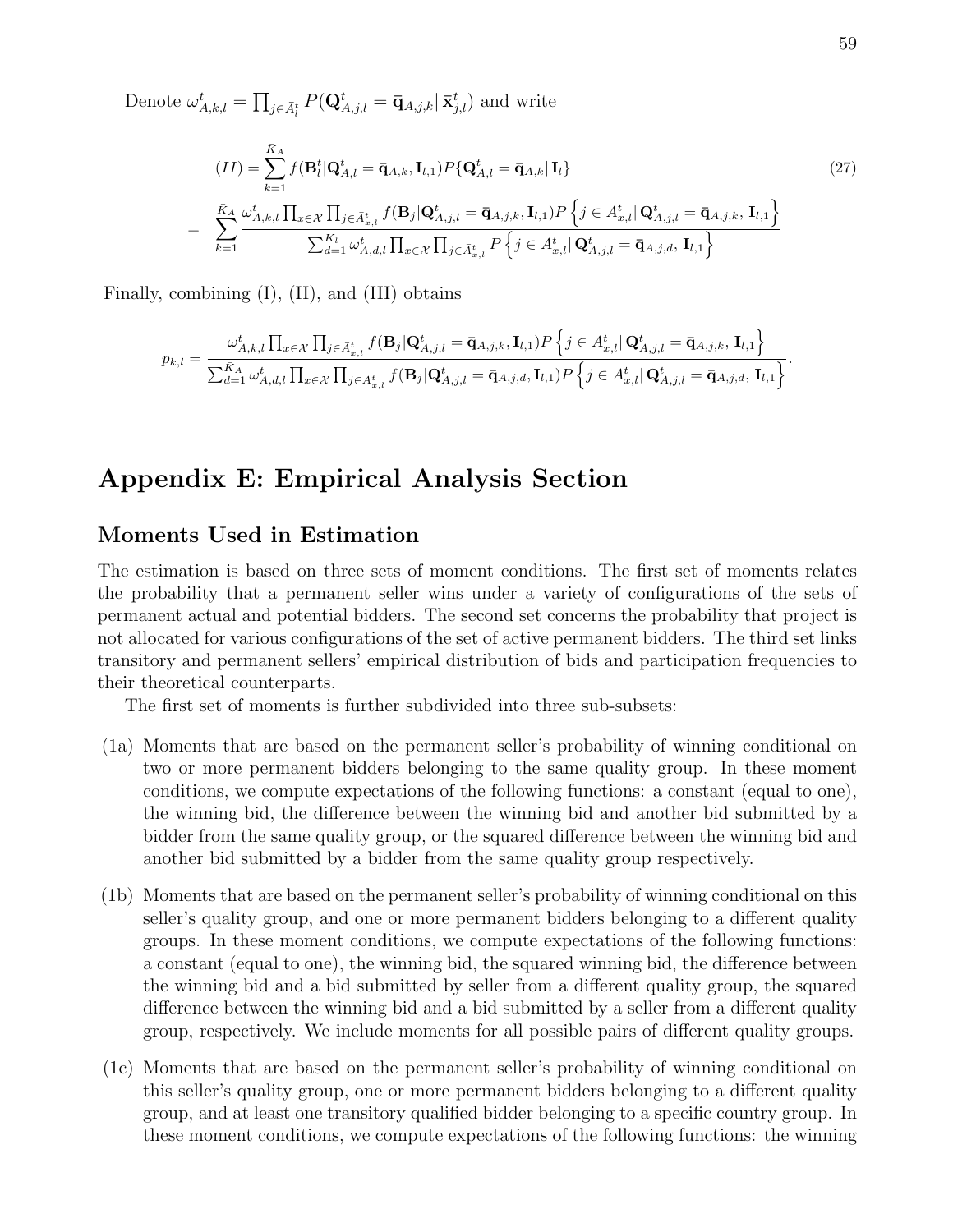Denote $\omega^t_{A,k,l} = \prod_{j \in \bar{A}^t_l} P(\mathbf{Q}^t_{A,j,l} = \bar{\mathbf{q}}_{A,j,k} | \, \bar{\mathbf{x}}^t_{j,l})$ and write

$$
\begin{aligned}
(II) &= \sum_{k=1}^{\bar{K}_A} f(\mathbf{B}^t_l | \mathbf{Q}^t_{A,l} = \bar{\mathbf{q}}_{A,k}, \mathbf{I}_{l,1}) P\{\mathbf{Q}^t_{A,l} = \bar{\mathbf{q}}_{A,k} | \, \mathbf{I}_l\} \qquad (27) \\
&= \sum_{k=1}^{\bar{K}_A} \frac{\omega^t_{A,k,l} \prod_{x \in \mathcal{X}} \prod_{j \in \bar{A}^t_{x,l}} f(\mathbf{B}_j | \mathbf{Q}^t_{A,j,l} = \bar{\mathbf{q}}_{A,j,k}, \mathbf{I}_{l,1}) P\left\{ j \in A^t_{x,l} | \, \mathbf{Q}^t_{A,j,l} = \bar{\mathbf{q}}_{A,j,k}, \, \mathbf{I}_{l,1} \right\}}{\sum_{d=1}^{\bar{K}_l} \omega^t_{A,d,l} \prod_{x \in \mathcal{X}} \prod_{j \in \bar{A}^t_{x,l}} P\left\{ j \in A^t_{x,l} | \, \mathbf{Q}^t_{A,j,l} = \bar{\mathbf{q}}_{A,j,d}, \, \mathbf{I}_{l,1} \right\}}
\end{aligned}
$$

Finally, combining (I), (II), and (III) obtains

$$
p_{k,l} = \frac{\omega^t_{A,k,l} \prod_{x \in \mathcal{X}} \prod_{j \in \bar{A}^t_{x,l}} f(\mathbf{B}_j | \mathbf{Q}^t_{A,j,l} = \bar{\mathbf{q}}_{A,j,k}, \mathbf{I}_{l,1}) P\left\{ j \in A^t_{x,l} | \, \mathbf{Q}^t_{A,j,l} = \bar{\mathbf{q}}_{A,j,k}, \, \mathbf{I}_{l,1} \right\}}{\sum_{d=1}^{\bar{K}_A} \omega^t_{A,d,l} \prod_{x \in \mathcal{X}} \prod_{j \in \bar{A}^t_{x,l}} f(\mathbf{B}_j | \mathbf{Q}^t_{A,j,l} = \bar{\mathbf{q}}_{A,j,d}, \mathbf{I}_{l,1}) P\left\{ j \in A^t_{x,l} | \, \mathbf{Q}^t_{A,j,l} = \bar{\mathbf{q}}_{A,j,d}, \, \mathbf{I}_{l,1} \right\}}.
$$

# Appendix E: Empirical Analysis Section

## Moments Used in Estimation

The estimation is based on three sets of moment conditions. The first set of moments relates the probability that a permanent seller wins under a variety of configurations of the sets of permanent actual and potential bidders. The second set concerns the probability that project is not allocated for various configurations of the set of active permanent bidders. The third set links transitory and permanent sellers' empirical distribution of bids and participation frequencies to their theoretical counterparts.

The first set of moments is further subdivided into three sub-subsets:

(1a) Moments that are based on the permanent seller's probability of winning conditional on two or more permanent bidders belonging to the same quality group. In these moment conditions, we compute expectations of the following functions: a constant (equal to one), the winning bid, the difference between the winning bid and another bid submitted by a bidder from the same quality group, or the squared difference between the winning bid and another bid submitted by a bidder from the same quality group respectively.

(1b) Moments that are based on the permanent seller's probability of winning conditional on this seller's quality group, and one or more permanent bidders belonging to a different quality groups. In these moment conditions, we compute expectations of the following functions: a constant (equal to one), the winning bid, the squared winning bid, the difference between the winning bid and a bid submitted by seller from a different quality group, the squared difference between the winning bid and a bid submitted by a seller from a different quality group, respectively. We include moments for all possible pairs of different quality groups.

(1c) Moments that are based on the permanent seller's probability of winning conditional on this seller's quality group, one or more permanent bidders belonging to a different quality group, and at least one transitory qualified bidder belonging to a specific country group. In these moment conditions, we compute expectations of the following functions: the winning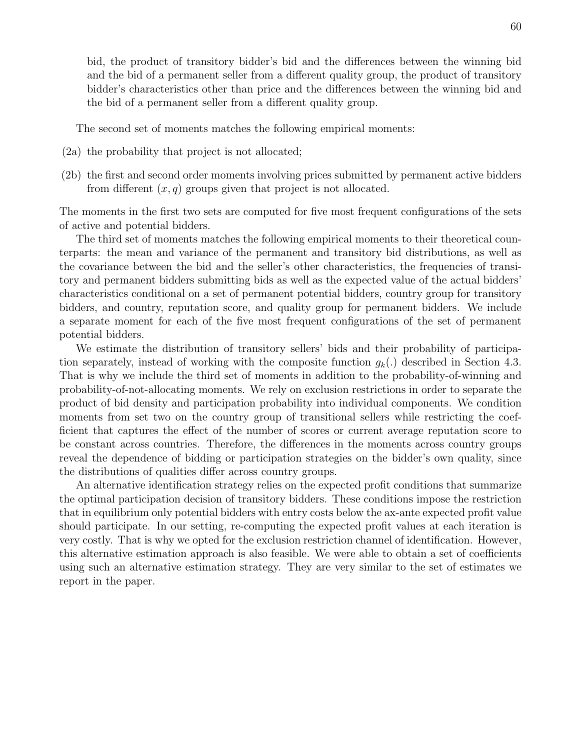bid, the product of transitory bidder's bid and the differences between the winning bid and the bid of a permanent seller from a different quality group, the product of transitory bidder's characteristics other than price and the differences between the winning bid and the bid of a permanent seller from a different quality group.

The second set of moments matches the following empirical moments:

(2a) the probability that project is not allocated;

(2b) the first and second order moments involving prices submitted by permanent active bidders from different $(x, q)$ groups given that project is not allocated.

The moments in the first two sets are computed for five most frequent configurations of the sets of active and potential bidders.

The third set of moments matches the following empirical moments to their theoretical counterparts: the mean and variance of the permanent and transitory bid distributions, as well as the covariance between the bid and the seller's other characteristics, the frequencies of transitory and permanent bidders submitting bids as well as the expected value of the actual bidders' characteristics conditional on a set of permanent potential bidders, country group for transitory bidders, and country, reputation score, and quality group for permanent bidders. We include a separate moment for each of the five most frequent configurations of the set of permanent potential bidders.

We estimate the distribution of transitory sellers' bids and their probability of participation separately, instead of working with the composite function $g_k(.)$ described in Section 4.3. That is why we include the third set of moments in addition to the probability-of-winning and probability-of-not-allocating moments. We rely on exclusion restrictions in order to separate the product of bid density and participation probability into individual components. We condition moments from set two on the country group of transitional sellers while restricting the coefficient that captures the effect of the number of scores or current average reputation score to be constant across countries. Therefore, the differences in the moments across country groups reveal the dependence of bidding or participation strategies on the bidder's own quality, since the distributions of qualities differ across country groups.

An alternative identification strategy relies on the expected profit conditions that summarize the optimal participation decision of transitory bidders. These conditions impose the restriction that in equilibrium only potential bidders with entry costs below the ax-ante expected profit value should participate. In our setting, re-computing the expected profit values at each iteration is very costly. That is why we opted for the exclusion restriction channel of identification. However, this alternative estimation approach is also feasible. We were able to obtain a set of coefficients using such an alternative estimation strategy. They are very similar to the set of estimates we report in the paper.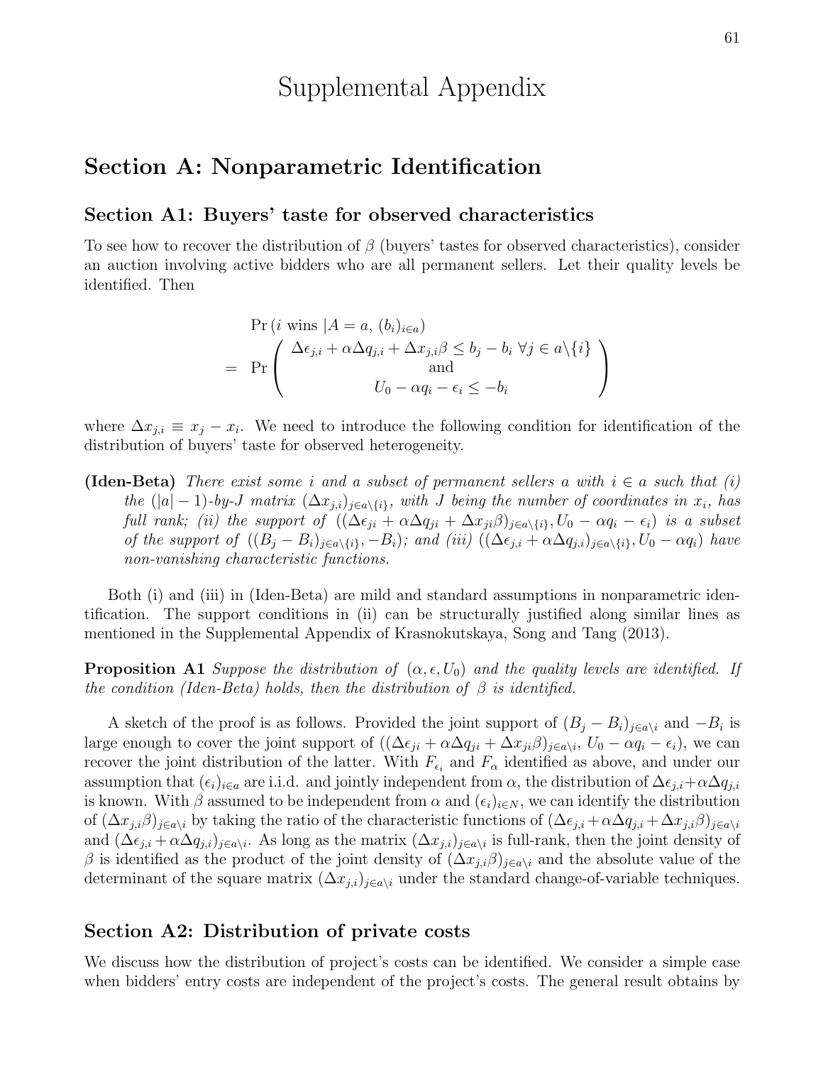# Supplemental Appendix

## Section A: Nonparametric Identification

### Section A1: Buyers' taste for observed characteristics

To see how to recover the distribution of $\beta$ (buyers' tastes for observed characteristics), consider an auction involving active bidders who are all permanent sellers. Let their quality levels be identified. Then

$$
\begin{aligned}
& \Pr\left(i \text{ wins } | A = a,\, (b_i)_{i \in a}\right) \\
= \; & \Pr\begin{pmatrix} \Delta\epsilon_{j,i} + \alpha\Delta q_{j,i} + \Delta x_{j,i}\beta \leq b_j - b_i \;\forall j \in a\backslash\{i\} \\ \text{and} \\ U_0 - \alpha q_i - \epsilon_i \leq -b_i \end{pmatrix}
\end{aligned}
$$

where $\Delta x_{j,i} \equiv x_j - x_i$. We need to introduce the following condition for identification of the distribution of buyers' taste for observed heterogeneity.

**(Iden-Beta)** *There exist some $i$ and a subset of permanent sellers $a$ with $i \in a$ such that (i) the $(|a|-1)$-by-$J$ matrix $(\Delta x_{j,i})_{j \in a\backslash\{i\}}$, with $J$ being the number of coordinates in $x_i$, has full rank; (ii) the support of $((\Delta\epsilon_{ji} + \alpha\Delta q_{ji} + \Delta x_{ji}\beta)_{j \in a\backslash\{i\}}, U_0 - \alpha q_i - \epsilon_i)$ is a subset of the support of $((B_j - B_i)_{j \in a\backslash\{i\}}, -B_i)$; and (iii) $((\Delta\epsilon_{j,i} + \alpha\Delta q_{j,i})_{j \in a\backslash\{i\}}, U_0 - \alpha q_i)$ have non-vanishing characteristic functions.*

Both (i) and (iii) in (Iden-Beta) are mild and standard assumptions in nonparametric identification. The support conditions in (ii) can be structurally justified along similar lines as mentioned in the Supplemental Appendix of Krasnokutskaya, Song and Tang (2013).

**Proposition A1** *Suppose the distribution of $(\alpha, \epsilon, U_0)$ and the quality levels are identified. If the condition (Iden-Beta) holds, then the distribution of $\beta$ is identified.*

A sketch of the proof is as follows. Provided the joint support of $(B_j - B_i)_{j \in a\backslash i}$ and $-B_i$ is large enough to cover the joint support of $((\Delta\epsilon_{ji} + \alpha\Delta q_{ji} + \Delta x_{ji}\beta)_{j \in a\backslash i},\, U_0 - \alpha q_i - \epsilon_i)$, we can recover the joint distribution of the latter. With $F_{\epsilon_i}$ and $F_\alpha$ identified as above, and under our assumption that $(\epsilon_i)_{i \in a}$ are i.i.d. and jointly independent from $\alpha$, the distribution of $\Delta\epsilon_{j,i} + \alpha\Delta q_{j,i}$ is known. With $\beta$ assumed to be independent from $\alpha$ and $(\epsilon_i)_{i \in N}$, we can identify the distribution of $(\Delta x_{j,i}\beta)_{j \in a\backslash i}$ by taking the ratio of the characteristic functions of $(\Delta\epsilon_{j,i} + \alpha\Delta q_{j,i} + \Delta x_{j,i}\beta)_{j \in a\backslash i}$ and $(\Delta\epsilon_{j,i} + \alpha\Delta q_{j,i})_{j \in a\backslash i}$. As long as the matrix $(\Delta x_{j,i})_{j \in a\backslash i}$ is full-rank, then the joint density of $\beta$ is identified as the product of the joint density of $(\Delta x_{j,i}\beta)_{j \in a\backslash i}$ and the absolute value of the determinant of the square matrix $(\Delta x_{j,i})_{j \in a\backslash i}$ under the standard change-of-variable techniques.

### Section A2: Distribution of private costs

We discuss how the distribution of project's costs can be identified. We consider a simple case when bidders' entry costs are independent of the project's costs. The general result obtains by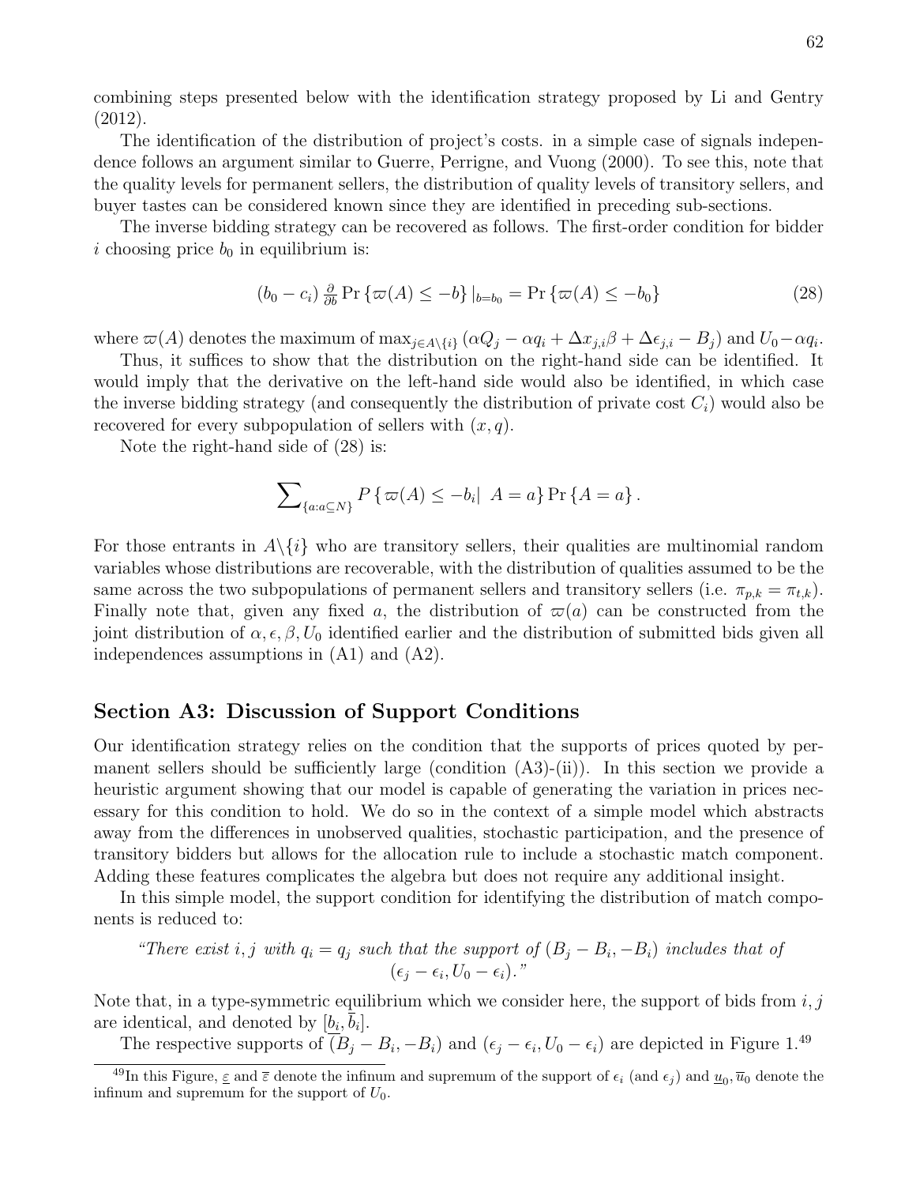combining steps presented below with the identification strategy proposed by Li and Gentry (2012).

The identification of the distribution of project's costs. in a simple case of signals independence follows an argument similar to Guerre, Perrigne, and Vuong (2000). To see this, note that the quality levels for permanent sellers, the distribution of quality levels of transitory sellers, and buyer tastes can be considered known since they are identified in preceding sub-sections.

The inverse bidding strategy can be recovered as follows. The first-order condition for bidder $i$ choosing price $b_0$ in equilibrium is:

$$(b_0 - c_i) \tfrac{\partial}{\partial b} \Pr\{\varpi(A) \leq -b\}|_{b=b_0} = \Pr\{\varpi(A) \leq -b_0\} \tag{28}$$

where $\varpi(A)$ denotes the maximum of $\max_{j \in A \setminus \{i\}} (\alpha Q_j - \alpha q_i + \Delta x_{j,i}\beta + \Delta\epsilon_{j,i} - B_j)$ and $U_0 - \alpha q_i$.

Thus, it suffices to show that the distribution on the right-hand side can be identified. It would imply that the derivative on the left-hand side would also be identified, in which case the inverse bidding strategy (and consequently the distribution of private cost $C_i$) would also be recovered for every subpopulation of sellers with $(x, q)$.

Note the right-hand side of (28) is:

$$\sum\nolimits_{\{a: a \subseteq N\}} P\{\varpi(A) \leq -b_i | \ A = a\} \Pr\{A = a\}.$$

For those entrants in $A\setminus\{i\}$ who are transitory sellers, their qualities are multinomial random variables whose distributions are recoverable, with the distribution of qualities assumed to be the same across the two subpopulations of permanent sellers and transitory sellers (i.e. $\pi_{p,k} = \pi_{t,k}$). Finally note that, given any fixed $a$, the distribution of $\varpi(a)$ can be constructed from the joint distribution of $\alpha, \epsilon, \beta, U_0$ identified earlier and the distribution of submitted bids given all independences assumptions in (A1) and (A2).

## Section A3: Discussion of Support Conditions

Our identification strategy relies on the condition that the supports of prices quoted by permanent sellers should be sufficiently large (condition (A3)-(ii)). In this section we provide a heuristic argument showing that our model is capable of generating the variation in prices necessary for this condition to hold. We do so in the context of a simple model which abstracts away from the differences in unobserved qualities, stochastic participation, and the presence of transitory bidders but allows for the allocation rule to include a stochastic match component. Adding these features complicates the algebra but does not require any additional insight.

In this simple model, the support condition for identifying the distribution of match components is reduced to:

*"There exist $i, j$ with $q_i = q_j$ such that the support of $(B_j - B_i, -B_i)$ includes that of $(\epsilon_j - \epsilon_i, U_0 - \epsilon_i)$."*

Note that, in a type-symmetric equilibrium which we consider here, the support of bids from $i, j$ are identical, and denoted by $[\underline{b}_i, \overline{b}_i]$.

The respective supports of $(B_j - B_i, -B_i)$ and $(\epsilon_j - \epsilon_i, U_0 - \epsilon_i)$ are depicted in Figure 1.[49]

[49] In this Figure, $\underline{\varepsilon}$ and $\overline{\varepsilon}$ denote the infinum and supremum of the support of $\epsilon_i$ (and $\epsilon_j$) and $\underline{u}_0, \overline{u}_0$ denote the infinum and supremum for the support of $U_0$.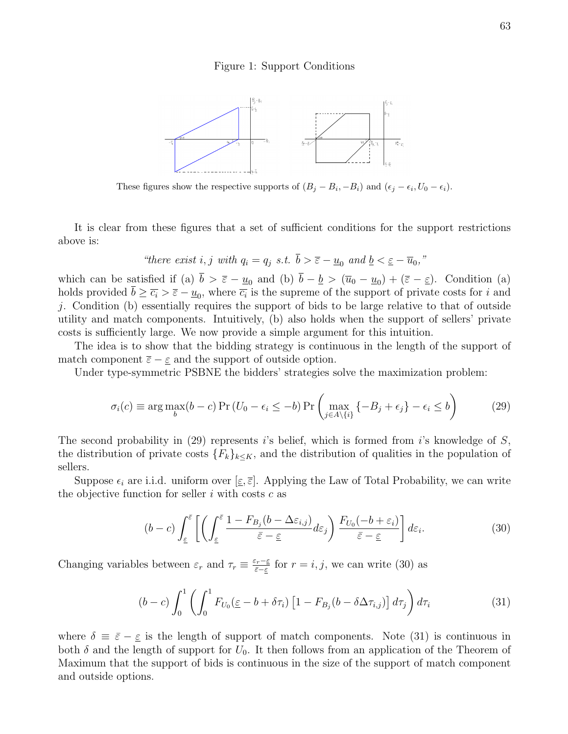Figure 1: Support Conditions

These figures show the respective supports of $(B_j - B_i, -B_i)$ and $(\epsilon_j - \epsilon_i, U_0 - \epsilon_i)$.

It is clear from these figures that a set of sufficient conditions for the support restrictions above is:

$$\text{“there exist } i, j \text{ with } q_i = q_j \text{ s.t. } \overline{b} > \overline{\varepsilon} - \underline{u}_0 \text{ and } \underline{b} < \underline{\varepsilon} - \overline{u}_0\text{,”}$$

which can be satisfied if (a) $\overline{b} > \overline{\varepsilon} - \underline{u}_0$ and (b) $\overline{b} - \underline{b} > (\overline{u}_0 - \underline{u}_0) + (\overline{\varepsilon} - \underline{\varepsilon})$. Condition (a) holds provided $\overline{b} \geq \overline{c_i} > \overline{\varepsilon} - \underline{u}_0$, where $\overline{c_i}$ is the supreme of the support of private costs for $i$ and $j$. Condition (b) essentially requires the support of bids to be large relative to that of outside utility and match components. Intuitively, (b) also holds when the support of sellers' private costs is sufficiently large. We now provide a simple argument for this intuition.

The idea is to show that the bidding strategy is continuous in the length of the support of match component $\overline{\varepsilon} - \underline{\varepsilon}$ and the support of outside option.

Under type-symmetric PSBNE the bidders' strategies solve the maximization problem:

$$\sigma_i(c) \equiv \arg\max_b (b - c) \Pr(U_0 - \epsilon_i \leq -b) \Pr\left(\max_{j \in A\setminus\{i\}} \{-B_j + \epsilon_j\} - \epsilon_i \leq b\right) \tag{29}$$

The second probability in (29) represents $i$'s belief, which is formed from $i$'s knowledge of $S$, the distribution of private costs $\{F_k\}_{k \leq K}$, and the distribution of qualities in the population of sellers.

Suppose $\epsilon_i$ are i.i.d. uniform over $[\underline{\varepsilon}, \overline{\varepsilon}]$. Applying the Law of Total Probability, we can write the objective function for seller $i$ with costs $c$ as

$$(b - c) \int_{\underline{\varepsilon}}^{\bar{\varepsilon}} \left[ \left( \int_{\underline{\varepsilon}}^{\bar{\varepsilon}} \frac{1 - F_{B_j}(b - \Delta\varepsilon_{i,j})}{\bar{\varepsilon} - \underline{\varepsilon}} d\varepsilon_j \right) \frac{F_{U_0}(-b + \varepsilon_i)}{\bar{\varepsilon} - \underline{\varepsilon}} \right] d\varepsilon_i. \tag{30}$$

Changing variables between $\varepsilon_r$ and $\tau_r \equiv \frac{\varepsilon_r - \underline{\varepsilon}}{\bar{\varepsilon} - \underline{\varepsilon}}$ for $r = i, j$, we can write (30) as

$$(b - c) \int_0^1 \left( \int_0^1 F_{U_0}(\underline{\varepsilon} - b + \delta\tau_i) \left[1 - F_{B_j}(b - \delta\Delta\tau_{i,j})\right] d\tau_j \right) d\tau_i \tag{31}$$

where $\delta \equiv \bar{\varepsilon} - \underline{\varepsilon}$ is the length of support of match components. Note (31) is continuous in both $\delta$ and the length of support for $U_0$. It then follows from an application of the Theorem of Maximum that the support of bids is continuous in the size of the support of match component and outside options.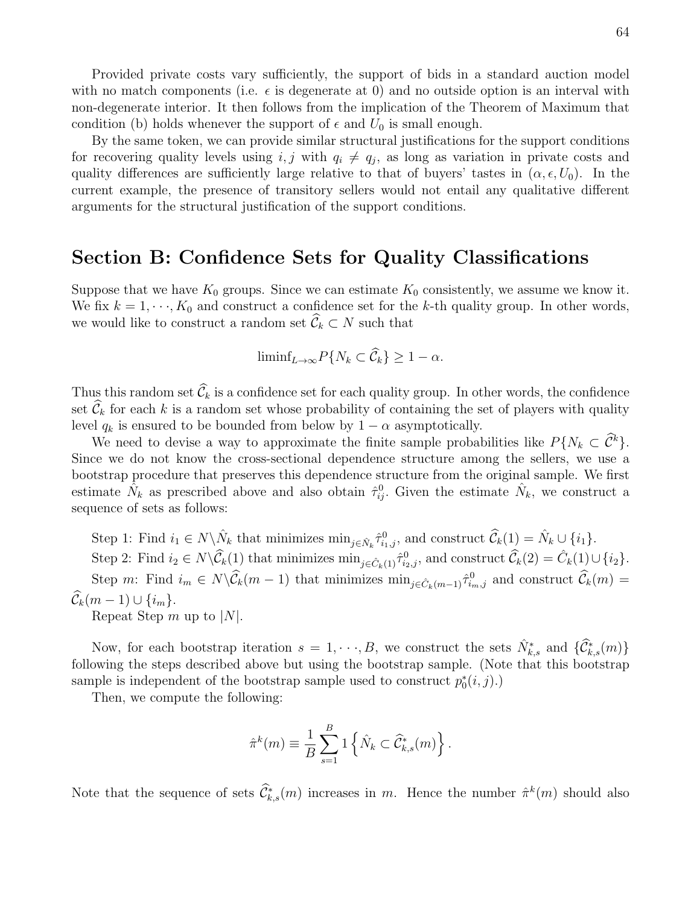Provided private costs vary sufficiently, the support of bids in a standard auction model with no match components (i.e. $\epsilon$ is degenerate at 0) and no outside option is an interval with non-degenerate interior. It then follows from the implication of the Theorem of Maximum that condition (b) holds whenever the support of $\epsilon$ and $U_0$ is small enough.

By the same token, we can provide similar structural justifications for the support conditions for recovering quality levels using $i, j$ with $q_i \neq q_j$, as long as variation in private costs and quality differences are sufficiently large relative to that of buyers' tastes in $(\alpha, \epsilon, U_0)$. In the current example, the presence of transitory sellers would not entail any qualitative different arguments for the structural justification of the support conditions.

## Section B: Confidence Sets for Quality Classifications

Suppose that we have $K_0$ groups. Since we can estimate $K_0$ consistently, we assume we know it. We fix $k = 1, \cdots, K_0$ and construct a confidence set for the $k$-th quality group. In other words, we would like to construct a random set $\widehat{\mathcal{C}}_k \subset N$ such that

$$\text{liminf}_{L \to \infty} P\{N_k \subset \widehat{\mathcal{C}}_k\} \geq 1 - \alpha.$$

Thus this random set $\widehat{\mathcal{C}}_k$ is a confidence set for each quality group. In other words, the confidence set $\widehat{\mathcal{C}}_k$ for each $k$ is a random set whose probability of containing the set of players with quality level $q_k$ is ensured to be bounded from below by $1 - \alpha$ asymptotically.

We need to devise a way to approximate the finite sample probabilities like $P\{N_k \subset \widehat{\mathcal{C}}^k\}$. Since we do not know the cross-sectional dependence structure among the sellers, we use a bootstrap procedure that preserves this dependence structure from the original sample. We first estimate $\hat{N}_k$ as prescribed above and also obtain $\hat{\tau}^0_{ij}$. Given the estimate $\hat{N}_k$, we construct a sequence of sets as follows:

Step 1: Find $i_1 \in N \backslash \hat{N}_k$ that minimizes $\min_{j \in \hat{N}_k} \hat{\tau}^0_{i_1,j}$, and construct $\widehat{\mathcal{C}}_k(1) = \hat{N}_k \cup \{i_1\}$.

Step 2: Find $i_2 \in N \backslash \widehat{\mathcal{C}}_k(1)$ that minimizes $\min_{j \in \hat{C}_k(1)} \hat{\tau}^0_{i_2,j}$, and construct $\widehat{\mathcal{C}}_k(2) = \hat{C}_k(1) \cup \{i_2\}$.

Step $m$: Find $i_m \in N \backslash \widehat{\mathcal{C}}_k(m-1)$ that minimizes $\min_{j \in \hat{C}_k(m-1)} \hat{\tau}^0_{i_m,j}$ and construct $\widehat{\mathcal{C}}_k(m) = \widehat{\mathcal{C}}_k(m-1) \cup \{i_m\}$.

Repeat Step $m$ up to $|N|$.

Now, for each bootstrap iteration $s = 1, \cdots, B$, we construct the sets $\hat{N}^*_{k,s}$ and $\{\widehat{\mathcal{C}}^*_{k,s}(m)\}$ following the steps described above but using the bootstrap sample. (Note that this bootstrap sample is independent of the bootstrap sample used to construct $p^*_0(i,j)$.)

Then, we compute the following:

$$\hat{\pi}^k(m) \equiv \frac{1}{B} \sum_{s=1}^{B} 1\left\{ \hat{N}_k \subset \widehat{\mathcal{C}}^*_{k,s}(m) \right\}.$$

Note that the sequence of sets $\widehat{\mathcal{C}}^*_{k,s}(m)$ increases in $m$. Hence the number $\hat{\pi}^k(m)$ should also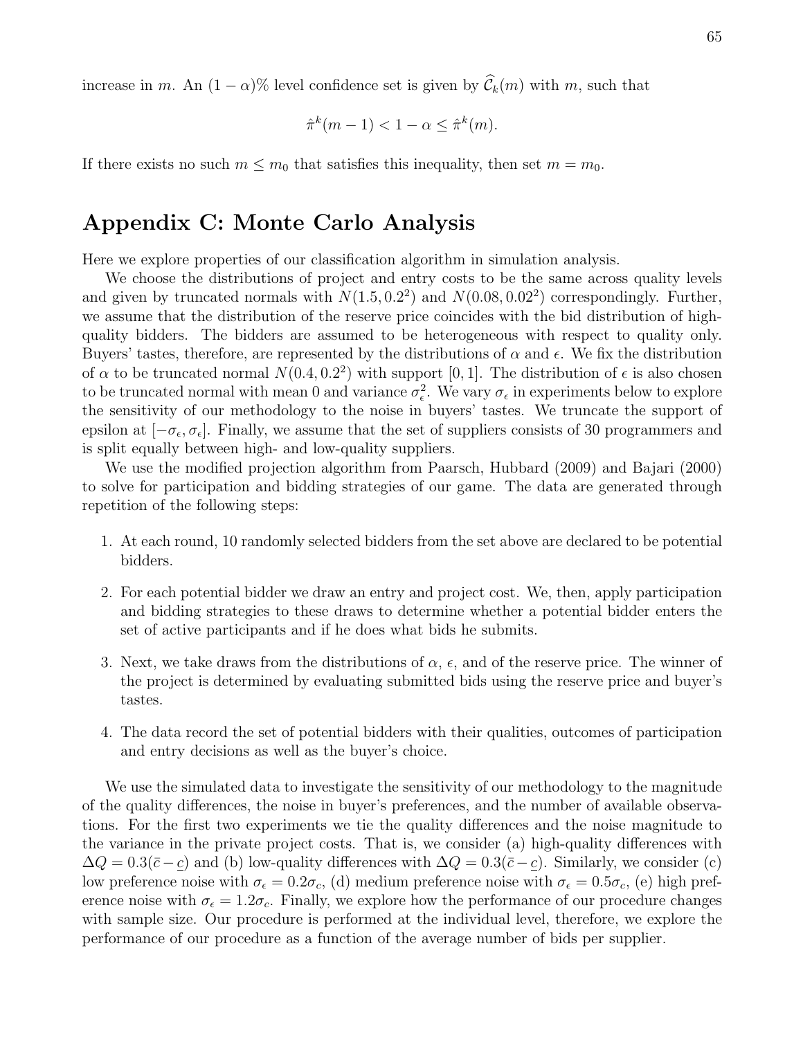increase in $m$. An $(1-\alpha)\%$ level confidence set is given by $\widehat{\mathcal{C}}_k(m)$ with $m$, such that

$$\hat{\pi}^k(m-1) < 1-\alpha \leq \hat{\pi}^k(m).$$

If there exists no such $m \leq m_0$ that satisfies this inequality, then set $m = m_0$.

## Appendix C: Monte Carlo Analysis

Here we explore properties of our classification algorithm in simulation analysis.

We choose the distributions of project and entry costs to be the same across quality levels and given by truncated normals with $N(1.5, 0.2^2)$ and $N(0.08, 0.02^2)$ correspondingly. Further, we assume that the distribution of the reserve price coincides with the bid distribution of high-quality bidders. The bidders are assumed to be heterogeneous with respect to quality only. Buyers' tastes, therefore, are represented by the distributions of $\alpha$ and $\epsilon$. We fix the distribution of $\alpha$ to be truncated normal $N(0.4, 0.2^2)$ with support $[0, 1]$. The distribution of $\epsilon$ is also chosen to be truncated normal with mean 0 and variance $\sigma_\epsilon^2$. We vary $\sigma_\epsilon$ in experiments below to explore the sensitivity of our methodology to the noise in buyers' tastes. We truncate the support of epsilon at $[-\sigma_\epsilon, \sigma_\epsilon]$. Finally, we assume that the set of suppliers consists of 30 programmers and is split equally between high- and low-quality suppliers.

We use the modified projection algorithm from Paarsch, Hubbard (2009) and Bajari (2000) to solve for participation and bidding strategies of our game. The data are generated through repetition of the following steps:

1. At each round, 10 randomly selected bidders from the set above are declared to be potential bidders.
2. For each potential bidder we draw an entry and project cost. We, then, apply participation and bidding strategies to these draws to determine whether a potential bidder enters the set of active participants and if he does what bids he submits.
3. Next, we take draws from the distributions of $\alpha$, $\epsilon$, and of the reserve price. The winner of the project is determined by evaluating submitted bids using the reserve price and buyer's tastes.
4. The data record the set of potential bidders with their qualities, outcomes of participation and entry decisions as well as the buyer's choice.

We use the simulated data to investigate the sensitivity of our methodology to the magnitude of the quality differences, the noise in buyer's preferences, and the number of available observations. For the first two experiments we tie the quality differences and the noise magnitude to the variance in the private project costs. That is, we consider (a) high-quality differences with $\Delta Q = 0.3(\bar{c} - \underline{c})$ and (b) low-quality differences with $\Delta Q = 0.3(\bar{c} - \underline{c})$. Similarly, we consider (c) low preference noise with $\sigma_\epsilon = 0.2\sigma_c$, (d) medium preference noise with $\sigma_\epsilon = 0.5\sigma_c$, (e) high preference noise with $\sigma_\epsilon = 1.2\sigma_c$. Finally, we explore how the performance of our procedure changes with sample size. Our procedure is performed at the individual level, therefore, we explore the performance of our procedure as a function of the average number of bids per supplier.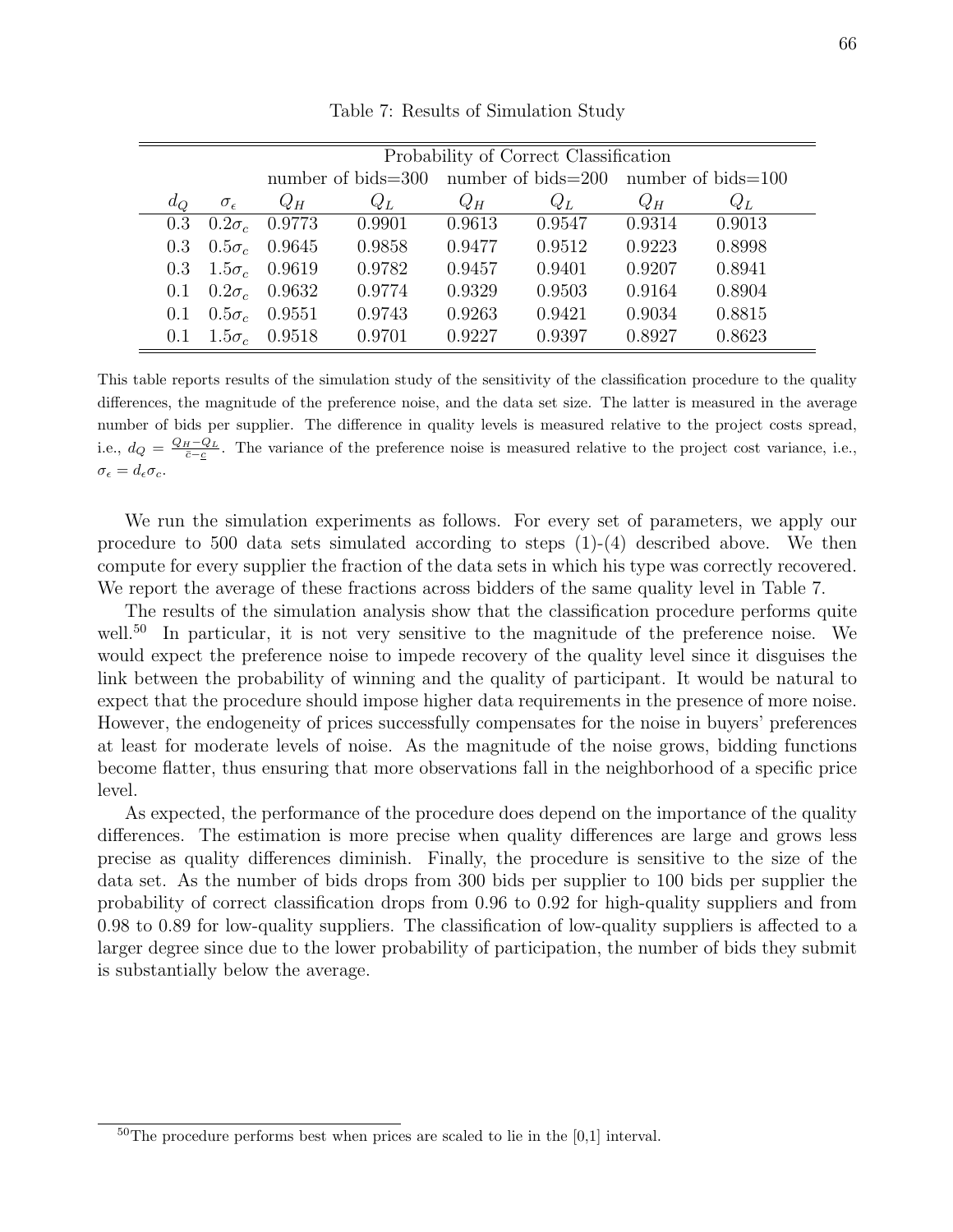Table 7: Results of Simulation Study

| | | Probability of Correct Classification | | | | | |
|---|---|---|---|---|---|---|---|
| | | number of bids=300 | | number of bids=200 | | number of bids=100 | |
| $d_Q$ | $\sigma_\epsilon$ | $Q_H$ | $Q_L$ | $Q_H$ | $Q_L$ | $Q_H$ | $Q_L$ |
| 0.3 | $0.2\sigma_c$ | 0.9773 | 0.9901 | 0.9613 | 0.9547 | 0.9314 | 0.9013 |
| 0.3 | $0.5\sigma_c$ | 0.9645 | 0.9858 | 0.9477 | 0.9512 | 0.9223 | 0.8998 |
| 0.3 | $1.5\sigma_c$ | 0.9619 | 0.9782 | 0.9457 | 0.9401 | 0.9207 | 0.8941 |
| 0.1 | $0.2\sigma_c$ | 0.9632 | 0.9774 | 0.9329 | 0.9503 | 0.9164 | 0.8904 |
| 0.1 | $0.5\sigma_c$ | 0.9551 | 0.9743 | 0.9263 | 0.9421 | 0.9034 | 0.8815 |
| 0.1 | $1.5\sigma_c$ | 0.9518 | 0.9701 | 0.9227 | 0.9397 | 0.8927 | 0.8623 |

This table reports results of the simulation study of the sensitivity of the classification procedure to the quality differences, the magnitude of the preference noise, and the data set size. The latter is measured in the average number of bids per supplier. The difference in quality levels is measured relative to the project costs spread, i.e., $d_Q = \frac{Q_H - Q_L}{\bar{c} - \underline{c}}$. The variance of the preference noise is measured relative to the project cost variance, i.e., $\sigma_\epsilon = d_\epsilon \sigma_c$.

We run the simulation experiments as follows. For every set of parameters, we apply our procedure to 500 data sets simulated according to steps (1)-(4) described above. We then compute for every supplier the fraction of the data sets in which his type was correctly recovered. We report the average of these fractions across bidders of the same quality level in Table 7.

The results of the simulation analysis show that the classification procedure performs quite well.[50] In particular, it is not very sensitive to the magnitude of the preference noise. We would expect the preference noise to impede recovery of the quality level since it disguises the link between the probability of winning and the quality of participant. It would be natural to expect that the procedure should impose higher data requirements in the presence of more noise. However, the endogeneity of prices successfully compensates for the noise in buyers' preferences at least for moderate levels of noise. As the magnitude of the noise grows, bidding functions become flatter, thus ensuring that more observations fall in the neighborhood of a specific price level.

As expected, the performance of the procedure does depend on the importance of the quality differences. The estimation is more precise when quality differences are large and grows less precise as quality differences diminish. Finally, the procedure is sensitive to the size of the data set. As the number of bids drops from 300 bids per supplier to 100 bids per supplier the probability of correct classification drops from 0.96 to 0.92 for high-quality suppliers and from 0.98 to 0.89 for low-quality suppliers. The classification of low-quality suppliers is affected to a larger degree since due to the lower probability of participation, the number of bids they submit is substantially below the average.

[50] The procedure performs best when prices are scaled to lie in the [0,1] interval.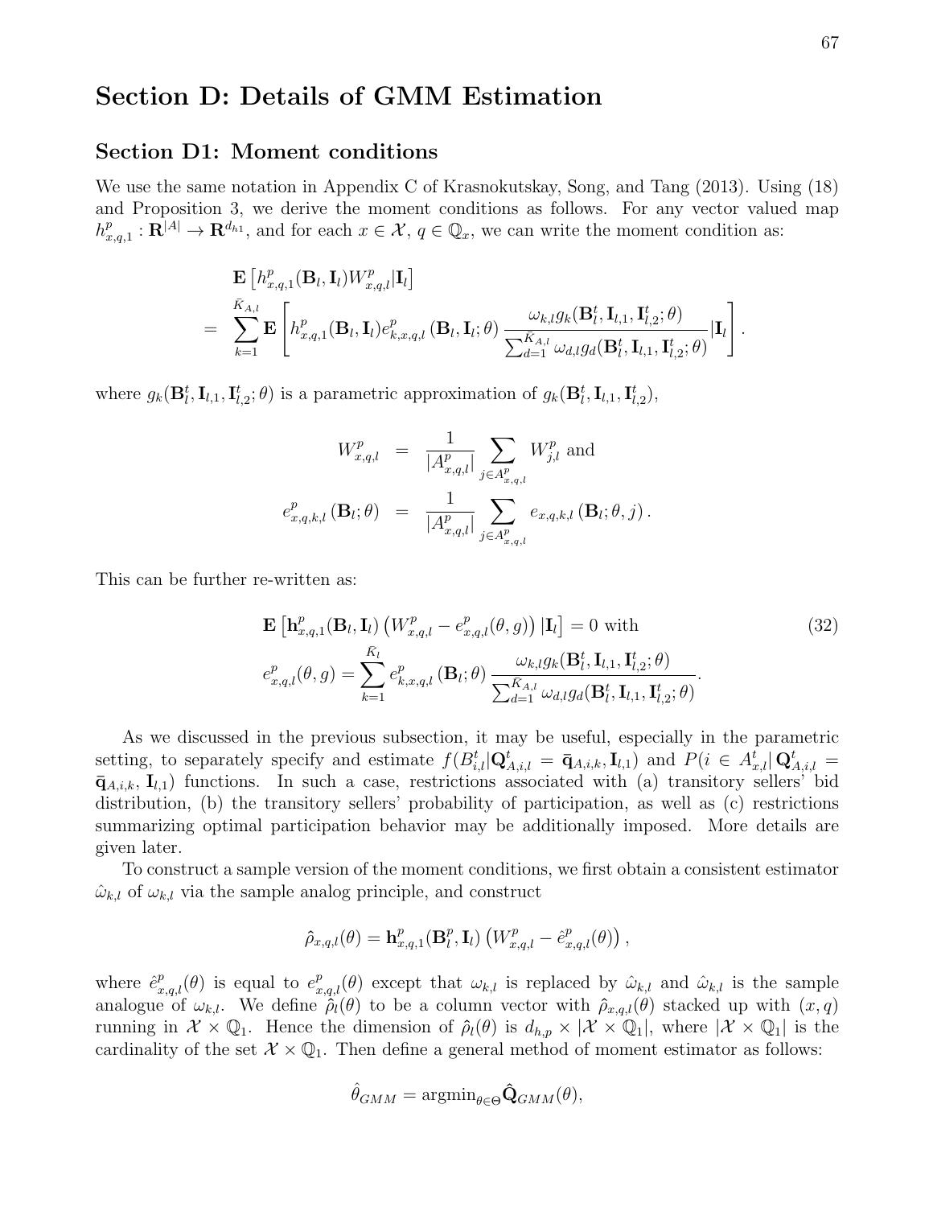# Section D: Details of GMM Estimation

## Section D1: Moment conditions

We use the same notation in Appendix C of Krasnokutskay, Song, and Tang (2013). Using (18) and Proposition 3, we derive the moment conditions as follows. For any vector valued map $h^p_{x,q,1} : \mathbf{R}^{|A|} \to \mathbf{R}^{d_{h1}}$, and for each $x \in \mathcal{X}$, $q \in \mathbb{Q}_x$, we can write the moment condition as:

$$
\begin{aligned}
& \mathbf{E}\left[h^p_{x,q,1}(\mathbf{B}_l, \mathbf{I}_l) W^p_{x,q,l} | \mathbf{I}_l\right] \\
= & \sum_{k=1}^{\bar{K}_{A,l}} \mathbf{E}\left[h^p_{x,q,1}(\mathbf{B}_l, \mathbf{I}_l) e^p_{k,x,q,l}\left(\mathbf{B}_l, \mathbf{I}_l; \theta\right) \frac{\omega_{k,l} g_k(\mathbf{B}^t_l, \mathbf{I}_{l,1}, \mathbf{I}^t_{l,2}; \theta)}{\sum_{d=1}^{\bar{K}_{A,l}} \omega_{d,l} g_d(\mathbf{B}^t_l, \mathbf{I}_{l,1}, \mathbf{I}^t_{l,2}; \theta)} | \mathbf{I}_l\right].
\end{aligned}
$$

where $g_k(\mathbf{B}^t_l, \mathbf{I}_{l,1}, \mathbf{I}^t_{l,2}; \theta)$ is a parametric approximation of $g_k(\mathbf{B}^t_l, \mathbf{I}_{l,1}, \mathbf{I}^t_{l,2})$,

$$
\begin{aligned}
W^p_{x,q,l} &= \frac{1}{|A^p_{x,q,l}|} \sum_{j \in A^p_{x,q,l}} W^p_{j,l} \text{ and} \\
e^p_{x,q,k,l}\left(\mathbf{B}_l; \theta\right) &= \frac{1}{|A^p_{x,q,l}|} \sum_{j \in A^p_{x,q,l}} e_{x,q,k,l}\left(\mathbf{B}_l; \theta, j\right).
\end{aligned}
$$

This can be further re-written as:

$$
\begin{aligned}
& \mathbf{E}\left[\mathbf{h}^p_{x,q,1}(\mathbf{B}_l, \mathbf{I}_l)\left(W^p_{x,q,l} - e^p_{x,q,l}(\theta, g)\right) | \mathbf{I}_l\right] = 0 \text{ with} \\
& e^p_{x,q,l}(\theta, g) = \sum_{k=1}^{\bar{K}_l} e^p_{k,x,q,l}\left(\mathbf{B}_l; \theta\right) \frac{\omega_{k,l} g_k(\mathbf{B}^t_l, \mathbf{I}_{l,1}, \mathbf{I}^t_{l,2}; \theta)}{\sum_{d=1}^{\bar{K}_{A,l}} \omega_{d,l} g_d(\mathbf{B}^t_l, \mathbf{I}_{l,1}, \mathbf{I}^t_{l,2}; \theta)}.
\end{aligned} \tag{32}
$$

As we discussed in the previous subsection, it may be useful, especially in the parametric setting, to separately specify and estimate $f(B^t_{i,l} | \mathbf{Q}^t_{A,i,l} = \bar{\mathbf{q}}_{A,i,k}, \mathbf{I}_{l,1})$ and $P(i \in A^t_{x,l} | \mathbf{Q}^t_{A,i,l} = \bar{\mathbf{q}}_{A,i,k}, \mathbf{I}_{l,1})$ functions. In such a case, restrictions associated with (a) transitory sellers' bid distribution, (b) the transitory sellers' probability of participation, as well as (c) restrictions summarizing optimal participation behavior may be additionally imposed. More details are given later.

To construct a sample version of the moment conditions, we first obtain a consistent estimator $\hat{\omega}_{k,l}$ of $\omega_{k,l}$ via the sample analog principle, and construct

$$
\hat{\rho}_{x,q,l}(\theta) = \mathbf{h}^p_{x,q,1}(\mathbf{B}^p_l, \mathbf{I}_l)\left(W^p_{x,q,l} - \hat{e}^p_{x,q,l}(\theta)\right),
$$

where $\hat{e}^p_{x,q,l}(\theta)$ is equal to $e^p_{x,q,l}(\theta)$ except that $\omega_{k,l}$ is replaced by $\hat{\omega}_{k,l}$ and $\hat{\omega}_{k,l}$ is the sample analogue of $\omega_{k,l}$. We define $\hat{\rho}_l(\theta)$ to be a column vector with $\hat{\rho}_{x,q,l}(\theta)$ stacked up with $(x, q)$ running in $\mathcal{X} \times \mathbb{Q}_1$. Hence the dimension of $\hat{\rho}_l(\theta)$ is $d_{h,p} \times |\mathcal{X} \times \mathbb{Q}_1|$, where $|\mathcal{X} \times \mathbb{Q}_1|$ is the cardinality of the set $\mathcal{X} \times \mathbb{Q}_1$. Then define a general method of moment estimator as follows:

$$
\hat{\theta}_{GMM} = \text{argmin}_{\theta \in \Theta} \hat{\mathbf{Q}}_{GMM}(\theta),
$$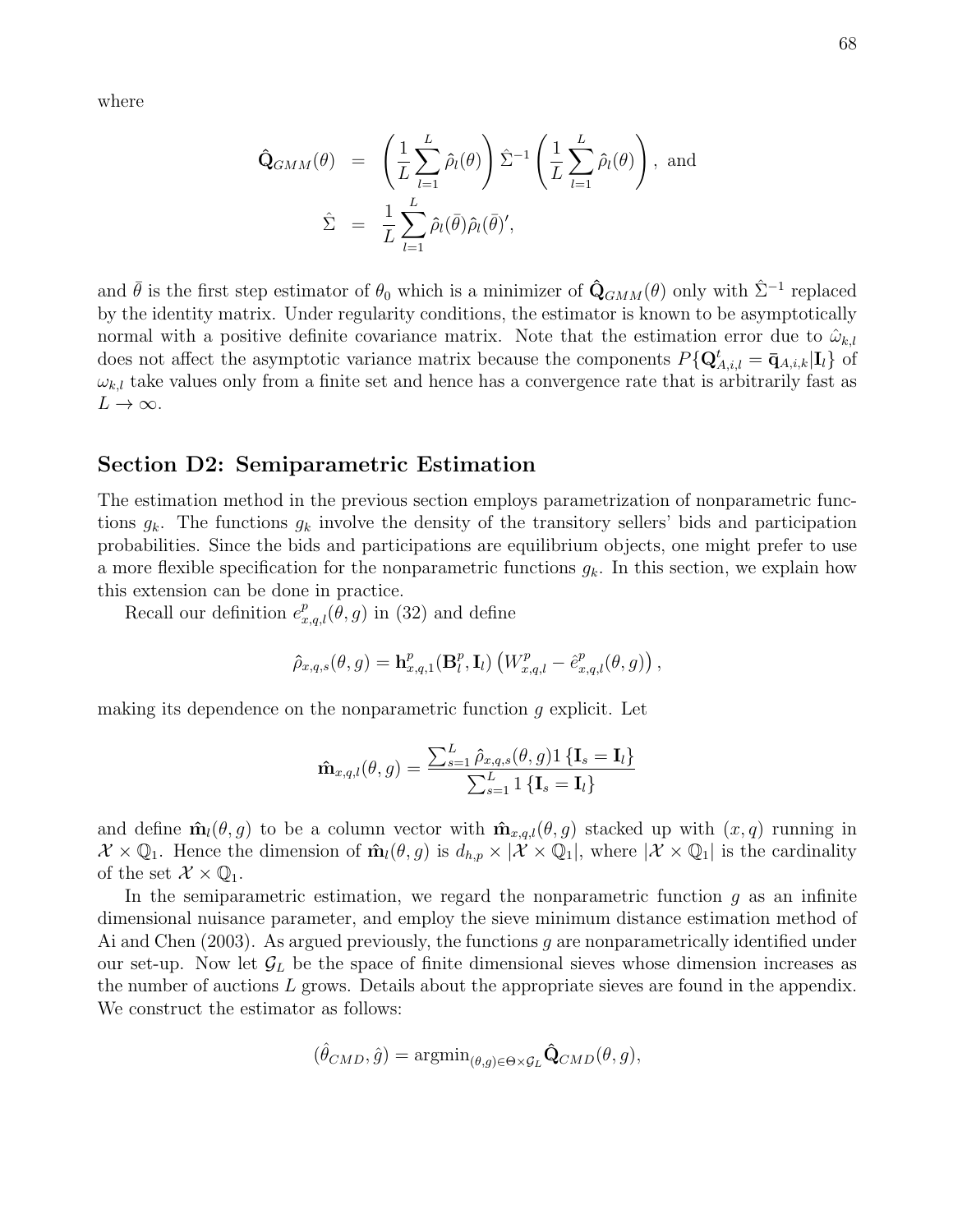where

$$
\begin{aligned}
\hat{\mathbf{Q}}_{GMM}(\theta) &= \left(\frac{1}{L}\sum_{l=1}^{L}\hat{\rho}_l(\theta)\right)\hat{\Sigma}^{-1}\left(\frac{1}{L}\sum_{l=1}^{L}\hat{\rho}_l(\theta)\right), \text{ and} \\
\hat{\Sigma} &= \frac{1}{L}\sum_{l=1}^{L}\hat{\rho}_l(\bar{\theta})\hat{\rho}_l(\bar{\theta})',
\end{aligned}
$$

and $\bar{\theta}$ is the first step estimator of $\theta_0$ which is a minimizer of $\hat{\mathbf{Q}}_{GMM}(\theta)$ only with $\hat{\Sigma}^{-1}$ replaced by the identity matrix. Under regularity conditions, the estimator is known to be asymptotically normal with a positive definite covariance matrix. Note that the estimation error due to $\hat{\omega}_{k,l}$ does not affect the asymptotic variance matrix because the components $P\{\mathbf{Q}^t_{A,i,l} = \bar{\mathbf{q}}_{A,i,k}|\mathbf{I}_l\}$ of $\omega_{k,l}$ take values only from a finite set and hence has a convergence rate that is arbitrarily fast as $L \to \infty$.

## Section D2: Semiparametric Estimation

The estimation method in the previous section employs parametrization of nonparametric functions $g_k$. The functions $g_k$ involve the density of the transitory sellers' bids and participation probabilities. Since the bids and participations are equilibrium objects, one might prefer to use a more flexible specification for the nonparametric functions $g_k$. In this section, we explain how this extension can be done in practice.

Recall our definition $e^p_{x,q,l}(\theta, g)$ in (32) and define

$$
\hat{\rho}_{x,q,s}(\theta, g) = \mathbf{h}^p_{x,q,1}(\mathbf{B}^p_l, \mathbf{I}_l)\left(W^p_{x,q,l} - \hat{e}^p_{x,q,l}(\theta, g)\right),
$$

making its dependence on the nonparametric function $g$ explicit. Let

$$
\hat{\mathbf{m}}_{x,q,l}(\theta, g) = \frac{\sum_{s=1}^{L}\hat{\rho}_{x,q,s}(\theta, g)1\{\mathbf{I}_s = \mathbf{I}_l\}}{\sum_{s=1}^{L}1\{\mathbf{I}_s = \mathbf{I}_l\}}
$$

and define $\hat{\mathbf{m}}_l(\theta, g)$ to be a column vector with $\hat{\mathbf{m}}_{x,q,l}(\theta, g)$ stacked up with $(x, q)$ running in $\mathcal{X} \times \mathbb{Q}_1$. Hence the dimension of $\hat{\mathbf{m}}_l(\theta, g)$ is $d_{h,p} \times |\mathcal{X} \times \mathbb{Q}_1|$, where $|\mathcal{X} \times \mathbb{Q}_1|$ is the cardinality of the set $\mathcal{X} \times \mathbb{Q}_1$.

In the semiparametric estimation, we regard the nonparametric function $g$ as an infinite dimensional nuisance parameter, and employ the sieve minimum distance estimation method of Ai and Chen (2003). As argued previously, the functions $g$ are nonparametrically identified under our set-up. Now let $\mathcal{G}_L$ be the space of finite dimensional sieves whose dimension increases as the number of auctions $L$ grows. Details about the appropriate sieves are found in the appendix. We construct the estimator as follows:

$$
(\hat{\theta}_{CMD}, \hat{g}) = \text{argmin}_{(\theta,g)\in\Theta\times\mathcal{G}_L}\hat{\mathbf{Q}}_{CMD}(\theta, g),
$$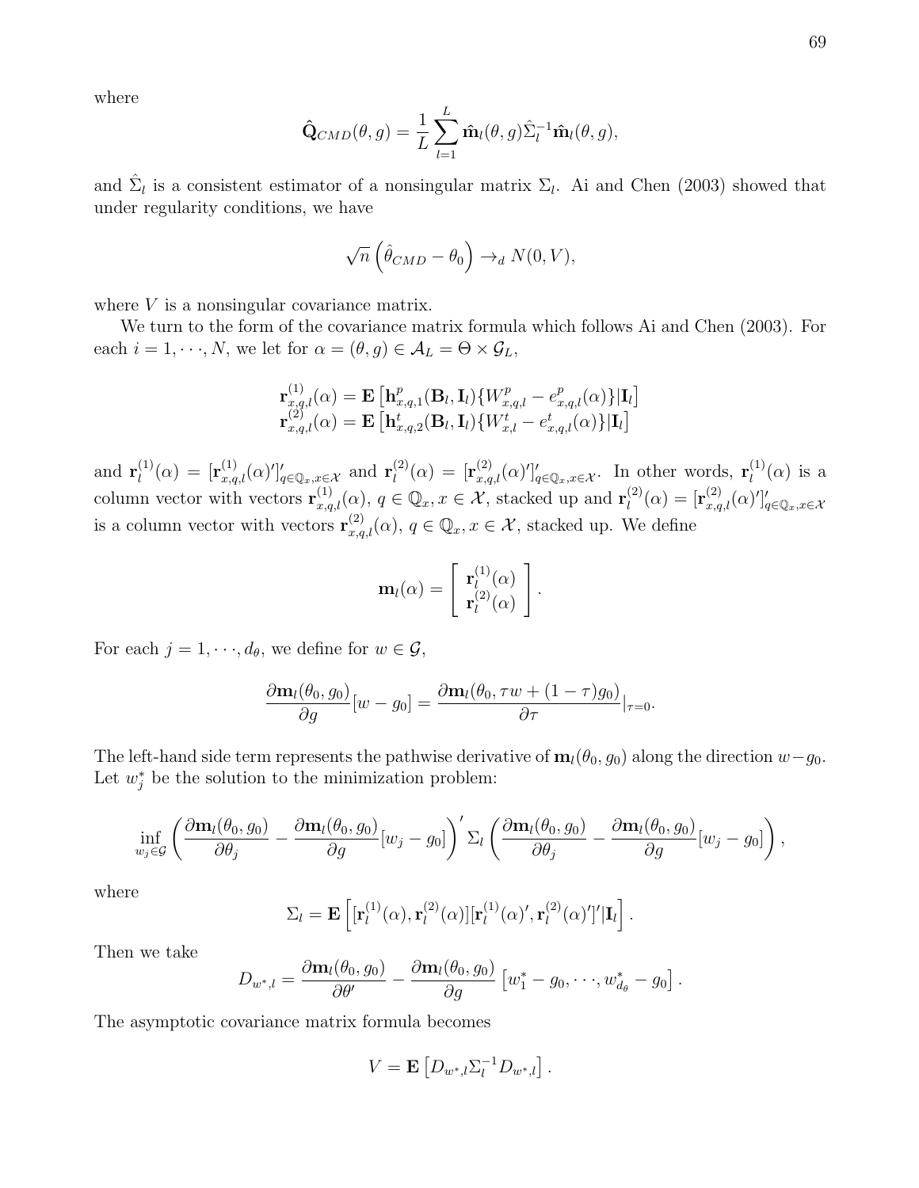where

$$\hat{\mathbf{Q}}_{CMD}(\theta, g) = \frac{1}{L}\sum_{l=1}^{L} \hat{\mathbf{m}}_l(\theta, g)\hat{\Sigma}_l^{-1}\hat{\mathbf{m}}_l(\theta, g),$$

and $\hat{\Sigma}_l$ is a consistent estimator of a nonsingular matrix $\Sigma_l$. Ai and Chen (2003) showed that under regularity conditions, we have

$$\sqrt{n}\left(\hat{\theta}_{CMD} - \theta_0\right) \to_d N(0, V),$$

where $V$ is a nonsingular covariance matrix.

We turn to the form of the covariance matrix formula which follows Ai and Chen (2003). For each $i = 1, \cdots, N$, we let for $\alpha = (\theta, g) \in \mathcal{A}_L = \Theta \times \mathcal{G}_L$,

$$\begin{array}{l}\mathbf{r}_{x,q,l}^{(1)}(\alpha) = \mathbf{E}\left[\mathbf{h}_{x,q,1}^{p}(\mathbf{B}_l, \mathbf{I}_l)\{W_{x,q,l}^{p} - e_{x,q,l}^{p}(\alpha)\}|\mathbf{I}_l\right] \\ \mathbf{r}_{x,q,l}^{(2)}(\alpha) = \mathbf{E}\left[\mathbf{h}_{x,q,2}^{t}(\mathbf{B}_l, \mathbf{I}_l)\{W_{x,l}^{t} - e_{x,q,l}^{t}(\alpha)\}|\mathbf{I}_l\right]\end{array}$$

and $\mathbf{r}_l^{(1)}(\alpha) = [\mathbf{r}_{x,q,l}^{(1)}(\alpha)']'_{q\in\mathbb{Q}_x, x\in\mathcal{X}}$ and $\mathbf{r}_l^{(2)}(\alpha) = [\mathbf{r}_{x,q,l}^{(2)}(\alpha)']'_{q\in\mathbb{Q}_x, x\in\mathcal{X}}$. In other words, $\mathbf{r}_l^{(1)}(\alpha)$ is a column vector with vectors $\mathbf{r}_{x,q,l}^{(1)}(\alpha)$, $q \in \mathbb{Q}_x$, $x \in \mathcal{X}$, stacked up and $\mathbf{r}_l^{(2)}(\alpha) = [\mathbf{r}_{x,q,l}^{(2)}(\alpha)']'_{q\in\mathbb{Q}_x, x\in\mathcal{X}}$ is a column vector with vectors $\mathbf{r}_{x,q,l}^{(2)}(\alpha)$, $q \in \mathbb{Q}_x$, $x \in \mathcal{X}$, stacked up. We define

$$\mathbf{m}_l(\alpha) = \left[\begin{array}{c}\mathbf{r}_l^{(1)}(\alpha) \\ \mathbf{r}_l^{(2)}(\alpha)\end{array}\right].$$

For each $j = 1, \cdots, d_\theta$, we define for $w \in \mathcal{G}$,

$$\frac{\partial \mathbf{m}_l(\theta_0, g_0)}{\partial g}[w - g_0] = \frac{\partial \mathbf{m}_l(\theta_0, \tau w + (1-\tau)g_0)}{\partial \tau}|_{\tau=0}.$$

The left-hand side term represents the pathwise derivative of $\mathbf{m}_l(\theta_0, g_0)$ along the direction $w - g_0$. Let $w_j^*$ be the solution to the minimization problem:

$$\inf_{w_j\in\mathcal{G}}\left(\frac{\partial \mathbf{m}_l(\theta_0, g_0)}{\partial \theta_j} - \frac{\partial \mathbf{m}_l(\theta_0, g_0)}{\partial g}[w_j - g_0]\right)' \Sigma_l \left(\frac{\partial \mathbf{m}_l(\theta_0, g_0)}{\partial \theta_j} - \frac{\partial \mathbf{m}_l(\theta_0, g_0)}{\partial g}[w_j - g_0]\right),$$

where

$$\Sigma_l = \mathbf{E}\left[[\mathbf{r}_l^{(1)}(\alpha), \mathbf{r}_l^{(2)}(\alpha)][\mathbf{r}_l^{(1)}(\alpha)', \mathbf{r}_l^{(2)}(\alpha)']'|\mathbf{I}_l\right].$$

Then we take

$$D_{w^*,l} = \frac{\partial \mathbf{m}_l(\theta_0, g_0)}{\partial \theta'} - \frac{\partial \mathbf{m}_l(\theta_0, g_0)}{\partial g}\left[w_1^* - g_0, \cdots, w_{d_\theta}^* - g_0\right].$$

The asymptotic covariance matrix formula becomes

$$V = \mathbf{E}\left[D_{w^*,l}\Sigma_l^{-1}D_{w^*,l}\right].$$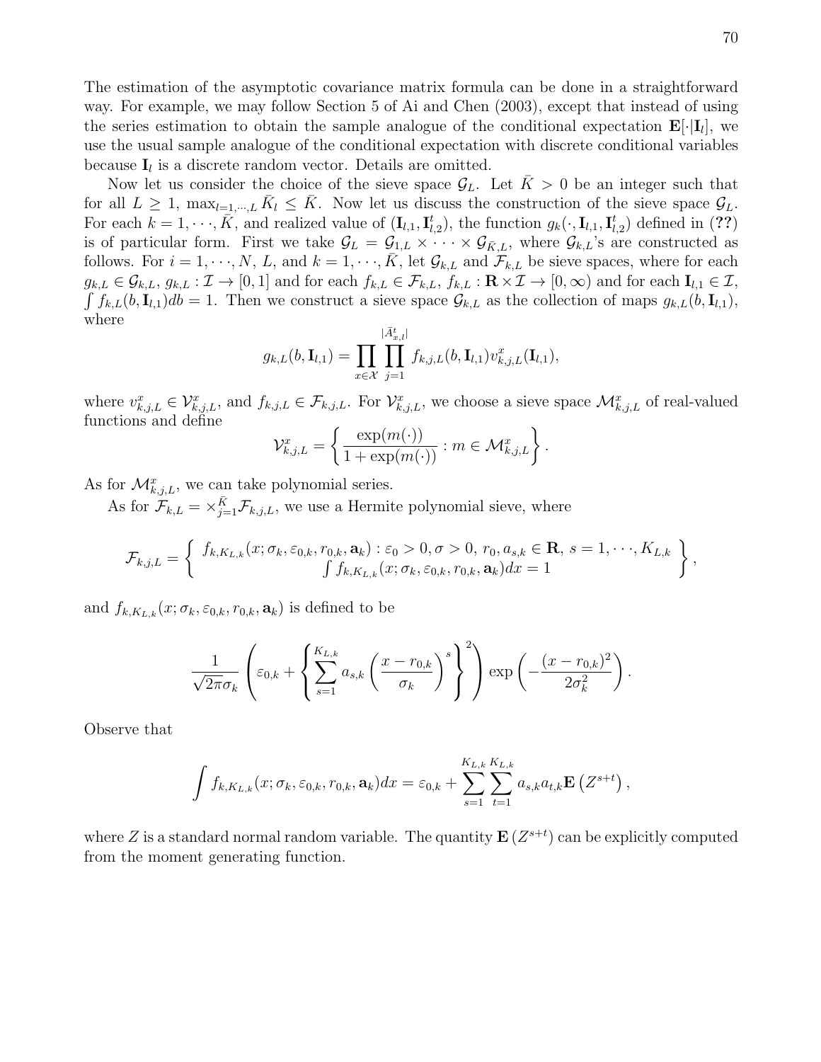The estimation of the asymptotic covariance matrix formula can be done in a straightforward way. For example, we may follow Section 5 of Ai and Chen (2003), except that instead of using the series estimation to obtain the sample analogue of the conditional expectation $\mathbf{E}[\cdot|\mathbf{I}_l]$, we use the usual sample analogue of the conditional expectation with discrete conditional variables because $\mathbf{I}_l$ is a discrete random vector. Details are omitted.

Now let us consider the choice of the sieve space $\mathcal{G}_L$. Let $\bar{K} > 0$ be an integer such that for all $L \geq 1$, $\max_{l=1,\cdots,L} \bar{K}_l \leq \bar{K}$. Now let us discuss the construction of the sieve space $\mathcal{G}_L$. For each $k = 1, \cdots, \bar{K}$, and realized value of $(\mathbf{I}_{l,1}, \mathbf{I}_{l,2}^t)$, the function $g_k(\cdot, \mathbf{I}_{l,1}, \mathbf{I}_{l,2}^t)$ defined in (**??**) is of particular form. First we take $\mathcal{G}_L = \mathcal{G}_{1,L} \times \cdots \times \mathcal{G}_{\bar{K},L}$, where $\mathcal{G}_{k,L}$'s are constructed as follows. For $i = 1, \cdots, N$, $L$, and $k = 1, \cdots, \bar{K}$, let $\mathcal{G}_{k,L}$ and $\mathcal{F}_{k,L}$ be sieve spaces, where for each $g_{k,L} \in \mathcal{G}_{k,L}$, $g_{k,L} : \mathcal{I} \to [0,1]$ and for each $f_{k,L} \in \mathcal{F}_{k,L}$, $f_{k,L} : \mathbf{R} \times \mathcal{I} \to [0, \infty)$ and for each $\mathbf{I}_{l,1} \in \mathcal{I}$, $\int f_{k,L}(b, \mathbf{I}_{l,1}) db = 1$. Then we construct a sieve space $\mathcal{G}_{k,L}$ as the collection of maps $g_{k,L}(b, \mathbf{I}_{l,1})$, where

$$g_{k,L}(b, \mathbf{I}_{l,1}) = \prod_{x \in \mathcal{X}} \prod_{j=1}^{|\bar{A}_{x,l}^t|} f_{k,j,L}(b, \mathbf{I}_{l,1}) v_{k,j,L}^x(\mathbf{I}_{l,1}),$$

where $v_{k,j,L}^x \in \mathcal{V}_{k,j,L}^x$, and $f_{k,j,L} \in \mathcal{F}_{k,j,L}$. For $\mathcal{V}_{k,j,L}^x$, we choose a sieve space $\mathcal{M}_{k,j,L}^x$ of real-valued functions and define

$$\mathcal{V}_{k,j,L}^x = \left\{ \frac{\exp(m(\cdot))}{1 + \exp(m(\cdot))} : m \in \mathcal{M}_{k,j,L}^x \right\}.$$

As for $\mathcal{M}_{k,j,L}^x$, we can take polynomial series.

As for $\mathcal{F}_{k,L} = \times_{j=1}^{\bar{K}} \mathcal{F}_{k,j,L}$, we use a Hermite polynomial sieve, where

$$\mathcal{F}_{k,j,L} = \left\{ \begin{array}{c} f_{k,K_{L,k}}(x; \sigma_k, \varepsilon_{0,k}, r_{0,k}, \mathbf{a}_k) : \varepsilon_0 > 0, \sigma > 0,\ r_0, a_{s,k} \in \mathbf{R},\ s = 1, \cdots, K_{L,k} \\ \int f_{k,K_{L,k}}(x; \sigma_k, \varepsilon_{0,k}, r_{0,k}, \mathbf{a}_k) dx = 1 \end{array} \right\},$$

and $f_{k,K_{L,k}}(x; \sigma_k, \varepsilon_{0,k}, r_{0,k}, \mathbf{a}_k)$ is defined to be

$$\frac{1}{\sqrt{2\pi}\sigma_k} \left( \varepsilon_{0,k} + \left\{ \sum_{s=1}^{K_{L,k}} a_{s,k} \left( \frac{x - r_{0,k}}{\sigma_k} \right)^s \right\}^2 \right) \exp\left( -\frac{(x - r_{0,k})^2}{2\sigma_k^2} \right).$$

Observe that

$$\int f_{k,K_{L,k}}(x; \sigma_k, \varepsilon_{0,k}, r_{0,k}, \mathbf{a}_k) dx = \varepsilon_{0,k} + \sum_{s=1}^{K_{L,k}} \sum_{t=1}^{K_{L,k}} a_{s,k} a_{t,k} \mathbf{E}\left(Z^{s+t}\right),$$

where $Z$ is a standard normal random variable. The quantity $\mathbf{E}\left(Z^{s+t}\right)$ can be explicitly computed from the moment generating function.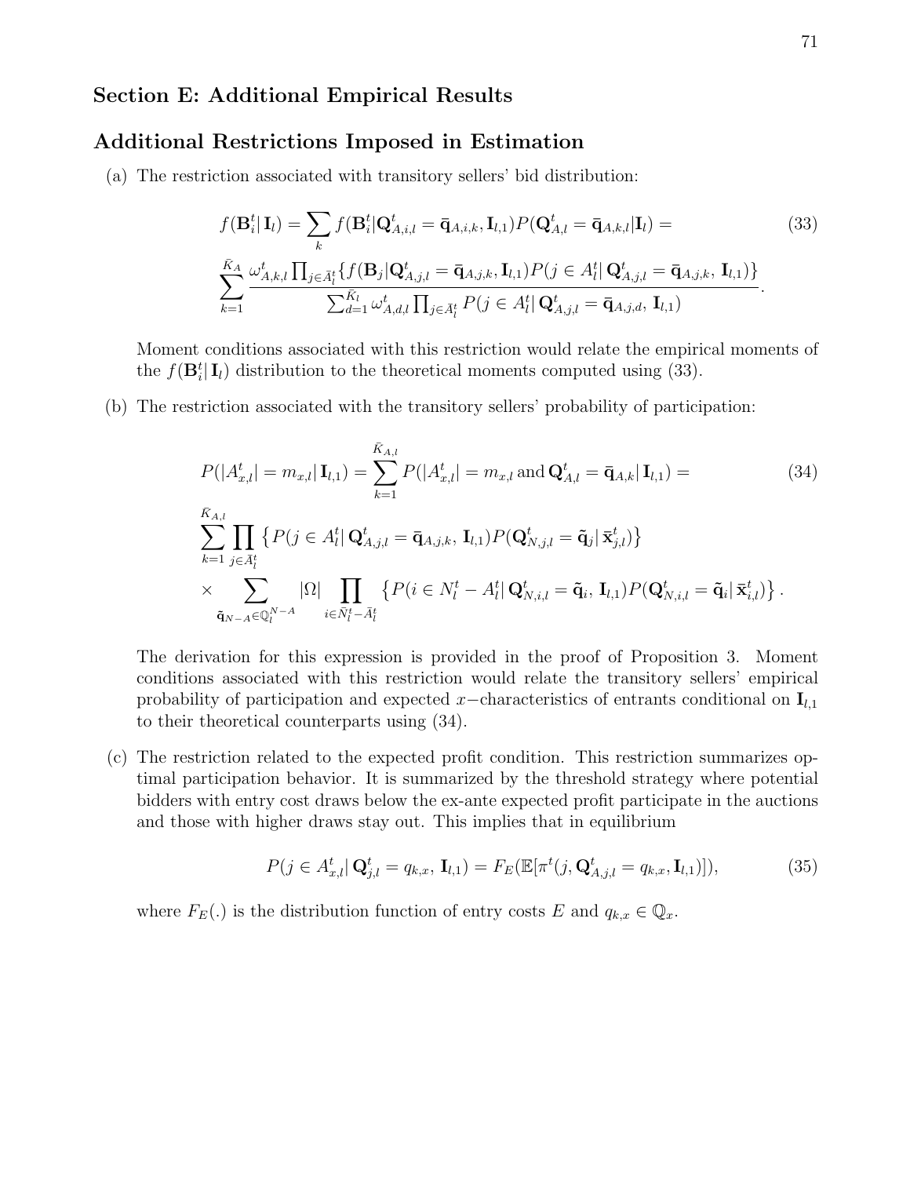## Section E: Additional Empirical Results

## Additional Restrictions Imposed in Estimation

(a) The restriction associated with transitory sellers' bid distribution:

$$f(\mathbf{B}_i^t|\,\mathbf{I}_l) = \sum_k f(\mathbf{B}_i^t|\mathbf{Q}_{A,i,l}^t = \bar{\mathbf{q}}_{A,i,k}, \mathbf{I}_{l,1}) P(\mathbf{Q}_{A,l}^t = \bar{\mathbf{q}}_{A,k,l}|\mathbf{I}_l) = \tag{33}$$

$$\sum_{k=1}^{\bar{K}_A} \frac{\omega_{A,k,l}^t \prod_{j\in \bar{A}_l^t} \{f(\mathbf{B}_j|\mathbf{Q}_{A,j,l}^t = \bar{\mathbf{q}}_{A,j,k}, \mathbf{I}_{l,1}) P(j \in A_l^t|\,\mathbf{Q}_{A,j,l}^t = \bar{\mathbf{q}}_{A,j,k},\, \mathbf{I}_{l,1})\}}{\sum_{d=1}^{\bar{K}_l} \omega_{A,d,l}^t \prod_{j\in \bar{A}_l^t} P(j \in A_l^t|\,\mathbf{Q}_{A,j,l}^t = \bar{\mathbf{q}}_{A,j,d},\, \mathbf{I}_{l,1})}.$$

Moment conditions associated with this restriction would relate the empirical moments of the $f(\mathbf{B}_i^t|\,\mathbf{I}_l)$ distribution to the theoretical moments computed using (33).

(b) The restriction associated with the transitory sellers' probability of participation:

$$P(|A_{x,l}^t| = m_{x,l}|\,\mathbf{I}_{l,1}) = \sum_{k=1}^{\bar{K}_{A,l}} P(|A_{x,l}^t| = m_{x,l} \,\text{and}\, \mathbf{Q}_{A,l}^t = \bar{\mathbf{q}}_{A,k}|\,\mathbf{I}_{l,1}) = \tag{34}$$

$$\sum_{k=1}^{\bar{K}_{A,l}} \prod_{j\in \bar{A}_l^t} \left\{P(j \in A_l^t|\,\mathbf{Q}_{A,j,l}^t = \bar{\mathbf{q}}_{A,j,k},\, \mathbf{I}_{l,1}) P(\mathbf{Q}_{N,j,l}^t = \tilde{\mathbf{q}}_j|\,\bar{\mathbf{x}}_{j,l}^t)\right\}$$

$$\times \sum_{\tilde{\mathbf{q}}_{N-A}\in \mathbb{Q}_l^{N-A}} |\Omega| \prod_{i\in \bar{N}_l^t - \bar{A}_l^t} \left\{P(i \in N_l^t - A_l^t|\,\mathbf{Q}_{N,i,l}^t = \tilde{\mathbf{q}}_i,\, \mathbf{I}_{l,1}) P(\mathbf{Q}_{N,i,l}^t = \tilde{\mathbf{q}}_i|\,\bar{\mathbf{x}}_{i,l}^t)\right\}.$$

The derivation for this expression is provided in the proof of Proposition 3. Moment conditions associated with this restriction would relate the transitory sellers' empirical probability of participation and expected $x-$characteristics of entrants conditional on $\mathbf{I}_{l,1}$ to their theoretical counterparts using (34).

(c) The restriction related to the expected profit condition. This restriction summarizes optimal participation behavior. It is summarized by the threshold strategy where potential bidders with entry cost draws below the ex-ante expected profit participate in the auctions and those with higher draws stay out. This implies that in equilibrium

$$P(j \in A_{x,l}^t|\,\mathbf{Q}_{j,l}^t = q_{k,x},\, \mathbf{I}_{l,1}) = F_E(\mathbb{E}[\pi^t(j, \mathbf{Q}_{A,j,l}^t = q_{k,x}, \mathbf{I}_{l,1})]), \tag{35}$$

where $F_E(.)$ is the distribution function of entry costs $E$ and $q_{k,x} \in \mathbb{Q}_x$.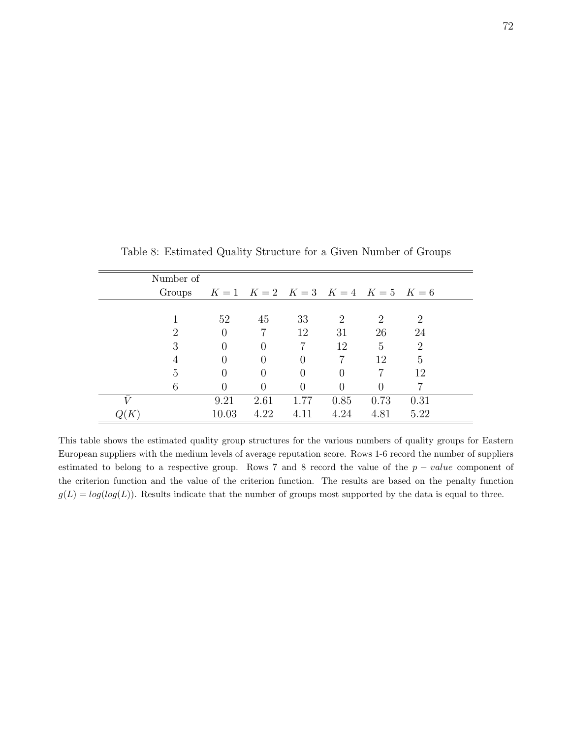Table 8: Estimated Quality Structure for a Given Number of Groups

| | Number of Groups | $K=1$ | $K=2$ | $K=3$ | $K=4$ | $K=5$ | $K=6$ |
|---|---|---|---|---|---|---|---|
| | 1 | 52 | 45 | 33 | 2 | 2 | 2 |
| | 2 | 0 | 7 | 12 | 31 | 26 | 24 |
| | 3 | 0 | 0 | 7 | 12 | 5 | 2 |
| | 4 | 0 | 0 | 0 | 7 | 12 | 5 |
| | 5 | 0 | 0 | 0 | 0 | 7 | 12 |
| | 6 | 0 | 0 | 0 | 0 | 0 | 7 |
| $\bar{V}$ | | 9.21 | 2.61 | 1.77 | 0.85 | 0.73 | 0.31 |
| $Q(K)$ | | 10.03 | 4.22 | 4.11 | 4.24 | 4.81 | 5.22 |

This table shows the estimated quality group structures for the various numbers of quality groups for Eastern European suppliers with the medium levels of average reputation score. Rows 1-6 record the number of suppliers estimated to belong to a respective group. Rows 7 and 8 record the value of the $p - value$ component of the criterion function and the value of the criterion function. The results are based on the penalty function $g(L) = log(log(L))$. Results indicate that the number of groups most supported by the data is equal to three.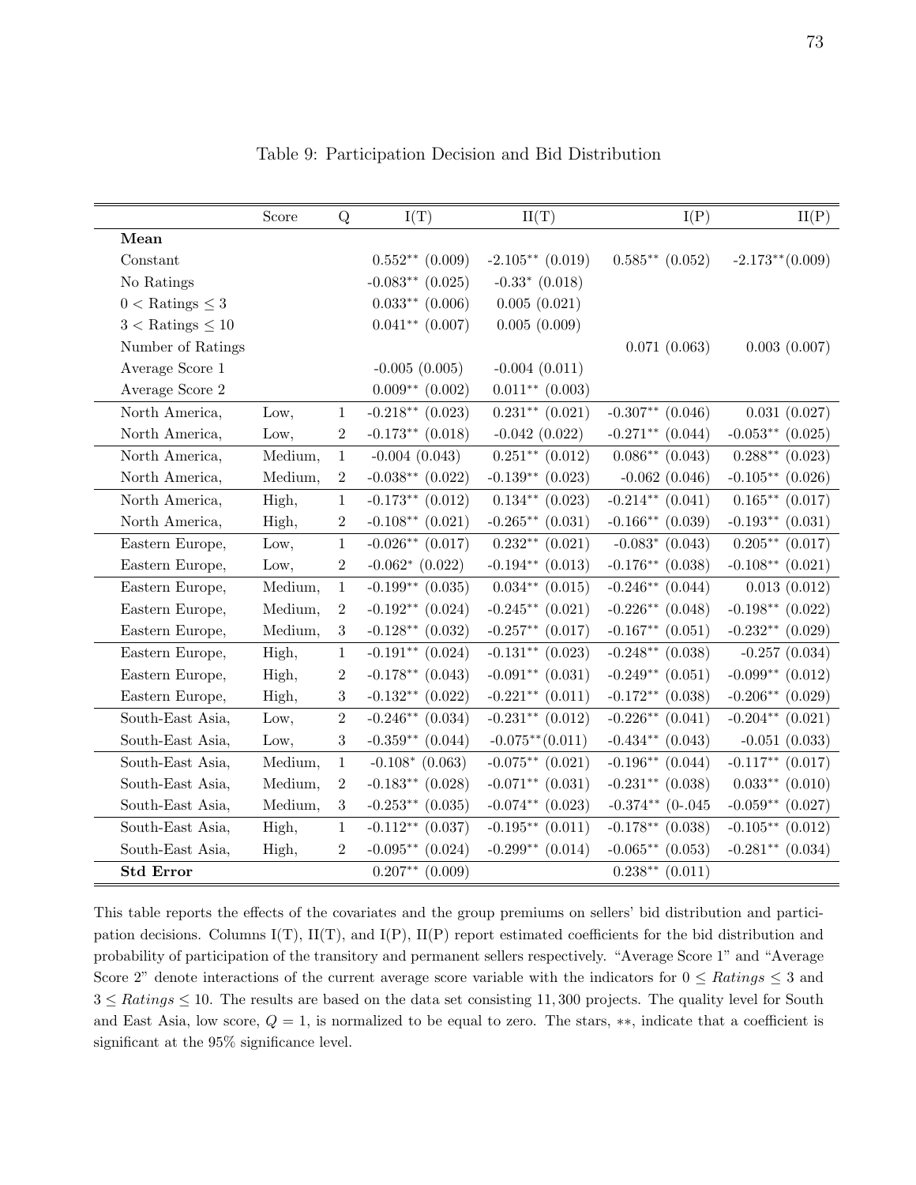Table 9: Participation Decision and Bid Distribution

| | Score | Q | I(T) | II(T) | I(P) | II(P) |
|---|---|---|---|---|---|---|
| **Mean** | | | | | | |
| Constant | | | $0.552^{**}$ (0.009) | $-2.105^{**}$ (0.019) | $0.585^{**}$ (0.052) | $-2.173^{**}$(0.009) |
| No Ratings | | | $-0.083^{**}$ (0.025) | $-0.33^{*}$ (0.018) | | |
| $0 <$ Ratings $\leq 3$ | | | $0.033^{**}$ (0.006) | 0.005 (0.021) | | |
| $3 <$ Ratings $\leq 10$ | | | $0.041^{**}$ (0.007) | 0.005 (0.009) | | |
| Number of Ratings | | | | | 0.071 (0.063) | 0.003 (0.007) |
| Average Score 1 | | | -0.005 (0.005) | -0.004 (0.011) | | |
| Average Score 2 | | | $0.009^{**}$ (0.002) | $0.011^{**}$ (0.003) | | |
| North America, | Low, | 1 | $-0.218^{**}$ (0.023) | $0.231^{**}$ (0.021) | $-0.307^{**}$ (0.046) | 0.031 (0.027) |
| North America, | Low, | 2 | $-0.173^{**}$ (0.018) | -0.042 (0.022) | $-0.271^{**}$ (0.044) | $-0.053^{**}$ (0.025) |
| North America, | Medium, | 1 | -0.004 (0.043) | $0.251^{**}$ (0.012) | $0.086^{**}$ (0.043) | $0.288^{**}$ (0.023) |
| North America, | Medium, | 2 | $-0.038^{**}$ (0.022) | $-0.139^{**}$ (0.023) | -0.062 (0.046) | $-0.105^{**}$ (0.026) |
| North America, | High, | 1 | $-0.173^{**}$ (0.012) | $0.134^{**}$ (0.023) | $-0.214^{**}$ (0.041) | $0.165^{**}$ (0.017) |
| North America, | High, | 2 | $-0.108^{**}$ (0.021) | $-0.265^{**}$ (0.031) | $-0.166^{**}$ (0.039) | $-0.193^{**}$ (0.031) |
| Eastern Europe, | Low, | 1 | $-0.026^{**}$ (0.017) | $0.232^{**}$ (0.021) | $-0.083^{*}$ (0.043) | $0.205^{**}$ (0.017) |
| Eastern Europe, | Low, | 2 | $-0.062^{*}$ (0.022) | $-0.194^{**}$ (0.013) | $-0.176^{**}$ (0.038) | $-0.108^{**}$ (0.021) |
| Eastern Europe, | Medium, | 1 | $-0.199^{**}$ (0.035) | $0.034^{**}$ (0.015) | $-0.246^{**}$ (0.044) | 0.013 (0.012) |
| Eastern Europe, | Medium, | 2 | $-0.192^{**}$ (0.024) | $-0.245^{**}$ (0.021) | $-0.226^{**}$ (0.048) | $-0.198^{**}$ (0.022) |
| Eastern Europe, | Medium, | 3 | $-0.128^{**}$ (0.032) | $-0.257^{**}$ (0.017) | $-0.167^{**}$ (0.051) | $-0.232^{**}$ (0.029) |
| Eastern Europe, | High, | 1 | $-0.191^{**}$ (0.024) | $-0.131^{**}$ (0.023) | $-0.248^{**}$ (0.038) | -0.257 (0.034) |
| Eastern Europe, | High, | 2 | $-0.178^{**}$ (0.043) | $-0.091^{**}$ (0.031) | $-0.249^{**}$ (0.051) | $-0.099^{**}$ (0.012) |
| Eastern Europe, | High, | 3 | $-0.132^{**}$ (0.022) | $-0.221^{**}$ (0.011) | $-0.172^{**}$ (0.038) | $-0.206^{**}$ (0.029) |
| South-East Asia, | Low, | 2 | $-0.246^{**}$ (0.034) | $-0.231^{**}$ (0.012) | $-0.226^{**}$ (0.041) | $-0.204^{**}$ (0.021) |
| South-East Asia, | Low, | 3 | $-0.359^{**}$ (0.044) | $-0.075^{**}$(0.011) | $-0.434^{**}$ (0.043) | -0.051 (0.033) |
| South-East Asia, | Medium, | 1 | $-0.108^{*}$ (0.063) | $-0.075^{**}$ (0.021) | $-0.196^{**}$ (0.044) | $-0.117^{**}$ (0.017) |
| South-East Asia, | Medium, | 2 | $-0.183^{**}$ (0.028) | $-0.071^{**}$ (0.031) | $-0.231^{**}$ (0.038) | $0.033^{**}$ (0.010) |
| South-East Asia, | Medium, | 3 | $-0.253^{**}$ (0.035) | $-0.074^{**}$ (0.023) | $-0.374^{**}$ (0-.045 | $-0.059^{**}$ (0.027) |
| South-East Asia, | High, | 1 | $-0.112^{**}$ (0.037) | $-0.195^{**}$ (0.011) | $-0.178^{**}$ (0.038) | $-0.105^{**}$ (0.012) |
| South-East Asia, | High, | 2 | $-0.095^{**}$ (0.024) | $-0.299^{**}$ (0.014) | $-0.065^{**}$ (0.053) | $-0.281^{**}$ (0.034) |
| **Std Error** | | | $0.207^{**}$ (0.009) | | $0.238^{**}$ (0.011) | |

This table reports the effects of the covariates and the group premiums on sellers' bid distribution and participation decisions. Columns I(T), II(T), and I(P), II(P) report estimated coefficients for the bid distribution and probability of participation of the transitory and permanent sellers respectively. "Average Score 1" and "Average Score 2" denote interactions of the current average score variable with the indicators for $0 \leq Ratings \leq 3$ and $3 \leq Ratings \leq 10$. The results are based on the data set consisting 11,300 projects. The quality level for South and East Asia, low score, $Q = 1$, is normalized to be equal to zero. The stars, $**$, indicate that a coefficient is significant at the 95% significance level.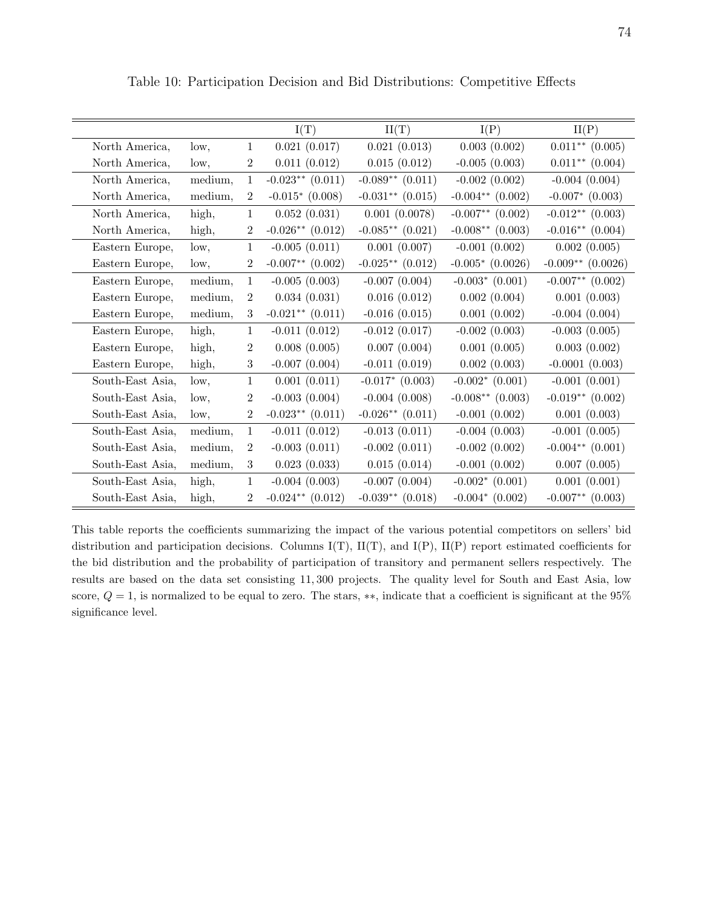Table 10: Participation Decision and Bid Distributions: Competitive Effects

| | | | I(T) | II(T) | I(P) | II(P) |
|---|---|---|---|---|---|---|
| North America, | low, | 1 | 0.021 (0.017) | 0.021 (0.013) | 0.003 (0.002) | 0.011** (0.005) |
| North America, | low, | 2 | 0.011 (0.012) | 0.015 (0.012) | -0.005 (0.003) | 0.011** (0.004) |
| North America, | medium, | 1 | -0.023** (0.011) | -0.089** (0.011) | -0.002 (0.002) | -0.004 (0.004) |
| North America, | medium, | 2 | -0.015* (0.008) | -0.031** (0.015) | -0.004** (0.002) | -0.007* (0.003) |
| North America, | high, | 1 | 0.052 (0.031) | 0.001 (0.0078) | -0.007** (0.002) | -0.012** (0.003) |
| North America, | high, | 2 | -0.026** (0.012) | -0.085** (0.021) | -0.008** (0.003) | -0.016** (0.004) |
| Eastern Europe, | low, | 1 | -0.005 (0.011) | 0.001 (0.007) | -0.001 (0.002) | 0.002 (0.005) |
| Eastern Europe, | low, | 2 | -0.007** (0.002) | -0.025** (0.012) | -0.005* (0.0026) | -0.009** (0.0026) |
| Eastern Europe, | medium, | 1 | -0.005 (0.003) | -0.007 (0.004) | -0.003* (0.001) | -0.007** (0.002) |
| Eastern Europe, | medium, | 2 | 0.034 (0.031) | 0.016 (0.012) | 0.002 (0.004) | 0.001 (0.003) |
| Eastern Europe, | medium, | 3 | -0.021** (0.011) | -0.016 (0.015) | 0.001 (0.002) | -0.004 (0.004) |
| Eastern Europe, | high, | 1 | -0.011 (0.012) | -0.012 (0.017) | -0.002 (0.003) | -0.003 (0.005) |
| Eastern Europe, | high, | 2 | 0.008 (0.005) | 0.007 (0.004) | 0.001 (0.005) | 0.003 (0.002) |
| Eastern Europe, | high, | 3 | -0.007 (0.004) | -0.011 (0.019) | 0.002 (0.003) | -0.0001 (0.003) |
| South-East Asia, | low, | 1 | 0.001 (0.011) | -0.017* (0.003) | -0.002* (0.001) | -0.001 (0.001) |
| South-East Asia, | low, | 2 | -0.003 (0.004) | -0.004 (0.008) | -0.008** (0.003) | -0.019** (0.002) |
| South-East Asia, | low, | 2 | -0.023** (0.011) | -0.026** (0.011) | -0.001 (0.002) | 0.001 (0.003) |
| South-East Asia, | medium, | 1 | -0.011 (0.012) | -0.013 (0.011) | -0.004 (0.003) | -0.001 (0.005) |
| South-East Asia, | medium, | 2 | -0.003 (0.011) | -0.002 (0.011) | -0.002 (0.002) | -0.004** (0.001) |
| South-East Asia, | medium, | 3 | 0.023 (0.033) | 0.015 (0.014) | -0.001 (0.002) | 0.007 (0.005) |
| South-East Asia, | high, | 1 | -0.004 (0.003) | -0.007 (0.004) | -0.002* (0.001) | 0.001 (0.001) |
| South-East Asia, | high, | 2 | -0.024** (0.012) | -0.039** (0.018) | -0.004* (0.002) | -0.007** (0.003) |

This table reports the coefficients summarizing the impact of the various potential competitors on sellers' bid distribution and participation decisions. Columns I(T), II(T), and I(P), II(P) report estimated coefficients for the bid distribution and the probability of participation of transitory and permanent sellers respectively. The results are based on the data set consisting 11,300 projects. The quality level for South and East Asia, low score, $Q = 1$, is normalized to be equal to zero. The stars, $**$, indicate that a coefficient is significant at the 95% significance level.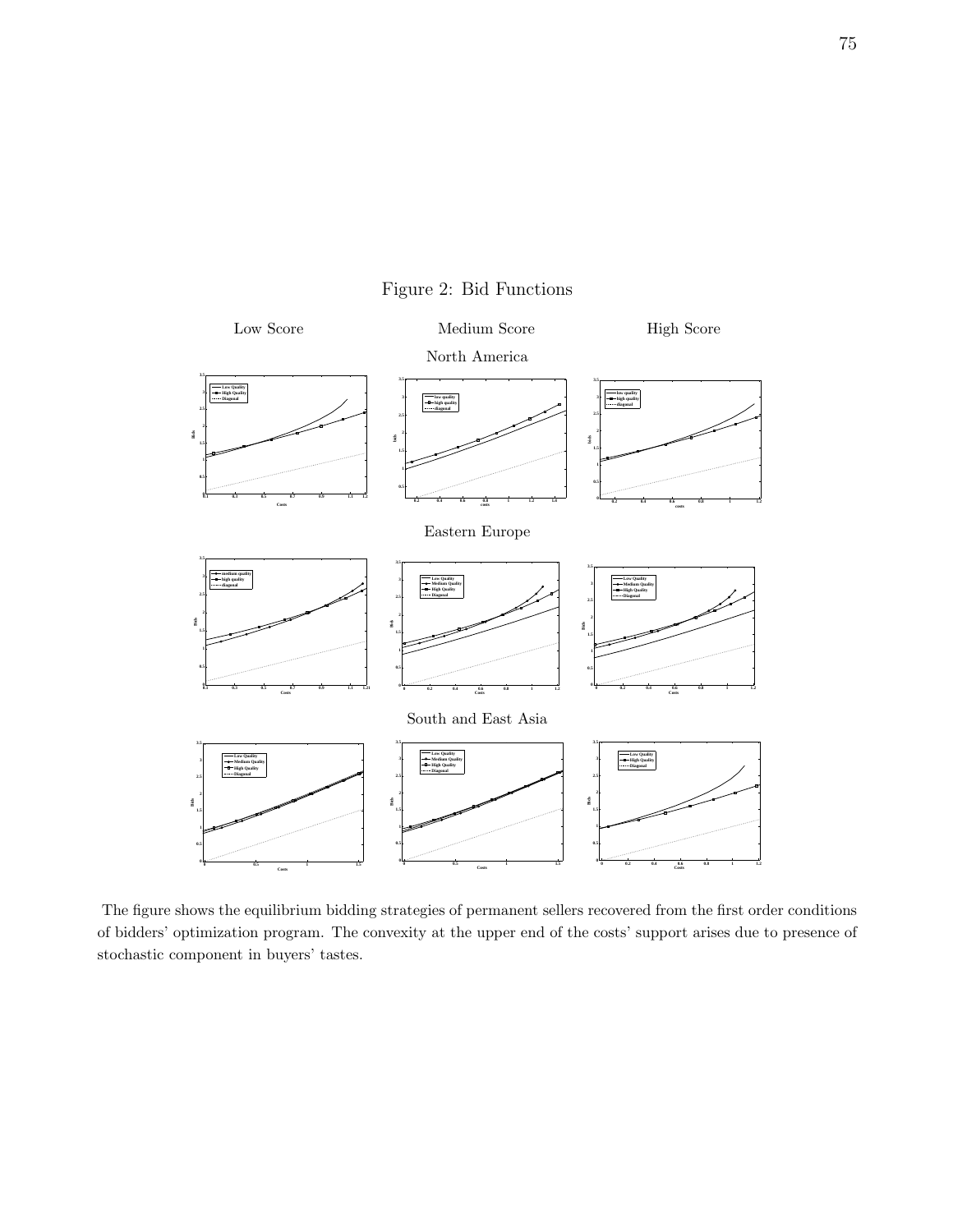Figure 2: Bid Functions

The figure shows the equilibrium bidding strategies of permanent sellers recovered from the first order conditions of bidders' optimization program. The convexity at the upper end of the costs' support arises due to presence of stochastic component in buyers' tastes.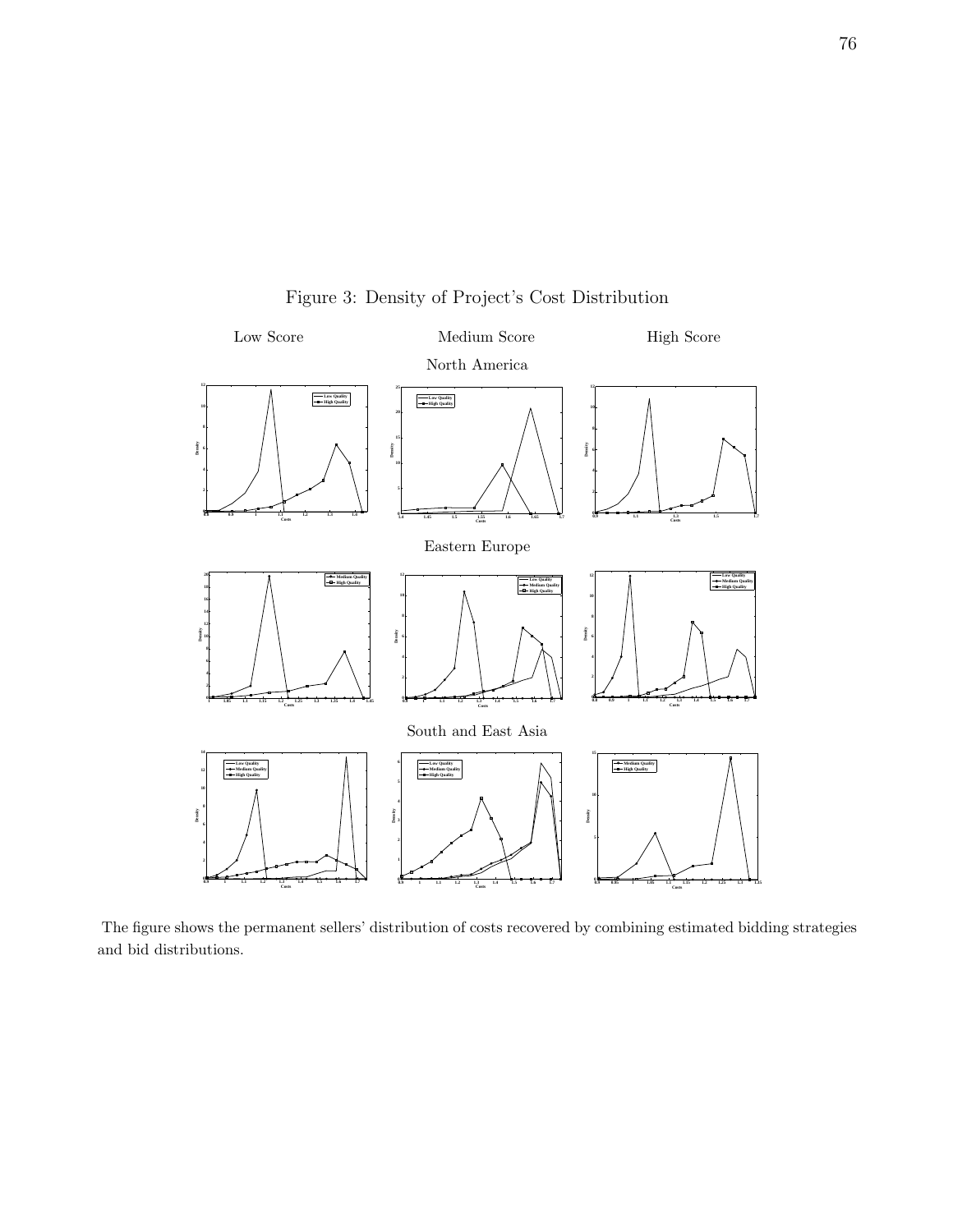Figure 3: Density of Project's Cost Distribution

Low Score | Medium Score | High Score

North America

Eastern Europe

South and East Asia

The figure shows the permanent sellers' distribution of costs recovered by combining estimated bidding strategies and bid distributions.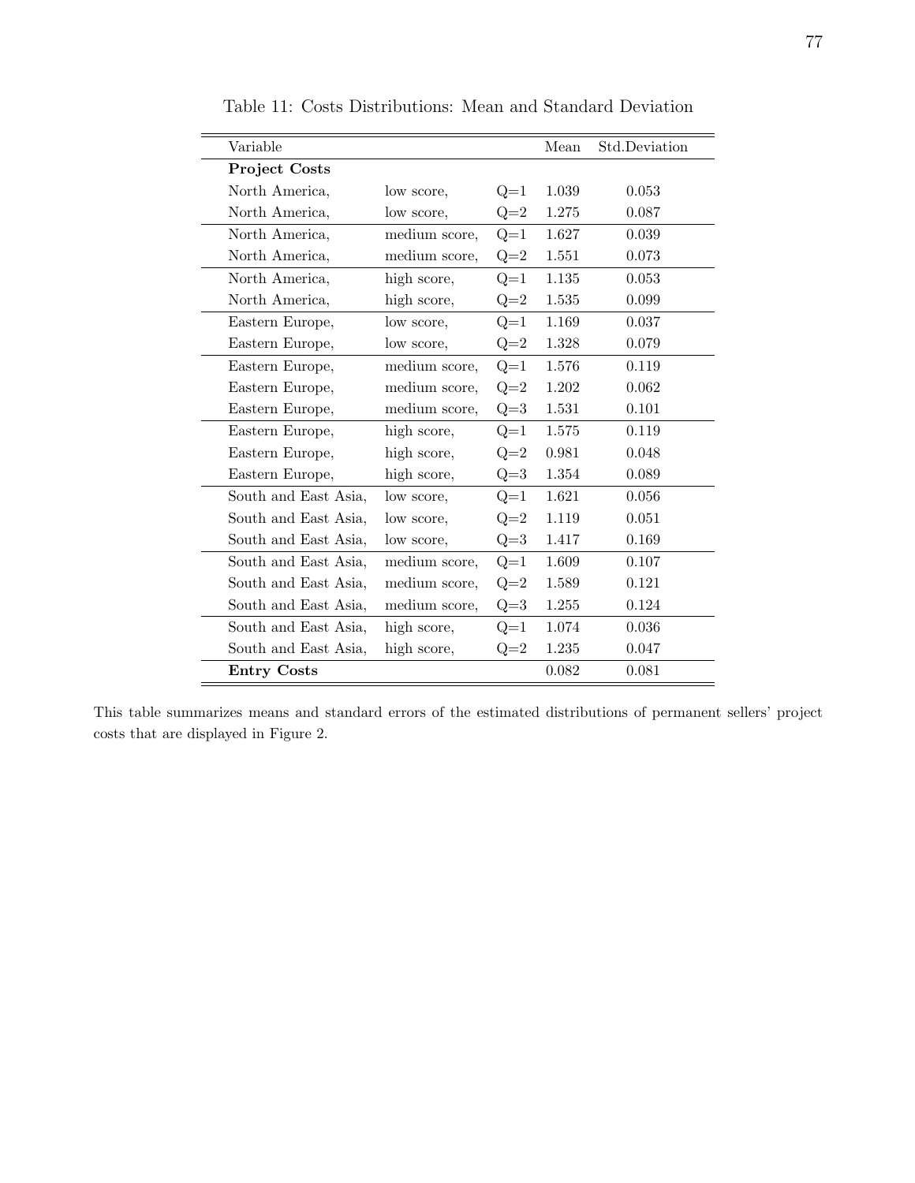Table 11: Costs Distributions: Mean and Standard Deviation

| Variable | | | Mean | Std.Deviation |
|---|---|---|---|---|
| **Project Costs** | | | | |
| North America, | low score, | Q=1 | 1.039 | 0.053 |
| North America, | low score, | Q=2 | 1.275 | 0.087 |
| North America, | medium score, | Q=1 | 1.627 | 0.039 |
| North America, | medium score, | Q=2 | 1.551 | 0.073 |
| North America, | high score, | Q=1 | 1.135 | 0.053 |
| North America, | high score, | Q=2 | 1.535 | 0.099 |
| Eastern Europe, | low score, | Q=1 | 1.169 | 0.037 |
| Eastern Europe, | low score, | Q=2 | 1.328 | 0.079 |
| Eastern Europe, | medium score, | Q=1 | 1.576 | 0.119 |
| Eastern Europe, | medium score, | Q=2 | 1.202 | 0.062 |
| Eastern Europe, | medium score, | Q=3 | 1.531 | 0.101 |
| Eastern Europe, | high score, | Q=1 | 1.575 | 0.119 |
| Eastern Europe, | high score, | Q=2 | 0.981 | 0.048 |
| Eastern Europe, | high score, | Q=3 | 1.354 | 0.089 |
| South and East Asia, | low score, | Q=1 | 1.621 | 0.056 |
| South and East Asia, | low score, | Q=2 | 1.119 | 0.051 |
| South and East Asia, | low score, | Q=3 | 1.417 | 0.169 |
| South and East Asia, | medium score, | Q=1 | 1.609 | 0.107 |
| South and East Asia, | medium score, | Q=2 | 1.589 | 0.121 |
| South and East Asia, | medium score, | Q=3 | 1.255 | 0.124 |
| South and East Asia, | high score, | Q=1 | 1.074 | 0.036 |
| South and East Asia, | high score, | Q=2 | 1.235 | 0.047 |
| **Entry Costs** | | | 0.082 | 0.081 |

This table summarizes means and standard errors of the estimated distributions of permanent sellers' project costs that are displayed in Figure 2.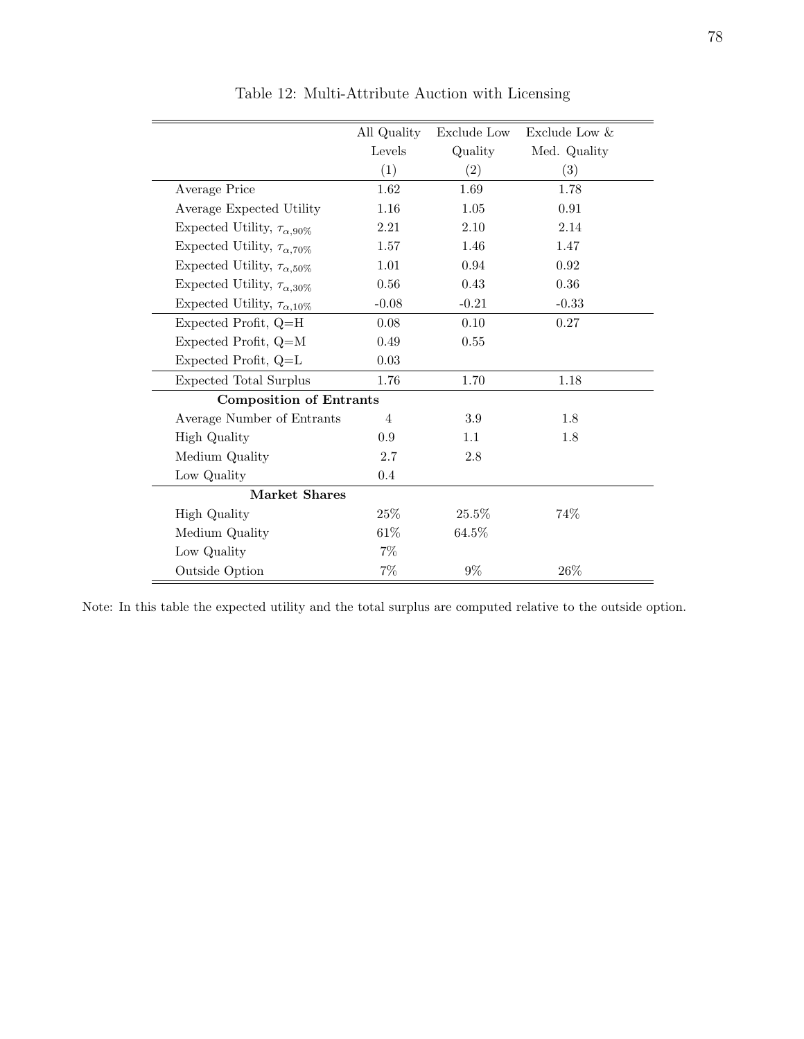Table 12: Multi-Attribute Auction with Licensing

| | All Quality Levels (1) | Exclude Low Quality (2) | Exclude Low & Med. Quality (3) |
|---|---|---|---|
| Average Price | 1.62 | 1.69 | 1.78 |
| Average Expected Utility | 1.16 | 1.05 | 0.91 |
| Expected Utility, $\tau_{\alpha,90\%}$ | 2.21 | 2.10 | 2.14 |
| Expected Utility, $\tau_{\alpha,70\%}$ | 1.57 | 1.46 | 1.47 |
| Expected Utility, $\tau_{\alpha,50\%}$ | 1.01 | 0.94 | 0.92 |
| Expected Utility, $\tau_{\alpha,30\%}$ | 0.56 | 0.43 | 0.36 |
| Expected Utility, $\tau_{\alpha,10\%}$ | -0.08 | -0.21 | -0.33 |
| Expected Profit, Q=H | 0.08 | 0.10 | 0.27 |
| Expected Profit, Q=M | 0.49 | 0.55 | |
| Expected Profit, Q=L | 0.03 | | |
| Expected Total Surplus | 1.76 | 1.70 | 1.18 |
| **Composition of Entrants** | | | |
| Average Number of Entrants | 4 | 3.9 | 1.8 |
| High Quality | 0.9 | 1.1 | 1.8 |
| Medium Quality | 2.7 | 2.8 | |
| Low Quality | 0.4 | | |
| **Market Shares** | | | |
| High Quality | 25% | 25.5% | 74% |
| Medium Quality | 61% | 64.5% | |
| Low Quality | 7% | | |
| Outside Option | 7% | 9% | 26% |

Note: In this table the expected utility and the total surplus are computed relative to the outside option.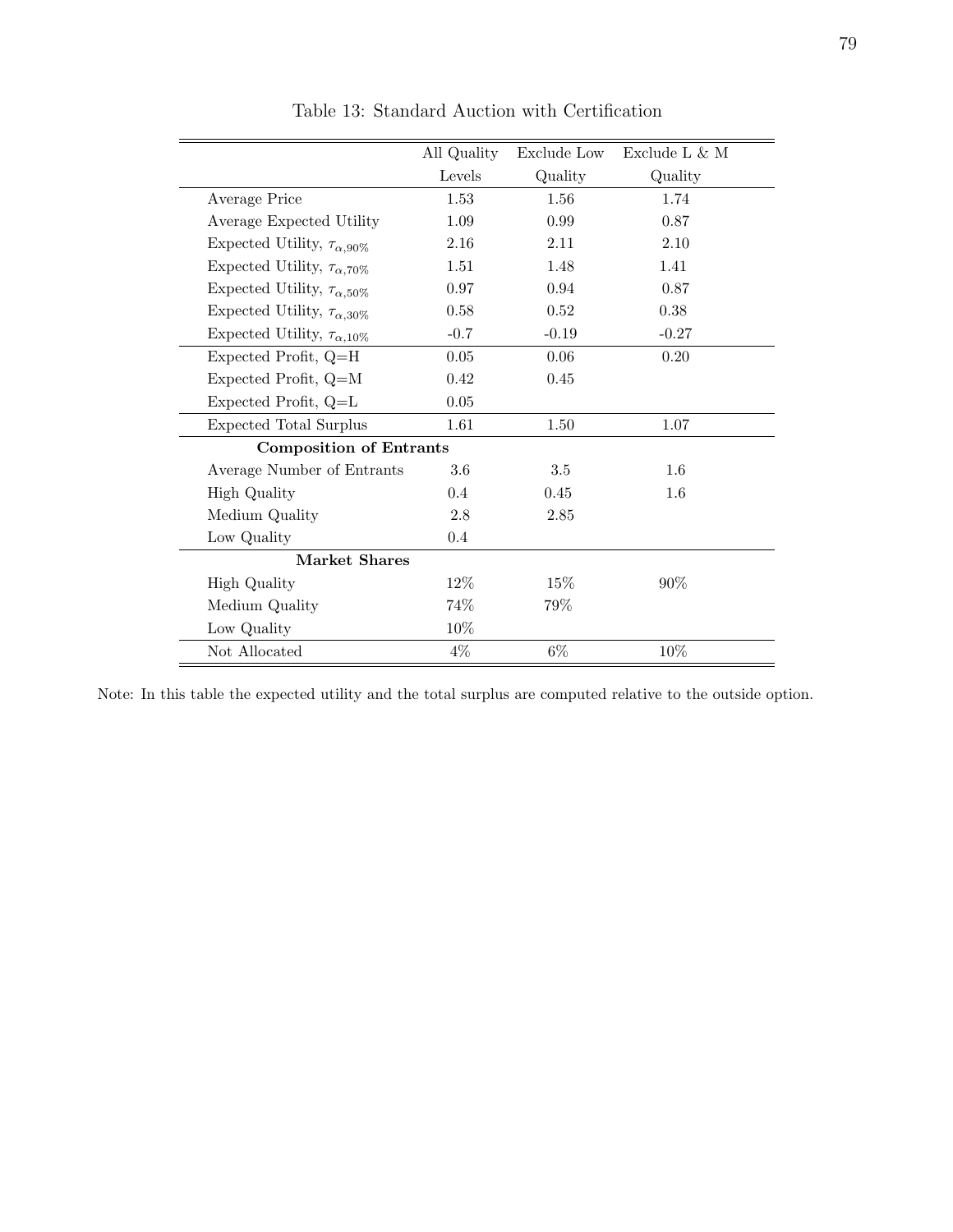Table 13: Standard Auction with Certification

| | All Quality Levels | Exclude Low Quality | Exclude L & M Quality |
|---|---|---|---|
| Average Price | 1.53 | 1.56 | 1.74 |
| Average Expected Utility | 1.09 | 0.99 | 0.87 |
| Expected Utility, $\tau_{\alpha,90\%}$ | 2.16 | 2.11 | 2.10 |
| Expected Utility, $\tau_{\alpha,70\%}$ | 1.51 | 1.48 | 1.41 |
| Expected Utility, $\tau_{\alpha,50\%}$ | 0.97 | 0.94 | 0.87 |
| Expected Utility, $\tau_{\alpha,30\%}$ | 0.58 | 0.52 | 0.38 |
| Expected Utility, $\tau_{\alpha,10\%}$ | -0.7 | -0.19 | -0.27 |
| Expected Profit, Q=H | 0.05 | 0.06 | 0.20 |
| Expected Profit, Q=M | 0.42 | 0.45 | |
| Expected Profit, Q=L | 0.05 | | |
| Expected Total Surplus | 1.61 | 1.50 | 1.07 |
| **Composition of Entrants** | | | |
| Average Number of Entrants | 3.6 | 3.5 | 1.6 |
| High Quality | 0.4 | 0.45 | 1.6 |
| Medium Quality | 2.8 | 2.85 | |
| Low Quality | 0.4 | | |
| **Market Shares** | | | |
| High Quality | 12% | 15% | 90% |
| Medium Quality | 74% | 79% | |
| Low Quality | 10% | | |
| Not Allocated | 4% | 6% | 10% |

Note: In this table the expected utility and the total surplus are computed relative to the outside option.